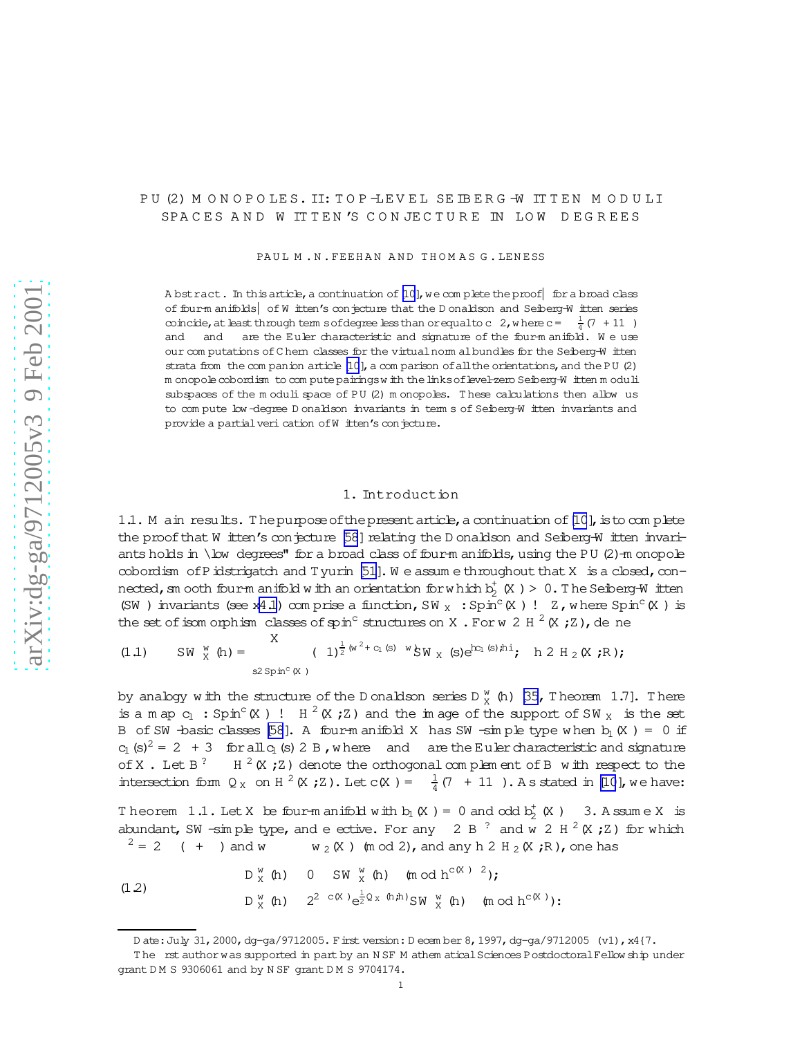# PU(2) MONOPOLES. II: TOP-LEVEL SEIBERG-WITTEN MODULI SPACES AND WITTEN'S CONJECTURE IN LOW DEGREES

PAUL M. N. FEEHAN AND THOMAS G. LENESS

**Abstract.** In this article, a continuation of [10], we complete the proof—for a broad class of four-manifolds—of Witten's conjecture that the Donaldson and Seiberg-Witten series coincide, at least through terms of degree less than or equal to $c-2$, where $c = -\frac{1}{4}(7\chi+11\sigma)$ and $\chi$ and $\sigma$ are the Euler characteristic and signature of the four-manifold. We use our computations of Chern classes for the virtual normal bundles for the Seiberg-Witten strata from the companion article [10], a comparison of all the orientations, and the PU(2) monopole cobordism to compute pairings with the links of level-zero Seiberg-Witten moduli subspaces of the moduli space of PU(2) monopoles. These calculations then allow us to compute low-degree Donaldson invariants in terms of Seiberg-Witten invariants and provide a partial verification of Witten's conjecture.

## 1. Introduction

**1.1. Main results.** The purpose of the present article, a continuation of [10], is to complete the proof that Witten's conjecture [58] relating the Donaldson and Seiberg-Witten invariants holds in "low degrees" for a broad class of four-manifolds, using the PU(2)-monopole cobordism of Pidstrigatch and Tyurin [51]. We assume throughout that $X$ is a closed, connected, smooth four-manifold with an orientation for which $b_2^+(X) > 0$. The Seiberg-Witten (SW) invariants (see §4.1) comprise a function, $SW_X : \mathrm{Spin}^c(X) \to \mathbb{Z}$, where $\mathrm{Spin}^c(X)$ is the set of isomorphism classes of spin$^c$ structures on $X$. For $w \in H^2(X;\mathbb{Z})$, define

$$
(1.1)\qquad SW_X^w(h) = \sum_{\mathfrak{s}\in \mathrm{Spin}^c(X)} (-1)^{\frac{1}{2}(w^2+c_1(\mathfrak{s})\cdot w)} SW_X(\mathfrak{s}) e^{\langle c_1(\mathfrak{s}), h\rangle}, \quad h \in H_2(X;\mathbb{R}),
$$

by analogy with the structure of the Donaldson series $D_X^w(h)$ [35, Theorem 1.7]. There is a map $c_1 : \mathrm{Spin}^c(X) \to H^2(X;\mathbb{Z})$ and the image of the support of $SW_X$ is the set $B$ of SW-basic classes [58]. A four-manifold $X$ has SW-simple type when $b_1(X) = 0$ if $c_1(\mathfrak{s})^2 = 2\chi + 3\sigma$ for all $c_1(\mathfrak{s}) \in B$, where $\chi$ and $\sigma$ are the Euler characteristic and signature of $X$. Let $B^\perp \subset H^2(X;\mathbb{Z})$ denote the orthogonal complement of $B$ with respect to the intersection form $Q_X$ on $H^2(X;\mathbb{Z})$. Let $c(X) = -\frac{1}{4}(7\chi+11\sigma)$. As stated in [10], we have:

**Theorem 1.1.** *Let $X$ be four-manifold with $b_1(X) = 0$ and odd $b_2^+(X) \geq 3$. Assume $X$ is abundant, SW-simple type, and effective. For any $\Lambda \in B^\perp$ and $w \in H^2(X;\mathbb{Z})$ for which $\Lambda^2 = 2 - (\chi+\sigma)$ and $w \equiv \Lambda - w_2(X) \pmod 2$, and any $h \in H_2(X;\mathbb{R})$, one has*

$$
(1.2)\qquad
\begin{aligned}
D_X^w(h) &\equiv 0 \equiv SW_X^w(h) \pmod{h^{c(X)-2}};\\
D_X^w(h) &\equiv 2^{2-c(X)} e^{\frac{1}{2}Q_X(h,h)} SW_X^w(h) \pmod{h^{c(X)}}.
\end{aligned}
$$

---

Date: July 31, 2000, dg-ga/9712005. First version: December 8, 1997, dg-ga/9712005 (v1), §4–7.

The first author was supported in part by an NSF Mathematical Sciences Postdoctoral Fellowship under grant DMS 9306061 and by NSF grant DMS 9704174.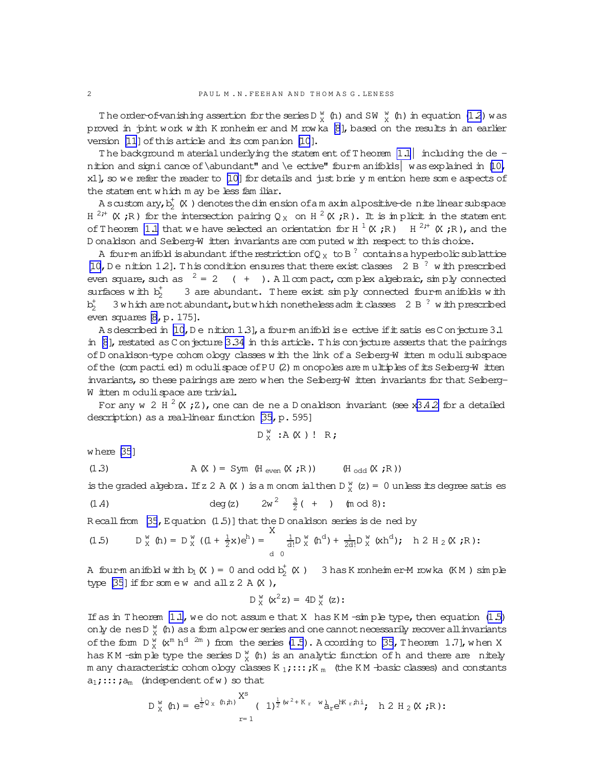The order-of-vanishing assertion for the series $D_X^w(h)$ and $SW_X^w(h)$ in equation (1.2) was proved in joint work with Kronheimer and Mrowka [8], based on the results in an earlier version [11] of this article and its companion [10].

The background material underlying the statement of Theorem 1.1 — including the definition and significance of "abundant" and "effective" four-manifolds — was explained in [10, §1], so we refer the reader to [10] for details and just briefly mention here some aspects of the statement which may be less familiar.

As customary, $b_2^+(X)$ denotes the dimension of a maximal positive-definite linear subspace $H^{2,+}(X;\mathbb{R})$ for the intersection pairing $Q_X$ on $H^2(X;\mathbb{R})$. It is implicit in the statement of Theorem 1.1 that we have selected an orientation for $H^1(X;\mathbb{R}) \oplus H^{2,+}(X;\mathbb{R})$, and the Donaldson and Seiberg-Witten invariants are computed with respect to this choice.

A four-manifold is abundant if the restriction of $Q_X$ to $B^\perp$ contains a hyperbolic sublattice [10, Definition 1.2]. This condition ensures that there exist classes $\Lambda \in B^\perp$ with prescribed even square, such as $\Lambda^2 = 2 - (\chi + \sigma)$. All compact, complex algebraic, simply connected surfaces with $b_2^+ \geq 3$ are abundant. There exist simply connected four-manifolds with $b_2^+ \geq 3$ which are not abundant, but which nonetheless admit classes $\Lambda \in B^\perp$ with prescribed even squares [8, p. 175].

As described in [10, Definition 1.3], a four-manifold is effective if it satisfies Conjecture 3.1 in [8], restated as Conjecture 3.34 in this article. This conjecture asserts that the pairings of Donaldson-type cohomology classes with the link of a Seiberg-Witten moduli subspace of the (compactified) moduli space of $PU(2)$ monopoles are multiples of its Seiberg-Witten invariants, so these pairings are zero when the Seiberg-Witten invariants for that Seiberg-Witten moduli space are trivial.

For any $w \in H^2(X;\mathbb{Z})$, one can define a Donaldson invariant (see §3.4.2 for a detailed description) as a real-linear function [35, p. 595]

$$D_X^w : \mathbb{A}(X) \to \mathbb{R},$$

where [35]

$$\mathbb{A}(X) = \operatorname{Sym}(H_{\text{even}}(X;\mathbb{R})) \otimes \Lambda(H_{\text{odd}}(X;\mathbb{R})) \tag{1.3}$$

is the graded algebra. If $z \in \mathbb{A}(X)$ is a monomial then $D_X^w(z) = 0$ unless its degree satisfies

$$\deg(z) \equiv -2w^2 - \tfrac{3}{2}(\chi + \sigma) \pmod 8. \tag{1.4}$$

Recall from [35, Equation (1.5)] that the Donaldson series is defined by

$$D_X^w(h) = D_X^w((1 + \tfrac{1}{2}x)e^h) = \sum_{d \geq 0}\left(\tfrac{1}{d!}D_X^w(h^d) + \tfrac{1}{2d!}D_X^w(xh^d)\right), \quad h \in H_2(X;\mathbb{R}). \tag{1.5}$$

A four-manifold with $b_1(X) = 0$ and odd $b_2^+(X) \geq 3$ has Kronheimer-Mrowka (KM) simple type [35] if for some $w$ and all $z \in \mathbb{A}(X)$,

$$D_X^w(x^2 z) = 4D_X^w(z).$$

If as in Theorem 1.1, we do not assume that $X$ has KM-simple type, then equation (1.5) only defines $D_X^w(h)$ as a formal power series and one cannot necessarily recover all invariants of the form $D_X^w(x^m h^{d-2m})$ from the series (1.5). According to [35, Theorem 1.7], when $X$ has KM-simple type the series $D_X^w(h)$ is an analytic function of $h$ and there are finitely many characteristic cohomology classes $K_1, \ldots, K_m$ (the KM-basic classes) and constants $a_1, \ldots, a_m$ (independent of $w$) so that

$$D_X^w(h) = e^{\frac{1}{2}Q_X(h,h)} \sum_{r=1}^{s} (-1)^{\frac{1}{2}(w^2 + K_r \cdot w)} a_r e^{\langle K_r, h\rangle}, \quad h \in H_2(X;\mathbb{R}).$$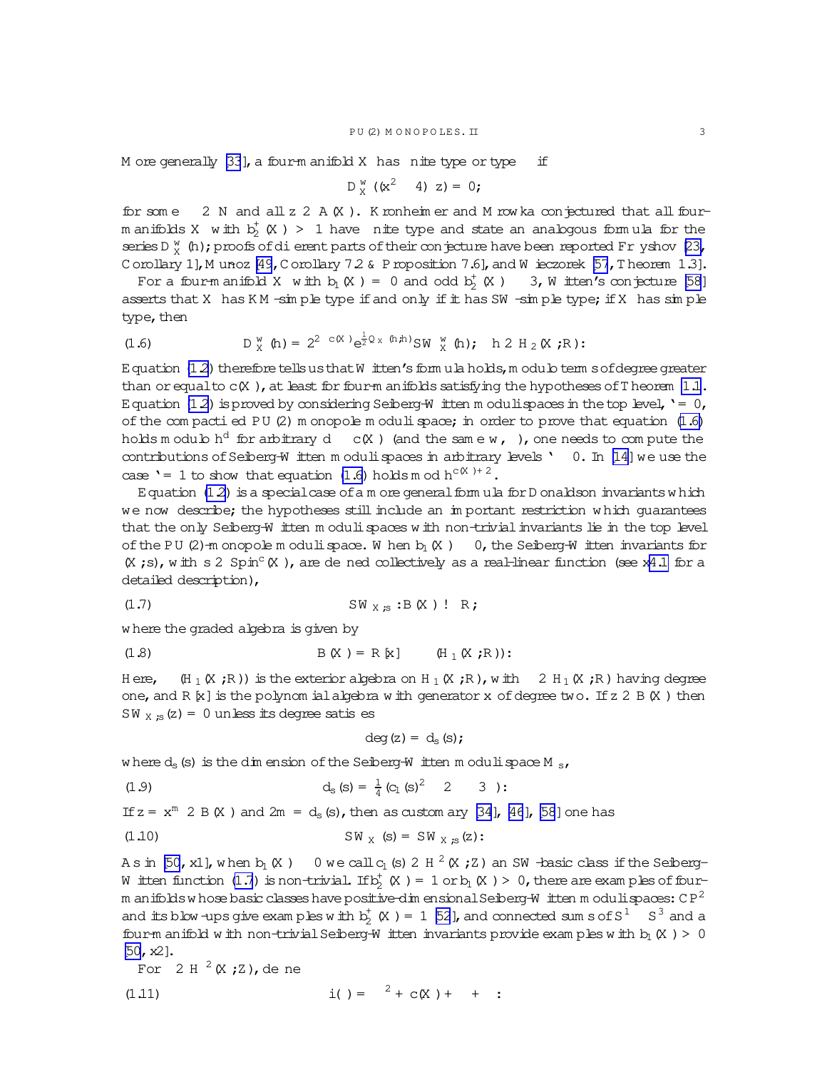More generally [33], a four-manifold $X$ has finite type or type $\varepsilon$ if

$$D_X^w((x^2-4)^\varepsilon z) = 0;$$

for some $\varepsilon \in \mathbb{N}$ and all $z \in \mathbb{A}(X)$. Kronheimer and Mrowka conjectured that all four-manifolds $X$ with $b_2^+(X) > 1$ have finite type and state an analogous formula for the series $\mathbf{D}_X^w(h)$; proofs of different parts of their conjecture have been reported Fryshov [23, Corollary 1], Muñoz [49, Corollary 7.2 & Proposition 7.6], and Wieczorek [57, Theorem 1.3].

For a four-manifold $X$ with $b_1(X) = 0$ and odd $b_2^+(X) \geq 3$, Witten's conjecture [58] asserts that $X$ has KM-simple type if and only if it has SW-simple type; if $X$ has simple type, then

$$\mathbf{D}_X^w(h) = 2^{2-c(X)} e^{\frac{1}{2}Q_X(h,h)} \mathbf{SW}_X^w(h), \quad h \in H_2(X;\mathbb{R}). \tag{1.6}$$

Equation (1.2) therefore tells us that Witten's formula holds, modulo terms of degree greater than or equal to $c(X)$, at least for four-manifolds satisfying the hypotheses of Theorem 1.1. Equation (1.2) is proved by considering Seiberg-Witten moduli spaces in the top level, $\ell = 0$, of the compactified $PU(2)$ monopole moduli space; in order to prove that equation (1.6) holds modulo $h^d$ for arbitrary $d \geq c(X)$ (and the same $w$, $\Lambda$), one needs to compute the contributions of Seiberg-Witten moduli spaces in arbitrary levels $\ell \geq 0$. In [14] we use the case $\ell = 1$ to show that equation (1.6) holds mod $h^{c(X)+2}$.

Equation (1.2) is a special case of a more general formula for Donaldson invariants which we now describe; the hypotheses still include an important restriction which guarantees that the only Seiberg-Witten moduli spaces with non-trivial invariants lie in the top level of the $PU(2)$-monopole moduli space. When $b_1(X) \geq 0$, the Seiberg-Witten invariants for $(X,\mathfrak{s})$, with $\mathfrak{s} \in \mathrm{Spin}^c(X)$, are defined collectively as a real-linear function (see §4.1 for a detailed description),

$$SW_{X,\mathfrak{s}} : \mathbb{B}(X) \to \mathbb{R}, \tag{1.7}$$

where the graded algebra is given by

$$\mathbb{B}(X) = \mathbb{R}[x] \otimes \Lambda^\bullet(H_1(X;\mathbb{R})). \tag{1.8}$$

Here, $\Lambda^\bullet(H_1(X;\mathbb{R}))$ is the exterior algebra on $H_1(X;\mathbb{R})$, with $\gamma \in H_1(X;\mathbb{R})$ having degree one, and $\mathbb{R}[x]$ is the polynomial algebra with generator $x$ of degree two. If $z \in \mathbb{B}(X)$ then $SW_{X,\mathfrak{s}}(z) = 0$ unless its degree satisfies

$$\deg(z) = d_\mathfrak{s}(\mathfrak{s}),$$

where $d_\mathfrak{s}(\mathfrak{s})$ is the dimension of the Seiberg-Witten moduli space $M_\mathfrak{s}$,

$$d_\mathfrak{s}(\mathfrak{s}) = \tfrac{1}{4}(c_1(\mathfrak{s})^2 - 2\chi - 3\sigma). \tag{1.9}$$

If $z = x^m \in \mathbb{B}(X)$ and $2m = d_\mathfrak{s}(\mathfrak{s})$, then as customary [34], [46], [58] one has

$$SW_X(\mathfrak{s}) = SW_{X,\mathfrak{s}}(z). \tag{1.10}$$

As in [50, §1], when $b_1(X) \geq 0$ we call $c_1(\mathfrak{s}) \in H^2(X;\mathbb{Z})$ an SW-basic class if the Seiberg-Witten function (1.7) is non-trivial. If $b_2^+(X) = 1$ or $b_1(X) > 0$, there are examples of four-manifolds whose basic classes have positive-dimensional Seiberg-Witten moduli spaces: $\mathbb{CP}^2$ and its blow-ups give examples with $b_2^+(X) = 1$ [52], and connected sums of $S^1 \times S^3$ and a four-manifold with non-trivial Seiberg-Witten invariants provide examples with $b_1(X) > 0$ [50, §2].

For $\Lambda \in H^2(X;\mathbb{Z})$, define

$$i(\Lambda) = \Lambda^2 + c(X) + \chi + \sigma. \tag{1.11}$$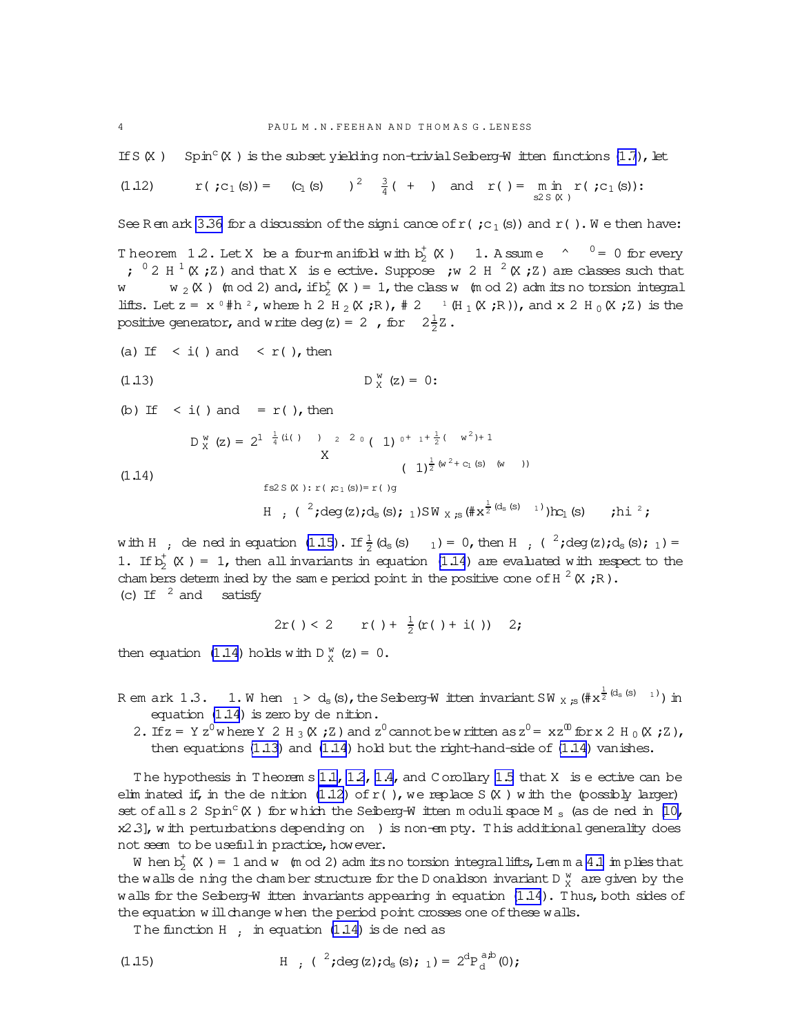If $S(X) \subset \mathrm{Spin}^c(X)$ is the subset yielding non-trivial Seiberg-Witten functions (1.7), let

$$
r(\Lambda, c_1(\mathfrak{s})) = -(c_1(\mathfrak{s}) - \Lambda)^2 - \tfrac{3}{4}(\chi + \sigma) \quad \text{and} \quad r(\Lambda) = \min_{\mathfrak{s} \in S(X)} r(\Lambda, c_1(\mathfrak{s})). \tag{1.12}
$$

See Remark 3.36 for a discussion of the significance of $r(\Lambda, c_1(\mathfrak{s}))$ and $r(\Lambda)$. We then have:

**Theorem 1.2.** *Let $X$ be a four-manifold with $b_2^+(X) \geq 1$. Assume $\alpha \smile \alpha' = 0$ for every $\alpha, \alpha' \in H^1(X;\mathbb{Z})$ and that $X$ is effective. Suppose $\Lambda, w \in H^2(X;\mathbb{Z})$ are classes such that $w - \Lambda \equiv w_2(X) \pmod 2$ and, if $b_2^+(X) = 1$, the class $w \pmod 2$ admits no torsion integral lifts. Let $z = x^{\delta_0}\gamma h^{\delta_2}$, where $h \in H_2(X;\mathbb{R})$, $\gamma \in \Lambda^{\delta_1}(H_1(X;\mathbb{R}))$, and $x \in H_0(X;\mathbb{Z})$ is the positive generator, and write $\deg(z) = 2\delta$, for $\delta \in \frac{1}{2}\mathbb{Z}$.*

(a) *If $\delta < i(\Lambda)$ and $\delta < r(\Lambda)$, then*

$$
D_X^w(z) = 0. \tag{1.13}
$$

(b) *If $\delta < i(\Lambda)$ and $\delta = r(\Lambda)$, then*

$$
\begin{aligned}
D_X^w(z) = 2^{1-\frac{1}{4}(i(\Lambda)-\delta)-\delta_2-2\delta_0}(-1)^{\delta_0+\delta_1+\frac{1}{2}(\sigma-w^2)+1} &\sum_{\{\mathfrak{s}\in S(X):\, r(\Lambda, c_1(\mathfrak{s})) = r(\Lambda)\}} (-1)^{\frac{1}{2}(w^2 + c_1(\mathfrak{s})\cdot(w-\Lambda))} \\
&\times H_{\Lambda,\mathfrak{s}}(h^2; \deg(z); d_s(\mathfrak{s}); \delta_1)\, SW_{X,\mathfrak{s}}(\gamma x^{\frac{1}{2}(d_s(\mathfrak{s})-\delta_1)}) \langle c_1(\mathfrak{s}) - \Lambda, h\rangle^{\delta_2},
\end{aligned} \tag{1.14}
$$

*with $H_{\Lambda,\mathfrak{s}}$ defined in equation (1.15). If $\frac{1}{2}(d_s(\mathfrak{s}) - \delta_1) = 0$, then $H_{\Lambda,\mathfrak{s}}(h^2; \deg(z); d_s(\mathfrak{s}); \delta_1) = 1$. If $b_2^+(X) = 1$, then all invariants in equation (1.14) are evaluated with respect to the chambers determined by the same period point in the positive cone of $H^2(X;\mathbb{R})$.*
(c) *If $\Lambda^2$ and $\delta$ satisfy*

$$
2r(\Lambda) < 2\delta \leq r(\Lambda) + \tfrac{1}{2}(r(\Lambda) + i(\Lambda)) - 2,
$$

*then equation (1.14) holds with $D_X^w(z) = 0$.*

**Remark 1.3.**
1. When $\delta_1 > d_s(\mathfrak{s})$, the Seiberg-Witten invariant $SW_{X,\mathfrak{s}}(\gamma x^{\frac{1}{2}(d_s(\mathfrak{s})-\delta_1)})$ in equation (1.14) is zero by definition.
2. If $z = Yz'$ where $Y \in H_3(X;\mathbb{Z})$ and $z'$ cannot be written as $z' = xz''$ for $x \in H_0(X;\mathbb{Z})$, then equations (1.13) and (1.14) hold but the right-hand-side of (1.14) vanishes.

The hypothesis in Theorems 1.1, 1.2, 1.4, and Corollary 1.5 that $X$ is effective can be eliminated if, in the definition (1.12) of $r(\Lambda)$, we replace $S(X)$ with the (possibly larger) set of all $\mathfrak{s} \in \mathrm{Spin}^c(X)$ for which the Seiberg-Witten moduli space $M_{\mathfrak{s}}$ (as defined in [10, §2.3], with perturbations depending on $\Lambda$) is non-empty. This additional generality does not seem to be useful in practice, however.

When $b_2^+(X) = 1$ and $w \pmod 2$ admits no torsion integral lifts, Lemma 4.1 implies that the walls defining the chamber structure for the Donaldson invariant $D_X^w$ are given by the walls for the Seiberg-Witten invariants appearing in equation (1.14). Thus, both sides of the equation will change when the period point crosses one of these walls.

The function $H_{\Lambda,\mathfrak{s}}$ in equation (1.14) is defined as

$$
H_{\Lambda,\mathfrak{s}}(h^2; \deg(z); d_s(\mathfrak{s}); \delta_1) = 2^d P_d^{a,b}(0); \tag{1.15}
$$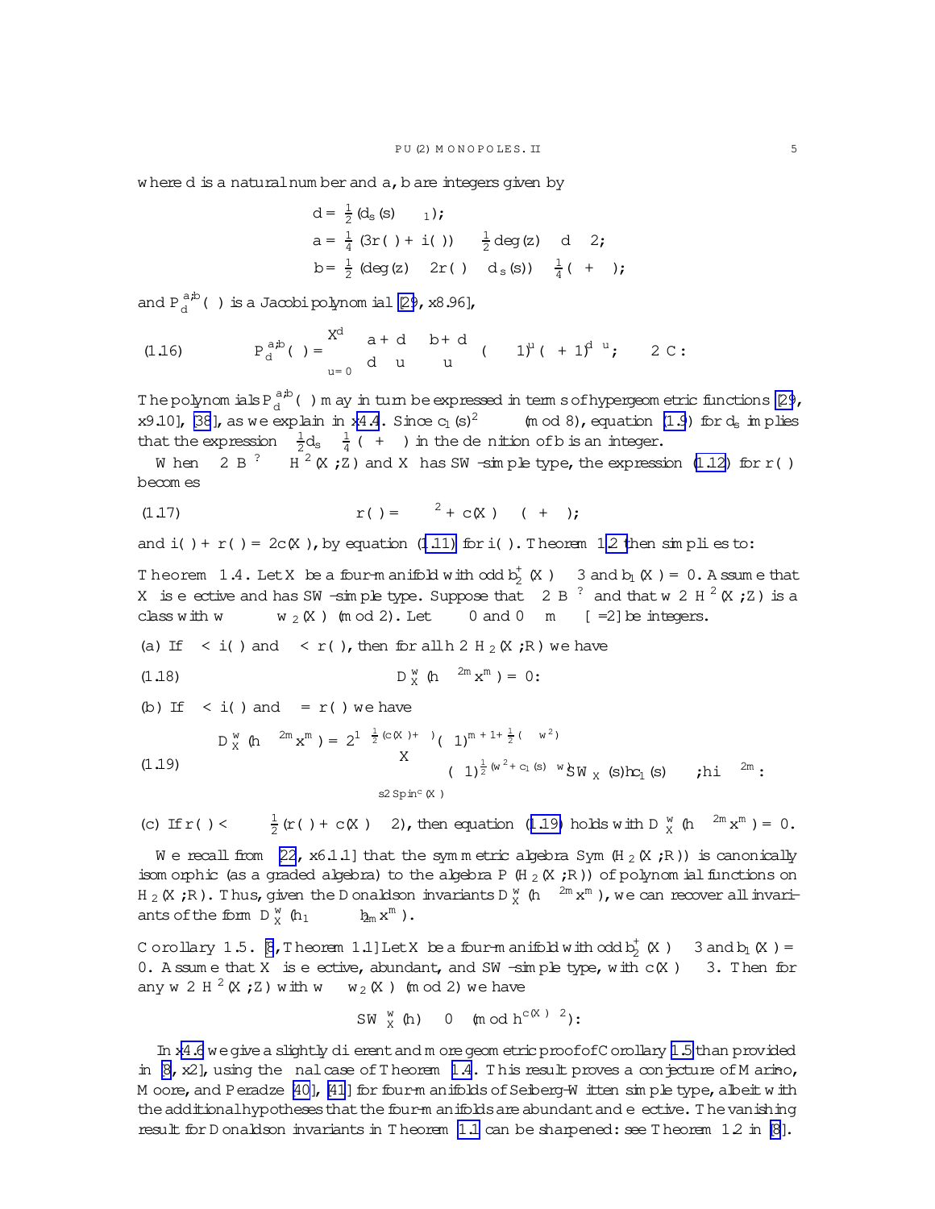where $d$ is a natural number and $a$, $b$ are integers given by

$$
\begin{aligned}
d &= \tfrac{1}{2}(d_s(\mathfrak{s}) - \delta_1);\\
a &= \tfrac{1}{4}(3r(\Lambda) + i(\Lambda)) - \tfrac{1}{2}\deg(z) - d - 2;\\
b &= \tfrac{1}{2}(\deg(z) - 2r(\Lambda) - d_s(\mathfrak{s})) - \tfrac{1}{4}(\chi + \sigma);
\end{aligned}
$$

and $P_d^{a,b}(\xi)$ is a Jacobi polynomial [29, §8.96],

$$
P_d^{a,b}(\xi) = \sum_{u=0}^{d} \binom{a+d}{d-u}\binom{b+d}{u}(\xi - 1)^u(\xi + 1)^{d-u}, \quad \xi \in \mathbb{C}. \tag{1.16}
$$

The polynomials $P_d^{a,b}(\xi)$ may in turn be expressed in terms of hypergeometric functions [29, §9.10], [38], as we explain in §4.4. Since $c_1(\mathfrak{s})^2 \equiv \sigma \pmod 8$, equation (1.9) for $d_s$ implies that the expression $-\frac{1}{2}d_s - \frac{1}{4}(\chi + \sigma)$ in the definition of $b$ is an integer.

When $\Lambda \in B^{\perp} \subset H^2(X;\mathbb{Z})$ and $X$ has SW-simple type, the expression (1.12) for $r(\Lambda)$ becomes

$$
r(\Lambda) = -\Lambda^2 + c(X) - (\chi + \sigma); \tag{1.17}
$$

and $i(\Lambda) + r(\Lambda) = 2c(X)$, by equation (1.11) for $i(\Lambda)$. Theorem 1.2 then simplifies to:

**Theorem 1.4.** *Let $X$ be a four-manifold with odd $b_2^+(X) \geq 3$ and $b_1(X) = 0$. Assume that $X$ is effective and has SW-simple type. Suppose that $\Lambda \in B^{\perp}$ and that $w \in H^2(X;\mathbb{Z})$ is a class with $w \equiv w_2(X) \pmod 2$. Let $\delta \geq 0$ and $0 \leq m \leq [\delta/2]$ be integers.*

*(a) If $\delta < i(\Lambda)$ and $\delta < r(\Lambda)$, then for all $h \in H_2(X;\mathbb{R})$ we have*

$$
D_X^w(h^{\delta - 2m}x^m) = 0. \tag{1.18}
$$

*(b) If $\delta < i(\Lambda)$ and $\delta = r(\Lambda)$ we have*

$$
\begin{aligned}
D_X^w(h^{\delta-2m}x^m) &= 2^{1-\frac{1}{2}(c(X)+\delta)}(-1)^{m+1+\frac{1}{2}(\sigma - w^2)}\\
&\quad\times \sum_{\mathfrak{s} \in \mathrm{Spin}^c(X)} (-1)^{\frac{1}{2}(w^2 + c_1(\mathfrak{s})\cdot w)} SW_X(\mathfrak{s})\langle c_1(\mathfrak{s}) - \Lambda, h\rangle^{\delta - 2m}.
\end{aligned}
\tag{1.19}
$$

*(c) If $r(\Lambda) < \delta - \frac{1}{2}(r(\Lambda) + c(X) - 2)$, then equation (1.19) holds with $D_X^w(h^{\delta-2m}x^m) = 0$.*

We recall from [22, §6.1.1] that the symmetric algebra $\mathrm{Sym}(H_2(X;\mathbb{R}))$ is canonically isomorphic (as a graded algebra) to the algebra $\mathbb{P}(H_2(X;\mathbb{R}))$ of polynomial functions on $H_2(X;\mathbb{R})$. Thus, given the Donaldson invariants $D_X^w(h^{\delta-2m}x^m)$, we can recover all invariants of the form $D_X^w(h_1 \cdots h_{\delta-2m}x^m)$.

**Corollary 1.5.** [8, Theorem 1.1] *Let $X$ be a four-manifold with odd $b_2^+(X) \geq 3$ and $b_1(X) = 0$. Assume that $X$ is effective, abundant, and SW-simple type, with $c(X) \geq 3$. Then for any $w \in H^2(X;\mathbb{Z})$ with $w \equiv w_2(X) \pmod 2$ we have*

$$
SW_X^w(h) \equiv 0 \pmod{h^{c(X)-2}}.
$$

In §4.6 we give a slightly different and more geometric proof of Corollary 1.5 than provided in [8, §2], using the final case of Theorem 1.4. This result proves a conjecture of Mariño, Moore, and Peradze [40], [41] for four-manifolds of Seiberg-Witten simple type, albeit with the additional hypotheses that the four-manifolds are abundant and effective. The vanishing result for Donaldson invariants in Theorem 1.1 can be sharpened: see Theorem 1.2 in [8].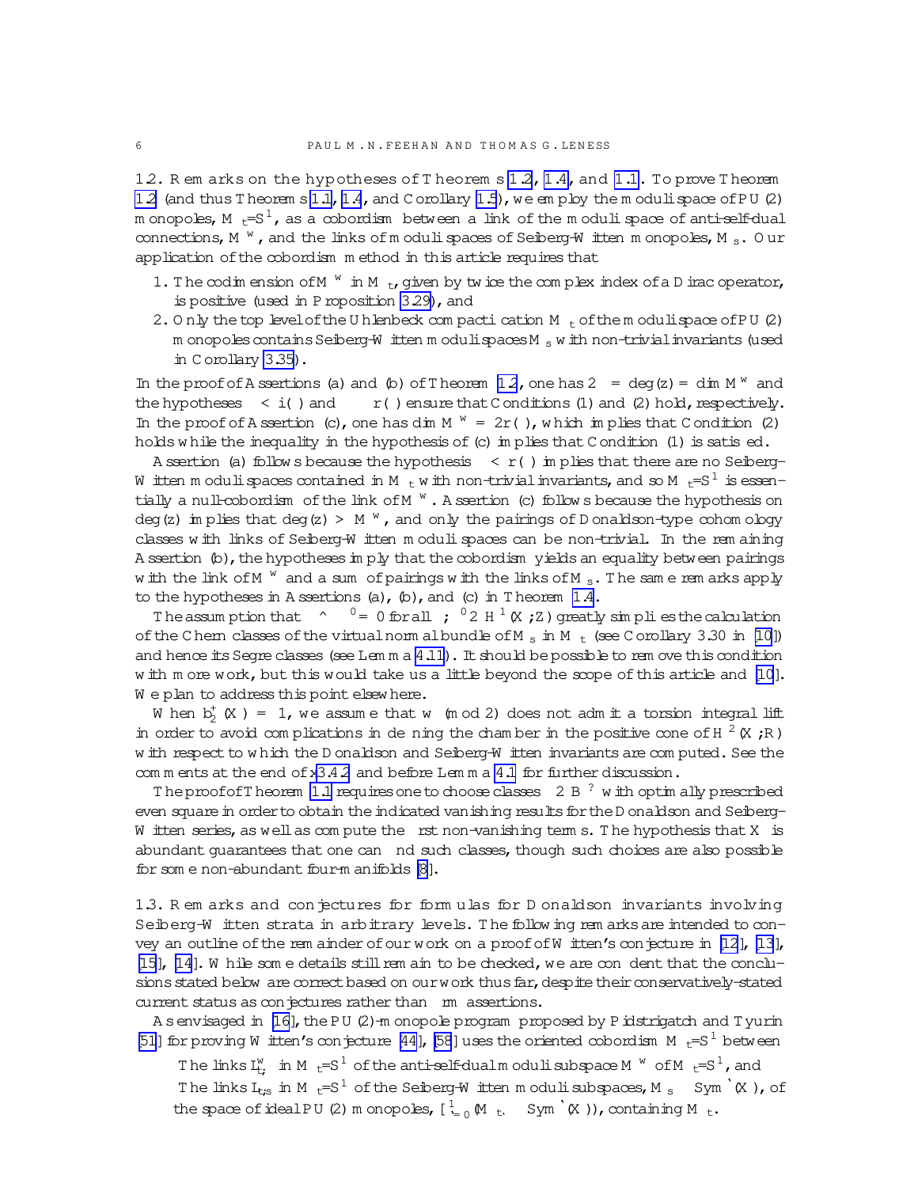1.2. **Remarks on the hypotheses of Theorems 1.2, 1.4, and 1.1.** To prove Theorem 1.2 (and thus Theorems 1.1, 1.4, and Corollary 1.5), we employ the moduli space of $PU(2)$ monopoles, $\mathcal{M}_{\mathfrak{t}}/S^1$, as a cobordism between a link of the moduli space of anti-self-dual connections, $M^w_\kappa$, and the links of moduli spaces of Seiberg-Witten monopoles, $M_{\mathfrak{s}}$. Our application of the cobordism method in this article requires that

1. The codimension of $M^w_\kappa$ in $\mathcal{M}_{\mathfrak{t}}$, given by twice the complex index of a Dirac operator, is positive (used in Proposition 3.29), and
2. Only the top level of the Uhlenbeck compactification $\bar{\mathcal{M}}_{\mathfrak{t}}$ of the moduli space of $PU(2)$ monopoles contains Seiberg-Witten moduli spaces $M_{\mathfrak{s}}$ with non-trivial invariants (used in Corollary 3.35).

In the proof of Assertions (a) and (b) of Theorem 1.2, one has $2\delta = \deg(z) = \dim M^w_\kappa$ and the hypotheses $\delta < i(\Lambda)$ and $\delta \leq r(\Lambda)$ ensure that Conditions (1) and (2) hold, respectively. In the proof of Assertion (c), one has $\dim M^w_\kappa = 2r(\Lambda)$, which implies that Condition (2) holds while the inequality in the hypothesis of (c) implies that Condition (1) is satisfied.

Assertion (a) follows because the hypothesis $\delta < r(\Lambda)$ implies that there are no Seiberg-Witten moduli spaces contained in $\bar{\mathcal{M}}_{\mathfrak{t}}$ with non-trivial invariants, and so $\mathcal{M}_{\mathfrak{t}}/S^1$ is essentially a null-cobordism of the link of $M^w_\kappa$. Assertion (c) follows because the hypothesis on $\deg(z)$ implies that $\deg(z) > M^w_\kappa$, and only the pairings of Donaldson-type cohomology classes with links of Seiberg-Witten moduli spaces can be non-trivial. In the remaining Assertion (b), the hypotheses imply that the cobordism yields an equality between pairings with the link of $M^w_\kappa$ and a sum of pairings with the links of $M_{\mathfrak{s}}$. The same remarks apply to the hypotheses in Assertions (a), (b), and (c) in Theorem 1.4.

The assumption that $\alpha \smile \alpha' = 0$ for all $\alpha, \alpha' \in H^1(X;\mathbb{Z})$ greatly simplifies the calculation of the Chern classes of the virtual normal bundle of $M_{\mathfrak{s}}$ in $\mathcal{M}_{\mathfrak{t}}$ (see Corollary 3.30 in [10]) and hence its Segre classes (see Lemma 4.11). It should be possible to remove this condition with more work, but this would take us a little beyond the scope of this article and [10]. We plan to address this point elsewhere.

When $b_2^+(X) = 1$, we assume that $w \pmod 2$ does not admit a torsion integral lift in order to avoid complications in defining the chamber in the positive cone of $H^2(X;\mathbb{R})$ with respect to which the Donaldson and Seiberg-Witten invariants are computed. See the comments at the end of §3.4.2 and before Lemma 4.1 for further discussion.

The proof of Theorem 1.1 requires one to choose classes $\Lambda \in B^\perp$ with optimally prescribed even square in order to obtain the indicated vanishing results for the Donaldson and Seiberg-Witten series, as well as compute the first non-vanishing terms. The hypothesis that $X$ is abundant guarantees that one can find such classes, though such choices are also possible for some non-abundant four-manifolds [8].

1.3. **Remarks and conjectures for formulas for Donaldson invariants involving Seiberg-Witten strata in arbitrary levels.** The following remarks are intended to convey an outline of the remainder of our work on a proof of Witten's conjecture in [12], [13], [15], [14]. While some details still remain to be checked, we are confident that the conclusions stated below are correct based on our work thus far, despite their conservatively-stated current status as conjectures rather than firm assertions.

As envisaged in [16], the $PU(2)$-monopole program proposed by Pidstrigatch and Tyurin [51] for proving Witten's conjecture [44], [58] uses the oriented cobordism $\bar{\mathcal{M}}_{\mathfrak{t}}/S^1$ between

- The links $\mathbf{L}^w_{\mathfrak{t},\kappa}$ in $\bar{\mathcal{M}}_{\mathfrak{t}}/S^1$ of the anti-self-dual moduli subspace $\bar{M}^w_\kappa$ of $\bar{\mathcal{M}}_{\mathfrak{t}}/S^1$, and
- The links $\mathbf{L}_{\mathfrak{t},\mathfrak{s}}$ in $\bar{\mathcal{M}}_{\mathfrak{t}}/S^1$ of the Seiberg-Witten moduli subspaces, $M_{\mathfrak{s}} \times \operatorname{Sym}^\ell(X)$, of the space of ideal $PU(2)$ monopoles, $\cup_{\ell=0}^\infty(\mathcal{M}_{\mathfrak{t}_\ell} \times \operatorname{Sym}^\ell(X))$, containing $\bar{\mathcal{M}}_{\mathfrak{t}}$.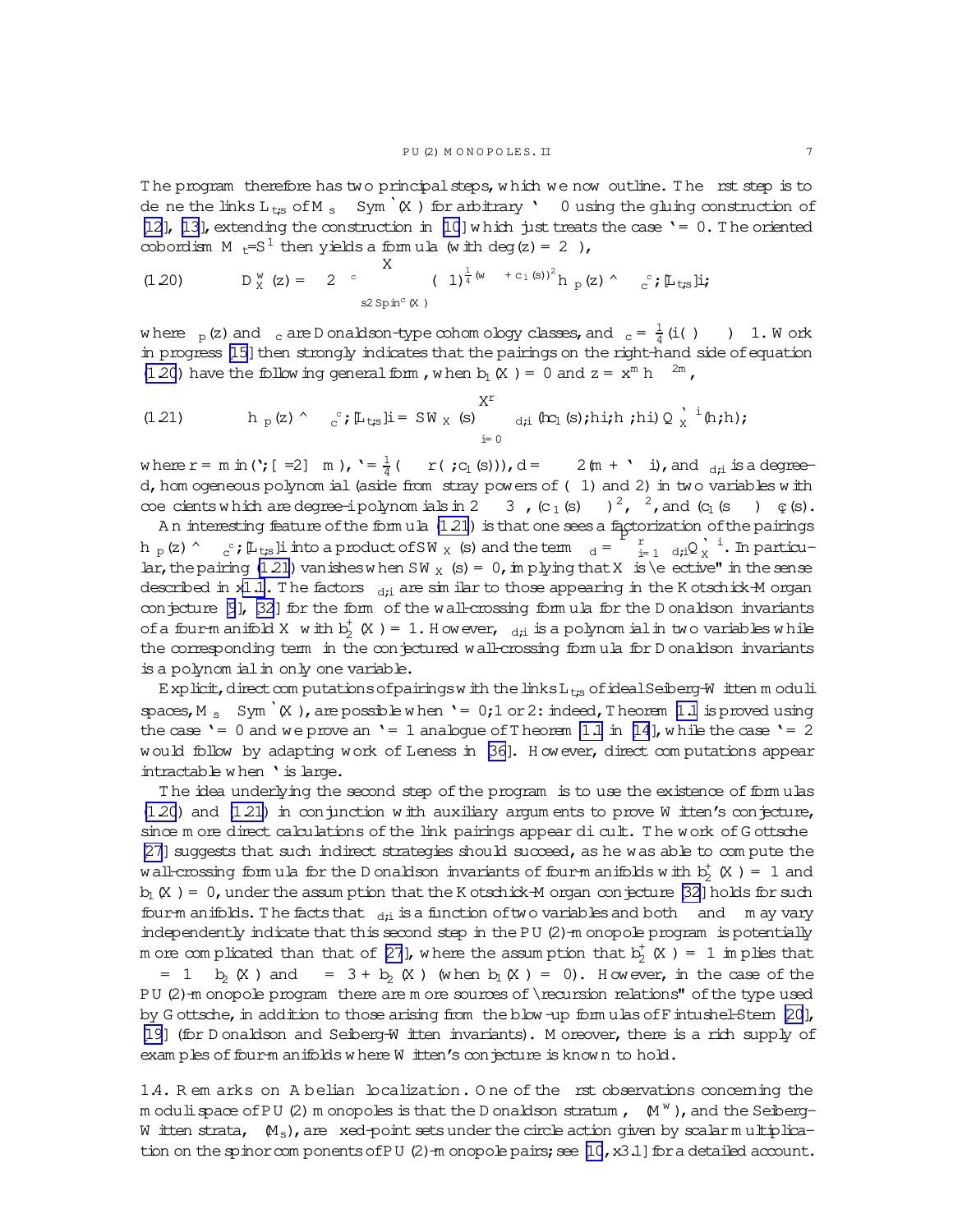The program therefore has two principal steps, which we now outline. The first step is to define the links $L_{t,s}$ of $M_s \times \mathrm{Sym}^{\ell}(X)$ for arbitrary $\ell \geq 0$ using the gluing construction of [12], [13], extending the construction in [10] which just treats the case $\ell = 0$. The oriented cobordism $\bar{M}_t/S^1$ then yields a formula (with $\deg(z) = 2\delta$),

$$
(1.20) \qquad D_X^w(z) = -2^{-c} \sum_{s \in \mathrm{Spin}^c(X)} (-1)^{\frac{1}{4}(w + c_1(s))^2} \langle \mu_p(z) \smile \mu_c^{\delta_c}, [L_{t,s}] \rangle,
$$

where $\mu_p(z)$ and $\mu_c$ are Donaldson-type cohomology classes, and $\delta_c = \frac{1}{4}(i(\Lambda) - \delta) - 1$. Work in progress [15] then strongly indicates that the pairings on the right-hand side of equation (1.20) have the following general form, when $b_1(X) = 0$ and $z = x^m h^{\delta - 2m}$,

$$
(1.21) \qquad \langle \mu_p(z) \smile \mu_c^{\delta_c}, [L_{t,s}] \rangle = SW_X(s) \sum_{i=0}^{r} a_{d,i}(\langle c_1(s), h \rangle, \langle \Lambda, h \rangle) Q_X^{\ell - i}(h, h);
$$

where $r = \min(\ell, [\delta/2] - m)$, $\ell = \frac{1}{4}(\Lambda - r(\Lambda; c_1(s)))$, $d = \delta - 2(m + \ell - i)$, and $a_{d,i}$ is a degree-$d$, homogeneous polynomial (aside from stray powers of $(-1)$ and 2) in two variables with coefficients which are degree-$i$ polynomials in $2\chi - 3\sigma$, $(c_1(s) - \Lambda)^2$, $\Lambda^2$, and $(c_1(s) - \Lambda) \cdot c_1(s)$.

An interesting feature of the formula (1.21) is that one sees a factorization of the pairings $\langle \mu_p(z) \smile \mu_c^{\delta_c}, [L_{t,s}] \rangle$ into a product of $SW_X(s)$ and the term $\Phi_d = \sum_{i=1}^{r} a_{d,i} Q_X^{\ell - i}$. In particular, the pairing (1.21) vanishes when $SW_X(s) = 0$, implying that $X$ is "effective" in the sense described in §1.1. The factors $a_{d,i}$ are similar to those appearing in the Kotschick-Morgan conjecture [9], [32] for the form of the wall-crossing formula for the Donaldson invariants of a four-manifold $X$ with $b_2^+(X) = 1$. However, $a_{d,i}$ is a polynomial in two variables while the corresponding term in the conjectured wall-crossing formula for Donaldson invariants is a polynomial in only one variable.

Explicit, direct computations of pairings with the links $L_{t,s}$ of ideal Seiberg-Witten moduli spaces, $M_s \times \mathrm{Sym}^{\ell}(X)$, are possible when $\ell = 0, 1$ or 2: indeed, Theorem 1.1 is proved using the case $\ell = 0$ and we prove an $\ell = 1$ analogue of Theorem 1.1 in [14], while the case $\ell = 2$ would follow by adapting work of Leness in [36]. However, direct computations appear intractable when $\ell$ is large.

The idea underlying the second step of the program is to use the existence of formulas (1.20) and (1.21) in conjunction with auxiliary arguments to prove Witten's conjecture, since more direct calculations of the link pairings appear difficult. The work of Göttsche [27] suggests that such indirect strategies should succeed, as he was able to compute the wall-crossing formula for the Donaldson invariants of four-manifolds with $b_2^+(X) = 1$ and $b_1(X) = 0$, under the assumption that the Kotschick-Morgan conjecture [32] holds for such four-manifolds. The facts that $a_{d,i}$ is a function of two variables and both $\chi$ and $\sigma$ may vary independently indicate that this second step in the PU(2)-monopole program is potentially more complicated than that of [27], where the assumption that $b_2^+(X) = 1$ implies that $\sigma = 1 - b_2(X)$ and $\chi = 3 + b_2(X)$ (when $b_1(X) = 0$). However, in the case of the PU(2)-monopole program there are more sources of "recursion relations" of the type used by Göttsche, in addition to those arising from the blow-up formulas of Fintushel-Stern [20], [19] (for Donaldson and Seiberg-Witten invariants). Moreover, there is a rich supply of examples of four-manifolds where Witten's conjecture is known to hold.

**1.4. Remarks on Abelian localization.** One of the first observations concerning the moduli space of PU(2) monopoles is that the Donaldson stratum, $\iota(M^w)$, and the Seiberg-Witten strata, $\iota(M_s)$, are fixed-point sets under the circle action given by scalar multiplication on the spinor components of PU(2)-monopole pairs; see [10, §3.1] for a detailed account.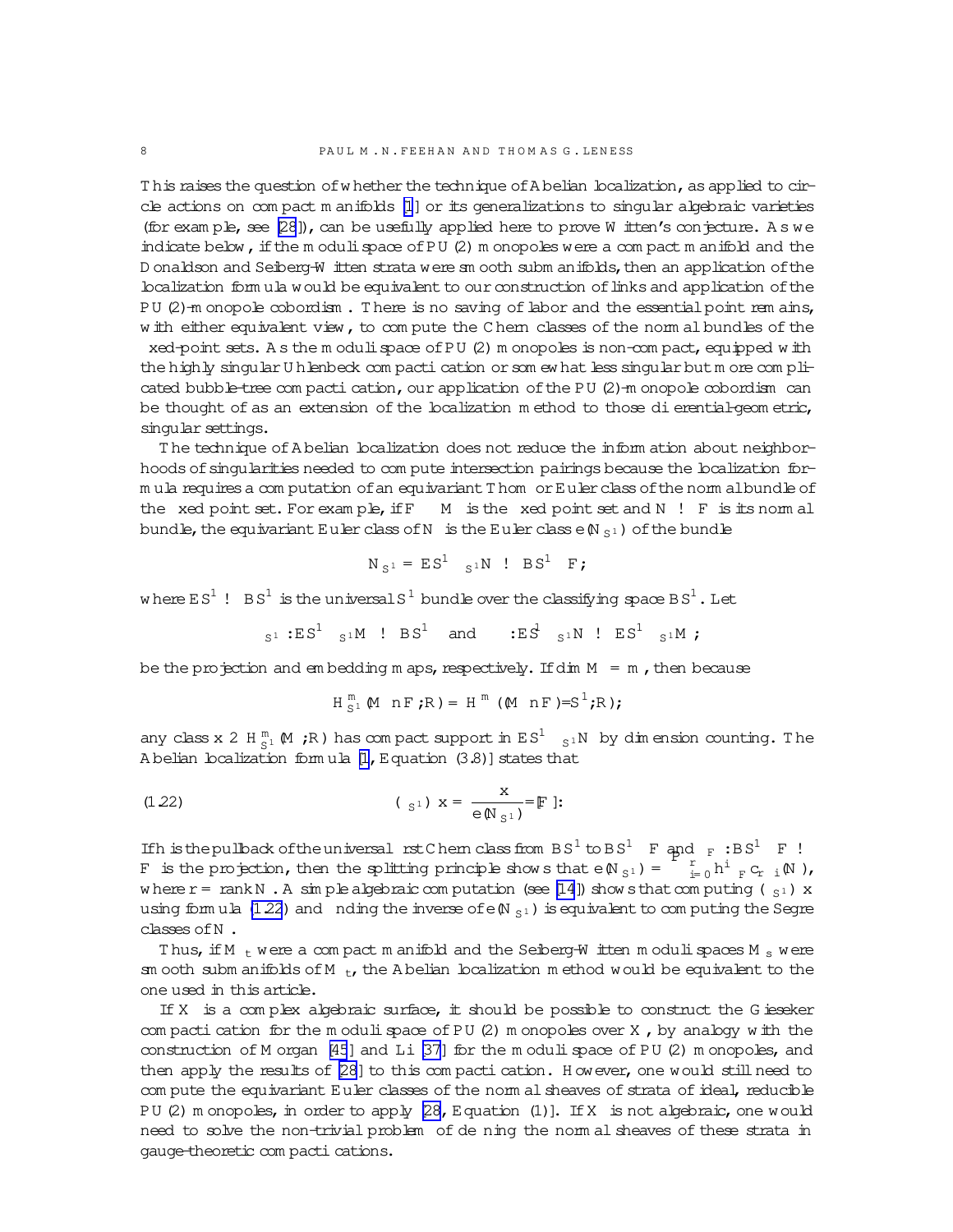This raises the question of whether the technique of Abelian localization, as applied to circle actions on compact manifolds [1] or its generalizations to singular algebraic varieties (for example, see [28]), can be usefully applied here to prove Witten's conjecture. As we indicate below, if the moduli space of PU(2) monopoles were a compact manifold and the Donaldson and Seiberg-Witten strata were smooth submanifolds, then an application of the localization formula would be equivalent to our construction of links and application of the PU(2)-monopole cobordism. There is no saving of labor and the essential point remains, with either equivalent view, to compute the Chern classes of the normal bundles of the fixed-point sets. As the moduli space of PU(2) monopoles is non-compact, equipped with the highly singular Uhlenbeck compactification or somewhat less singular but more complicated bubble-tree compactification, our application of the PU(2)-monopole cobordism can be thought of as an extension of the localization method to those differential-geometric, singular settings.

The technique of Abelian localization does not reduce the information about neighborhoods of singularities needed to compute intersection pairings because the localization formula requires a computation of an equivariant Thom or Euler class of the normal bundle of the fixed point set. For example, if $F \subset M$ is the fixed point set and $N \to F$ is its normal bundle, the equivariant Euler class of $N$ is the Euler class $e(N_{S^1})$ of the bundle

$$N_{S^1} = ES^1 \times_{S^1} N \to BS^1 \times F;$$

where $ES^1 \to BS^1$ is the universal $S^1$ bundle over the classifying space $BS^1$. Let

$$\pi_{S^1} : ES^1 \times_{S^1} M \to BS^1 \quad \text{and} \quad \iota : ES^1 \times_{S^1} N \to ES^1 \times_{S^1} M;$$

be the projection and embedding maps, respectively. If $\dim M = m$, then because

$$H^m_{S^1}(M \setminus F; \mathbb{R}) = H^m((M \setminus F)/S^1; \mathbb{R});$$

any class $x \in H^m_{S^1}(M; \mathbb{R})$ has compact support in $ES^1 \times_{S^1} N$ by dimension counting. The Abelian localization formula [1, Equation (3.8)] states that

$$(\pi_{S^1})_* x = \frac{\iota^* x}{e(N_{S^1})}/[F]. \tag{1.22}$$

If $h$ is the pullback of the universal first Chern class from $BS^1$ to $BS^1 \times F$ and $\pi_F : BS^1 \times F \to F$ is the projection, then the splitting principle shows that $e(N_{S^1}) = \sum_{i=0}^{r} h^i \pi_F^* c_{r-i}(N)$, where $r = \operatorname{rank} N$. A simple algebraic computation (see [14]) shows that computing $(\pi_{S^1})_* x$ using formula (1.22) and finding the inverse of $e(N_{S^1})$ is equivalent to computing the Segre classes of $N$.

Thus, if $\mathcal{M}_t$ were a compact manifold and the Seiberg-Witten moduli spaces $M_s$ were smooth submanifolds of $\mathcal{M}_t$, the Abelian localization method would be equivalent to the one used in this article.

If $X$ is a complex algebraic surface, it should be possible to construct the Gieseker compactification for the moduli space of PU(2) monopoles over $X$, by analogy with the construction of Morgan [45] and Li [37] for the moduli space of PU(2) monopoles, and then apply the results of [28] to this compactification. However, one would still need to compute the equivariant Euler classes of the normal sheaves of strata of ideal, reducible PU(2) monopoles, in order to apply [28, Equation (1)]. If $X$ is not algebraic, one would need to solve the non-trivial problem of defining the normal sheaves of these strata in gauge-theoretic compactifications.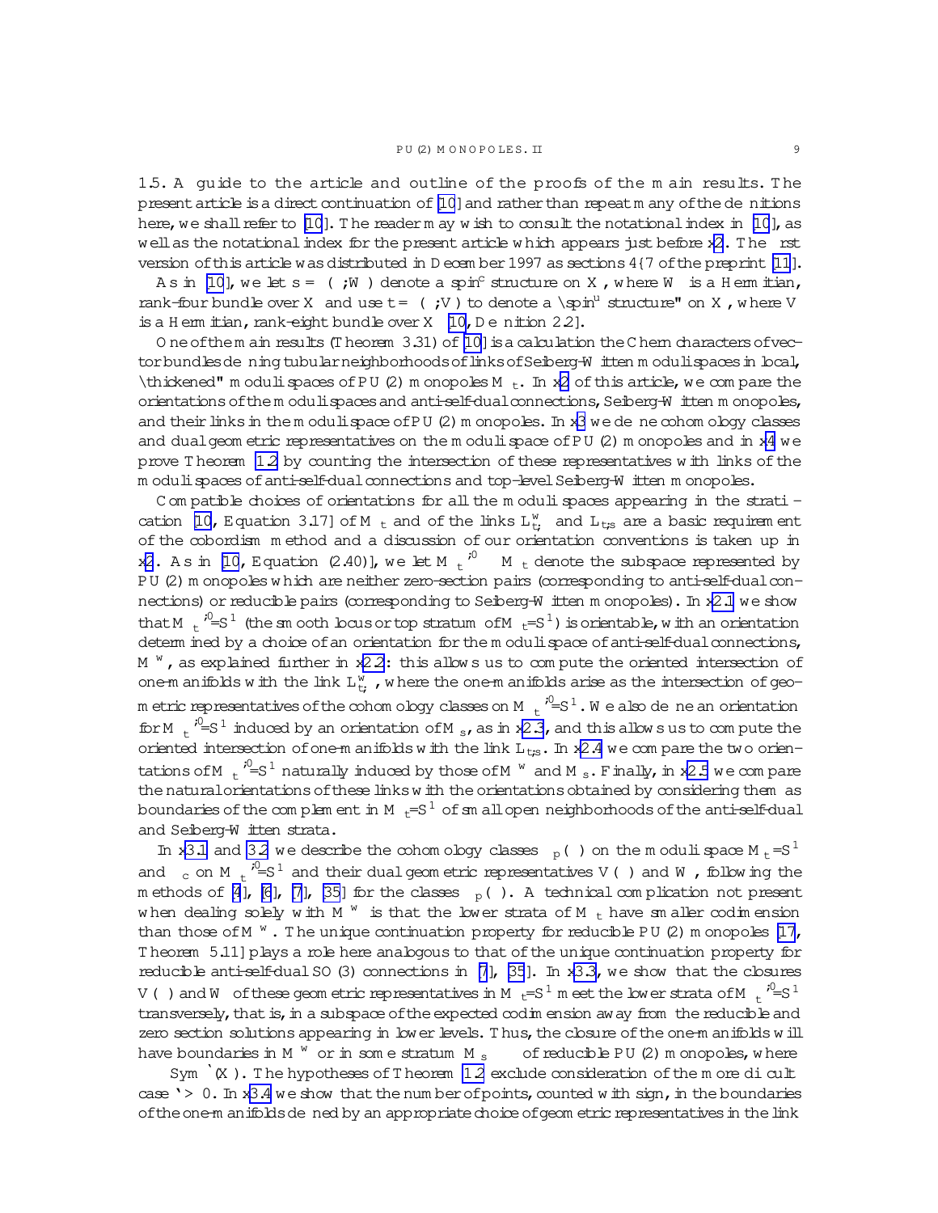**1.5. A guide to the article and outline of the proofs of the main results.** The present article is a direct continuation of [10] and rather than repeat many of the definitions here, we shall refer to [10]. The reader may wish to consult the notational index in [10], as well as the notational index for the present article which appears just before §2. The first version of this article was distributed in December 1997 as sections 4–7 of the preprint [11].

As in [10], we let $\mathfrak{s} = (\rho, W)$ denote a spin$^c$ structure on $X$, where $W$ is a Hermitian, rank-four bundle over $X$ and use $\mathfrak{t} = (\rho, V)$ to denote a "spin$^u$ structure" on $X$, where $V$ is a Hermitian, rank-eight bundle over $X$ [10, Definition 2.2].

One of the main results (Theorem 3.31) of [10] is a calculation the Chern characters of vector bundles defining tubular neighborhoods of links of Seiberg-Witten moduli spaces in local, "thickened" moduli spaces of $PU(2)$ monopoles $\mathcal{M}_{\mathfrak{t}}$. In §2 of this article, we compare the orientations of the moduli spaces and anti-self-dual connections, Seiberg-Witten monopoles, and their links in the moduli space of $PU(2)$ monopoles. In §3 we define cohomology classes and dual geometric representatives on the moduli space of $PU(2)$ monopoles and in §4 we prove Theorem 1.2 by counting the intersection of these representatives with links of the moduli spaces of anti-self-dual connections and top-level Seiberg-Witten monopoles.

Compatible choices of orientations for all the moduli spaces appearing in the stratification [10, Equation 3.17] of $\bar{\mathcal{M}}_{\mathfrak{t}}$ and of the links $\mathbf{L}^{w}_{\mathfrak{t},\kappa}$ and $\mathbf{L}_{\mathfrak{t},\mathfrak{s}}$ are a basic requirement of the cobordism method and a discussion of our orientation conventions is taken up in §2. As in [10, Equation (2.40)], we let $\mathcal{M}^{*,0}_{\mathfrak{t}} \subset \mathcal{M}_{\mathfrak{t}}$ denote the subspace represented by $PU(2)$ monopoles which are neither zero-section pairs (corresponding to anti-self-dual connections) or reducible pairs (corresponding to Seiberg-Witten monopoles). In §2.1 we show that $\mathcal{M}^{*,0}_{\mathfrak{t}}/S^1$ (the smooth locus or top stratum of $\bar{\mathcal{M}}_{\mathfrak{t}}/S^1$) is orientable, with an orientation determined by a choice of an orientation for the moduli space of anti-self-dual connections, $M^{w}_{\kappa}$, as explained further in §2.2: this allows us to compute the oriented intersection of one-manifolds with the link $\mathbf{L}^{w}_{\mathfrak{t},\kappa}$, where the one-manifolds arise as the intersection of geometric representatives of the cohomology classes on $\mathcal{M}^{*,0}_{\mathfrak{t}}/S^1$. We also define an orientation for $\mathcal{M}^{*,0}_{\mathfrak{t}}/S^1$ induced by an orientation of $M_{\mathfrak{s}}$, as in §2.3, and this allows us to compute the oriented intersection of one-manifolds with the link $\mathbf{L}_{\mathfrak{t},\mathfrak{s}}$. In §2.4 we compare the two orientations of $\mathcal{M}^{*,0}_{\mathfrak{t}}/S^1$ naturally induced by those of $M^{w}_{\kappa}$ and $M_{\mathfrak{s}}$. Finally, in §2.5 we compare the natural orientations of these links with the orientations obtained by considering them as boundaries of the complement in $\mathcal{M}_{\mathfrak{t}}/S^1$ of small open neighborhoods of the anti-self-dual and Seiberg-Witten strata.

In §3.1 and 3.2 we describe the cohomology classes $\mu_p(\beta)$ on the moduli space $\mathcal{M}_{\mathfrak{t}}/S^1$ and $\mu_c$ on $\mathcal{M}^{*,0}_{\mathfrak{t}}/S^1$ and their dual geometric representatives $\mathcal{V}(\beta)$ and $\mathcal{W}$, following the methods of [4], [6], [7], [35] for the classes $\mu_p(\beta)$. A technical complication not present when dealing solely with $M^{w}_{\kappa}$ is that the lower strata of $\bar{\mathcal{M}}_{\mathfrak{t}}$ have smaller codimension than those of $\bar{M}^{w}_{\kappa}$. The unique continuation property for reducible $PU(2)$ monopoles [17, Theorem 5.11] plays a role here analogous to that of the unique continuation property for reducible anti-self-dual $SO(3)$ connections in [7], [35]. In §3.3, we show that the closures $\bar{\mathcal{V}}(\beta)$ and $\bar{\mathcal{W}}$ of these geometric representatives in $\bar{\mathcal{M}}_{\mathfrak{t}}/S^1$ meet the lower strata of $\bar{\mathcal{M}}^{*,0}_{\mathfrak{t}}/S^1$ transversely, that is, in a subspace of the expected codimension away from the reducible and zero section solutions appearing in lower levels. Thus, the closure of the one-manifolds will have boundaries in $M^{w}_{\kappa}$ or in some stratum $M_{\mathfrak{s}} \times \Sigma$ of reducible $PU(2)$ monopoles, where $\Sigma \subset \mathrm{Sym}^{\ell}(X)$. The hypotheses of Theorem 1.2 exclude consideration of the more difficult case $\ell > 0$. In §3.4 we show that the number of points, counted with sign, in the boundaries of the one-manifolds defined by an appropriate choice of geometric representatives in the link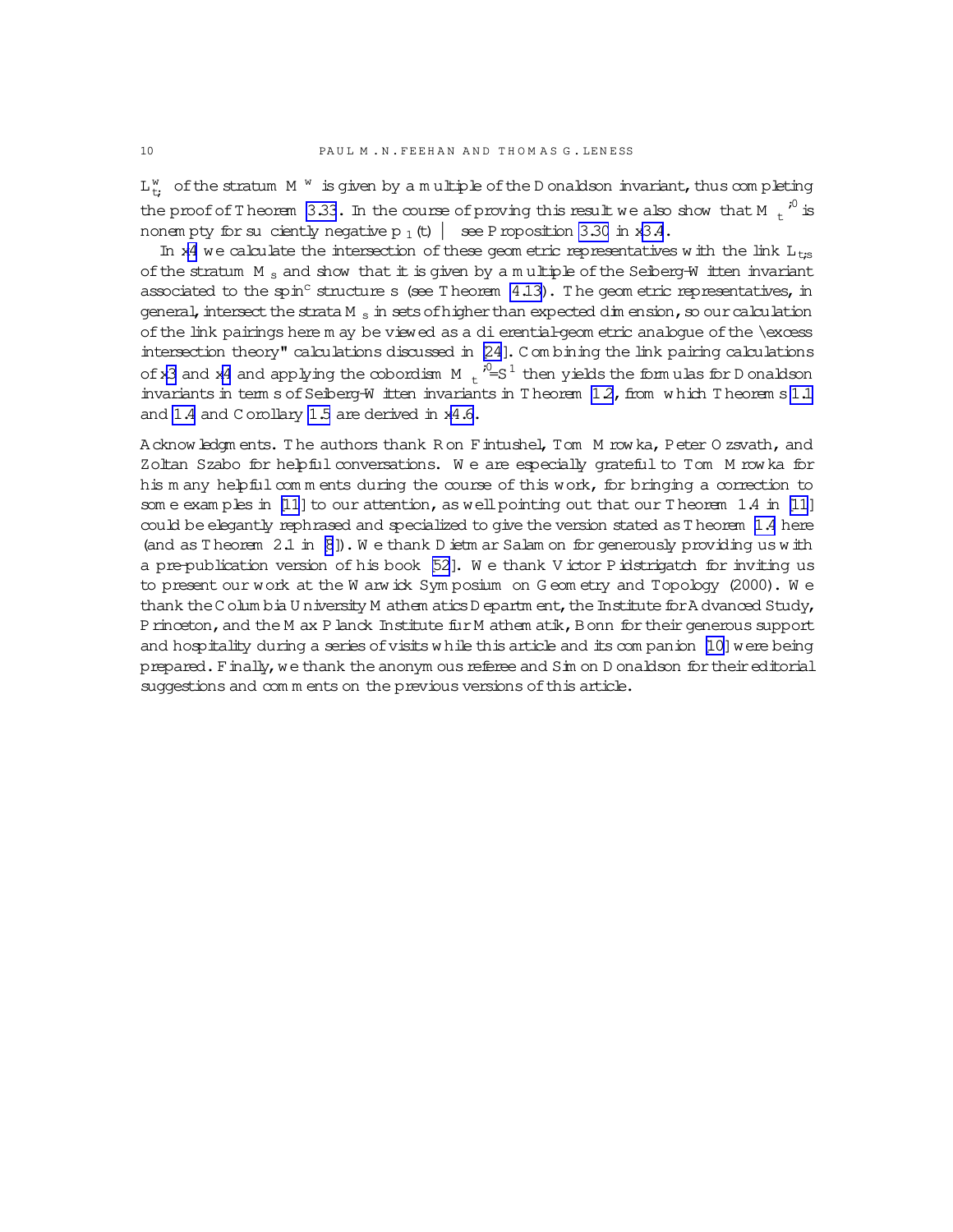$\mathbf{L}^w_{t,}$ of the stratum $M^w$ is given by a multiple of the Donaldson invariant, thus completing the proof of Theorem 3.33. In the course of proving this result we also show that $M_t^{*,0}$ is nonempty for sufficiently negative $p_1(t)$ — see Proposition 3.30 in §3.4.

In §4 we calculate the intersection of these geometric representatives with the link $\mathbf{L}_{t,s}$ of the stratum $M_s$ and show that it is given by a multiple of the Seiberg-Witten invariant associated to the spin$^c$ structure s (see Theorem 4.13). The geometric representatives, in general, intersect the strata $M_s$ in sets of higher than expected dimension, so our calculation of the link pairings here may be viewed as a differential-geometric analogue of the "excess intersection theory" calculations discussed in [24]. Combining the link pairing calculations of §3 and §4 and applying the cobordism $M_t^{*,0}/S^1$ then yields the formulas for Donaldson invariants in terms of Seiberg-Witten invariants in Theorem 1.2, from which Theorems 1.1 and 1.4 and Corollary 1.5 are derived in §4.6.

Acknowledgments. The authors thank Ron Fintushel, Tom Mrowka, Peter Ozsváth, and Zoltan Szabó for helpful conversations. We are especially grateful to Tom Mrowka for his many helpful comments during the course of this work, for bringing a correction to some examples in [11] to our attention, as well pointing out that our Theorem 1.4 in [11] could be elegantly rephrased and specialized to give the version stated as Theorem 1.4 here (and as Theorem 2.1 in [8]). We thank Dietmar Salamon for generously providing us with a pre-publication version of his book [52]. We thank Victor Pidstrigatch for inviting us to present our work at the Warwick Symposium on Geometry and Topology (2000). We thank the Columbia University Mathematics Department, the Institute for Advanced Study, Princeton, and the Max Planck Institute für Mathematik, Bonn for their generous support and hospitality during a series of visits while this article and its companion [10] were being prepared. Finally, we thank the anonymous referee and Simon Donaldson for their editorial suggestions and comments on the previous versions of this article.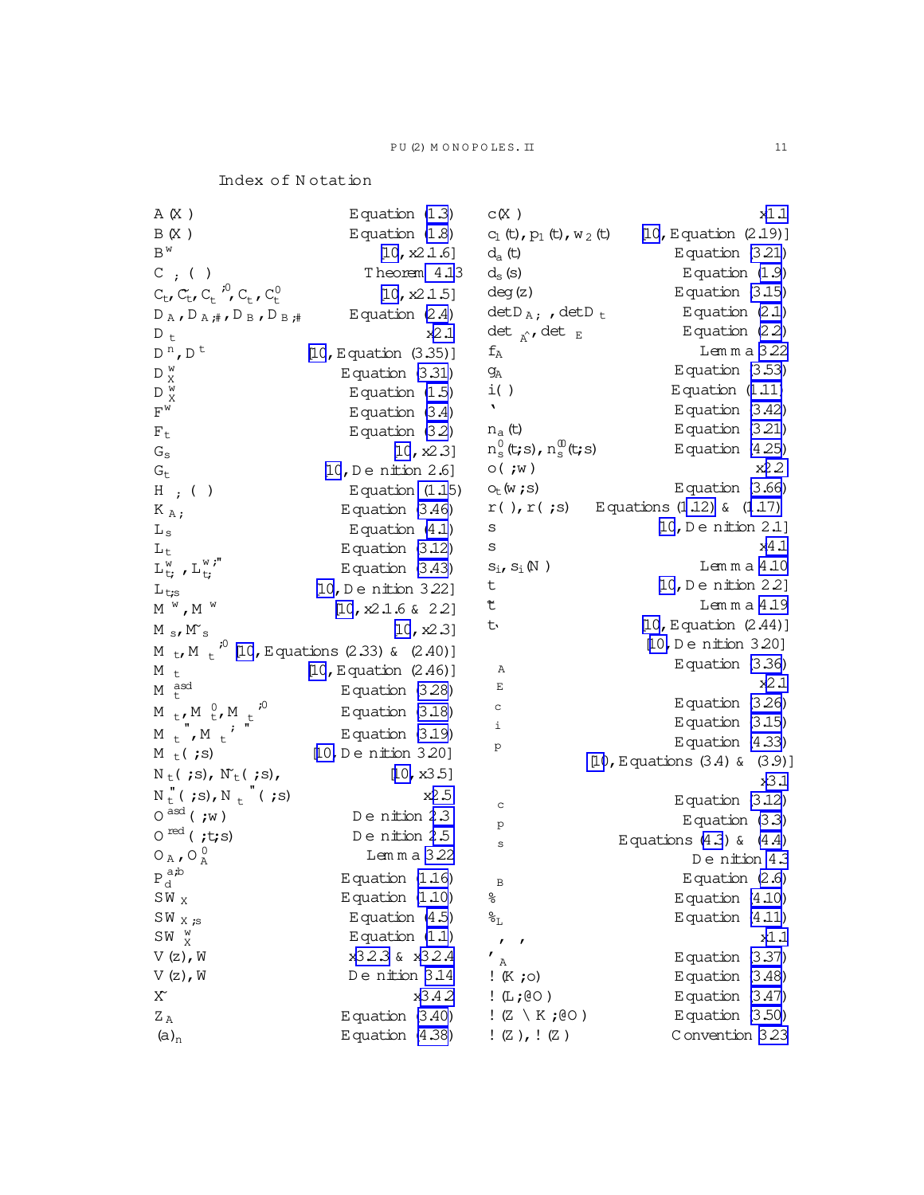## Index of Notation

| Notation | Reference |
|---|---|
| $A(X)$ | Equation (1.3) |
| $B(X)$ | Equation (1.8) |
| $B^w$ | [10, §2.1.6] |
| $C\ ;\ (\ )$ | Theorem 4.13 |
| $C_t, \tilde{C}_t, C_t^{;0}, C_t, C_t^0$ | [10, §2.1.5] |
| $D_A, D_{A,\#}, D_B, D_{B,\#}$ | Equation (2.4) |
| $D_t$ | §2.1 |
| $D^n, D^t$ | [10, Equation (3.35)] |
| $D_X^w$ | Equation (3.31) |
| $D_X^w$ | Equation (1.5) |
| $F^w$ | Equation (3.4) |
| $F_t$ | Equation (3.2) |
| $G_s$ | [10, §2.3] |
| $G_t$ | [10, Definition 2.6] |
| $H\ ;\ (\ )$ | Equation (1.15) |
| $K_{A;}$ | Equation (3.46) |
| $L_s$ | Equation (4.1) |
| $L_t$ | Equation (3.12) |
| $L^w_{t;}, L^{w;"}_{t;}$ | Equation (3.43) |
| $L_{t;s}$ | [10, Definition 3.22] |
| $M^w, M^w$ | [10, §2.1.6 & 2.2] |
| $M_s, \tilde{M}_s$ | [10, §2.3] |
| $M_t, M_t^{;0}$ | [10, Equations (2.33) & (2.40)] |
| $M_t$ | [10, Equation (2.46)] |
| $M_t^{asd}$ | Equation (3.28) |
| $M_t, M_t^0, M_t^{;0}$ | Equation (3.18) |
| $M_t^{"}, M_t^{;"}$ | Equation (3.19) |
| $M_t(\ ;s)$ | [10, Definition 3.20] |
| $N_t(\ ;s), \tilde{N}_t(\ ;s)$, | [10, §3.5] |
| $N_t^{"}(\ ;s), N_t^{"}(\ ;s)$ | §2.5 |
| $O^{asd}(\ ;w)$ | Definition 2.3 |
| $O^{red}(\ ;t;s)$ | Definition 2.5 |
| $O_A, O_A^0$ | Lemma 3.22 |
| $P_d^{a;b}$ | Equation (1.16) |
| $SW_X$ | Equation (1.10) |
| $SW_{X;s}$ | Equation (4.5) |
| $SW_X^w$ | Equation (1.1) |
| $V(z), W$ | §3.2.3 & §3.2.4 |
| $V(z), W$ | Definition 3.14 |
| $\tilde{X}$ | §3.4.2 |
| $Z_A$ | Equation (3.40) |
| $(a)_n$ | Equation (4.38) |
| $c(X)$ | §1.1 |
| $c_1(t), p_1(t), w_2(t)$ | [10, Equation (2.19)] |
| $d_a(t)$ | Equation (3.21) |
| $d_s(s)$ | Equation (1.9) |
| $\deg(z)$ | Equation (3.15) |
| $\det D_{A;}, \det D_t$ | Equation (2.1) |
| $\det_{\hat{A}}, \det_E$ | Equation (2.2) |
| $f_A$ | Lemma 3.22 |
| $g_A$ | Equation (3.53) |
| $i(\ )$ | Equation (1.11) |
| $\ell$ | Equation (3.42) |
| $n_a(t)$ | Equation (3.21) |
| $n_s^0(t;s), n_s^{00}(t;s)$ | Equation (4.25) |
| $o(\ ;w)$ | §2.2 |
| $o_t(w;s)$ | Equation (3.66) |
| $r(\ ), r(\ ;s)$ | Equations (1.12) & (1.17) |
| $s$ | [10, Definition 2.1] |
| $s$ | §4.1 |
| $s_i, s_i(N)$ | Lemma 4.10 |
| $t$ | [10, Definition 2.2] |
| $\tilde{t}$ | Lemma 4.19 |
| $t_\ell$ | [10, Equation (2.44)] |
| | [10, Definition 3.20] |
| $_A$ | Equation (3.36) |
| $_E$ | §2.1 |
| $_c$ | Equation (3.26) |
| $_i$ | Equation (3.15) |
| $_p$ | Equation (4.33) |
| | [10, Equations (3.4) & (3.9)] |
| | §3.1 |
| $_c$ | Equation (3.12) |
| $_p$ | Equation (3.3) |
| $_s$ | Equations (4.3) & (4.4) |
| | Definition 4.3 |
| $_B$ | Equation (2.6) |
| $\%$ | Equation (4.10) |
| $\%_L$ | Equation (4.11) |
| $,\ ,$ | §1.1 |
| $'_A$ | Equation (3.37) |
| $!(K;o)$ | Equation (3.48) |
| $!(L;@O)$ | Equation (3.47) |
| $!(Z \setminus K;@O)$ | Equation (3.50) |
| $!(Z), !(Z)$ | Convention 3.23 |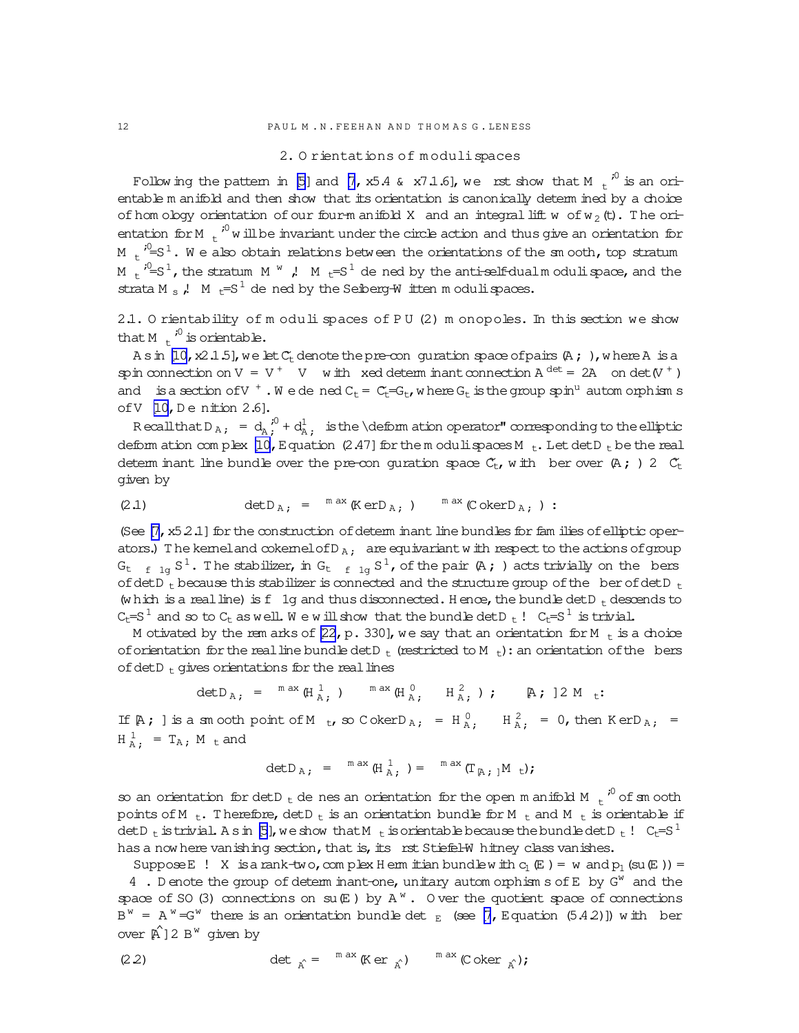## 2. Orientations of moduli spaces

Following the pattern in [5] and [7, §5.4 & §7.1.6], we first show that $\mathcal{M}_{\mathfrak{t}}^{*,0}$ is an orientable manifold and then show that its orientation is canonically determined by a choice of homology orientation of our four-manifold $X$ and an integral lift $w$ of $w_2(\mathfrak{t})$. The orientation for $\mathcal{M}_{\mathfrak{t}}^{*,0}$ will be invariant under the circle action and thus give an orientation for $\mathcal{M}_{\mathfrak{t}}^{*,0}/S^1$. We also obtain relations between the orientations of the smooth, top stratum $\mathcal{M}_{\mathfrak{t}}^{*,0}/S^1$, the stratum $M^w_\kappa \hookrightarrow \mathcal{M}_{\mathfrak{t}}/S^1$ defined by the anti-self-dual moduli space, and the strata $M_{\mathfrak{s}} \hookrightarrow \mathcal{M}_{\mathfrak{t}}/S^1$ defined by the Seiberg-Witten moduli spaces.

### 2.1. Orientability of moduli spaces of PU(2) monopoles.

In this section we show that $\mathcal{M}_{\mathfrak{t}}^{*,0}$ is orientable.

As in [10, §2.1.5], we let $\tilde{\mathcal{C}}_{\mathfrak{t}}$ denote the pre-configuration space of pairs $(A,\Phi)$, where $A$ is a spin connection on $V = V^+ \oplus V^-$ with fixed determinant connection $A^{\det} = 2A_\Lambda$ on $\det(V^+)$ and $\Phi$ is a section of $V^+$. We defined $\mathcal{C}_{\mathfrak{t}} = \tilde{\mathcal{C}}_{\mathfrak{t}}/\mathcal{G}_{\mathfrak{t}}$, where $\mathcal{G}_{\mathfrak{t}}$ is the group $\mathrm{spin}^u$ automorphisms of $V$ [10, Definition 2.6].

Recall that $\mathcal{D}_{A,\Phi} = d_{A,\Phi}^{*,0} + d_{A,\Phi}^1$ is the "deformation operator" corresponding to the elliptic deformation complex [10, Equation (2.47)] for the moduli spaces $\mathcal{M}_{\mathfrak{t}}$. Let $\det \mathcal{D}_{\mathfrak{t}}$ be the real determinant line bundle over the pre-configuration space $\tilde{\mathcal{C}}_{\mathfrak{t}}$, with fiber over $(A,\Phi) \in \tilde{\mathcal{C}}_{\mathfrak{t}}$ given by

$$
\det \mathcal{D}_{A,\Phi} = \Lambda^{\max}(\operatorname{Ker} \mathcal{D}_{A,\Phi}) \otimes \Lambda^{\max}(\operatorname{Coker} \mathcal{D}_{A,\Phi}). \tag{2.1}
$$

(See [7, §5.2.1] for the construction of determinant line bundles for families of elliptic operators.) The kernel and cokernel of $\mathcal{D}_{A,\Phi}$ are equivariant with respect to the actions of group $\mathcal{G}_{\mathfrak{t}} \times_{\{\pm 1\}} S^1$. The stabilizer, in $\mathcal{G}_{\mathfrak{t}} \times_{\{\pm 1\}} S^1$, of the pair $(A,\Phi)$ acts trivially on the fibers of $\det \mathcal{D}_{\mathfrak{t}}$ because this stabilizer is connected and the structure group of the fiber of $\det \mathcal{D}_{\mathfrak{t}}$ (which is a real line) is $\{\pm 1\}$ and thus disconnected. Hence, the bundle $\det \mathcal{D}_{\mathfrak{t}}$ descends to $\mathcal{C}_{\mathfrak{t}}/S^1$ and so to $\mathcal{C}_{\mathfrak{t}}$ as well. We will show that the bundle $\det \mathcal{D}_{\mathfrak{t}} \to \mathcal{C}_{\mathfrak{t}}/S^1$ is trivial.

Motivated by the remarks of [22, p. 330], we say that an orientation for $\mathcal{M}_{\mathfrak{t}}$ is a choice of orientation for the real line bundle $\det \mathcal{D}_{\mathfrak{t}}$ (restricted to $\mathcal{M}_{\mathfrak{t}}$): an orientation of the fibers of $\det \mathcal{D}_{\mathfrak{t}}$ gives orientations for the real lines

$$
\det \mathcal{D}_{A,\Phi} = \Lambda^{\max}(H^1_{A,\Phi}) \otimes \Lambda^{\max}(H^0_{A,\Phi} \oplus H^2_{A,\Phi}), \quad [A,\Phi] \in \mathcal{M}_{\mathfrak{t}}.
$$

If $[A,\Phi]$ is a smooth point of $\mathcal{M}_{\mathfrak{t}}$, so $\operatorname{Coker} \mathcal{D}_{A,\Phi} = H^0_{A,\Phi} \oplus H^2_{A,\Phi} = 0$, then $\operatorname{Ker} \mathcal{D}_{A,\Phi} = H^1_{A,\Phi} = T_{A,\Phi}\mathcal{M}_{\mathfrak{t}}$ and

$$
\det \mathcal{D}_{A,\Phi} = \Lambda^{\max}(H^1_{A,\Phi}) = \Lambda^{\max}(T_{[A,\Phi]}\mathcal{M}_{\mathfrak{t}}),
$$

so an orientation for $\det \mathcal{D}_{\mathfrak{t}}$ defines an orientation for the open manifold $\mathcal{M}_{\mathfrak{t}}^{*,0}$ of smooth points of $\mathcal{M}_{\mathfrak{t}}$. Therefore, $\det \mathcal{D}_{\mathfrak{t}}$ is an orientation bundle for $\mathcal{M}_{\mathfrak{t}}$ and $\mathcal{M}_{\mathfrak{t}}$ is orientable if $\det \mathcal{D}_{\mathfrak{t}}$ is trivial. As in [5], we show that $\mathcal{M}_{\mathfrak{t}}$ is orientable because the bundle $\det \mathcal{D}_{\mathfrak{t}} \to \mathcal{C}_{\mathfrak{t}}/S^1$ has a nowhere vanishing section, that is, its first Stiefel-Whitney class vanishes.

Suppose $E \to X$ is a rank-two, complex Hermitian bundle with $c_1(E) = w$ and $p_1(\mathfrak{su}(E)) = -4\kappa$. Denote the group of determinant-one, unitary automorphisms of $E$ by $\mathcal{G}^w$ and the space of $SO(3)$ connections on $\mathfrak{su}(E)$ by $\mathcal{A}^w$. Over the quotient space of connections $\mathcal{B}^w = \mathcal{A}^w/\mathcal{G}^w$ there is an orientation bundle $\det_E$ (see [7, Equation (5.4.2)]) with fiber over $[\hat{A}] \in \mathcal{B}^w$ given by

$$
\det \delta_{\hat{A}} = \Lambda^{\max}(\operatorname{Ker} \delta_{\hat{A}}) \otimes \Lambda^{\max}(\operatorname{Coker} \delta_{\hat{A}}); \tag{2.2}
$$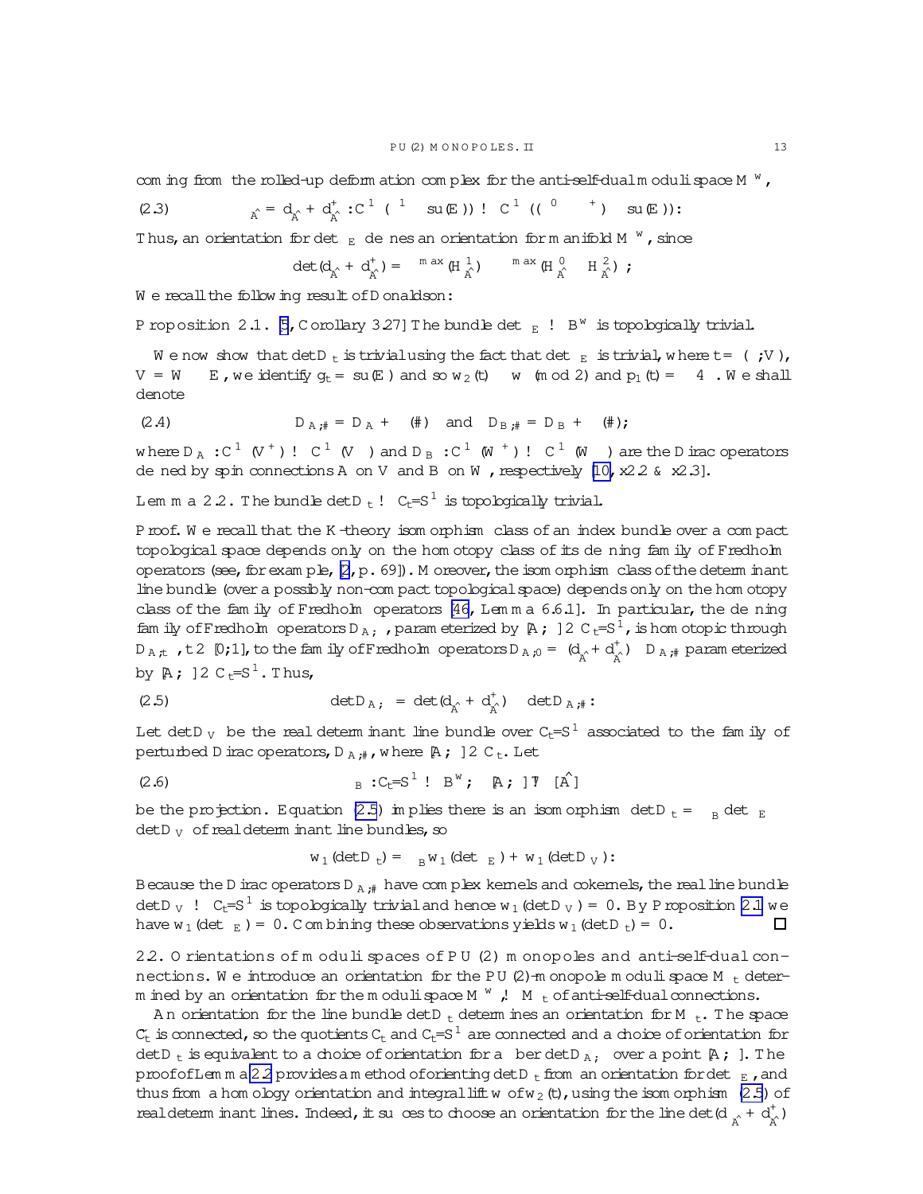coming from the rolled-up deformation complex for the anti-self-dual moduli space $M^w_\kappa$,

$$
\text{(2.3)} \qquad \mathcal{D}_{\hat{A}} = d^*_{\hat{A}} + d^+_{\hat{A}} : C^\infty(\Lambda^1 \otimes \mathfrak{su}(E)) \to C^\infty((\Lambda^0 \oplus \Lambda^+) \otimes \mathfrak{su}(E)).
$$

Thus, an orientation for $\det \mathcal{D}_E$ defines an orientation for manifold $M^w_\kappa$, since

$$
\det(d^*_{\hat{A}} + d^+_{\hat{A}}) = \Lambda^{\max}(H^1_{\hat{A}}) \otimes \Lambda^{\max}(H^0_{\hat{A}} \oplus H^2_{\hat{A}})^*;
$$

We recall the following result of Donaldson:

**Proposition 2.1.** [5, Corollary 3.27] *The bundle $\det \mathcal{D}_E \to \mathcal{B}^w_\kappa$ is topologically trivial.*

We now show that $\det \mathcal{D}_t$ is trivial using the fact that $\det \mathcal{D}_E$ is trivial, where $\mathfrak{t} = (\rho, V)$, $V = W \otimes E$, we identify $\mathfrak{g}_\mathfrak{t} = \mathfrak{su}(E)$ and so $w_2(\mathfrak{t}) \equiv w \pmod 2$ and $p_1(\mathfrak{t}) = -4\kappa$. We shall denote

$$
\text{(2.4)} \qquad D_{A,\vartheta} = D_A + \rho(\vartheta) \quad \text{and} \quad D_{B,\vartheta} = D_B + \rho(\vartheta),
$$

where $D_A : C^\infty(V^+) \to C^\infty(V^-)$ and $D_B : C^\infty(W^+) \to C^\infty(W^-)$ are the Dirac operators defined by spin connections $A$ on $V$ and $B$ on $W$, respectively [10, §2.2 & §2.3].

**Lemma 2.2.** *The bundle $\det \mathcal{D}_t \to \mathcal{C}_\mathfrak{t}/S^1$ is topologically trivial.*

*Proof.* We recall that the K-theory isomorphism class of an index bundle over a compact topological space depends only on the homotopy class of its defining family of Fredholm operators (see, for example, [2, p. 69]). Moreover, the isomorphism class of the determinant line bundle (over a possibly non-compact topological space) depends only on the homotopy class of the family of Fredholm operators [46, Lemma 6.6.1]. In particular, the defining family of Fredholm operators $\mathcal{D}_{A,\Phi}$, parameterized by $[A,\Phi] \in \mathcal{C}_\mathfrak{t}/S^1$, is homotopic through $\mathcal{D}_{A,t\Phi}$, $t \in [0,1]$, to the family of Fredholm operators $\mathcal{D}_{A,0} = (d^*_{\hat{A}} + d^+_{\hat{A}}) \oplus D_{A,\vartheta}$ parameterized by $[A,\Phi] \in \mathcal{C}_\mathfrak{t}/S^1$. Thus,

$$
\text{(2.5)} \qquad \det \mathcal{D}_{A,\Phi} = \det(d^*_{\hat{A}} + d^+_{\hat{A}}) \otimes \det D_{A,\vartheta}.
$$

Let $\det D_V$ be the real determinant line bundle over $\mathcal{C}_\mathfrak{t}/S^1$ associated to the family of perturbed Dirac operators, $D_{A,\vartheta}$, where $[A,\Phi] \in \mathcal{C}_\mathfrak{t}$. Let

$$
\text{(2.6)} \qquad \pi_B : \mathcal{C}_\mathfrak{t}/S^1 \to \mathcal{B}^w_\kappa, \quad [A,\Phi] \mapsto [\hat{A}]
$$

be the projection. Equation (2.5) implies there is an isomorphism $\det \mathcal{D}_t = \pi^*_B \det \mathcal{D}_E \otimes \det D_V$ of real determinant line bundles, so

$$
w_1(\det \mathcal{D}_t) = \pi^*_B w_1(\det \mathcal{D}_E) + w_1(\det D_V).
$$

Because the Dirac operators $D_{A,\vartheta}$ have complex kernels and cokernels, the real line bundle $\det D_V \to \mathcal{C}_\mathfrak{t}/S^1$ is topologically trivial and hence $w_1(\det D_V) = 0$. By Proposition 2.1 we have $w_1(\det \mathcal{D}_E) = 0$. Combining these observations yields $w_1(\det \mathcal{D}_t) = 0$. □

## 2.2. Orientations of moduli spaces of PU(2) monopoles and anti-self-dual connections.

We introduce an orientation for the PU(2)-monopole moduli space $\mathcal{M}_\mathfrak{t}$ determined by an orientation for the moduli space $M^w_\kappa \hookrightarrow \mathcal{M}_\mathfrak{t}$ of anti-self-dual connections.

An orientation for the line bundle $\det \mathcal{D}_t$ determines an orientation for $\mathcal{M}_\mathfrak{t}$. The space $\tilde{\mathcal{C}}_\mathfrak{t}$ is connected, so the quotients $\mathcal{C}_\mathfrak{t}$ and $\mathcal{C}_\mathfrak{t}/S^1$ are connected and a choice of orientation for $\det \mathcal{D}_t$ is equivalent to a choice of orientation for a fiber $\det \mathcal{D}_{A,\Phi}$ over a point $[A,\Phi]$. The proof of Lemma 2.2 provides a method of orienting $\det \mathcal{D}_t$ from an orientation for $\det \mathcal{D}_E$, and thus from a homology orientation and integral lift $w$ of $w_2(\mathfrak{t})$, using the isomorphism (2.5) of real determinant lines. Indeed, it suffices to choose an orientation for the line $\det(d^*_{\hat{A}} + d^+_{\hat{A}})$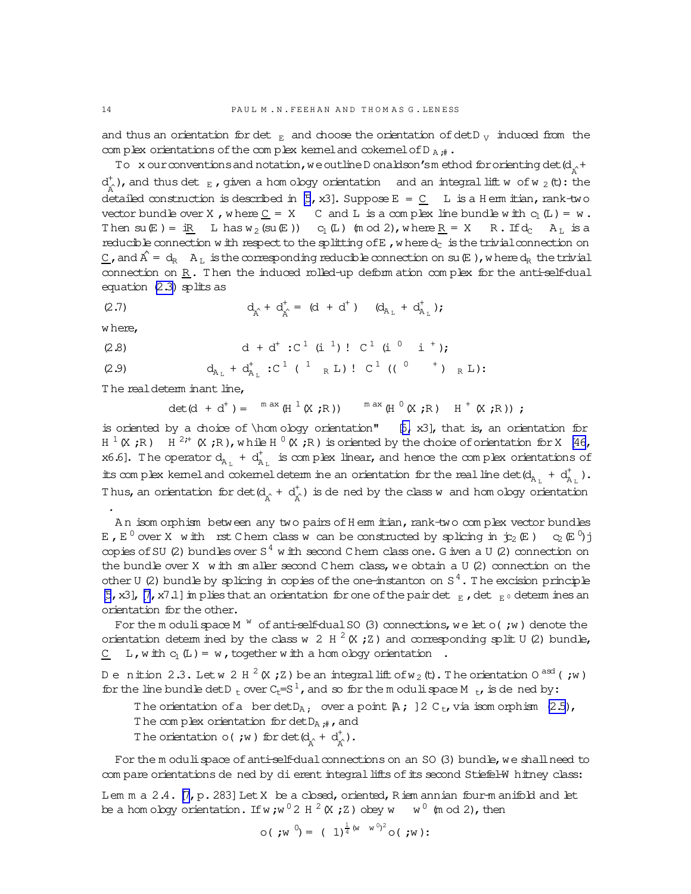and thus an orientation for $\det \Lambda_E$ and choose the orientation of $\det D_V$ induced from the complex orientations of the complex kernel and cokernel of $D_{A,\#}$.

To fix our conventions and notation, we outline Donaldson's method for orienting $\det(d_{\hat{A}}^* + d_{\hat{A}}^+)$, and thus $\det \Lambda_E$, given a homology orientation $\Omega$ and an integral lift $w$ of $w_2(\mathfrak{t})$: the detailed construction is described in [5, §3]. Suppose $E = \underline{\mathbb{C}} \oplus L$ is a Hermitian, rank-two vector bundle over $X$, where $\underline{\mathbb{C}} = X \times \mathbb{C}$ and $L$ is a complex line bundle with $c_1(L) = w$. Then $\mathfrak{su}(E) = i\underline{\mathbb{R}} \oplus L$ has $w_2(\mathfrak{su}(E)) \equiv c_1(L) \pmod 2$, where $\underline{\mathbb{R}} = X \times \mathbb{R}$. If $d_{\mathbb{C}} \oplus A_L$ is a reducible connection with respect to the splitting of $E$, where $d_{\mathbb{C}}$ is the trivial connection on $\underline{\mathbb{C}}$, and $\hat{A} = d_{\mathbb{R}} \oplus A_L$ is the corresponding reducible connection on $\mathfrak{su}(E)$, where $d_{\mathbb{R}}$ the trivial connection on $\underline{\mathbb{R}}$. Then the induced rolled-up deformation complex for the anti-self-dual equation (2.3) splits as

$$
d_{\hat{A}}^* + d_{\hat{A}}^+ = (d^* + d^+) \oplus (d_{A_L}^* + d_{A_L}^+); \tag{2.7}
$$

where,

$$
d^* + d^+ : C^\infty(i\Lambda^1) \to C^\infty(i\Lambda^0 \oplus i\Lambda^+); \tag{2.8}
$$

$$
d_{A_L}^* + d_{A_L}^+ : C^\infty(\Lambda^1 \otimes_{\mathbb{R}} L) \to C^\infty((\Lambda^0 \oplus \Lambda^+) \otimes_{\mathbb{R}} L). \tag{2.9}
$$

The real determinant line,

$$
\det(d^* + d^+) = \Lambda^{\max}(H^1(X;\mathbb{R})) \otimes \Lambda^{\max}(H^0(X;\mathbb{R}) \oplus H^+(X;\mathbb{R}))^*,
$$

is oriented by a choice of "homology orientation" $\Omega$ [5, §3], that is, an orientation for $H^1(X;\mathbb{R}) \oplus H^{2,+}(X;\mathbb{R})$, while $H^0(X;\mathbb{R})$ is oriented by the choice of orientation for $X$ [46, §6.6]. The operator $d_{A_L}^* + d_{A_L}^+$ is complex linear, and hence the complex orientations of its complex kernel and cokernel determine an orientation for the real line $\det(d_{A_L}^* + d_{A_L}^+)$. Thus, an orientation for $\det(d_{\hat{A}}^* + d_{\hat{A}}^+)$ is defined by the class $w$ and homology orientation $\Omega$.

An isomorphism between any two pairs of Hermitian, rank-two complex vector bundles $E$, $E'$ over $X$ with first Chern class $w$ can be constructed by splicing in $|c_2(E) - c_2(E')|$ copies of $SU(2)$ bundles over $S^4$ with second Chern class one. Given a $U(2)$ connection on the bundle over $X$ with smaller second Chern class, we obtain a $U(2)$ connection on the other $U(2)$ bundle by splicing in copies of the one-instanton on $S^4$. The excision principle [5, §3], [7, §7.1] implies that an orientation for one of the pair $\det \Lambda_E$, $\det \Lambda_{E'}$ determines an orientation for the other.

For the moduli space $M^w_\kappa$ of anti-self-dual $SO(3)$ connections, we let $o(\Omega; w)$ denote the orientation determined by the class $w \in H^2(X;\mathbb{Z})$ and corresponding split $U(2)$ bundle, $\underline{\mathbb{C}} \oplus L$, with $c_1(L) = w$, together with a homology orientation $\Omega$.

**Definition 2.3.** Let $w \in H^2(X;\mathbb{Z})$ be an integral lift of $w_2(\mathfrak{t})$. The orientation $O^{asd}(\Omega; w)$ for the line bundle $\det D_{\mathfrak{t}}$ over $C_{\mathfrak{t}}/S^1$, and so for the moduli space $M_{\mathfrak{t}}$, is defined by:

- The orientation of a fiber $\det D_{A,\Phi}$ over a point $[A,\Phi] \in C_{\mathfrak{t}}$, via isomorphism (2.5),
- The complex orientation for $\det D_{A,\#}$, and
- The orientation $o(\Omega; w)$ for $\det(d_{\hat{A}}^* + d_{\hat{A}}^+)$.

For the moduli space of anti-self-dual connections on an $SO(3)$ bundle, we shall need to compare orientations defined by different integral lifts of its second Stiefel-Whitney class:

**Lemma 2.4.** [7, p. 283] *Let $X$ be a closed, oriented, Riemannian four-manifold and let $\Omega$ be a homology orientation. If $w, w' \in H^2(X;\mathbb{Z})$ obey $w \equiv w' \pmod 2$, then*

$$
o(\Omega; w') = (-1)^{\frac{1}{4}(w - w')^2} o(\Omega; w).
$$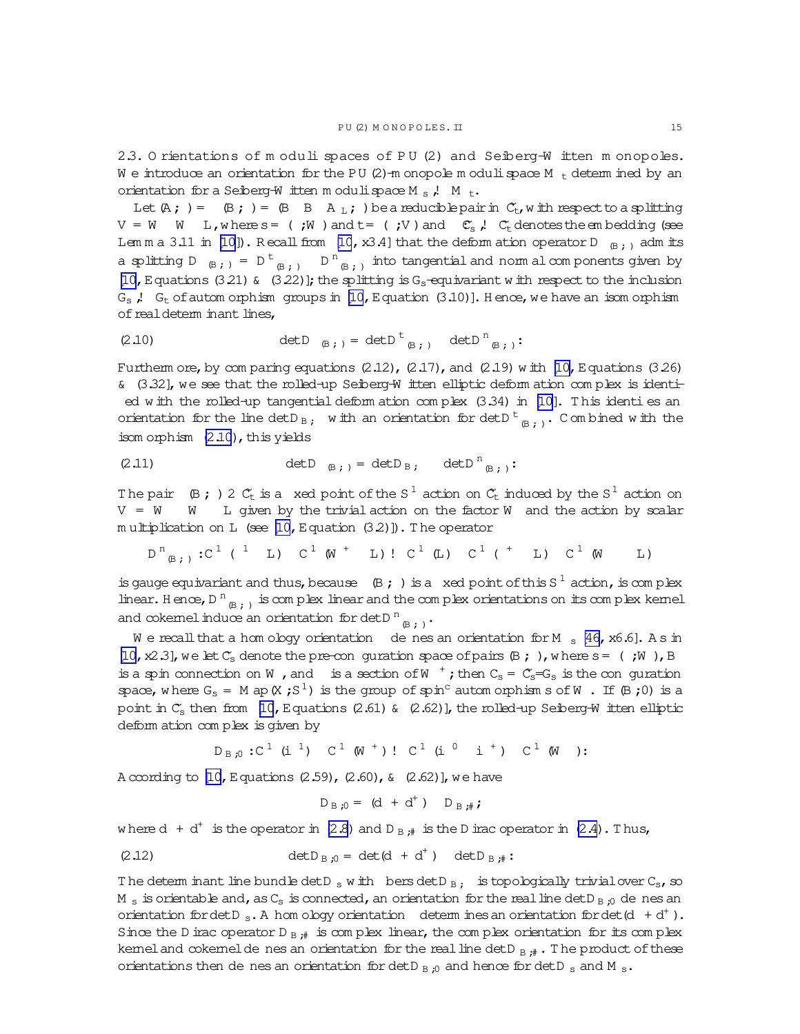### 2.3. Orientations of moduli spaces of PU(2) and Seiberg-Witten monopoles.

We introduce an orientation for the PU(2)-monopole moduli space $M_{\mathfrak{t}}$ determined by an orientation for a Seiberg-Witten moduli space $M_{\mathfrak{s}} \hookrightarrow M_{\mathfrak{t}}$.

Let $(A,\Phi) = \iota(B,\Psi) = (B \otimes B \otimes A_L, \Psi)$ be a reducible pair in $\tilde{\mathcal{C}}_{\mathfrak{t}}$, with respect to a splitting $V = W \oplus W \otimes L$, where $\mathfrak{s} = (\rho, W)$ and $\mathfrak{t} = (\rho, V)$ and $\iota: \tilde{\mathcal{C}}_{\mathfrak{s}} \hookrightarrow \tilde{\mathcal{C}}_{\mathfrak{t}}$ denotes the embedding (see Lemma 3.11 in [10]). Recall from [10, §3.4] that the deformation operator $D_{\iota(B,\Psi)}$ admits a splitting $D_{\iota(B,\Psi)} = D^t_{\iota(B,\Psi)} \oplus D^n_{\iota(B,\Psi)}$ into tangential and normal components given by [10, Equations (3.21) & (3.22)]; the splitting is $G_{\mathfrak{s}}$-equivariant with respect to the inclusion $G_{\mathfrak{s}} \hookrightarrow G_{\mathfrak{t}}$ of automorphism groups in [10, Equation (3.10)]. Hence, we have an isomorphism of real determinant lines,

$$
\det D_{\iota(B,\Psi)} = \det D^t_{\iota(B,\Psi)} \otimes \det D^n_{\iota(B,\Psi)}. \tag{2.10}
$$

Furthermore, by comparing equations (2.12), (2.17), and (2.19) with [10, Equations (3.26) & (3.32)], we see that the rolled-up Seiberg-Witten elliptic deformation complex is identified with the rolled-up tangential deformation complex (3.34) in [10]. This identifies an orientation for the line $\det D_{B,\Psi}$ with an orientation for $\det D^t_{\iota(B,\Psi)}$. Combined with the isomorphism (2.10), this yields

$$
\det D_{\iota(B,\Psi)} = \det D_{B,\Psi} \otimes \det D^n_{\iota(B,\Psi)}. \tag{2.11}
$$

The pair $\iota(B,\Psi) \in \tilde{\mathcal{C}}_{\mathfrak{t}}$ is a fixed point of the $S^1$ action on $\tilde{\mathcal{C}}_{\mathfrak{t}}$ induced by the $S^1$ action on $V = W \oplus W \otimes L$ given by the trivial action on the factor $W$ and the action by scalar multiplication on $L$ (see [10, Equation (3.2)]). The operator

$$
D^n_{\iota(B,\Psi)}: C^\infty(\Lambda^1 \otimes L) \oplus C^\infty(W^+ \otimes L) \to C^\infty(L) \oplus C^\infty(\Lambda^+ \otimes L) \oplus C^\infty(W^- \otimes L)
$$

is gauge equivariant and thus, because $\iota(B,\Psi)$ is a fixed point of this $S^1$ action, is complex linear. Hence, $D^n_{\iota(B,\Psi)}$ is complex linear and the complex orientations on its complex kernel and cokernel induce an orientation for $\det D^n_{\iota(B,\Psi)}$.

We recall that a homology orientation $\Omega$ defines an orientation for $M_{\mathfrak{s}}$ [46, §6.6]. As in [10, §2.3], we let $\tilde{\mathcal{C}}_{\mathfrak{s}}$ denote the pre-configuration space of pairs $(B,\Psi)$, where $\mathfrak{s} = (\rho, W)$, $B$ is a spin connection on $W$, and $\Psi$ is a section of $W^+$; then $\mathcal{C}_{\mathfrak{s}} = \tilde{\mathcal{C}}_{\mathfrak{s}}/G_{\mathfrak{s}}$ is the configuration space, where $G_{\mathfrak{s}} = \mathrm{Map}(X, S^1)$ is the group of spin$^c$ automorphisms of $W$. If $(B,0)$ is a point in $\tilde{\mathcal{C}}_{\mathfrak{s}}$ then from [10, Equations (2.61) & (2.62)], the rolled-up Seiberg-Witten elliptic deformation complex is given by

$$
D_{B,0}: C^\infty(i\Lambda^1) \oplus C^\infty(W^+) \to C^\infty(i\Lambda^0 \oplus i\Lambda^+) \oplus C^\infty(W^-).
$$

According to [10, Equations (2.59), (2.60), & (2.62)], we have

$$
D_{B,0} = (d^* + d^+) \oplus D_{B,\#};
$$

where $d^* + d^+$ is the operator in (2.8) and $D_{B,\#}$ is the Dirac operator in (2.4). Thus,

$$
\det D_{B,0} = \det(d^* + d^+) \otimes \det D_{B,\#}. \tag{2.12}
$$

The determinant line bundle $\det D_{\mathfrak{s}}$ with fibers $\det D_{B,\Psi}$ is topologically trivial over $\mathcal{C}_{\mathfrak{s}}$, so $M_{\mathfrak{s}}$ is orientable and, as $\mathcal{C}_{\mathfrak{s}}$ is connected, an orientation for the real line $\det D_{B,0}$ defines an orientation for $\det D_{\mathfrak{s}}$. A homology orientation $\Omega$ determines an orientation for $\det(d^* + d^+)$. Since the Dirac operator $D_{B,\#}$ is complex linear, the complex orientation for its complex kernel and cokernel defines an orientation for the real line $\det D_{B,\#}$. The product of these orientations then defines an orientation for $\det D_{B,0}$ and hence for $\det D_{\mathfrak{s}}$ and $M_{\mathfrak{s}}$.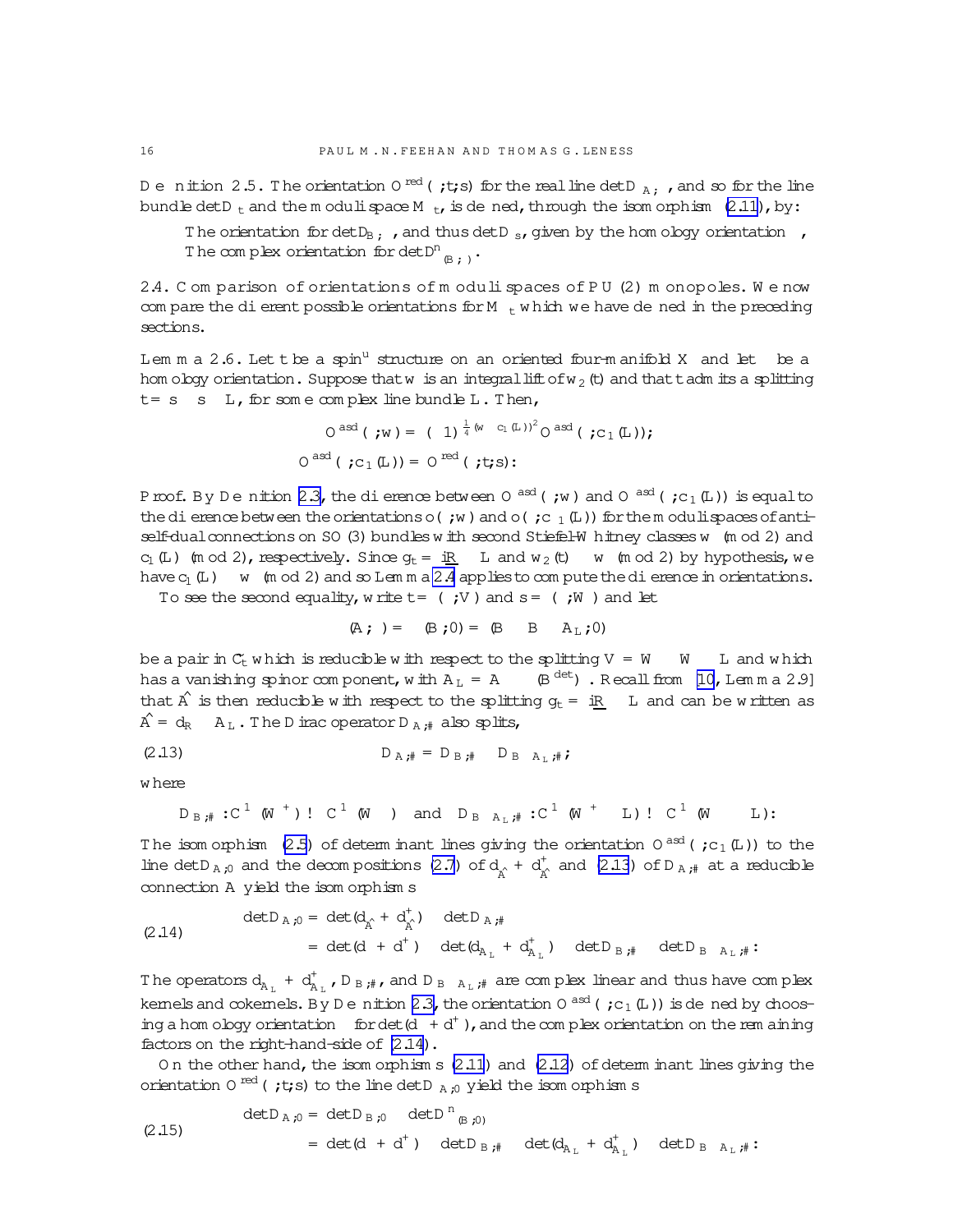**Definition 2.5.** The orientation $O^{\text{red}}(\Omega; t; s)$ for the real line $\det D_{A,\Phi}$, and so for the line bundle $\det D_t$ and the moduli space $M_t$, is defined, through the isomorphism (2.11), by:

> The orientation for $\det D_{B,\Psi}$, and thus $\det D_s$, given by the homology orientation $\Omega$,
> The complex orientation for $\det D^n_{(B,\Psi)}$.

**2.4. Comparison of orientations of moduli spaces of PU(2) monopoles.** We now compare the different possible orientations for $M_t$ which we have defined in the preceding sections.

**Lemma 2.6.** *Let $t$ be a spin$^u$ structure on an oriented four-manifold $X$ and let $\Omega$ be a homology orientation. Suppose that $w$ is an integral lift of $w_2(t)$ and that $t$ admits a splitting $t = s \oplus s \otimes L$, for some complex line bundle $L$. Then,*

$$O^{\text{asd}}(\Omega; w) = (-1)^{\frac{1}{4}(w - c_1(L))^2} O^{\text{asd}}(\Omega; c_1(L));$$

$$O^{\text{asd}}(\Omega; c_1(L)) = O^{\text{red}}(\Omega; t; s):$$

*Proof.* By Definition 2.3, the difference between $O^{\text{asd}}(\Omega; w)$ and $O^{\text{asd}}(\Omega; c_1(L))$ is equal to the difference between the orientations $o(\Omega; w)$ and $o(\Omega; c_1(L))$ for the moduli spaces of anti-self-dual connections on SO(3) bundles with second Stiefel-Whitney classes $w \pmod 2$ and $c_1(L) \pmod 2$, respectively. Since $g_t = \underline{i\mathbb{R}} \oplus L$ and $w_2(t) \equiv w \pmod 2$ by hypothesis, we have $c_1(L) \equiv w \pmod 2$ and so Lemma 2.4 applies to compute the difference in orientations.

To see the second equality, write $t = (\rho, V)$ and $s = (\rho, W)$ and let

$$(A, \Phi) = (B, \Psi) \oplus (B \otimes A_L, 0)$$

be a pair in $\mathcal{C}_t$ which is reducible with respect to the splitting $V = W \oplus W \otimes L$ and which has a vanishing spinor component, with $A_L = A \otimes (B^{\det})$. Recall from [10, Lemma 2.9] that $\hat{A}$ is then reducible with respect to the splitting $g_t = \underline{i\mathbb{R}} \oplus L$ and can be written as $\hat{A} = d_{\mathbb{R}} \oplus A_L$. The Dirac operator $D_{A,\#}$ also splits,

$$D_{A,\#} = D_{B,\#} \oplus D_{B \otimes A_L,\#}, \tag{2.13}$$

where

$$D_{B,\#} : C^\infty(W^+) \to C^\infty(W^-) \quad\text{and}\quad D_{B \otimes A_L,\#} : C^\infty(W^+ \otimes L) \to C^\infty(W^- \otimes L):$$

The isomorphism (2.5) of determinant lines giving the orientation $O^{\text{asd}}(\Omega; c_1(L))$ to the line $\det D_{A,0}$ and the decompositions (2.7) of $d^*_{\hat{A}} + d^+_{\hat{A}}$ and (2.13) of $D_{A,\#}$ at a reducible connection $A$ yield the isomorphisms

$$\begin{aligned}
\det D_{A,0} &= \det(d^*_{\hat{A}} + d^+_{\hat{A}}) \otimes \det D_{A,\#} \\
&= \det(d^* + d^+) \otimes \det(d^*_{A_L} + d^+_{A_L}) \otimes \det D_{B,\#} \otimes \det D_{B \otimes A_L,\#}:
\end{aligned} \tag{2.14}$$

The operators $d^*_{A_L} + d^+_{A_L}$, $D_{B,\#}$, and $D_{B \otimes A_L,\#}$ are complex linear and thus have complex kernels and cokernels. By Definition 2.3, the orientation $O^{\text{asd}}(\Omega; c_1(L))$ is defined by choosing a homology orientation $\Omega$ for $\det(d^* + d^+)$, and the complex orientation on the remaining factors on the right-hand-side of (2.14).

On the other hand, the isomorphisms (2.11) and (2.12) of determinant lines giving the orientation $O^{\text{red}}(\Omega; t; s)$ to the line $\det D_{A,0}$ yield the isomorphisms

$$\begin{aligned}
\det D_{A,0} &= \det D_{B,0} \otimes \det D^n_{(B,0)} \\
&= \det(d^* + d^+) \otimes \det D_{B,\#} \otimes \det(d^*_{A_L} + d^+_{A_L}) \otimes \det D_{B \otimes A_L,\#}:
\end{aligned} \tag{2.15}$$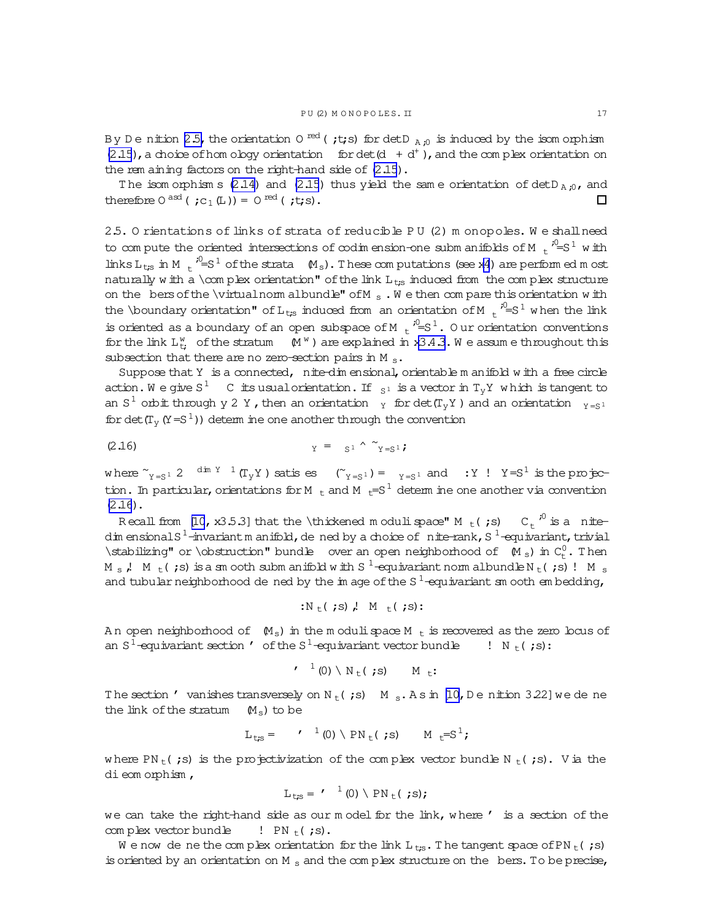By Definition 2.5, the orientation $O^{\text{red}}(\Omega;t;s)$ for $\det D_{A,\Phi}$ is induced by the isomorphism (2.15), a choice of homology orientation $\Omega$ for $\det(d^* + d^+)$, and the complex orientation on the remaining factors on the right-hand side of (2.15).

The isomorphisms (2.14) and (2.15) thus yield the same orientation of $\det D_{A,\Phi}$, and therefore $O^{\text{asd}}(\Omega;c_1(L)) = O^{\text{red}}(\Omega;t;s)$. □

**2.5. Orientations of links of strata of reducible PU(2) monopoles.** We shall need to compute the oriented intersections of codimension-one submanifolds of $\mathcal{M}_t^{*,0}/S^1$ with links $\mathbf{L}_{t,s}$ in $\mathcal{M}_t^{*,0}/S^1$ of the strata $\iota(M_s)$. These computations (see §4) are performed most naturally with a "complex orientation" of the link $\mathbf{L}_{t,s}$ induced from the complex structure on the fibers of the "virtual normal bundle" of $M_s$. We then compare this orientation with the "boundary orientation" of $\mathbf{L}_{t,s}$ induced from an orientation of $\mathcal{M}_t^{*,0}/S^1$ when the link is oriented as a boundary of an open subspace of $\mathcal{M}_t^{*,0}/S^1$. Our orientation conventions for the link $\mathbf{L}_{t,\kappa}^w$ of the stratum $\iota(M^w)$ are explained in §3.4.3. We assume throughout this subsection that there are no zero-section pairs in $\mathcal{M}_s$.

Suppose that $Y$ is a connected, finite-dimensional, orientable manifold with a free circle action. We give $S^1 \subset \mathbb{C}$ its usual orientation. If $\partial_{S^1}$ is a vector in $T_yY$ which is tangent to an $S^1$ orbit through $y \in Y$, then an orientation $\mathfrak{o}_Y$ for $\det(T_yY)$ and an orientation $\mathfrak{o}_{Y/S^1}$ for $\det(T_y(Y/S^1))$ determine one another through the convention

$$\mathfrak{o}_Y = \partial_{S^1} \wedge \tilde{\mathfrak{o}}_{Y/S^1}, \tag{2.16}$$

where $\tilde{\mathfrak{o}}_{Y/S^1} \in \Lambda^{\dim Y - 1}(T_yY)$ satisfies $\pi_*(\tilde{\mathfrak{o}}_{Y/S^1}) = \mathfrak{o}_{Y/S^1}$ and $\pi : Y \to Y/S^1$ is the projection. In particular, orientations for $\mathcal{M}_t$ and $\mathcal{M}_t/S^1$ determine one another via convention (2.16).

Recall from [10, §3.5.3] that the "thickened moduli space" $\bar{\mathcal{M}}_t(\Xi, s) \subset \mathcal{C}_t^{*,0}$ is a finite-dimensional $S^1$-invariant manifold, defined by a choice of finite-rank, $S^1$-equivariant, trivial "stabilizing" or "obstruction" bundle $\Xi$ over an open neighborhood of $\iota(M_s)$ in $\mathcal{C}_t^0$. Then $M_s \hookrightarrow \bar{\mathcal{M}}_t(\Xi, s)$ is a smooth submanifold with $S^1$-equivariant normal bundle $N_t(\Xi, s) \to M_s$ and tubular neighborhood defined by the image of the $S^1$-equivariant smooth embedding,

$$\gamma : N_t(\Xi, s) \hookrightarrow \bar{\mathcal{M}}_t(\Xi, s).$$

An open neighborhood of $\iota(M_s)$ in the moduli space $\mathcal{M}_t$ is recovered as the zero locus of an $S^1$-equivariant section $\varphi$ of the $S^1$-equivariant vector bundle $\Xi \to N_t(\Xi, s)$:

$$\varphi^{-1}(0) \cap N_t(\Xi, s) \subset \mathcal{M}_t.$$

The section $\varphi$ vanishes transversely on $N_t(\Xi, s) - M_s$. As in [10, Definition 3.22] we define the link of the stratum $\iota(M_s)$ to be

$$\mathbf{L}_{t,s} = \gamma\left(\varphi^{-1}(0) \cap \mathbf{P}N_t(\Xi, s)\right) \subset \mathcal{M}_t/S^1,$$

where $\mathbf{P}N_t(\Xi, s)$ is the projectivization of the complex vector bundle $N_t(\Xi, s)$. Via the diffeomorphism $\gamma$,

$$\mathbf{L}_{t,s} \cong \varphi^{-1}(0) \cap \mathbf{P}N_t(\Xi, s),$$

we can take the right-hand side as our model for the link, where $\varphi$ is a section of the complex vector bundle $\Xi \to \mathbf{P}N_t(\Xi, s)$.

We now define the complex orientation for the link $\mathbf{L}_{t,s}$. The tangent space of $\mathbf{P}N_t(\Xi, s)$ is oriented by an orientation on $M_s$ and the complex structure on the fibers. To be precise,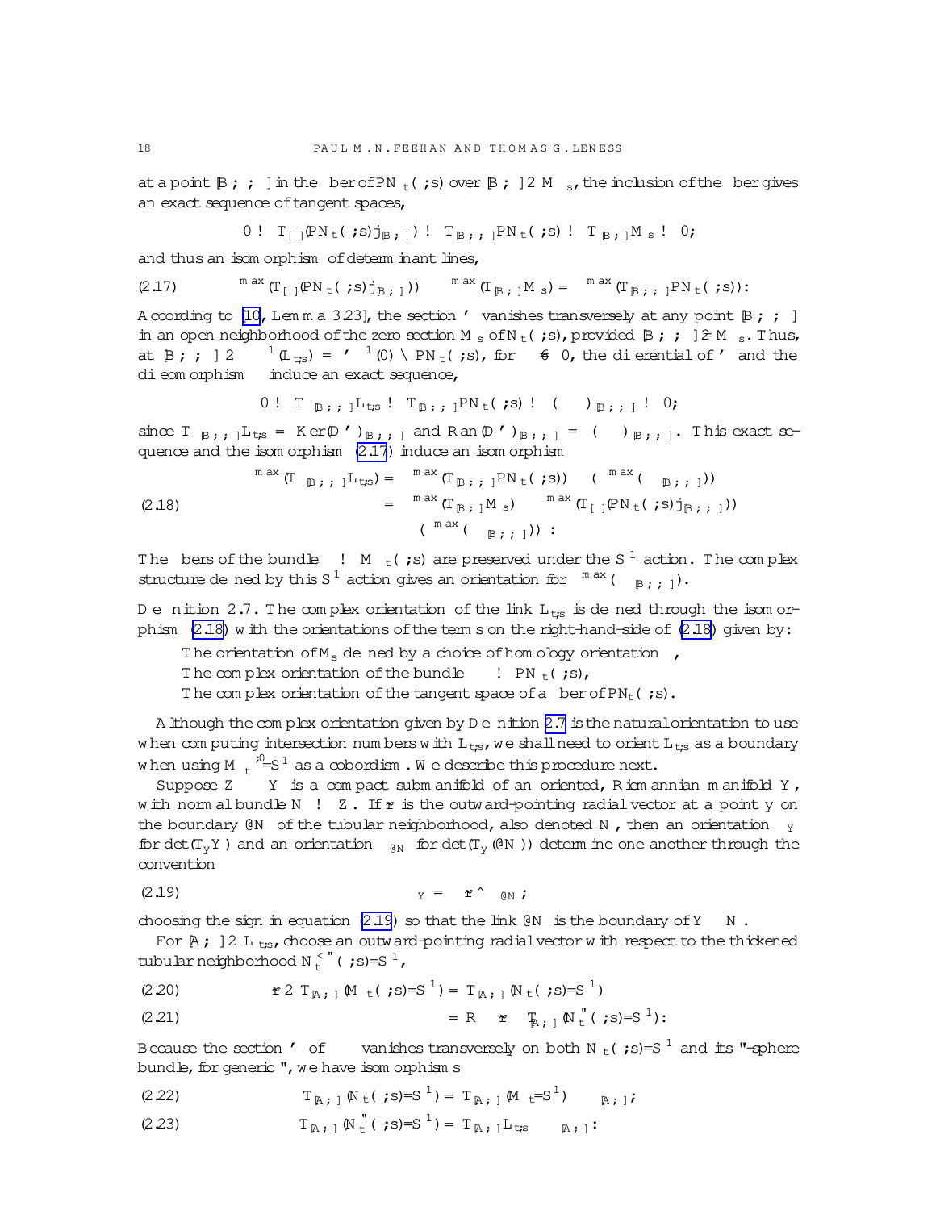at a point $[B,\Phi,\varphi]$ in the fiber of $\mathbf{P}N_t(\Xi,s)$ over $[B,\Phi] \in M_{\mathfrak{s}}$, the inclusion of the fiber gives an exact sequence of tangent spaces,

$$0 \to T_{[\varphi]}(\mathbf{P}N_t(\Xi,s)|_{[B,\Phi]}) \to T_{[B,\Phi,\varphi]}\mathbf{P}N_t(\Xi,s) \to T_{[B,\Phi]}M_{\mathfrak{s}} \to 0,$$

and thus an isomorphism of determinant lines,

$$\Lambda^{\max}(T_{[\varphi]}(\mathbf{P}N_t(\Xi,s)|_{[B,\Phi]})) \otimes \Lambda^{\max}(T_{[B,\Phi]}M_{\mathfrak{s}}) \cong \Lambda^{\max}(T_{[B,\Phi,\varphi]}\mathbf{P}N_t(\Xi,s)). \tag{2.17}$$

According to [10, Lemma 3.23], the section $\bar\varphi$ vanishes transversely at any point $[B,\Phi,\varphi]$ in an open neighborhood of the zero section $M_{\mathfrak{s}}$ of $N_t(\Xi,s)$, provided $[B,\Phi,\varphi] \not\in M_{\mathfrak{s}}$. Thus, at $[B,\Phi,\varphi] \in \gamma^{-1}(L_{t,\mathfrak{s}}) = \bar\varphi^{-1}(0) \cap \mathbf{P}N_t(\Xi,s)$, for $\varphi \neq 0$, the differential of $\bar\varphi$ and the diffeomorphism $\gamma$ induce an exact sequence,

$$0 \to T_{\gamma[B,\Phi,\varphi]}L_{t,\mathfrak{s}} \to T_{[B,\Phi,\varphi]}\mathbf{P}N_t(\Xi,s) \to (\Upsilon)_{[B,\Phi,\varphi]} \to 0,$$

since $T_{\gamma[B,\Phi,\varphi]}L_{t,\mathfrak{s}} = \operatorname{Ker}(D\bar\varphi)_{[B,\Phi,\varphi]}$ and $\operatorname{Ran}(D\bar\varphi)_{[B,\Phi,\varphi]} = (\Upsilon)_{[B,\Phi,\varphi]}$. This exact sequence and the isomorphism (2.17) induce an isomorphism

$$\begin{aligned} \Lambda^{\max}(T_{\gamma[B,\Phi,\varphi]}L_{t,\mathfrak{s}}) &\cong \Lambda^{\max}(T_{[B,\Phi,\varphi]}\mathbf{P}N_t(\Xi,s)) \otimes (\Lambda^{\max}(\Upsilon_{[B,\Phi,\varphi]}))^* \\ &\cong \Lambda^{\max}(T_{[B,\Phi]}M_{\mathfrak{s}}) \otimes \Lambda^{\max}(T_{[\varphi]}(\mathbf{P}N_t(\Xi,s)|_{[B,\Phi,\varphi]})) \\ &\quad \otimes (\Lambda^{\max}(\Upsilon_{[B,\Phi,\varphi]}))^*. \end{aligned} \tag{2.18}$$

The fibers of the bundle $\Upsilon \to M_t(\Xi,s)$ are preserved under the $S^1$ action. The complex structure defined by this $S^1$ action gives an orientation for $\Lambda^{\max}(\Upsilon_{[B,\Phi,\varphi]})$.

**Definition 2.7.** The complex orientation of the link $L_{t,\mathfrak{s}}$ is defined through the isomorphism (2.18) with the orientations of the terms on the right-hand-side of (2.18) given by:

- The orientation of $M_{\mathfrak{s}}$ defined by a choice of homology orientation $\Omega$,
- The complex orientation of the bundle $\Upsilon \to \mathbf{P}N_t(\Xi,s)$,
- The complex orientation of the tangent space of a fiber of $\mathbf{P}N_t(\Xi,s)$.

Although the complex orientation given by Definition 2.7 is the natural orientation to use when computing intersection numbers with $L_{t,\mathfrak{s}}$, we shall need to orient $L_{t,\mathfrak{s}}$ as a boundary when using $M_t^{*,0}/S^1$ as a cobordism. We describe this procedure next.

Suppose $Z \subset Y$ is a compact submanifold of an oriented, Riemannian manifold $Y$, with normal bundle $N \to Z$. If $\vec{r}$ is the outward-pointing radial vector at a point $y$ on the boundary $\partial N$ of the tubular neighborhood, also denoted $N$, then an orientation $\mathcal{O}_Y$ for $\det(T_yY)$ and an orientation $\mathcal{O}_{\partial N}$ for $\det(T_y(\partial N))$ determine one another through the convention

$$\mathcal{O}_Y = -\vec{r} \wedge \mathcal{O}_{\partial N}, \tag{2.19}$$

choosing the sign in equation (2.19) so that the link $\partial N$ is the boundary of $Y - N$.

For $[A,\Phi] \in L_{t,\mathfrak{s}}$, choose an outward-pointing radial vector with respect to the thickened tubular neighborhood $N_t^{<\varepsilon}(\Xi,s)/S^1$,

$$\begin{aligned} \vec{r} \in T_{[A,\Phi]}(M_t(\Xi,s)/S^1) &= T_{[A,\Phi]}(N_t(\Xi,s)/S^1) \\ &= \mathbb{R}\vec{r} \oplus T_{[A,\Phi]}(N_t^{\varepsilon}(\Xi,s)/S^1). \end{aligned} \tag{2.20, 2.21}$$

Because the section $\bar\varphi$ of $\Upsilon$ vanishes transversely on both $N_t(\Xi,s)/S^1$ and its $\varepsilon$-sphere bundle, for generic $\varepsilon$, we have isomorphisms

$$T_{[A,\Phi]}(N_t(\Xi,s)/S^1) \cong T_{[A,\Phi]}(M_t/S^1) \oplus \Upsilon_{[A,\Phi]}, \tag{2.22}$$

$$T_{[A,\Phi]}(N_t^{\varepsilon}(\Xi,s)/S^1) \cong T_{[A,\Phi]}L_{t,\mathfrak{s}} \oplus \Upsilon_{[A,\Phi]}. \tag{2.23}$$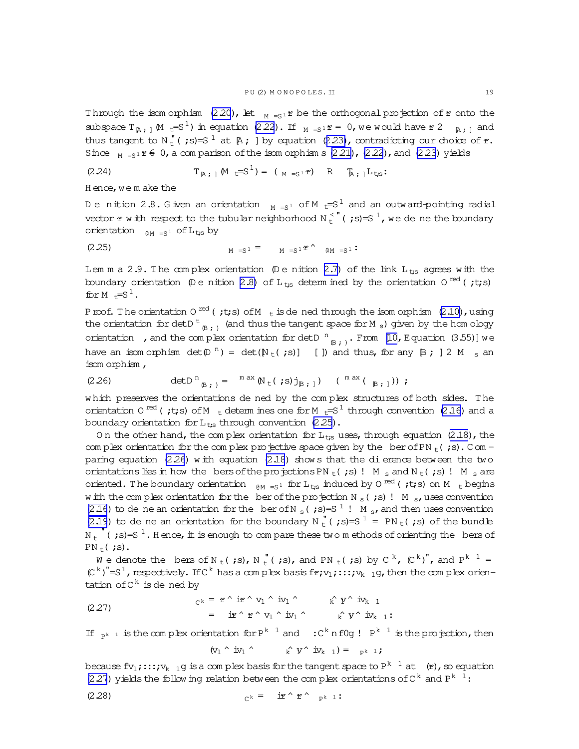Through the isomorphism (2.20), let $\Pi_{M/S^1}\vec{r}$ be the orthogonal projection of $\vec{r}$ onto the subspace $T_{[A,\Phi]}(M_t/S^1)$ in equation (2.22). If $\Pi_{M/S^1}\vec{r} = 0$, we would have $\vec{r} \in \Xi_{[A,\Phi]}$ and thus tangent to $N_t^{\varepsilon}(\Xi;s)/S^1$ at $[A,\Phi]$ by equation (2.23), contradicting our choice of $\vec{r}$. Since $\Pi_{M/S^1}\vec{r} \neq 0$, a comparison of the isomorphisms (2.21), (2.22), and (2.23) yields

$$
(2.24) \qquad T_{[A,\Phi]}(M_t/S^1) = (\Pi_{M/S^1}\vec{r}) \cdot \mathbb{R} \oplus T_{[A,\Phi]}L_{t,s}.
$$

Hence, we make the

**Definition 2.8.** Given an orientation $\Omega_{M/S^1}$ of $M_t/S^1$ and an outward-pointing radial vector $\vec{r}$ with respect to the tubular neighborhood $N_t^{<\varepsilon}(\Xi;s)/S^1$, we define the boundary orientation $\Omega_{\partial M/S^1}$ of $L_{t,s}$ by

$$
(2.25) \qquad \Omega_{M/S^1} = \Pi_{M/S^1}\vec{r} \wedge \Omega_{\partial M/S^1}.
$$

**Lemma 2.9.** *The complex orientation (Definition 2.7) of the link $L_{t,s}$ agrees with the boundary orientation (Definition 2.8) of $L_{t,s}$ determined by the orientation $O^{\mathrm{red}}(\Xi;t,s)$ for $M_t/S^1$.*

*Proof.* The orientation $O^{\mathrm{red}}(\Xi;t,s)$ of $M_t$ is defined through the isomorphism (2.10), using the orientation for $\det D^t_{(B,\Psi)}$ (and thus the tangent space for $M_s$) given by the homology orientation $\Omega$, and the complex orientation for $\det D^n_{(B,\Psi)}$. From [10, Equation (3.55)] we have an isomorphism $\det(D^n) \cong \det([N_t(\Xi;s)] - [\mathbb{C}])$ and thus, for any $[B,\Psi] \in M_s$ an isomorphism,

$$
(2.26) \qquad \det D^n_{(B,\Psi)} \cong \Lambda^{\max}(N_t(\Xi;s)|_{[B,\Psi]}) \otimes (\Lambda^{\max}(\mathbb{C}_{[B,\Psi]}))^*,
$$

which preserves the orientations defined by the complex structures of both sides. The orientation $O^{\mathrm{red}}(\Xi;t,s)$ of $M_t$ determines one for $M_t/S^1$ through convention (2.16) and a boundary orientation for $L_{t,s}$ through convention (2.25).

On the other hand, the complex orientation for $L_{t,s}$ uses, through equation (2.18), the complex orientation for the complex projective space given by the fiber of $\mathbb{P}N_t(\Xi;s)$. Comparing equation (2.26) with equation (2.18) shows that the difference between the two orientations lies in how the fibers of the projections $\mathbb{P}N_t(\Xi;s) \to M_s$ and $N_t(\Xi;s) \to M_s$ are oriented. The boundary orientation $\Omega_{\partial M/S^1}$ for $L_{t,s}$ induced by $O^{\mathrm{red}}(\Xi;t,s)$ on $M_t$ begins with the complex orientation for the fiber of the projection $N_s(\Xi;s) \to M_s$, uses convention (2.16) to define an orientation for the fiber of $N_s(\Xi;s)/S^1 \to M_s$, and then uses convention (2.19) to define an orientation for the boundary $N_t^{\varepsilon}(\Xi;s)/S^1 = \mathbb{P}N_t(\Xi;s)$ of the bundle $N_t^{\varepsilon}(\Xi;s)/S^1$. Hence, it is enough to compare these two methods of orienting the fibers of $\mathbb{P}N_t(\Xi;s)$.

We denote the fibers of $N_t(\Xi;s)$, $N_t^{\varepsilon}(\Xi;s)$, and $\mathbb{P}N_t(\Xi;s)$ by $\mathbb{C}^k$, $(\mathbb{C}^k)^{\varepsilon}$, and $\mathbb{P}^{k-1} = (\mathbb{C}^k)^{\varepsilon}/S^1$, respectively. If $\mathbb{C}^k$ has a complex basis $\{\vec{r}, v_1, \dots, v_{k-1}\}$, then the complex orientation of $\mathbb{C}^k$ is defined by

$$
(2.27) \qquad
\begin{aligned}
\Omega_{\mathbb{C}^k} &= \vec{r} \wedge i\vec{r} \wedge v_1 \wedge iv_1 \wedge \cdots \wedge v_{k-1} \wedge iv_{k-1} \\
&= -i\vec{r} \wedge \vec{r} \wedge v_1 \wedge iv_1 \wedge \cdots \wedge v_{k-1} \wedge iv_{k-1}.
\end{aligned}
$$

If $\Omega_{\mathbb{P}^{k-1}}$ is the complex orientation for $\mathbb{P}^{k-1}$ and $\pi : \mathbb{C}^k \setminus \{0\} \to \mathbb{P}^{k-1}$ is the projection, then

$$
\pi_*(v_1 \wedge iv_1 \wedge \cdots \wedge v_{k-1} \wedge iv_{k-1}) = \Omega_{\mathbb{P}^{k-1}},
$$

because $\{v_1, \dots, v_{k-1}\}$ is a complex basis for the tangent space to $\mathbb{P}^{k-1}$ at $\pi(\vec{r})$, so equation (2.27) yields the following relation between the complex orientations of $\mathbb{C}^k$ and $\mathbb{P}^{k-1}$:

$$
(2.28) \qquad \Omega_{\mathbb{C}^k} = -i\vec{r} \wedge \vec{r} \wedge \Omega_{\mathbb{P}^{k-1}}.
$$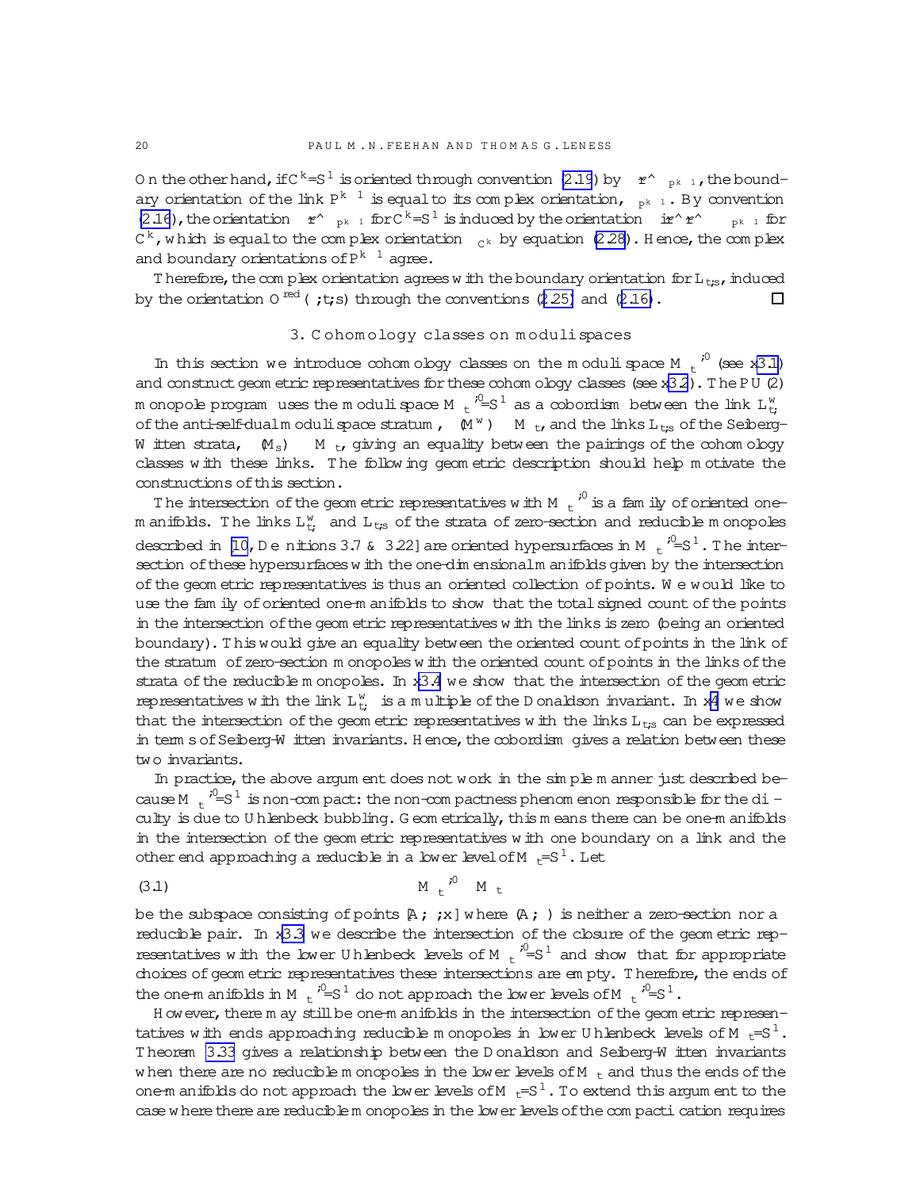On the other hand, if $\mathbf{C}^k/S^1$ is oriented through convention (2.19) by $\mathbf{r}^\wedge \mathcal{O}_{\mathbb{P}^{k-1}}$, the boundary orientation of the link $\mathbb{P}^{k-1}$ is equal to its complex orientation, $\mathcal{O}_{\mathbb{P}^{k-1}}$. By convention (2.16), the orientation $\mathbf{r}^\wedge \mathcal{O}_{\mathbb{P}^{k-1}}$ for $\mathbf{C}^k/S^1$ is induced by the orientation $i\mathbf{r}^\wedge \mathbf{r}^\wedge \mathcal{O}_{\mathbb{P}^{k-1}}$ for $\mathbf{C}^k$, which is equal to the complex orientation $\mathcal{O}_{\mathbf{C}^k}$ by equation (2.28). Hence, the complex and boundary orientations of $\mathbb{P}^{k-1}$ agree.

Therefore, the complex orientation agrees with the boundary orientation for $\mathbf{L}_{\mathfrak{t},\mathfrak{s}}$, induced by the orientation $\mathcal{O}^{\mathrm{red}}(\Lambda;\mathfrak{t},\mathfrak{s})$ through the conventions (2.25) and (2.16). $\square$

## 3. Cohomology classes on moduli spaces

In this section we introduce cohomology classes on the moduli space $\mathcal{M}_{\mathfrak{t}}^{*,0}$ (see §3.1) and construct geometric representatives for these cohomology classes (see §3.2). The PU(2) monopole program uses the moduli space $\mathcal{M}_{\mathfrak{t}}^{*,0}/S^1$ as a cobordism between the link $\mathbf{L}_{\mathfrak{t},\kappa}^w$ of the anti-self-dual moduli space stratum, $\iota(M^w_\kappa) \subset \mathcal{M}_{\mathfrak{t}}$, and the links $\mathbf{L}_{\mathfrak{t},\mathfrak{s}}$ of the Seiberg-Witten strata, $\iota(M_{\mathfrak{s}}) \subset \mathcal{M}_{\mathfrak{t}}$, giving an equality between the pairings of the cohomology classes with these links. The following geometric description should help motivate the constructions of this section.

The intersection of the geometric representatives with $\mathcal{M}_{\mathfrak{t}}^{*,0}$ is a family of oriented one-manifolds. The links $\mathbf{L}_{\mathfrak{t},\kappa}^w$ and $\mathbf{L}_{\mathfrak{t},\mathfrak{s}}$ of the strata of zero-section and reducible monopoles described in [10, Definitions 3.7 & 3.22] are oriented hypersurfaces in $\mathcal{M}_{\mathfrak{t}}^{*,0}/S^1$. The intersection of these hypersurfaces with the one-dimensional manifolds given by the intersection of the geometric representatives is thus an oriented collection of points. We would like to use the family of oriented one-manifolds to show that the total signed count of the points in the intersection of the geometric representatives with the links is zero (being an oriented boundary). This would give an equality between the oriented count of points in the link of the stratum of zero-section monopoles with the oriented count of points in the links of the strata of the reducible monopoles. In §3.4 we show that the intersection of the geometric representatives with the link $\mathbf{L}_{\mathfrak{t},\kappa}^w$ is a multiple of the Donaldson invariant. In §4 we show that the intersection of the geometric representatives with the links $\mathbf{L}_{\mathfrak{t},\mathfrak{s}}$ can be expressed in terms of Seiberg-Witten invariants. Hence, the cobordism gives a relation between these two invariants.

In practice, the above argument does not work in the simple manner just described because $\mathcal{M}_{\mathfrak{t}}^{*,0}/S^1$ is non-compact: the non-compactness phenomenon responsible for the difficulty is due to Uhlenbeck bubbling. Geometrically, this means there can be one-manifolds in the intersection of the geometric representatives with one boundary on a link and the other end approaching a reducible in a lower level of $\bar{\mathcal{M}}_{\mathfrak{t}}/S^1$. Let

$$
\mathcal{M}_{\mathfrak{t}}^{*,0} \subset \mathcal{M}_{\mathfrak{t}} \tag{3.1}
$$

be the subspace consisting of points $[A,\Phi,x]$ where $(A,\Phi)$ is neither a zero-section nor a reducible pair. In §3.3 we describe the intersection of the closure of the geometric representatives with the lower Uhlenbeck levels of $\bar{\mathcal{M}}_{\mathfrak{t}}^{*,0}/S^1$ and show that for appropriate choices of geometric representatives these intersections are empty. Therefore, the ends of the one-manifolds in $\mathcal{M}_{\mathfrak{t}}^{*,0}/S^1$ do not approach the lower levels of $\bar{\mathcal{M}}_{\mathfrak{t}}^{*,0}/S^1$.

However, there may still be one-manifolds in the intersection of the geometric representatives with ends approaching reducible monopoles in lower Uhlenbeck levels of $\bar{\mathcal{M}}_{\mathfrak{t}}/S^1$. Theorem 3.33 gives a relationship between the Donaldson and Seiberg-Witten invariants when there are no reducible monopoles in the lower levels of $\bar{\mathcal{M}}_{\mathfrak{t}}$ and thus the ends of the one-manifolds do not approach the lower levels of $\bar{\mathcal{M}}_{\mathfrak{t}}/S^1$. To extend this argument to the case where there are reducible monopoles in the lower levels of the compactification requires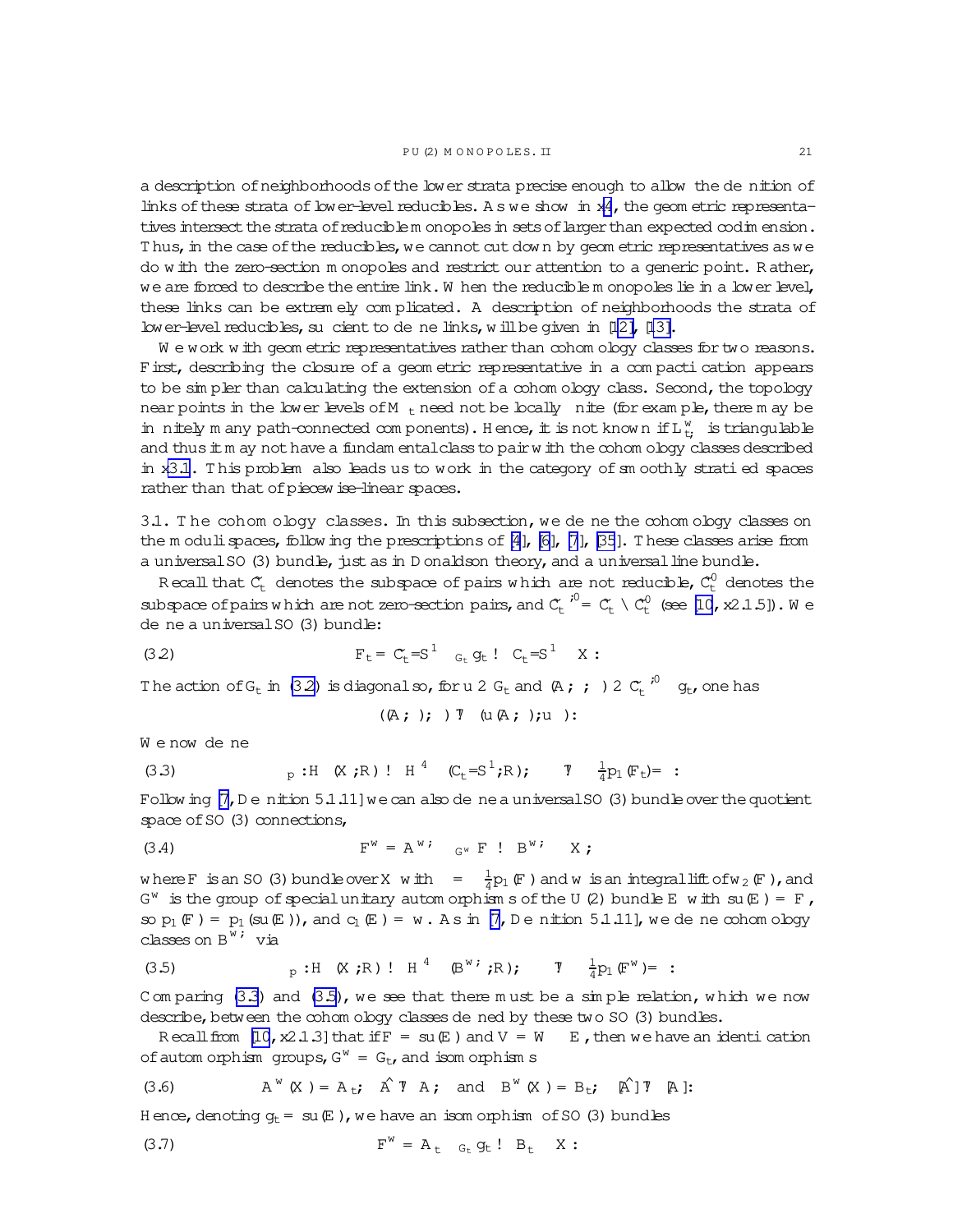a description of neighborhoods of the lower strata precise enough to allow the definition of links of these strata of lower-level reducibles. As we show in §4, the geometric representatives intersect the strata of reducible monopoles in sets of larger than expected codimension. Thus, in the case of the reducibles, we cannot cut down by geometric representatives as we do with the zero-section monopoles and restrict our attention to a generic point. Rather, we are forced to describe the entire link. When the reducible monopoles lie in a lower level, these links can be extremely complicated. A description of neighborhoods the strata of lower-level reducibles, sufficient to define links, will be given in [12], [13].

We work with geometric representatives rather than cohomology classes for two reasons. First, describing the closure of a geometric representative in a compactification appears to be simpler than calculating the extension of a cohomology class. Second, the topology near points in the lower levels of $\bar{M}_t$ need not be locally finite (for example, there may be infinitely many path-connected components). Hence, it is not known if $\bar{L}^w_{t,\kappa}$ is triangulable and thus it may not have a fundamental class to pair with the cohomology classes described in §3.1. This problem also leads us to work in the category of smoothly stratified spaces rather than that of piecewise-linear spaces.

**3.1. The cohomology classes.** In this subsection, we define the cohomology classes on the moduli spaces, following the prescriptions of [4], [6], [7], [35]. These classes arise from a universal $SO(3)$ bundle, just as in Donaldson theory, and a universal line bundle.

Recall that $\mathcal{C}^*_t$ denotes the subspace of pairs which are not reducible, $\mathcal{C}^0_t$ denotes the subspace of pairs which are not zero-section pairs, and $\mathcal{C}^{*,0}_t = \mathcal{C}^*_t \cap \mathcal{C}^0_t$ (see [10, §2.1.5]). We define a universal $SO(3)$ bundle:

$$\mathbb{F}_t = \mathcal{C}^*_t/S^1 \times_{\mathcal{G}_t} \mathfrak{g}_t \to \mathcal{C}_t/S^1 \times X. \tag{3.2}$$

The action of $\mathcal{G}_t$ in (3.2) is diagonal so, for $u \in \mathcal{G}_t$ and $(A,\Phi,\xi) \in \mathcal{C}^{*,0}_t \times \mathfrak{g}_t$, one has

$$((A,\Phi),\xi) \mapsto (u(A,\Phi), u\xi u^{-1}).$$

We now define

$$\mu_p : H_\bullet(X;\mathbb{R}) \to H^{4-\bullet}(\mathcal{C}_t/S^1;\mathbb{R}), \qquad \beta \mapsto -\tfrac{1}{4}p_1(\mathbb{F}_t)/\beta. \tag{3.3}$$

Following [7, Definition 5.1.11] we can also define a universal $SO(3)$ bundle over the quotient space of $SO(3)$ connections,

$$\mathbb{F}^w = \mathcal{A}^{w,*}_\kappa \times_{\mathcal{G}^w_\kappa} F \to \mathcal{B}^{w,*}_\kappa \times X, \tag{3.4}$$

where $F$ is an $SO(3)$ bundle over $X$ with $\kappa = -\frac{1}{4}p_1(F)$ and $w$ is an integral lift of $w_2(F)$, and $\mathcal{G}^w_\kappa$ is the group of special unitary automorphisms of the $U(2)$ bundle $E$ with $\mathfrak{su}(E) = F$, so $p_1(F) = p_1(\mathfrak{su}(E))$, and $c_1(E) = w$. As in [7, Definition 5.1.11], we define cohomology classes on $\mathcal{B}^{w,*}_\kappa$ via

$$\mu_p : H_\bullet(X;\mathbb{R}) \to H^{4-\bullet}(\mathcal{B}^{w,*}_\kappa;\mathbb{R}), \qquad \beta \mapsto -\tfrac{1}{4}p_1(\mathbb{F}^w)/\beta. \tag{3.5}$$

Comparing (3.3) and (3.5), we see that there must be a simple relation, which we now describe, between the cohomology classes defined by these two $SO(3)$ bundles.

Recall from [10, §2.1.3] that if $F = \mathfrak{su}(E)$ and $V = W \otimes E$, then we have an identification of automorphism groups, $\mathcal{G}^w_\kappa = \mathcal{G}_t$, and isomorphisms

$$\mathcal{A}^w_\kappa(X) = \mathcal{A}_t, \quad \hat{A} \mapsto A, \quad \text{and} \quad \mathcal{B}^w_\kappa(X) = \mathcal{B}_t, \quad [\hat{A}] \mapsto [A]. \tag{3.6}$$

Hence, denoting $\mathfrak{g}_t = \mathfrak{su}(E)$, we have an isomorphism of $SO(3)$ bundles

$$\mathbb{F}^w = \mathcal{A}^*_t \times_{\mathcal{G}_t} \mathfrak{g}_t \to \mathcal{B}^*_t \times X. \tag{3.7}$$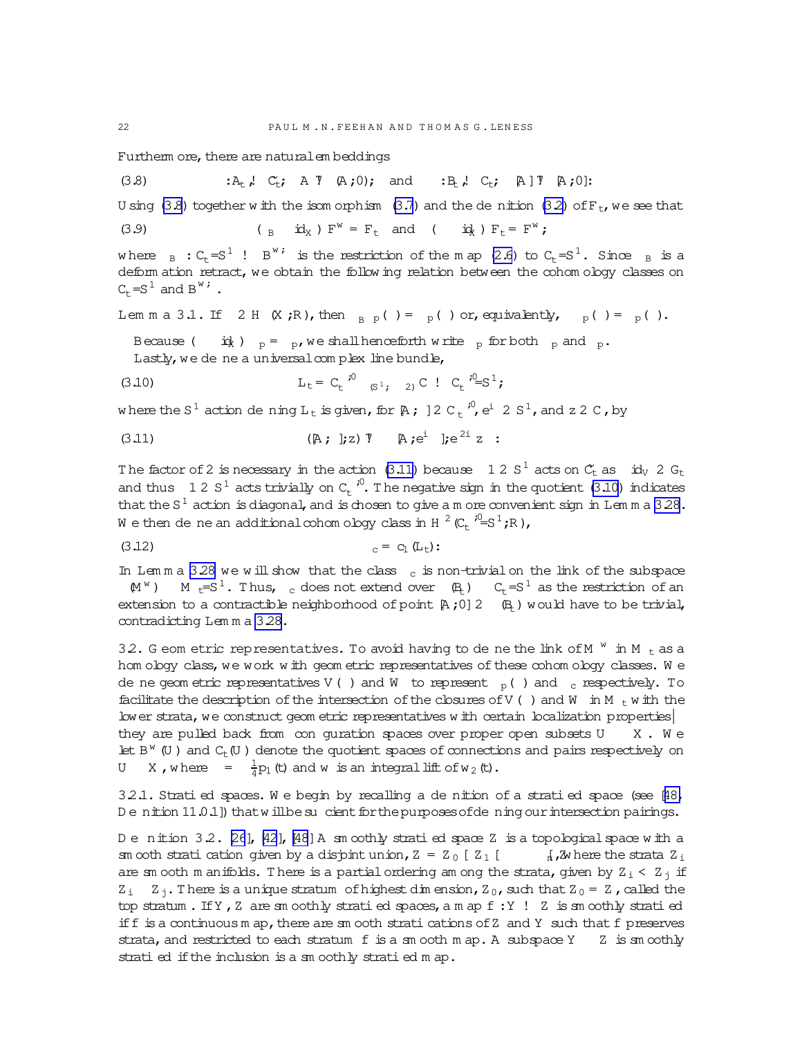Furthermore, there are natural embeddings

$$\iota : \mathcal{A}_t \hookrightarrow \mathcal{C}_t, \quad A \mapsto (A, 0), \quad \text{and} \quad \iota : \mathcal{B}_t \hookrightarrow \mathcal{C}_t, \quad [A] \mapsto [A, 0]. \tag{3.8}$$

Using (3.8) together with the isomorphism (3.7) and the definition (3.2) of $\mathbb{F}_t$, we see that

$$(\pi_B \times \mathrm{id}_X)^* \mathbb{F}^w = \mathbb{F}_t \quad \text{and} \quad (\iota \times \mathrm{id}_X)^* \mathbb{F}_t = \mathbb{F}^w, \tag{3.9}$$

where $\pi_B : \mathcal{C}_t/S^1 \to \mathcal{B}^{w,\ast}$ is the restriction of the map (2.6) to $\mathcal{C}_t/S^1$. Since $\pi_B$ is a deformation retract, we obtain the following relation between the cohomology classes on $\mathcal{C}_t/S^1$ and $\mathcal{B}^{w,\ast}$.

**Lemma 3.1.** If $\beta \in H_\bullet(X;\mathbb{R})$, then $\pi_B^* \mu_p(\beta) = \mu_p(\beta)$ or, equivalently, $\iota^* \mu_p(\beta) = \mu_p(\beta)$.

Because $(\iota \times \mathrm{id}_X)^* \mu_p = \mu_p$, we shall henceforth write $\mu_p$ for both $\mu_p$ and $\mu_p$.

Lastly, we define a universal complex line bundle,

$$\mathbb{L}_t = \mathcal{C}_t^{\ast,0} \times_{(S^1,\times -2)} \mathbb{C} \to \mathcal{C}_t^{\ast,0}/S^1, \tag{3.10}$$

where the $S^1$ action defining $\mathbb{L}_t$ is given, for $[A,\Phi] \in \mathcal{C}_t^{\ast,0}$, $e^{i\theta} \in S^1$, and $z \in \mathbb{C}$, by

$$([A,\Phi], z) \mapsto \left([A, e^{i\theta}\Phi], e^{-2i\theta} z\right). \tag{3.11}$$

The factor of 2 is necessary in the action (3.11) because $-1 \in S^1$ acts on $\tilde{\mathcal{C}}_t$ as $-\mathrm{id}_V \in \mathcal{G}_t$ and thus $-1 \in S^1$ acts trivially on $\mathcal{C}_t^{\ast,0}$. The negative sign in the quotient (3.10) indicates that the $S^1$ action is diagonal, and is chosen to give a more convenient sign in Lemma 3.28. We then define an additional cohomology class in $H^2(\mathcal{C}_t^{\ast,0}/S^1;\mathbb{R})$,

$$\mu_c = c_1(\mathbb{L}_t). \tag{3.12}$$

In Lemma 3.28 we will show that the class $\mu_c$ is non-trivial on the link of the subspace $\iota(M^w) \subset \mathcal{M}_t/S^1$. Thus, $\mu_c$ does not extend over $\iota(\mathcal{B}_t) \subset \mathcal{C}_t/S^1$ as the restriction of an extension to a contractible neighborhood of point $[A,0] \in \iota(\mathcal{B}_t)$ would have to be trivial, contradicting Lemma 3.28.

## 3.2. Geometric representatives.

To avoid having to define the link of $M^w$ in $\mathcal{M}_t$ as a homology class, we work with geometric representatives of these cohomology classes. We define geometric representatives $\mathcal{V}(\beta)$ and $\mathcal{W}$ to represent $\mu_p(\beta)$ and $\mu_c$ respectively. To facilitate the description of the intersection of the closures of $\mathcal{V}(\beta)$ and $\mathcal{W}$ in $\mathcal{M}_t$ with the lower strata, we construct geometric representatives with certain localization properties—they are pulled back from configuration spaces over proper open subsets $U \subset X$. We let $\mathcal{B}^w_\kappa(U)$ and $\mathcal{C}_t(U)$ denote the quotient spaces of connections and pairs respectively on $U \subset X$, where $\kappa = -\frac{1}{4}p_1(\mathfrak{t})$ and $w$ is an integral lift of $w_2(\mathfrak{t})$.

### 3.2.1. Stratified spaces.

We begin by recalling a definition of a stratified space (see [48, Definition 11.0.1]) that will be sufficient for the purposes of defining our intersection pairings.

**Definition 3.2.** [26], [42], [48] A smoothly stratified space $Z$ is a topological space with a smooth stratification given by a disjoint union, $Z = Z_0 \cup Z_1 \cup \cdots \cup Z_r$, where the strata $Z_i$ are smooth manifolds. There is a partial ordering among the strata, given by $Z_i < Z_j$ if $Z_i \subset \bar{Z}_j$. There is a unique stratum of highest dimension, $Z_0$, such that $\bar{Z}_0 = Z$, called the top stratum. If $Y, Z$ are smoothly stratified spaces, a map $f : Y \to Z$ is smoothly stratified iff $f$ is a continuous map, there are smooth stratifications of $Z$ and $Y$ such that $f$ preserves strata, and restricted to each stratum $f$ is a smooth map. A subspace $Y \subset Z$ is smoothly stratified if the inclusion is a smoothly stratified map.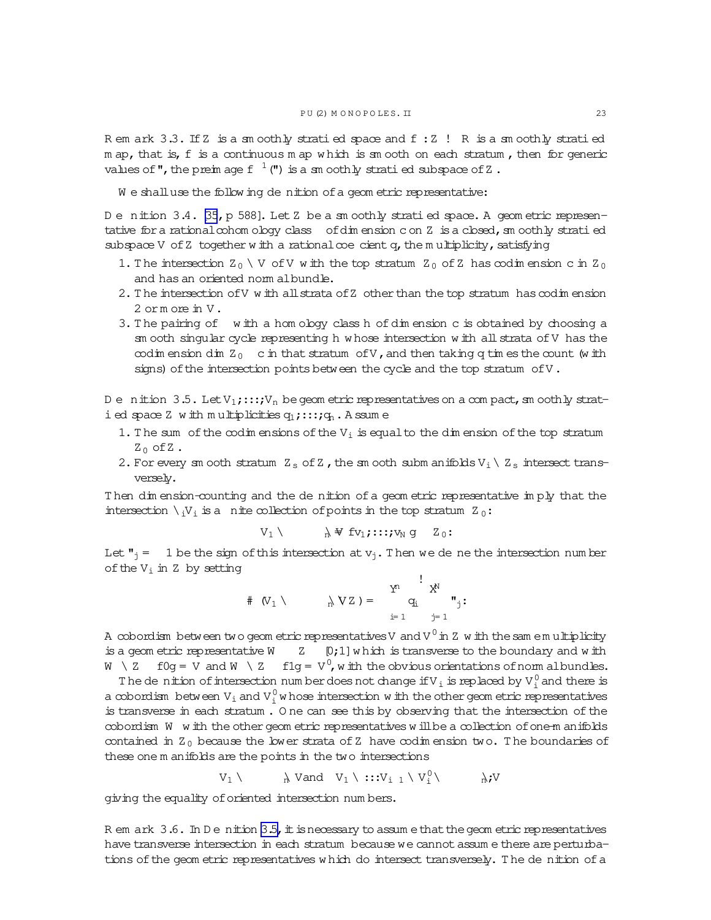**Remark 3.3.** If $Z$ is a smoothly stratified space and $f : Z \to \mathbb{R}$ is a smoothly stratified map, that is, $f$ is a continuous map which is smooth on each stratum, then for generic values of $\varepsilon$, the preimage $f^{-1}(\varepsilon)$ is a smoothly stratified subspace of $Z$.

We shall use the following definition of a geometric representative:

**Definition 3.4.** [35, p 588]. Let $Z$ be a smoothly stratified space. A geometric representative for a rational cohomology class $\omega$ of dimension $c$ on $Z$ is a closed, smoothly stratified subspace $V$ of $Z$ together with a rational coefficient $q$, the multiplicity, satisfying

1. The intersection $Z_0 \cap V$ of $V$ with the top stratum $Z_0$ of $Z$ has codimension $c$ in $Z_0$ and has an oriented normal bundle.
2. The intersection of $V$ with all strata of $Z$ other than the top stratum has codimension 2 or more in $V$.
3. The pairing of $\omega$ with a homology class $h$ of dimension $c$ is obtained by choosing a smooth singular cycle representing $h$ whose intersection with all strata of $V$ has the codimension $\dim Z_0 - c$ in that stratum of $V$, and then taking $q$ times the count (with signs) of the intersection points between the cycle and the top stratum of $V$.

**Definition 3.5.** Let $V_1, \dots, V_n$ be geometric representatives on a compact, smoothly stratified space $Z$ with multiplicities $q_1, \dots, q_n$. Assume

1. The sum of the codimensions of the $V_i$ is equal to the dimension of the top stratum $Z_0$ of $Z$.
2. For every smooth stratum $Z_s$ of $Z$, the smooth submanifolds $V_i \cap Z_s$ intersect transversely.

Then dimension-counting and the definition of a geometric representative imply that the intersection $\cap_i V_i$ is a finite collection of points in the top stratum $Z_0$:

$$V_1 \cap \cdots \cap V_n = \{v_1, \dots, v_N\} \subset Z_0.$$

Let $\varepsilon_j = \pm 1$ be the sign of this intersection at $v_j$. Then we define the intersection number of the $V_i$ in $Z$ by setting

$$\#(V_1 \cap \cdots \cap V_n \cap Z) = \left(\prod_{i=1}^{n} q_i\right) \sum_{j=1}^{N} \varepsilon_j.$$

A cobordism between two geometric representatives $V$ and $V'$ in $Z$ with the same multiplicity is a geometric representative $W \subset Z \times [0,1]$ which is transverse to the boundary and with $W \cap Z \times \{0\} = V$ and $W \cap Z \times \{1\} = V'$, with the obvious orientations of normal bundles.

The definition of intersection number does not change if $V_i$ is replaced by $V_i'$ and there is a cobordism between $V_i$ and $V_i'$ whose intersection with the other geometric representatives is transverse in each stratum. One can see this by observing that the intersection of the cobordism $W$ with the other geometric representatives will be a collection of one-manifolds contained in $Z_0$ because the lower strata of $Z$ have codimension two. The boundaries of these one manifolds are the points in the two intersections

$$V_1 \cap \cdots \cap V_n \quad \text{and} \quad V_1 \cap \dots V_{i-1} \cap V_i' \cap \cdots \cap V_n,$$

giving the equality of oriented intersection numbers.

**Remark 3.6.** In Definition 3.5, it is necessary to assume that the geometric representatives have transverse intersection in each stratum because we cannot assume there are perturbations of the geometric representatives which do intersect transversely. The definition of a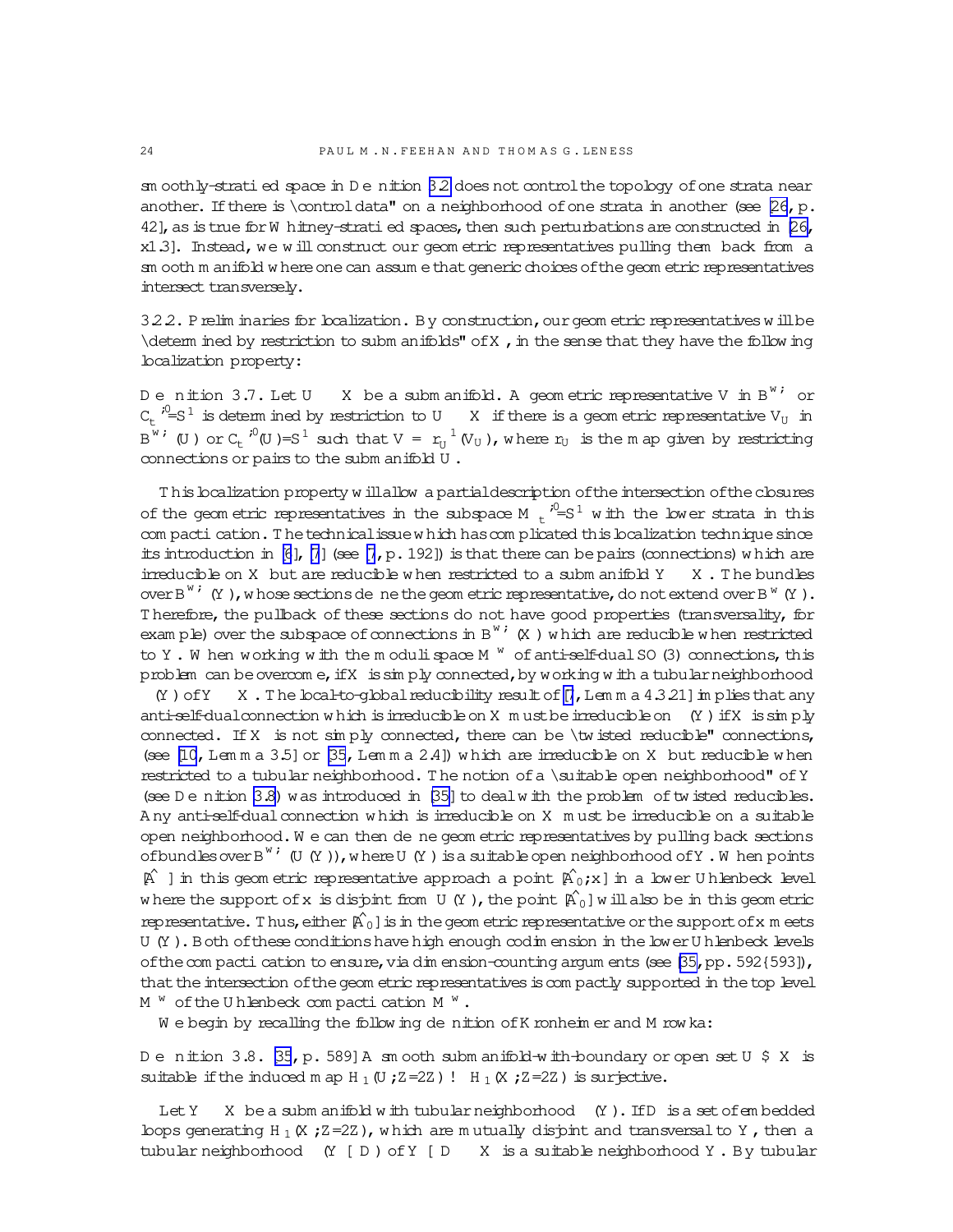smoothly-stratified space in Definition 3.2 does not control the topology of one strata near another. If there is "control data" on a neighborhood of one strata in another (see [26, p. 42], as is true for Whitney-stratified spaces, then such perturbations are constructed in [26, §1.3]. Instead, we will construct our geometric representatives pulling them back from a smooth manifold where one can assume that generic choices of the geometric representatives intersect transversely.

3.2.2. *Preliminaries for localization.* By construction, our geometric representatives will be "determined by restriction to submanifolds" of $X$, in the sense that they have the following localization property:

**Definition 3.7.** Let $U \subset X$ be a submanifold. A geometric representative $\mathcal{V}$ in $\mathcal{B}^{w,*}$ or $\mathcal{C}_t^{*,0}/S^1$ is *determined by restriction to* $U \subset X$ if there is a geometric representative $\mathcal{V}_U$ in $\mathcal{B}^{w,*}(U)$ or $\mathcal{C}_t^{*,0}(U)/S^1$ such that $\mathcal{V} = r_U^{-1}(\mathcal{V}_U)$, where $r_U$ is the map given by restricting connections or pairs to the submanifold $U$.

This localization property will allow a partial description of the intersection of the closures of the geometric representatives in the subspace $\bar{\mathcal{M}}_t^{*,0}/S^1$ with the lower strata in this compactification. The technical issue which has complicated this localization technique since its introduction in [6], [7] (see [7, p. 192]) is that there can be pairs (connections) which are irreducible on $X$ but are reducible when restricted to a submanifold $Y \subset X$. The bundles over $\mathcal{B}^{w,*}(Y)$, whose sections define the geometric representative, do not extend over $\mathcal{B}^w(Y)$. Therefore, the pullback of these sections do not have good properties (transversality, for example) over the subspace of connections in $\mathcal{B}^{w,*}(X)$ which are reducible when restricted to $Y$. When working with the moduli space $M^w$ of anti-self-dual $SO(3)$ connections, this problem can be overcome, if $X$ is simply connected, by working with a tubular neighborhood $\nu(Y)$ of $Y \subset X$. The local-to-global reducibility result of [7, Lemma 4.3.21] implies that any anti-self-dual connection which is irreducible on $X$ must be irreducible on $\nu(Y)$ if $X$ is simply connected. If $X$ is not simply connected, there can be "twisted reducible" connections, (see [10, Lemma 3.5] or [35, Lemma 2.4]) which are irreducible on $X$ but reducible when restricted to a tubular neighborhood. The notion of a "suitable open neighborhood" of $Y$ (see Definition 3.8) was introduced in [35] to deal with the problem of twisted reducibles. Any anti-self-dual connection which is irreducible on $X$ must be irreducible on a suitable open neighborhood. We can then define geometric representatives by pulling back sections of bundles over $\mathcal{B}^{w,*}(U(Y))$, where $U(Y)$ is a suitable open neighborhood of $Y$. When points $[\hat{A}]$ in this geometric representative approach a point $[\hat{A}_0, \mathbf{x}]$ in a lower Uhlenbeck level where the support of $\mathbf{x}$ is disjoint from $U(Y)$, the point $[\hat{A}_0]$ will also be in this geometric representative. Thus, either $[\hat{A}_0]$ is in the geometric representative or the support of $\mathbf{x}$ meets $U(Y)$. Both of these conditions have high enough codimension in the lower Uhlenbeck levels of the compactification to ensure, via dimension-counting arguments (see [35, pp. 592–593]), that the intersection of the geometric representatives is compactly supported in the top level $M^w$ of the Uhlenbeck compactification $\bar{M}^w$.

We begin by recalling the following definition of Kronheimer and Mrowka:

**Definition 3.8.** [35, p. 589] A smooth submanifold-with-boundary or open set $U \subsetneq X$ is *suitable* if the induced map $H_1(U;\mathbb{Z}/2\mathbb{Z}) \to H_1(X;\mathbb{Z}/2\mathbb{Z})$ is surjective.

Let $Y \subset X$ be a submanifold with tubular neighborhood $\nu(Y)$. If $D$ is a set of embedded loops generating $H_1(X;\mathbb{Z}/2\mathbb{Z})$, which are mutually disjoint and transversal to $Y$, then a tubular neighborhood $\nu(Y \cup D)$ of $Y \cup D \subset X$ is a suitable neighborhood $Y$. By tubular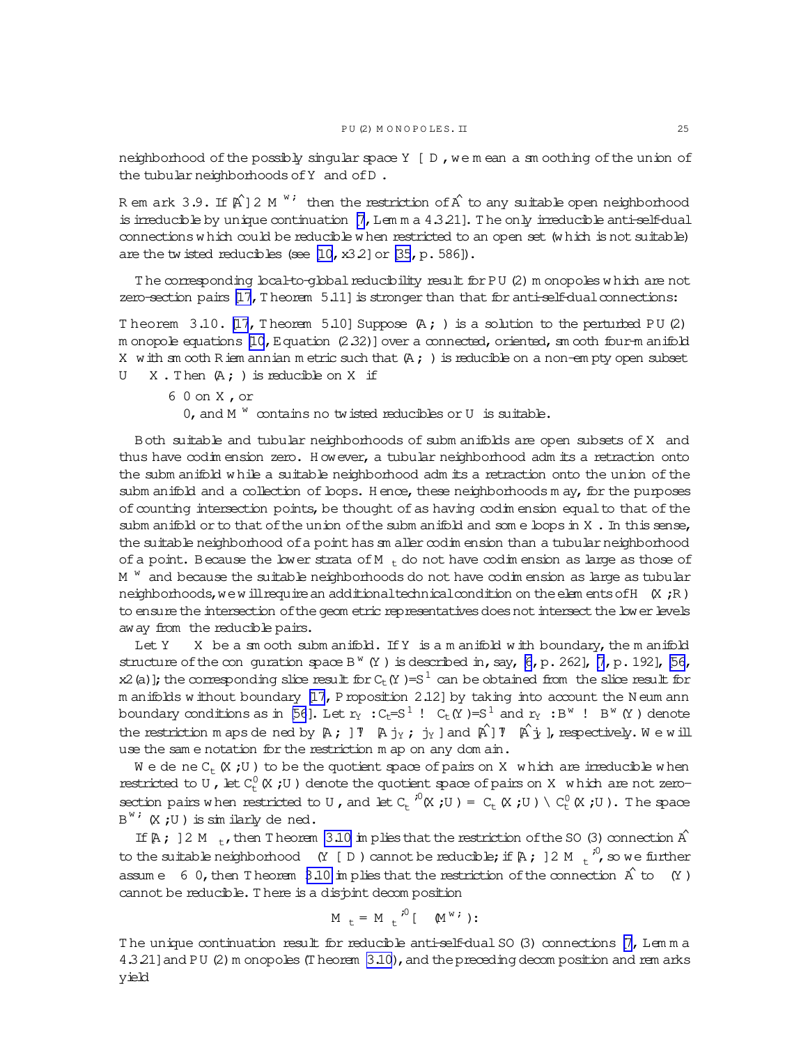neighborhood of the possibly singular space $Y \cup D$, we mean a smoothing of the union of the tubular neighborhoods of $Y$ and of $D$.

Remark 3.9. If $[\hat{A}] \in M^{w,*}$ then the restriction of $\hat{A}$ to any suitable open neighborhood is irreducible by unique continuation [7, Lemma 4.3.21]. The only irreducible anti-self-dual connections which could be reducible when restricted to an open set (which is not suitable) are the twisted reducibles (see [10, §3.2] or [35, p. 586]).

The corresponding local-to-global reducibility result for PU(2) monopoles which are not zero-section pairs [17, Theorem 5.11] is stronger than that for anti-self-dual connections:

Theorem 3.10. [17, Theorem 5.10] Suppose $(A,\Phi)$ is a solution to the perturbed PU(2) monopole equations [10, Equation (2.32)] over a connected, oriented, smooth four-manifold $X$ with smooth Riemannian metric such that $(A,\Phi)$ is reducible on a non-empty open subset $U \subset X$. Then $(A,\Phi)$ is reducible on $X$ if

- $\Phi \not\equiv 0$ on $X$, or
- $\Phi \equiv 0$, and $M^w$ contains no twisted reducibles or $U$ is suitable.

Both suitable and tubular neighborhoods of submanifolds are open subsets of $X$ and thus have codimension zero. However, a tubular neighborhood admits a retraction onto the submanifold while a suitable neighborhood admits a retraction onto the union of the submanifold and a collection of loops. Hence, these neighborhoods may, for the purposes of counting intersection points, be thought of as having codimension equal to that of the submanifold or to that of the union of the submanifold and some loops in $X$. In this sense, the suitable neighborhood of a point has smaller codimension than a tubular neighborhood of a point. Because the lower strata of $M_t$ do not have codimension as large as those of $M^w$ and because the suitable neighborhoods do not have codimension as large as tubular neighborhoods, we will require an additional technical condition on the elements of $H_\bullet(X;\mathbb{R})$ to ensure the intersection of the geometric representatives does not intersect the lower levels away from the reducible pairs.

Let $Y \subset X$ be a smooth submanifold. If $Y$ is a manifold with boundary, the manifold structure of the configuration space $B^w(Y)$ is described in, say, [6, p. 262], [7, p. 192], [56, §2(a)]; the corresponding slice result for $C_t(Y)/S^1$ can be obtained from the slice result for manifolds without boundary [17, Proposition 2.12] by taking into account the Neumann boundary conditions as in [56]. Let $r_Y : C_t/S^1 \to C_t(Y)/S^1$ and $r_Y : B^w \to B^w(Y)$ denote the restriction maps defined by $[A,\Phi] \mapsto [A|_Y, \Phi|_Y]$ and $[\hat{A}] \mapsto [\hat{A}|_Y]$, respectively. We will use the same notation for the restriction map on any domain.

We define $C_t(X;U)$ to be the quotient space of pairs on $X$ which are irreducible when restricted to $U$, let $C_t^0(X;U)$ denote the quotient space of pairs on $X$ which are not zero-section pairs when restricted to $U$, and let $C_t^{*,0}(X;U) = C_t(X;U) \cap C_t^0(X;U)$. The space $B^{w,*}(X;U)$ is similarly defined.

If $[A,\Phi] \in M_t$, then Theorem 3.10 implies that the restriction of the SO(3) connection $\hat{A}$ to the suitable neighborhood $\nu(Y \cup D)$ cannot be reducible; if $[A,\Phi] \in M_t^{*,0}$, so we further assume $\Phi \not\equiv 0$, then Theorem 3.10 implies that the restriction of the connection $\hat{A}$ to $\nu(Y)$ cannot be reducible. There is a disjoint decomposition

$$M_t^* = M_t^{*,0} \cup \iota(M^{w,*}).$$

The unique continuation result for reducible anti-self-dual SO(3) connections [7, Lemma 4.3.21] and PU(2) monopoles (Theorem 3.10), and the preceding decomposition and remarks yield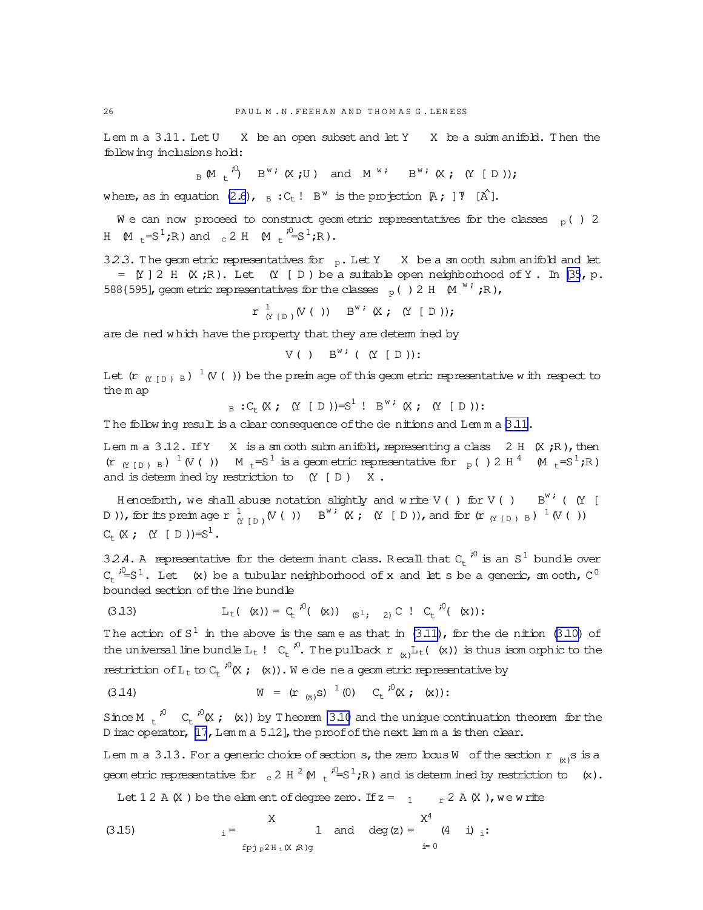**Lemma 3.11.** Let $U \subset X$ be an open subset and let $Y \subset X$ be a submanifold. Then the following inclusions hold:

$$\pi_B(M_t^{*,0}) \subset B^{w,*}(X;U) \quad \text{and} \quad M^{w,*} \subset B^{w,*}(X;\nu(Y \cup D));$$

where, as in equation (2.6), $\pi_B : C_t \to B^w$ is the projection $[A,\Phi] \mapsto [\hat{A}]$.

We can now proceed to construct geometric representatives for the classes $\mu_p(\beta) \in H^\bullet(M_t/S^1;\mathbb{R})$ and $\mu_c \in H^\bullet(M_t^{*,0}/S^1;\mathbb{R})$.

3.2.3. **The geometric representatives for $\mu_p$.** Let $Y \subset X$ be a smooth submanifold and let $\beta = [Y] \in H_\bullet(X;\mathbb{R})$. Let $\nu(Y \cup D)$ be a suitable open neighborhood of $Y$. In [35, p. 588–595], geometric representatives for the classes $\mu_p(\beta) \in H^\bullet(M^{w,*};\mathbb{R})$,

$$r^{-1}_{\nu(Y \cup D)}(V(\beta)) \subset B^{w,*}(X;\nu(Y \cup D));$$

are defined which have the property that they are determined by

$$V(\beta) \subset B^{w,*}(\nu(Y \cup D)):$$

Let $(r_{\nu(Y \cup D)} \circ \pi_B)^{-1}(V(\beta))$ be the preimage of this geometric representative with respect to the map

$$\pi_B : C_t(X;\nu(Y \cup D))/S^1 \to B^{w,*}(X;\nu(Y \cup D)):$$

The following result is a clear consequence of the definitions and Lemma 3.11.

**Lemma 3.12.** If $Y \subset X$ is a smooth submanifold, representing a class $\beta \in H_\bullet(X;\mathbb{R})$, then $(r_{\nu(Y \cup D)} \circ \pi_B)^{-1}(V(\beta)) \cap M_t/S^1$ is a geometric representative for $\mu_p(\beta) \in H^4(M_t/S^1;\mathbb{R})$ and is determined by restriction to $\nu(Y \cup D) \subset X$.

Henceforth, we shall abuse notation slightly and write $V(\beta)$ for $V(\beta) \subset B^{w,*}(\nu(Y \cup D))$, for its preimage $r^{-1}_{\nu(Y \cup D)}(V(\beta)) \subset B^{w,*}(X;\nu(Y \cup D))$, and for $(r_{\nu(Y \cup D)} \circ \pi_B)^{-1}(V(\beta)) \subset C_t(X;\nu(Y \cup D))/S^1$.

3.2.4. **A representative for the determinant class.** Recall that $C_t^{*,0}$ is an $S^1$ bundle over $C_t^{*,0}/S^1$. Let $\nu(x)$ be a tubular neighborhood of $x$ and let $s$ be a generic, smooth, $C^0$ bounded section of the line bundle

$$L_t(\nu(x)) = C_t^{*,0}(\nu(x)) \times_{(S^1,\times 2)} \mathbb{C} \to C_t^{*,0}(\nu(x)): \tag{3.13}$$

The action of $S^1$ in the above is the same as that in (3.11), for the definition (3.10) of the universal line bundle $L_t \to C_t^{*,0}$. The pullback $r^*_{\nu(x)} L_t(\nu(x))$ is thus isomorphic to the restriction of $L_t$ to $C_t^{*,0}(X;\nu(x))$. We define a geometric representative by

$$W = (r^*_{\nu(x)} s)^{-1}(0) \subset C_t^{*,0}(X;\nu(x)): \tag{3.14}$$

Since $M_t^{*,0} \subset C_t^{*,0}(X;\nu(x))$ by Theorem 3.10 and the unique continuation theorem for the Dirac operator, [17, Lemma 5.12], the proof of the next lemma is then clear.

**Lemma 3.13.** For a generic choice of section $s$, the zero locus $W$ of the section $r^*_{\nu(x)} s$ is a geometric representative for $\mu_c \in H^2(M_t^{*,0}/S^1;\mathbb{R})$ and is determined by restriction to $\nu(x)$.

Let $1 \in A(X)$ be the element of degree zero. If $z = \beta_1 \cdots \beta_r \in A(X)$, we write

$$\ell_i = \sum_{\{p \,|\, \beta_p \in H_i(X;\mathbb{R})\}} 1 \quad \text{and} \quad \deg(z) = \sum_{i=0}^{4} (4-i)\ell_i: \tag{3.15}$$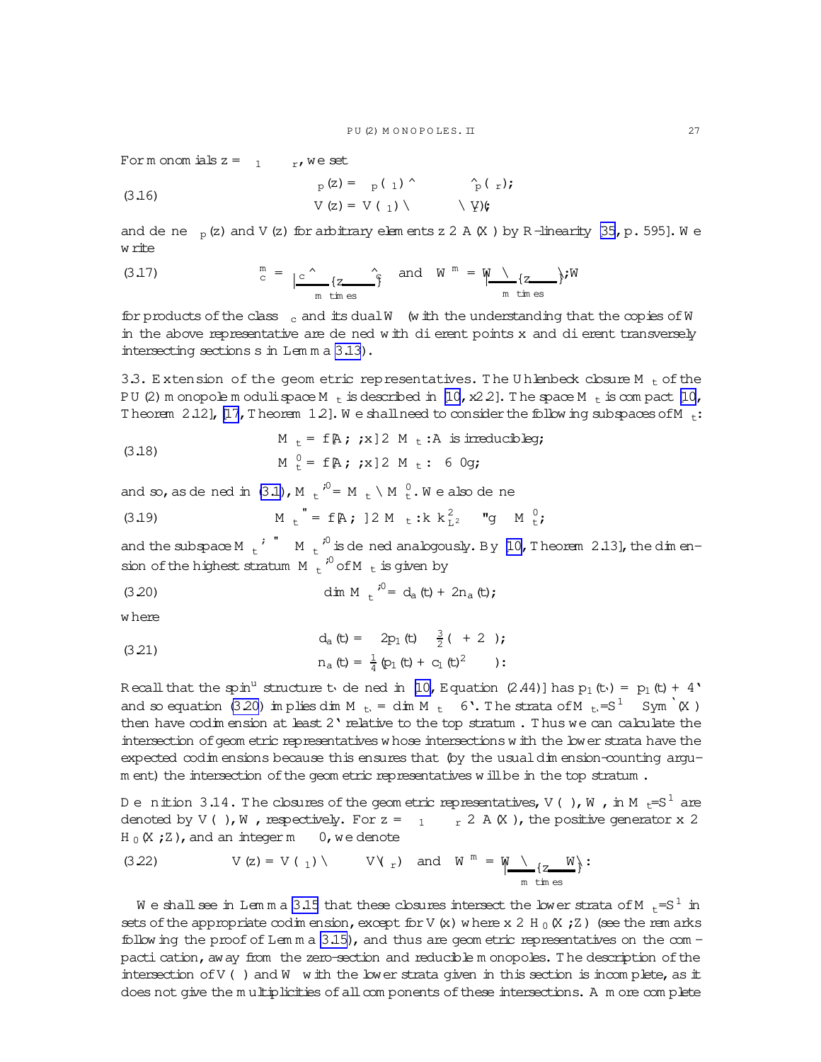For monomials $z = \beta_1 \cdots \beta_r$, we set

$$
\begin{aligned}
\mu_p(z) &= \mu_p(\beta_1) \wedge \cdots \wedge \mu_p(\beta_r); \\
V(z) &= V(\beta_1) \cap \cdots \cap V(\beta_r); \qquad (3.16)
\end{aligned}
$$

and define $\mu_p(z)$ and $V(z)$ for arbitrary elements $z \in \mathbb{A}(X)$ by $\mathbb{R}$-linearity [35, p. 595]. We write

$$
\mu_c^m = \underbrace{\mu_c \wedge \cdots \wedge \mu_c}_{m \text{ times}} \quad \text{and} \quad W^m = \underbrace{W \cap \cdots \cap W}_{m \text{ times}}, \qquad (3.17)
$$

for products of the class $\mu_c$ and its dual $W$ (with the understanding that the copies of $W$ in the above representative are defined with different points $x$ and different transversely intersecting sections $s$ in Lemma 3.13).

**3.3. Extension of the geometric representatives.** The Uhlenbeck closure $\bar{\mathcal{M}}_{\mathfrak{t}}$ of the $PU(2)$ monopole moduli space $\mathcal{M}_{\mathfrak{t}}$ is described in [10, §2.2]. The space $\bar{\mathcal{M}}_{\mathfrak{t}}$ is compact [10, Theorem 2.12], [17, Theorem 1.2]. We shall need to consider the following subspaces of $\bar{\mathcal{M}}_{\mathfrak{t}}$:

$$
\begin{aligned}
\bar{\mathcal{M}}^*_{\mathfrak{t}} &= \{[A,\Phi,\mathbf{x}] \in \bar{\mathcal{M}}_{\mathfrak{t}} : A \text{ is irreducible}\}, \\
\bar{\mathcal{M}}^0_{\mathfrak{t}} &= \{[A,\Phi,\mathbf{x}] \in \bar{\mathcal{M}}_{\mathfrak{t}} : \Phi \not\equiv 0\}, \qquad (3.18)
\end{aligned}
$$

and so, as defined in (3.1), $\mathcal{M}^{*,0}_{\mathfrak{t}} = \mathcal{M}^*_{\mathfrak{t}} \cap \mathcal{M}^0_{\mathfrak{t}}$. We also define

$$
\mathcal{M}^{\varepsilon}_{\mathfrak{t}} = \{[A,\Phi] \in \mathcal{M}_{\mathfrak{t}} : \|\Phi\|^2_{L^2} \geq \varepsilon\} \subset \mathcal{M}^0_{\mathfrak{t}}, \qquad (3.19)
$$

and the subspace $\mathcal{M}^{*,\varepsilon}_{\mathfrak{t}} \subset \mathcal{M}^{*,0}_{\mathfrak{t}}$ is defined analogously. By [10, Theorem 2.13], the dimension of the highest stratum $\mathcal{M}^{*,0}_{\mathfrak{t}}$ of $\bar{\mathcal{M}}_{\mathfrak{t}}$ is given by

$$
\dim \mathcal{M}^{*,0}_{\mathfrak{t}} = d_a(\mathfrak{t}) + 2n_a(\mathfrak{t}), \qquad (3.20)
$$

where

$$
\begin{aligned}
d_a(\mathfrak{t}) &= -2p_1(\mathfrak{t}) - \tfrac{3}{2}(\chi + 2\sigma), \\
n_a(\mathfrak{t}) &= \tfrac{1}{4}(p_1(\mathfrak{t}) + c_1(\mathfrak{t})^2 - \sigma). \qquad (3.21)
\end{aligned}
$$

Recall that the spin$^u$ structure $\mathfrak{t}_\ell$ defined in [10, Equation (2.44)] has $p_1(\mathfrak{t}_\ell) = p_1(\mathfrak{t}) + 4\ell$ and so equation (3.20) implies $\dim \mathcal{M}_{\mathfrak{t}_\ell} = \dim \mathcal{M}_{\mathfrak{t}} - 6\ell$. The strata of $\bar{\mathcal{M}}_{\mathfrak{t}}/S^1$ $\mathcal{M}_{\mathfrak{t}_\ell}/S^1 \times \mathrm{Sym}^\ell(X)$ then have codimension at least $2\ell$ relative to the top stratum. Thus we can calculate the intersection of geometric representatives whose intersections with the lower strata have the expected codimensions because this ensures that (by the usual dimension-counting argument) the intersection of the geometric representatives will be in the top stratum.

**Definition 3.14.** The closures of the geometric representatives, $V(\beta)$, $W$, in $\bar{\mathcal{M}}_{\mathfrak{t}}/S^1$ are denoted by $\bar{V}(\beta)$, $\bar{W}$, respectively. For $z = \beta_1 \cdots \beta_r \in \mathbb{A}(X)$, the positive generator $x \in H_0(X;\mathbb{Z})$, and an integer $m \geq 0$, we denote

$$
\bar{V}(z) = \bar{V}(\beta_1) \cap \cdots \cap \bar{V}(\beta_r) \quad \text{and} \quad \bar{W}^m = \underbrace{\bar{W} \cap \cdots \cap \bar{W}}_{m \text{ times}}. \qquad (3.22)
$$

We shall see in Lemma 3.15 that these closures intersect the lower strata of $\bar{\mathcal{M}}_{\mathfrak{t}}/S^1$ in sets of the appropriate codimension, except for $\bar{V}(x)$ where $x \in H_0(X;\mathbb{Z})$ (see the remarks following the proof of Lemma 3.15), and thus are geometric representatives on the compactification, away from the zero-section and reducible monopoles. The description of the intersection of $\bar{V}(\beta)$ and $\bar{W}$ with the lower strata given in this section is incomplete, as it does not give the multiplicities of all components of these intersections. A more complete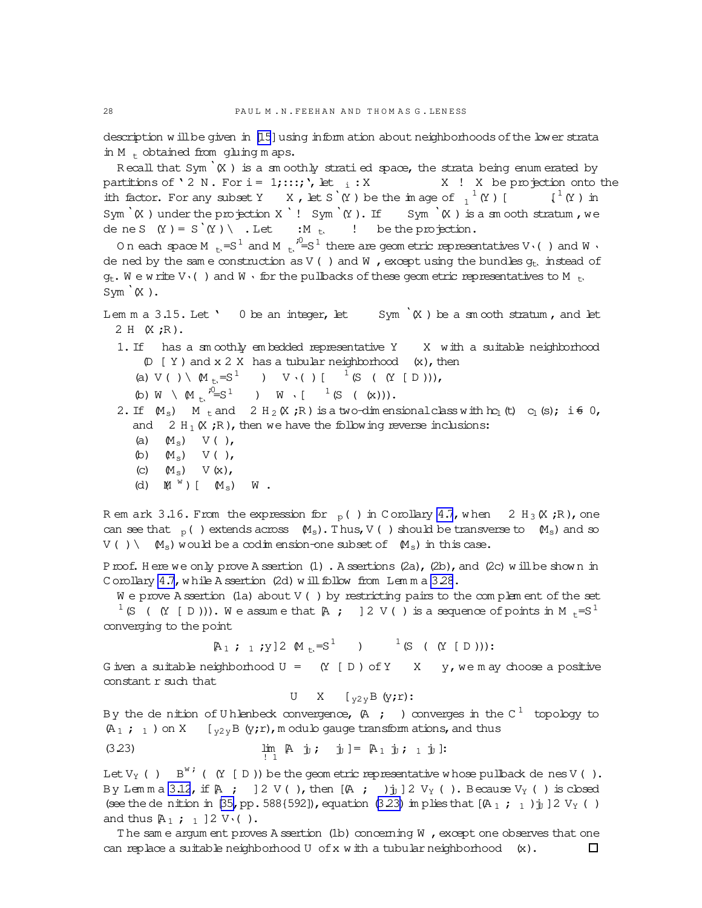description will be given in [15] using information about neighborhoods of the lower strata in $M_{\kappa,\ell}^{*,t}$ obtained from gluing maps.

Recall that $\operatorname{Sym}^\ell(X)$ is a smoothly stratified space, the strata being enumerated by partitions of $\ell \in \mathbb{N}$. For $i = 1, \dots, \ell$, let $\pi_i : X \times \cdots \times X \to X$ be projection onto the $i$th factor. For any subset $Y \subset X$, let $S^\ell(Y)$ be the image of $\pi_1^{-1}(Y) \cup \cdots \cup \pi_\ell^{-1}(Y)$ in $\operatorname{Sym}^\ell(X)$ under the projection $X^\ell \to \operatorname{Sym}^\ell(Y)$. If $\Sigma \subset \operatorname{Sym}^\ell(X)$ is a smooth stratum, we define $S_\Sigma(Y) = S^\ell(Y) \cap \Sigma$. Let $\pi_\Sigma : M_{\kappa-\ell}^{*,t} \times \Sigma \to \Sigma$ be the projection.

On each space $M_{\kappa-\ell}^{*,t}/S^1$ and $M_{\kappa-\ell}^{*,0}/S^1$ there are geometric representatives $\mathcal{V}_\ell(\beta)$ and $\mathcal{W}_\ell$ defined by the same construction as $\mathcal{V}(\beta)$ and $\mathcal{W}$, except using the bundles $\mathfrak{g}_{t_\ell}$ instead of $\mathfrak{g}_t$. We write $\mathcal{V}_\ell(\beta)$ and $\mathcal{W}_\ell$ for the pullbacks of these geometric representatives to $M_{\kappa-\ell}^{*,t} \times \operatorname{Sym}^\ell(X)$.

**Lemma 3.15.** Let $\ell \geq 0$ be an integer, let $\Sigma \subset \operatorname{Sym}^\ell(X)$ be a smooth stratum, and let $\beta \in H_\bullet(X;\mathbb{R})$.

1. If $\beta$ has a smoothly embedded representative $Y \subset X$ with a suitable neighborhood $\nu(D \cup Y)$ and $x \in X$ has a tubular neighborhood $\nu(x)$, then
   (a) $\overline{\mathcal{V}(\beta)} \cap (M_{\kappa-\ell}^{*,t}/S^1 \times \Sigma) \subset \mathcal{V}_\ell(\beta) \cup \pi_\Sigma^{-1}(S_\Sigma(\nu(Y \cup D)))$,
   (b) $\overline{\mathcal{W}} \cap (M_{\kappa-\ell}^{*,0}/S^1 \times \Sigma) \subset \mathcal{W}_\ell \cup \pi_\Sigma^{-1}(S_\Sigma(\nu(x)))$.
2. If $\iota(M_s) \subset \bar{M}_t$ and $\beta \in H_2(X;\mathbb{R})$ is a two-dimensional class with $\langle c_1(t) - c_1(s), \beta \rangle \neq 0$, and $\gamma \in H_1(X;\mathbb{R})$, then we have the following reverse inclusions:
   (a) $\iota(M_s) \supset \mathcal{V}(\beta)$,
   (b) $\iota(M_s) \supset \mathcal{V}(\gamma)$,
   (c) $\iota(M_s) \supset \mathcal{V}(x)$,
   (d) $\iota(M^{w}) \cup \iota(M_s) \supset \mathcal{W}$.

**Remark 3.16.** From the expression for $\mu_p(\beta)$ in Corollary 4.7, when $\beta \in H_3(X;\mathbb{R})$, one can see that $\mu_p(\beta)$ extends across $\iota(M_s)$. Thus, $\mathcal{V}(\beta)$ should be transverse to $\iota(M_s)$ and so $\mathcal{V}(\beta) \cap \iota(M_s)$ would be a codimension-one subset of $\iota(M_s)$ in this case.

*Proof.* Here we only prove Assertion (1). Assertions (2a), (2b), and (2c) will be shown in Corollary 4.7, while Assertion (2d) will follow from Lemma 3.28.

We prove Assertion (1a) about $\mathcal{V}(\beta)$ by restricting pairs to the complement of the set $\pi_\Sigma^{-1}(S_\Sigma(\nu(Y \cup D)))$. We assume that $[A_\alpha, \Phi_\alpha] \in \mathcal{V}(\beta)$ is a sequence of points in $M_t^{*,0}/S^1$ converging to the point

$$[A_\infty, \Phi_\infty, \mathbf{y}] \in (M_{\kappa-\ell}^{*,t}/S^1 \times \Sigma) - \pi_\Sigma^{-1}(S_\Sigma(\nu(Y \cup D))).$$

Given a suitable neighborhood $U = \nu(Y \cup D)$ of $Y \subset X - \mathbf{y}$, we may choose a positive constant $r$ such that

$$U \subset X - \cup_{y \in \mathbf{y}} B(y;r).$$

By the definition of Uhlenbeck convergence, $(A_\alpha, \Phi_\alpha)$ converges in the $C^\infty$ topology to $(A_\infty, \Phi_\infty)$ on $X - \cup_{y \in \mathbf{y}} B(y;r)$, modulo gauge transformations, and thus

$$\lim_{\alpha \to \infty} [A_\alpha|_U, \Phi_\alpha|_U] = [A_\infty|_U, \Phi_\infty|_U]. \tag{3.23}$$

Let $V_Y(\beta) \subset \mathcal{B}^{w,*}(\nu(Y \cup D))$ be the geometric representative whose pullback defines $\mathcal{V}(\beta)$. By Lemma 3.12, if $[A_\alpha, \Phi_\alpha] \in \mathcal{V}(\beta)$, then $[(A_\alpha, \Phi_\alpha)|_U] \in V_Y(\beta)$. Because $V_Y(\beta)$ is closed (see the definition in [35, pp. 588–592]), equation (3.23) implies that $[(A_\infty, \Phi_\infty)|_U] \in V_Y(\beta)$ and thus $[A_\infty, \Phi_\infty] \in \mathcal{V}_\ell(\beta)$.

The same argument proves Assertion (1b) concerning $\mathcal{W}$, except one observes that one can replace a suitable neighborhood $U$ of $x$ with a tubular neighborhood $\nu(x)$. □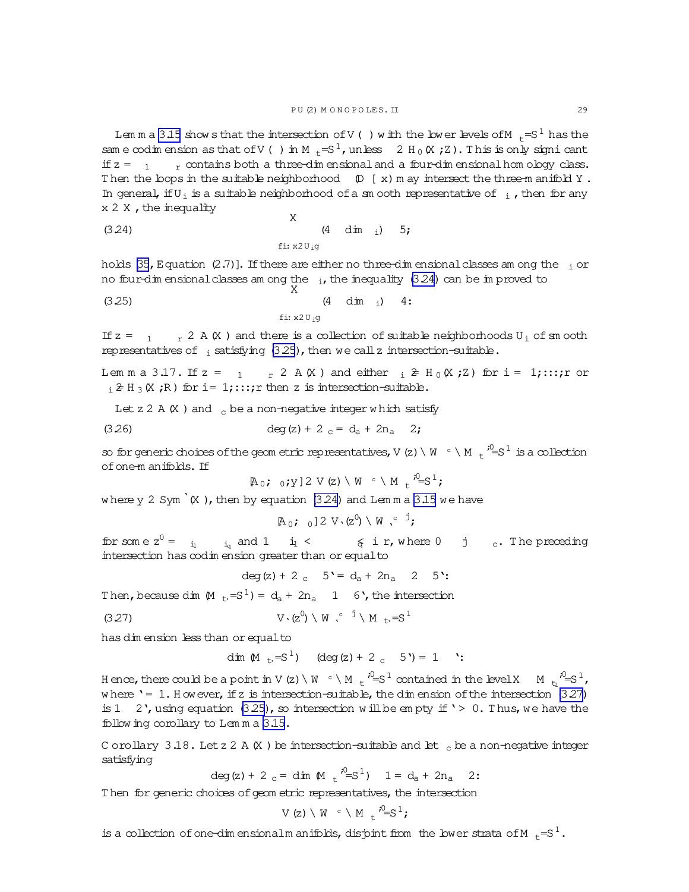Lemma 3.15 shows that the intersection of $\bar{V}(\beta)$ with the lower levels of $\bar{M}_t/S^1$ has the same codimension as that of $\bar{V}(\beta)$ in $M_t/S^1$, unless $\beta \in H_0(X;\mathbb{Z})$. This is only significant if $z = \beta_1 \cdots \beta_r$ contains both a three-dimensional and a four-dimensional homology class. Then the loops in the suitable neighborhood $\ell(D \cup x)$ may intersect the three-manifold $Y$. In general, if $U_i$ is a suitable neighborhood of a smooth representative of $\beta_i$, then for any $x \in X$, the inequality

$$\sum_{\{i:\, x \in U_i\}} (4 - \dim \beta_i) \leq 5; \tag{3.24}$$

holds [35, Equation (2.7)]. If there are either no three-dimensional classes among the $\beta_i$ or no four-dimensional classes among the $\beta_i$, the inequality (3.24) can be improved to

$$\sum_{\{i:\, x \in U_i\}} (4 - \dim \beta_i) \leq 4. \tag{3.25}$$

If $z = \beta_1 \cdots \beta_r \in \mathbb{A}(X)$ and there is a collection of suitable neighborhoods $U_i$ of smooth representatives of $\beta_i$ satisfying (3.25), then we call $z$ *intersection-suitable*.

**Lemma 3.17.** If $z = \beta_1 \cdots \beta_r \in \mathbb{A}(X)$ and either $\beta_i \not\in H_0(X;\mathbb{Z})$ for $i = 1,\ldots,r$ or $\beta_i \not\in H_3(X;\mathbb{R})$ for $i = 1,\ldots,r$ then $z$ is intersection-suitable.

Let $z \in \mathbb{A}(X)$ and $\delta_c$ be a non-negative integer which satisfy

$$\deg(z) + 2\delta_c = d_a + 2n_a - 2, \tag{3.26}$$

so for generic choices of the geometric representatives, $\bar{V}(z) \cap \bar{W}^{\delta_c} \cap \bar{M}_t^{*,0}/S^1$ is a collection of one-manifolds. If

$$[A_0, \Phi_0, y] \in \bar{V}(z) \cap \bar{W}^{\delta_c} \cap \bar{M}_t^{*,0}/S^1,$$

where $y \in \mathrm{Sym}^{\ell}(X)$, then by equation (3.24) and Lemma 3.15 we have

$$[A_0, \Phi_0] \in V_{\ell}(z') \cap W_{\ell}^{\delta_c - j},$$

for some $z' = \beta_{i_1} \cdots \beta_{i_q}$ and $1 \leq i_1 < \cdots < i_q \leq r$, where $0 \leq j \leq \delta_c$. The preceding intersection has codimension greater than or equal to

$$\deg(z) + 2\delta_c - 5\ell = d_a + 2n_a - 2 - 5\ell.$$

Then, because $\dim(M_{t_\ell}/S^1) = d_a + 2n_a - 1 - 6\ell$, the intersection

$$V_{\ell}(z') \cap W_{\ell}^{\delta_c - j} \cap M_{t_\ell}/S^1 \tag{3.27}$$

has dimension less than or equal to

$$\dim(M_{t_\ell}/S^1) - (\deg(z) + 2\delta_c - 5\ell) = 1 - \ell.$$

Hence, there could be a point in $\bar{V}(z) \cap \bar{W}^{\delta_c} \cap \bar{M}_t^{*,0}/S^1$ contained in the level $X \times M_{t_1}^{*,0}/S^1$, where $\ell = 1$. However, if $z$ is intersection-suitable, the dimension of the intersection (3.27) is $1 - 2\ell$, using equation (3.25), so intersection will be empty if $\ell > 0$. Thus, we have the following corollary to Lemma 3.15.

**Corollary 3.18.** Let $z \in \mathbb{A}(X)$ be intersection-suitable and let $\delta_c$ be a non-negative integer satisfying

$$\deg(z) + 2\delta_c = \dim(M_t^{*,0}/S^1) - 1 = d_a + 2n_a - 2.$$

Then for generic choices of geometric representatives, the intersection

$$\bar{V}(z) \cap \bar{W}^{\delta_c} \cap \bar{M}_t^{*,0}/S^1,$$

is a collection of one-dimensional manifolds, disjoint from the lower strata of $\bar{M}_t/S^1$.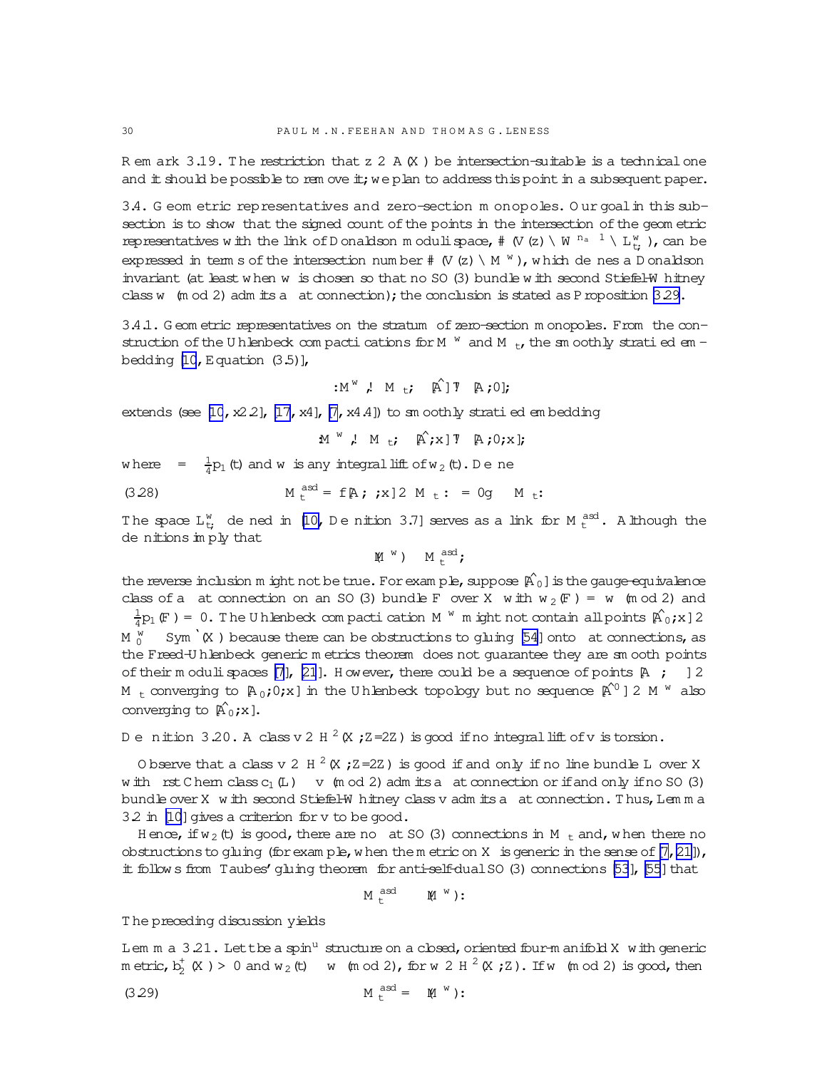**Remark 3.19.** The restriction that $z \in \mathbb{A}(X)$ be intersection-suitable is a technical one and it should be possible to remove it; we plan to address this point in a subsequent paper.

## 3.4. Geometric representatives and zero-section monopoles.

Our goal in this subsection is to show that the signed count of the points in the intersection of the geometric representatives with the link of Donaldson moduli space, $\#(\mathcal{V}(z) \cap \mathcal{W}^{n_a-1} \cap \mathbf{L}^w_{\mathfrak{t},\kappa})$, can be expressed in terms of the intersection number $\#(\mathcal{V}(z) \cap \bar{M}^w_\kappa)$, which defines a Donaldson invariant (at least when $w$ is chosen so that no $SO(3)$ bundle with second Stiefel-Whitney class $w \pmod 2$ admits a flat connection); the conclusion is stated as Proposition 3.29.

### 3.4.1. Geometric representatives on the stratum of zero-section monopoles.

From the construction of the Uhlenbeck compactifications for $M^w_\kappa$ and $\mathcal{M}_{\mathfrak{t}}$, the smoothly stratified embedding [10, Equation (3.5)],

$$\iota : M^w_\kappa \hookrightarrow \mathcal{M}_{\mathfrak{t}}, \quad [\hat{A}] \mapsto [A, 0],$$

extends (see [10, §2.2], [17, §4], [7, §4.4]) to smoothly stratified embedding

$$\iota : \bar{M}^w_\kappa \hookrightarrow \bar{\mathcal{M}}_{\mathfrak{t}}, \quad [\hat{A}, \mathbf{x}] \mapsto [A, 0, \mathbf{x}],$$

where $\kappa = -\frac{1}{4}p_1(\mathfrak{t})$ and $w$ is any integral lift of $w_2(\mathfrak{t})$. Define

$$\bar{\mathcal{M}}^{\mathrm{asd}}_{\mathfrak{t}} = \{[A, \Phi, \mathbf{x}] \in \bar{\mathcal{M}}_{\mathfrak{t}} : \Phi = 0\} \subset \bar{\mathcal{M}}_{\mathfrak{t}}. \tag{3.28}$$

The space $\mathbf{L}^w_{\mathfrak{t},\kappa}$ defined in [10, Definition 3.7] serves as a link for $\bar{\mathcal{M}}^{\mathrm{asd}}_{\mathfrak{t}}$. Although the definitions imply that

$$\iota(\bar{M}^w_\kappa) \subset \bar{\mathcal{M}}^{\mathrm{asd}}_{\mathfrak{t}},$$

the reverse inclusion might not be true. For example, suppose $[\hat{A}_0]$ is the gauge-equivalence class of a flat connection on an $SO(3)$ bundle $F$ over $X$ with $w_2(F) = w \pmod 2$ and $-\frac{1}{4}p_1(F) = 0$. The Uhlenbeck compactification $\bar{M}^w_\kappa$ might not contain all points $[\hat{A}_0, \mathbf{x}] \in M^w_0 \times \mathrm{Sym}^\ell(X)$ because there can be obstructions to gluing [54] onto flat connections, as the Freed-Uhlenbeck generic metrics theorem does not guarantee they are smooth points of their moduli spaces [7], [21]. However, there could be a sequence of points $[A_\alpha, \Phi_\alpha] \in \mathcal{M}_{\mathfrak{t}}$ converging to $[A_0, 0, \mathbf{x}]$ in the Uhlenbeck topology but no sequence $[\hat{A}'_\alpha] \in M^w_\kappa$ also converging to $[\hat{A}_0, \mathbf{x}]$.

**Definition 3.20.** A class $v \in H^2(X; \mathbb{Z}/2\mathbb{Z})$ is *good* if no integral lift of $v$ is torsion.

Observe that a class $v \in H^2(X; \mathbb{Z}/2\mathbb{Z})$ is good if and only if no line bundle $L$ over $X$ with first Chern class $c_1(L) \equiv v \pmod 2$ admits a flat connection or if and only if no $SO(3)$ bundle over $X$ with second Stiefel-Whitney class $v$ admits a flat connection. Thus, Lemma 3.2 in [10] gives a criterion for $v$ to be good.

Hence, if $w_2(\mathfrak{t})$ is good, there are no flat $SO(3)$ connections in $\mathcal{M}_{\mathfrak{t}}$ and, when there no obstructions to gluing (for example, when the metric on $X$ is generic in the sense of [7, 21]), it follows from Taubes' gluing theorem for anti-self-dual $SO(3)$ connections [53], [55] that

$$\bar{\mathcal{M}}^{\mathrm{asd}}_{\mathfrak{t}} \subset \iota(\bar{M}^w_\kappa).$$

The preceding discussion yields

**Lemma 3.21.** *Let $\mathfrak{t}$ be a spin$^u$ structure on a closed, oriented four-manifold $X$ with generic metric, $b_2^+(X) > 0$ and $w_2(\mathfrak{t}) \equiv w \pmod 2$, for $w \in H^2(X; \mathbb{Z})$. If $w \pmod 2$ is good, then*

$$\bar{\mathcal{M}}^{\mathrm{asd}}_{\mathfrak{t}} = \iota(\bar{M}^w_\kappa). \tag{3.29}$$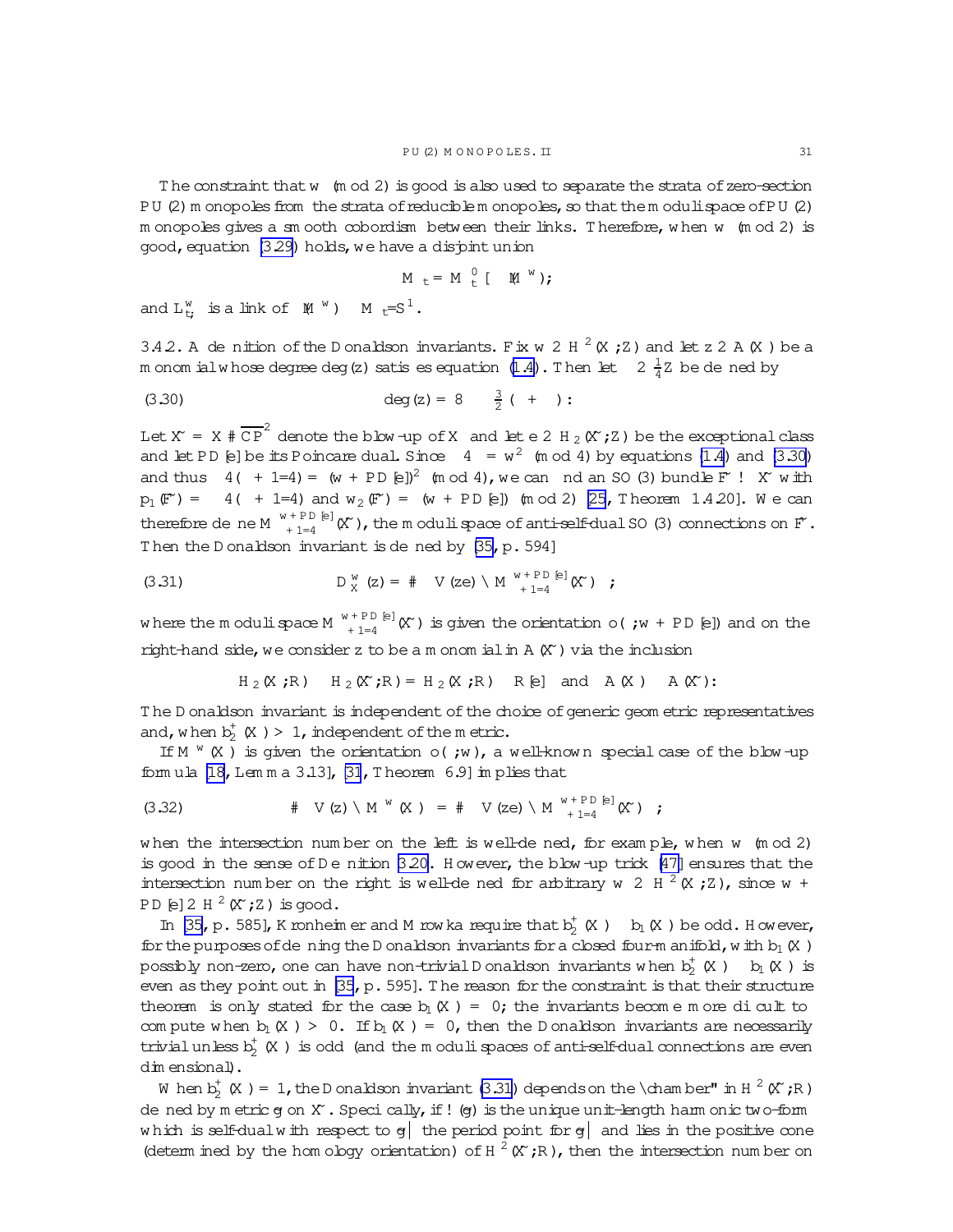The constraint that $w \pmod 2$ is good is also used to separate the strata of zero-section $PU(2)$ monopoles from the strata of reducible monopoles, so that the moduli space of $PU(2)$ monopoles gives a smooth cobordism between their links. Therefore, when $w \pmod 2$ is good, equation (3.29) holds, we have a disjoint union

$$\partial \bar{\mathcal{M}}_t = \mathbf{L}^0_t \cup \partial(\mathbf{L}^w_{t,\ell}),$$

and $\mathbf{L}^w_{t,\ell}$ is a link of $M^w_\kappa \times \Sigma$ in $\bar{\mathcal{M}}_t/S^1$.

3.4.2. *A definition of the Donaldson invariants.* Fix $w \in H^2(X;\mathbb{Z})$ and let $z \in \mathbb{A}(X)$ be a monomial whose degree $\deg(z)$ satisfies equation (1.4). Then let $\kappa \in \frac{1}{4}\mathbb{Z}$ be defined by

$$\deg(z) = 8\kappa - \tfrac{3}{2}(\chi + \sigma). \tag{3.30}$$

Let $\tilde{X} = X \# \overline{\mathbb{CP}}^2$ denote the blow-up of $X$ and let $e \in H_2(\tilde{X};\mathbb{Z})$ be the exceptional class and let $PD[e]$ be its Poincaré dual. Since $-4\kappa \equiv w^2 \pmod 4$ by equations (1.4) and (3.30) and thus $-4(\kappa + 1/4) \equiv (w + PD[e])^2 \pmod 4$, we can find an $SO(3)$ bundle $\tilde{F} \to \tilde{X}$ with $p_1(\tilde{F}) = -4(\kappa + 1/4)$ and $w_2(\tilde{F}) = (w + PD[e]) \pmod 2$ [25, Theorem 1.4.20]. We can therefore define $M^{w+PD[e]}_{\kappa+1/4}(\tilde{X})$, the moduli space of anti-self-dual $SO(3)$ connections on $\tilde{F}$. Then the Donaldson invariant is defined by [35, p. 594]

$$D^w_X(z) = \#\left(\bar{V}(ze) \cap \bar{M}^{w+PD[e]}_{\kappa+1/4}(\tilde{X})\right), \tag{3.31}$$

where the moduli space $M^{w+PD[e]}_{\kappa+1/4}(\tilde{X})$ is given the orientation $o(\Omega; w + PD[e])$ and on the right-hand side, we consider $z$ to be a monomial in $\mathbb{A}(\tilde{X})$ via the inclusion

$$H_2(X;\mathbb{R}) \subset H_2(\tilde{X};\mathbb{R}) = H_2(X;\mathbb{R}) \oplus \mathbb{R}[e] \quad \text{and} \quad \mathbb{A}(X) \subset \mathbb{A}(\tilde{X}).$$

The Donaldson invariant is independent of the choice of generic geometric representatives and, when $b_2^+(X) > 1$, independent of the metric.

If $M^w_\kappa(X)$ is given the orientation $o(\Omega; w)$, a well-known special case of the blow-up formula [18, Lemma 3.13], [31, Theorem 6.9] implies that

$$\#\left(\bar{V}(z) \cap \bar{M}^w_\kappa(X)\right) = \#\left(\bar{V}(ze) \cap \bar{M}^{w+PD[e]}_{\kappa+1/4}(\tilde{X})\right), \tag{3.32}$$

when the intersection number on the left is well-defined, for example, when $w \pmod 2$ is good in the sense of Definition 3.20. However, the blow-up trick [47] ensures that the intersection number on the right is well-defined for arbitrary $w \in H^2(X;\mathbb{Z})$, since $w + PD[e] \in H^2(\tilde{X};\mathbb{Z})$ is good.

In [35, p. 585], Kronheimer and Mrowka require that $b_2^+(X) - b_1(X)$ be odd. However, for the purposes of defining the Donaldson invariants for a closed four-manifold, with $b_1(X)$ possibly non-zero, one can have non-trivial Donaldson invariants when $b_2^+(X) - b_1(X)$ is even as they point out in [35, p. 595]. The reason for the constraint is that their structure theorem is only stated for the case $b_1(X) = 0$; the invariants become more difficult to compute when $b_1(X) > 0$. If $b_1(X) = 0$, then the Donaldson invariants are necessarily trivial unless $b_2^+(X)$ is odd (and the moduli spaces of anti-self-dual connections are even dimensional).

When $b_2^+(X) = 1$, the Donaldson invariant (3.31) depends on the "chamber" in $H^2(\tilde{X};\mathbb{R})$ defined by metric $\tilde{g}$ on $\tilde{X}$. Specifically, if $\omega(\tilde{g})$ is the unique unit-length harmonic two-form which is self-dual with respect to $\tilde{g}$—the period point for $\tilde{g}$—and lies in the positive cone (determined by the homology orientation) of $H^2(\tilde{X};\mathbb{R})$, then the intersection number on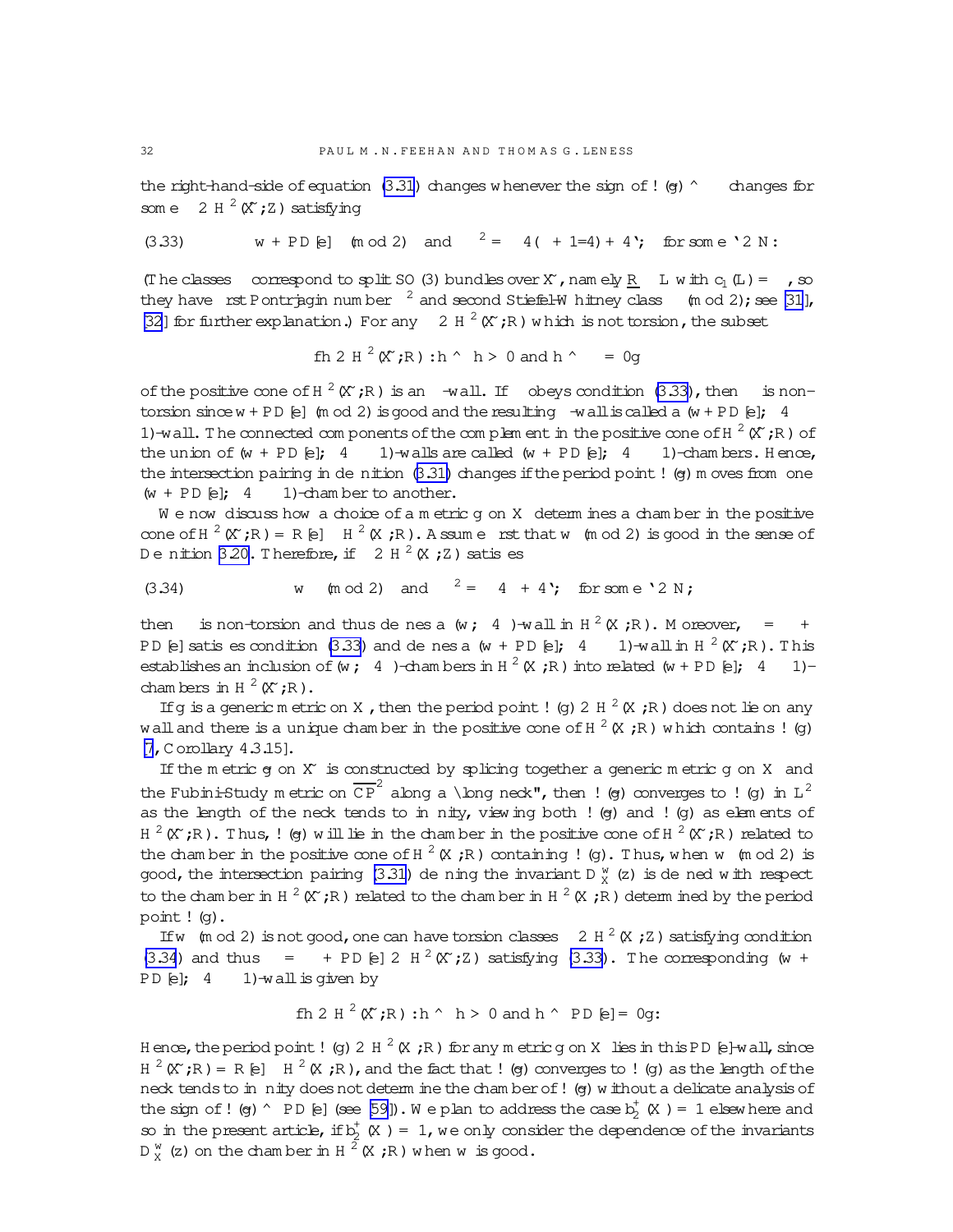the right-hand-side of equation (3.31) changes whenever the sign of $\omega(\tilde{g}) \smile \kappa$ changes for some $e \in H^2(\tilde{X};\mathbb{Z})$ satisfying

$$(3.33) \qquad \kappa \equiv w + PD[e] \pmod 2 \quad \text{and} \quad \kappa^2 = -4(\kappa + 1/4) + 4\ell, \quad \text{for some } \ell \in \mathbb{N}.$$

(The classes $\kappa$ correspond to split $SO(3)$ bundles over $\tilde{X}$, namely $\underline{\mathbb{R}} \oplus L$ with $c_1(L) = \kappa$, so they have first Pontrjagin number $\kappa^2$ and second Stiefel-Whitney class $\kappa \pmod 2$; see [31], [32] for further explanation.) For any $\kappa \in H^2(\tilde{X};\mathbb{R})$ which is not torsion, the subset

$$\{h \in H^2(\tilde{X};\mathbb{R}) : h \smile h > 0 \text{ and } h \smile \kappa = 0\}$$

of the positive cone of $H^2(\tilde{X};\mathbb{R})$ is an $\kappa$-wall. If $\kappa$ obeys condition (3.33), then $\kappa$ is non-torsion since $w + PD[e] \pmod 2$ is good and the resulting $\kappa$-wall is called a $(w + PD[e], -4\kappa - 1)$-wall. The connected components of the complement in the positive cone of $H^2(\tilde{X};\mathbb{R})$ of the union of $(w + PD[e], -4\kappa - 1)$-walls are called $(w + PD[e], -4\kappa - 1)$-chambers. Hence, the intersection pairing in definition (3.31) changes if the period point $\omega(\tilde{g})$ moves from one $(w + PD[e], -4\kappa - 1)$-chamber to another.

We now discuss how a choice of a metric $g$ on $X$ determines a chamber in the positive cone of $H^2(\tilde{X};\mathbb{R}) = \mathbb{R}[e] \oplus H^2(X;\mathbb{R})$. Assume first that $w \pmod 2$ is good in the sense of Definition 3.20. Therefore, if $\kappa \in H^2(X;\mathbb{Z})$ satisfies

$$(3.34) \qquad \kappa \equiv w \pmod 2 \quad \text{and} \quad \kappa^2 = -4\kappa + 4\ell, \quad \text{for some } \ell \in \mathbb{N},$$

then $\kappa$ is non-torsion and thus defines a $(w, -4\kappa)$-wall in $H^2(X;\mathbb{R})$. Moreover, $\tilde{\kappa} = \kappa + PD[e]$ satisfies condition (3.33) and defines a $(w + PD[e], -4\kappa - 1)$-wall in $H^2(\tilde{X};\mathbb{R})$. This establishes an inclusion of $(w, -4\kappa)$-chambers in $H^2(X;\mathbb{R})$ into related $(w + PD[e], -4\kappa - 1)$-chambers in $H^2(\tilde{X};\mathbb{R})$.

If $g$ is a generic metric on $X$, then the period point $\omega(g) \in H^2(X;\mathbb{R})$ does not lie on any wall and there is a unique chamber in the positive cone of $H^2(X;\mathbb{R})$ which contains $\omega(g)$ [7, Corollary 4.3.15].

If the metric $\tilde{g}$ on $\tilde{X}$ is constructed by splicing together a generic metric $g$ on $X$ and the Fubini-Study metric on $\overline{\mathbb{CP}}^2$ along a "long neck", then $\omega(\tilde{g})$ converges to $\omega(g)$ in $L^2$ as the length of the neck tends to infinity, viewing both $\omega(\tilde{g})$ and $\omega(g)$ as elements of $H^2(\tilde{X};\mathbb{R})$. Thus, $\omega(\tilde{g})$ will lie in the chamber in the positive cone of $H^2(\tilde{X};\mathbb{R})$ related to the chamber in the positive cone of $H^2(X;\mathbb{R})$ containing $\omega(g)$. Thus, when $w \pmod 2$ is good, the intersection pairing (3.31) defining the invariant $D^w_X(z)$ is defined with respect to the chamber in $H^2(\tilde{X};\mathbb{R})$ related to the chamber in $H^2(X;\mathbb{R})$ determined by the period point $\omega(g)$.

If $w \pmod 2$ is not good, one can have torsion classes $\kappa \in H^2(X;\mathbb{Z})$ satisfying condition (3.34) and thus $\tilde{\kappa} = \kappa + PD[e] \in H^2(\tilde{X};\mathbb{Z})$ satisfying (3.33). The corresponding $(w + PD[e], -4\kappa - 1)$-wall is given by

$$\{h \in H^2(\tilde{X};\mathbb{R}) : h \smile h > 0 \text{ and } h \smile PD[e] = 0\}.$$

Hence, the period point $\omega(g) \in H^2(X;\mathbb{R})$ for any metric $g$ on $X$ lies in this $PD[e]$-wall, since $H^2(\tilde{X};\mathbb{R}) = \mathbb{R}[e] \oplus H^2(X;\mathbb{R})$, and the fact that $\omega(\tilde{g})$ converges to $\omega(g)$ as the length of the neck tends to infinity does not determine the chamber of $\omega(\tilde{g})$ without a delicate analysis of the sign of $\omega(\tilde{g}) \smile PD[e]$ (see [59]). We plan to address the case $b_2^+(X) = 1$ elsewhere and so in the present article, if $b_2^+(X) = 1$, we only consider the dependence of the invariants $D^w_X(z)$ on the chamber in $H^2(X;\mathbb{R})$ when $w$ is good.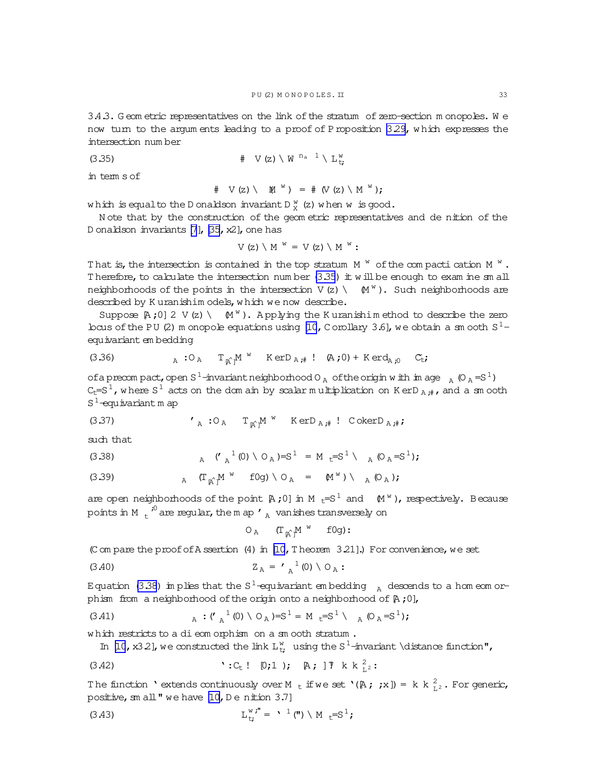3.4.3. **Geometric representatives on the link of the stratum of zero-section monopoles.** We now turn to the arguments leading to a proof of Proposition 3.29, which expresses the intersection number

$$\#\left(\bar{V}(z)\cap \bar{W}^{n_a-1}\cap \bar{L}^w_{t,\ell}\right) \tag{3.35}$$

in terms of

$$\#\left(\bar{V}(z)\cap \iota(\bar{M}^w)\right)=\#(\bar{V}(z)\cap \bar{M}^w),$$

which is equal to the Donaldson invariant $D^w_X(z)$ when $w$ is good.

Note that by the construction of the geometric representatives and definition of the Donaldson invariants [7], [35, §2], one has

$$\bar{V}(z)\cap \bar{M}^w = V(z)\cap M^w.$$

That is, the intersection is contained in the top stratum $M^w$ of the compactification $\bar{M}^w$. Therefore, to calculate the intersection number (3.35) it will be enough to examine small neighborhoods of the points in the intersection $V(z)\cap \iota(M^w)$. Such neighborhoods are described by Kuranishi models, which we now describe.

Suppose $[A,0]\in V(z)\cap\iota(M^w)$. Applying the Kuranishi method to describe the zero locus of the PU(2) monopole equations using [10, Corollary 3.6], we obtain a smooth $S^1$-equivariant embedding

$$\gamma_A: \mathcal{O}_A\subset T_{[\hat{A}]}M^w\oplus \operatorname{Ker} D_{A,\#}\to (A,0)+\operatorname{Ker} d_{A,0}\subset \mathcal{C}_t, \tag{3.36}$$

of a precompact, open $S^1$-invariant neighborhood $\mathcal{O}_A$ of the origin with image $\gamma_A(\mathcal{O}_A/S^1)\subset \mathcal{C}_t/S^1$, where $S^1$ acts on the domain by scalar multiplication on $\operatorname{Ker} D_{A,\#}$, and a smooth $S^1$-equivariant map

$$\varphi_A: \mathcal{O}_A\subset T_{[\hat{A}]}M^w\oplus \operatorname{Ker} D_{A,\#}\to \operatorname{Coker} D_{A,\#}, \tag{3.37}$$

such that

$$\gamma_A\left(\varphi_A^{-1}(0)\cap \mathcal{O}_A\right)/S^1 = M_t/S^1\cap \gamma_A(\mathcal{O}_A/S^1), \tag{3.38}$$

$$\gamma_A\left((T_{[\hat{A}]}M^w\oplus\{0\})\cap \mathcal{O}_A\right) = \iota(M^w)\cap\gamma_A(\mathcal{O}_A), \tag{3.39}$$

are open neighborhoods of the point $[A,0]$ in $M_t/S^1$ and $\iota(M^w)$, respectively. Because points in $M^{*,0}_t$ are regular, the map $\varphi_A$ vanishes transversely on

$$\mathcal{O}_A\cap (T_{[\hat{A}]}M^w\oplus\{0\}).$$

(Compare the proof of Assertion (4) in [10, Theorem 3.21].) For convenience, we set

$$Z_A=\varphi_A^{-1}(0)\cap \mathcal{O}_A. \tag{3.40}$$

Equation (3.38) implies that the $S^1$-equivariant embedding $\gamma_A$ descends to a homeomorphism from a neighborhood of the origin onto a neighborhood of $[A,0]$,

$$\gamma_A: (\varphi_A^{-1}(0)\cap\mathcal{O}_A)/S^1 = M_t/S^1\cap\gamma_A(\mathcal{O}_A/S^1), \tag{3.41}$$

which restricts to a diffeomorphism on a smooth stratum.

In [10, §3.2], we constructed the link $\bar{L}^w_{t,\ell}$ using the $S^1$-invariant "distance function",

$$\boldsymbol{\ell}: \mathcal{C}_t\to[0,\infty),\quad [A,\Phi]\mapsto \|\Phi\|^2_{L^2}. \tag{3.42}$$

The function $\boldsymbol{\ell}$ extends continuously over $\bar{M}_t$ if we set $\boldsymbol{\ell}([A,\Phi,\mathbf{x}])=\|\Phi\|^2_{L^2}$. For generic, positive, small $\varepsilon$ we have [10, Definition 3.7]

$$\bar{L}^{w,\varepsilon}_{t,\ell}=\boldsymbol{\ell}^{-1}(\varepsilon)\cap \bar{M}_t/S^1; \tag{3.43}$$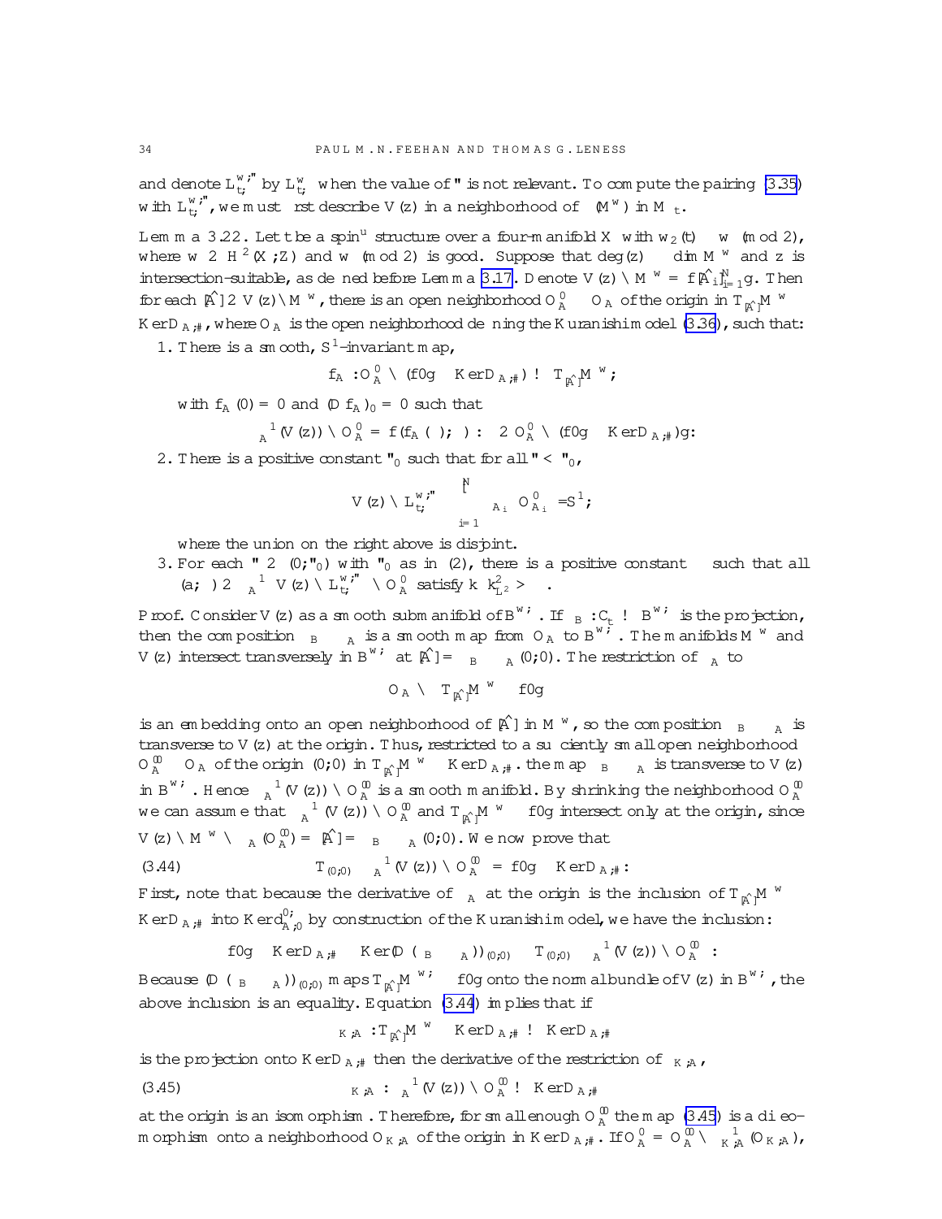and denote $L^{w,\varepsilon}_{t,\ell}$ by $L^{w}_{t,\ell}$ when the value of $\varepsilon$ is not relevant. To compute the pairing (3.35) with $L^{w,\varepsilon}_{t,\ell}$, we must first describe $V(z)$ in a neighborhood of $\iota(M^w)$ in $M_t$.

**Lemma 3.22.** Let $t$ be a spin$^u$ structure over a four-manifold $X$ with $w_2(t) \equiv w \pmod 2$, where $w \in H^2(X;\mathbb{Z})$ and $w \pmod 2$ is good. Suppose that $\deg(z) \geq \dim M^w$ and $z$ is intersection-suitable, as defined before Lemma 3.17. Denote $V(z) \cap M^w = \{[\hat{A}_i]\}_{i=1}^N$. Then for each $[\hat{A}] \in V(z) \cap M^w$, there is an open neighborhood $O^0_A \subset O_A$ of the origin in $T_{[\hat{A}]}M^w \oplus \operatorname{Ker} D_{A,\#}$, where $O_A$ is the open neighborhood defining the Kuranishi model (3.36), such that:

1. There is a smooth, $S^1$-invariant map,
$$f_A : O^0_A \cap (\{0\} \oplus \operatorname{Ker} D_{A,\#}) \to T_{[\hat{A}]}M^w,$$
with $f_A(0) = 0$ and $(Df_A)_0 = 0$ such that
$$\gamma_A^{-1}(V(z)) \cap O^0_A = \{(f_A(\varphi), \varphi) : \varphi \in O^0_A \cap (\{0\} \oplus \operatorname{Ker} D_{A,\#})\}.$$
2. There is a positive constant $\varepsilon_0$ such that for all $\varepsilon < \varepsilon_0$,
$$V(z) \cap L^{w,\varepsilon}_{t,\ell} \subset \bigcup_{i=1}^N \gamma_{A_i}\left(O^0_{A_i}\right)/S^1,$$
where the union on the right above is disjoint.
3. For each $\varepsilon \in (0, \varepsilon_0)$ with $\varepsilon_0$ as in (2), there is a positive constant $\delta$ such that all $(a, \varphi) \in \gamma_A^{-1}\left(V(z) \cap L^{w,\varepsilon}_{t,\ell}\right) \cap O^0_A$ satisfy $\|\varphi\|^2_{L^2} > \delta$.

*Proof.* Consider $V(z)$ as a smooth submanifold of $B^{w,*}$. If $\pi_B : C_t \to B^{w,*}$ is the projection, then the composition $\pi_B \circ \gamma_A$ is a smooth map from $O_A$ to $B^{w,*}$. The manifolds $M^w$ and $V(z)$ intersect transversely in $B^{w,*}$ at $[\hat{A}] = \pi_B \circ \gamma_A(0,0)$. The restriction of $\gamma_A$ to
$$O_A \cap T_{[\hat{A}]}M^w \oplus \{0\}$$
is an embedding onto an open neighborhood of $[\hat{A}]$ in $M^w$, so the composition $\pi_B \circ \gamma_A$ is transverse to $V(z)$ at the origin. Thus, restricted to a sufficiently small open neighborhood $O^{00}_A \subset O_A$ of the origin $(0,0)$ in $T_{[\hat{A}]}M^w \oplus \operatorname{Ker} D_{A,\#}$, the map $\pi_B \circ \gamma_A$ is transverse to $V(z)$ in $B^{w,*}$. Hence $\gamma_A^{-1}(V(z)) \cap O^{00}_A$ is a smooth manifold. By shrinking the neighborhood $O^{00}_A$ we can assume that $\gamma_A^{-1}(V(z)) \cap O^{00}_A$ and $T_{[\hat{A}]}M^w \oplus \{0\}$ intersect only at the origin, since $V(z) \cap M^w \cap \gamma_A(O^{00}_A) = [\hat{A}] = \pi_B \circ \gamma_A(0,0)$. We now prove that

$$T_{(0,0)}\left(\gamma_A^{-1}(V(z)) \cap O^{00}_A\right) = \{0\} \oplus \operatorname{Ker} D_{A,\#}. \tag{3.44}$$

First, note that because the derivative of $\gamma_A$ at the origin is the inclusion of $T_{[\hat{A}]}M^w \oplus \operatorname{Ker} D_{A,\#}$ into $\operatorname{Ker} d^{0,*}_{A,\Phi,0}$ by construction of the Kuranishi model, we have the inclusion:
$$\{0\} \oplus \operatorname{Ker} D_{A,\#} \subseteq \operatorname{Ker}(D(\pi_B \circ \gamma_A))_{(0,0)} \subseteq T_{(0,0)}\left(\gamma_A^{-1}(V(z)) \cap O^{00}_A\right).$$
Because $(D(\pi_B \circ \gamma_A))_{(0,0)}$ maps $T_{[\hat{A}]}M^{w,*} \oplus \{0\}$ onto the normal bundle of $V(z)$ in $B^{w,*}$, the above inclusion is an equality. Equation (3.44) implies that if
$$\pi_{K,A} : T_{[\hat{A}]}M^w \oplus \operatorname{Ker} D_{A,\#} \to \operatorname{Ker} D_{A,\#}$$
is the projection onto $\operatorname{Ker} D_{A,\#}$ then the derivative of the restriction of $\pi_{K,A}$,

$$\pi_{K,A} : \gamma_A^{-1}(V(z)) \cap O^{00}_A \to \operatorname{Ker} D_{A,\#} \tag{3.45}$$

at the origin is an isomorphism. Therefore, for small enough $O^{00}_A$ the map (3.45) is a diffeomorphism onto a neighborhood $O_{K,A}$ of the origin in $\operatorname{Ker} D_{A,\#}$. If $O^0_A = O^{00}_A \cap \pi^{-1}_{K,A}(O_{K,A})$,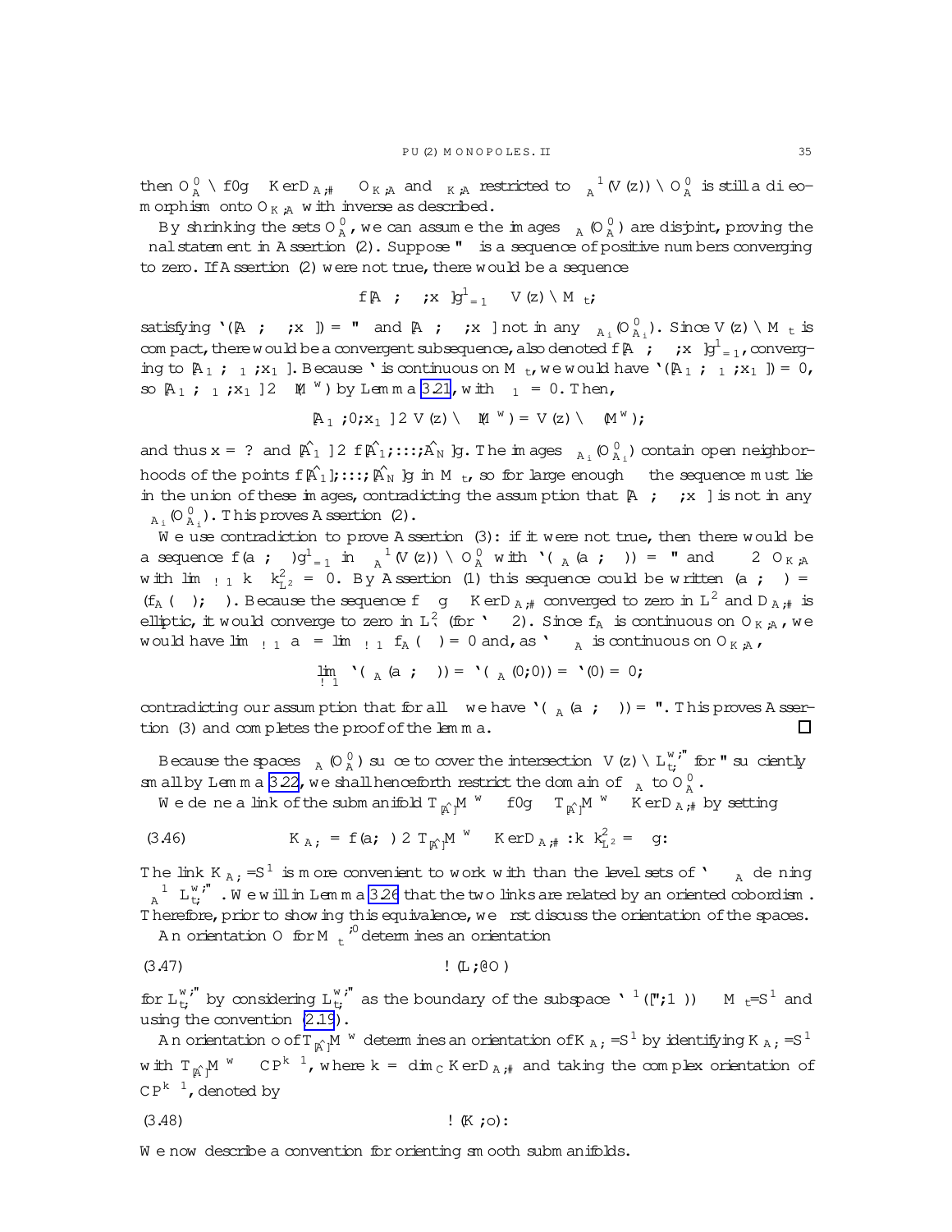then $\mathcal{O}_A^0 \cap \{0\} \subset \operatorname{Ker} D_{A,\#} \subset \mathcal{O}_{K,A}$ and $\gamma_{K,A}$ restricted to $\gamma_A^{-1}(V(z)) \cap \mathcal{O}_A^0$ is still a diffeomorphism onto $\mathcal{O}_{K,A}$ with inverse as described.

By shrinking the sets $\mathcal{O}_A^0$, we can assume the images $\gamma_A(\mathcal{O}_A^0)$ are disjoint, proving the final statement in Assertion (2). Suppose $\varepsilon_\beta$ is a sequence of positive numbers converging to zero. If Assertion (2) were not true, there would be a sequence

$$\{[A_\beta, \Phi_\beta, x_\beta]\}_{\beta=1}^{\infty} \subset V(z) \cap \mathcal{M}_t,$$

satisfying $\ell([A_\beta, \Phi_\beta, x_\beta]) = \varepsilon_\beta$ and $[A_\beta, \Phi_\beta, x_\beta]$ not in any $\gamma_{A_i}(\mathcal{O}_{A_i}^0)$. Since $V(z) \cap \mathcal{M}_t$ is compact, there would be a convergent subsequence, also denoted $\{[A_\beta, \Phi_\beta, x_\beta]\}_{\beta=1}^{\infty}$, converging to $[A_\infty, \Phi_\infty, x_\infty]$. Because $\ell$ is continuous on $\mathcal{M}_t$, we would have $\ell([A_\infty, \Phi_\infty, x_\infty]) = 0$, so $[A_\infty, \Phi_\infty, x_\infty] \in \iota(M^w)$ by Lemma 3.21, with $\Phi_\infty = 0$. Then,

$$[A_\infty, 0, x_\infty] \in V(z) \cap \iota(M^w) = V(z) \cap \iota(M^w);$$

and thus $x = ?$ and $[\hat{A}_\infty] \in \{[\hat{A}_1], \ldots, [\hat{A}_N]\}$. The images $\gamma_{A_i}(\mathcal{O}_{A_i}^0)$ contain open neighborhoods of the points $\{[\hat{A}_1], \ldots, [\hat{A}_N]\}$ in $\mathcal{M}_t$, so for large enough $\beta$ the sequence must lie in the union of these images, contradicting the assumption that $[A_\beta, \Phi_\beta, x_\beta]$ is not in any $\gamma_{A_i}(\mathcal{O}_{A_i}^0)$. This proves Assertion (2).

We use contradiction to prove Assertion (3): if it were not true, then there would be a sequence $\{(a_\beta, \phi_\beta)\}_{\beta=1}^{\infty}$ in $\gamma_A^{-1}(V(z)) \cap \mathcal{O}_A^0$ with $\ell(\gamma_A(a_\beta, \phi_\beta)) = \varepsilon$ and $\phi_\beta \in \mathcal{O}_{K,A}$ with $\lim_{\beta\to\infty} \|\phi_\beta\|_{L^2}^2 = 0$. By Assertion (1) this sequence could be written $(a_\beta, \phi_\beta) = (f_A(\phi_\beta), \phi_\beta)$. Because the sequence $\{\phi_\beta\} \subset \operatorname{Ker} D_{A,\#}$ converged to zero in $L^2$ and $D_{A,\#}$ is elliptic, it would converge to zero in $L^2_\ell$ (for $\ell \geq 2$). Since $f_A$ is continuous on $\mathcal{O}_{K,A}$, we would have $\lim_{\beta\to\infty} a_\beta = \lim_{\beta\to\infty} f_A(\phi_\beta) = 0$ and, as $\ell \circ \gamma_A$ is continuous on $\mathcal{O}_{K,A}$,

$$\lim_{\beta\to\infty} \ell(\gamma_A(a_\beta, \phi_\beta)) = \ell(\gamma_A(0, 0)) = \ell(0) = 0;$$

contradicting our assumption that for all $\beta$ we have $\ell(\gamma_A(a_\beta, \phi_\beta)) = \varepsilon$. This proves Assertion (3) and completes the proof of the lemma. $\square$

Because the spaces $\gamma_A(\mathcal{O}_A^0)$ suffice to cover the intersection $V(z) \cap L_{t,\ell}^{w,\varepsilon}$ for $\varepsilon$ sufficiently small by Lemma 3.22, we shall henceforth restrict the domain of $\gamma_A$ to $\mathcal{O}_A^0$.

We define a link of the submanifold $T_{[\hat{A}]}M^w \subset \{0\} \subset T_{[\hat{A}]}M^w \oplus \operatorname{Ker} D_{A,\#}$ by setting

$$K_{A,\varepsilon} = \{(a, \phi) \in T_{[\hat{A}]}M^w \oplus \operatorname{Ker} D_{A,\#} : \|\phi\|_{L^2}^2 = \varepsilon\}. \tag{3.46}$$

The link $K_{A,\varepsilon}/S^1$ is more convenient to work with than the level sets of $\ell \circ \gamma_A$ defining $\gamma_A^{-1} L_{t,\ell}^{w,\varepsilon}$. We will in Lemma 3.26 that the two links are related by an oriented cobordism. Therefore, prior to showing this equivalence, we first discuss the orientation of the spaces.

An orientation $O$ for $\mathcal{M}_t^{*,0}$ determines an orientation

$$\omega(L, \partial O) \tag{3.47}$$

for $L_{t,\ell}^{w,\varepsilon}$ by considering $L_{t,\ell}^{w,\varepsilon}$ as the boundary of the subspace $\ell^{-1}([\varepsilon, \infty)) \subset \mathcal{M}_t/S^1$ and using the convention (2.19).

An orientation $o$ of $T_{[\hat{A}]}M^w$ determines an orientation of $K_{A,\varepsilon}/S^1$ by identifying $K_{A,\varepsilon}/S^1$ with $T_{[\hat{A}]}M^w \times \mathbb{CP}^{k-1}$, where $k = \dim_{\mathbb{C}} \operatorname{Ker} D_{A,\#}$ and taking the complex orientation of $\mathbb{CP}^{k-1}$, denoted by

$$\omega(K, o): \tag{3.48}$$

We now describe a convention for orienting smooth submanifolds.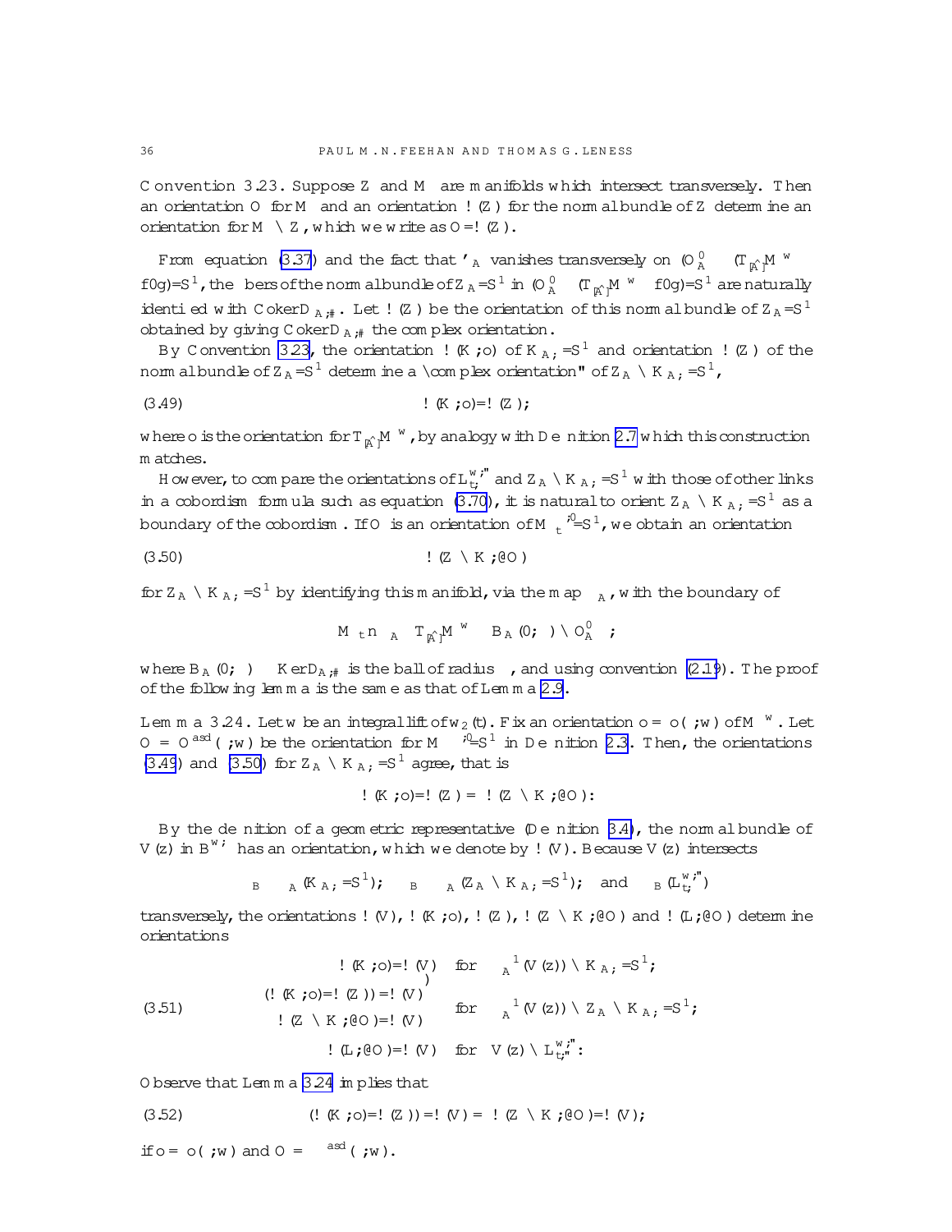Convention 3.23. Suppose $Z$ and $M$ are manifolds which intersect transversely. Then an orientation $O$ for $M$ and an orientation $\omega(Z)$ for the normal bundle of $Z$ determine an orientation for $M \cap Z$, which we write as $O/\omega(Z)$.

From equation (3.37) and the fact that $\varphi_A$ vanishes transversely on $(O_A^0 \times (T_{[\hat{A}]}M^w - \{0\}))/S^1$, the fibers of the normal bundle of $Z_A/S^1$ in $(O_A^0 \times (T_{[\hat{A}]}M^w - \{0\}))/S^1$ are naturally identified with $\operatorname{Coker} D_{A,\#}$. Let $\omega(Z)$ be the orientation of this normal bundle of $Z_A/S^1$ obtained by giving $\operatorname{Coker} D_{A,\#}$ the complex orientation.

By Convention 3.23, the orientation $\omega(K,o)$ of $K_{A,\epsilon}/S^1$ and orientation $\omega(Z)$ of the normal bundle of $Z_A/S^1$ determine a "complex orientation" of $Z_A \cap K_{A,\epsilon}/S^1$,

$$\omega(K,o)/\omega(Z), \tag{3.49}$$

where $o$ is the orientation for $T_{[\hat{A}]}M^w$, by analogy with Definition 2.7 which this construction matches.

However, to compare the orientations of $L_{t,\epsilon}^{w,\varepsilon}$ and $Z_A \cap K_{A,\epsilon}/S^1$ with those of other links in a cobordism formula such as equation (3.70), it is natural to orient $Z_A \cap K_{A,\epsilon}/S^1$ as a boundary of the cobordism. If $O$ is an orientation of $M_t^{*,0}/S^1$, we obtain an orientation

$$\omega(Z \cap K,\partial O) \tag{3.50}$$

for $Z_A \cap K_{A,\epsilon}/S^1$ by identifying this manifold, via the map $\gamma_A$, with the boundary of

$$M_t \setminus \gamma_A\left(T_{[\hat{A}]}M^w \times B_A(0,\epsilon) \cap O_A^0\right),$$

where $B_A(0,\epsilon) \subset \operatorname{Ker} D_{A,\#}$ is the ball of radius $\epsilon$, and using convention (2.19). The proof of the following lemma is the same as that of Lemma 2.9.

**Lemma 3.24.** Let $w$ be an integral lift of $w_2(t)$. Fix an orientation $o = o(\Omega,w)$ of $M^w$. Let $O = O^{asd}(\Omega,w)$ be the orientation for $M^{*,0}/S^1$ in Definition 2.3. Then, the orientations (3.49) and (3.50) for $Z_A \cap K_{A,\epsilon}/S^1$ agree, that is

$$\omega(K,o)/\omega(Z) = \omega(Z \cap K,\partial O).$$

By the definition of a geometric representative (Definition 3.4), the normal bundle of $V(z)$ in $\mathcal{B}^{w,\epsilon}$ has an orientation, which we denote by $\omega(V)$. Because $V(z)$ intersects

$$\pi_{\mathcal{B}} \circ \gamma_A(K_{A,\epsilon}/S^1), \quad \pi_{\mathcal{B}} \circ \gamma_A(Z_A \cap K_{A,\epsilon}/S^1), \quad \text{and} \quad \pi_{\mathcal{B}}(L_{t,\epsilon}^{w,\varepsilon})$$

transversely, the orientations $\omega(V)$, $\omega(K,o)$, $\omega(Z)$, $\omega(Z \cap K,\partial O)$ and $\omega(L,\partial O)$ determine orientations

$$\begin{aligned}
&\omega(K,o)/\omega(V) && \text{for } \gamma_A^{-1}(V(z)) \cap K_{A,\epsilon}/S^1; \\
&\left.\begin{aligned}&(\omega(K,o)/\omega(Z))/\omega(V)\\ &\omega(Z \cap K,\partial O)/\omega(V)\end{aligned}\right\} && \text{for } \gamma_A^{-1}(V(z)) \cap Z_A \cap K_{A,\epsilon}/S^1; \\
&\omega(L,\partial O)/\omega(V) && \text{for } V(z) \cap L_{t,\varepsilon}^{w,\varepsilon}.
\end{aligned} \tag{3.51}$$

Observe that Lemma 3.24 implies that

$$(\omega(K,o)/\omega(Z))/\omega(V) = \omega(Z \cap K,\partial O)/\omega(V), \tag{3.52}$$

if $o = o(\Omega,w)$ and $O = O^{asd}(\Omega,w)$.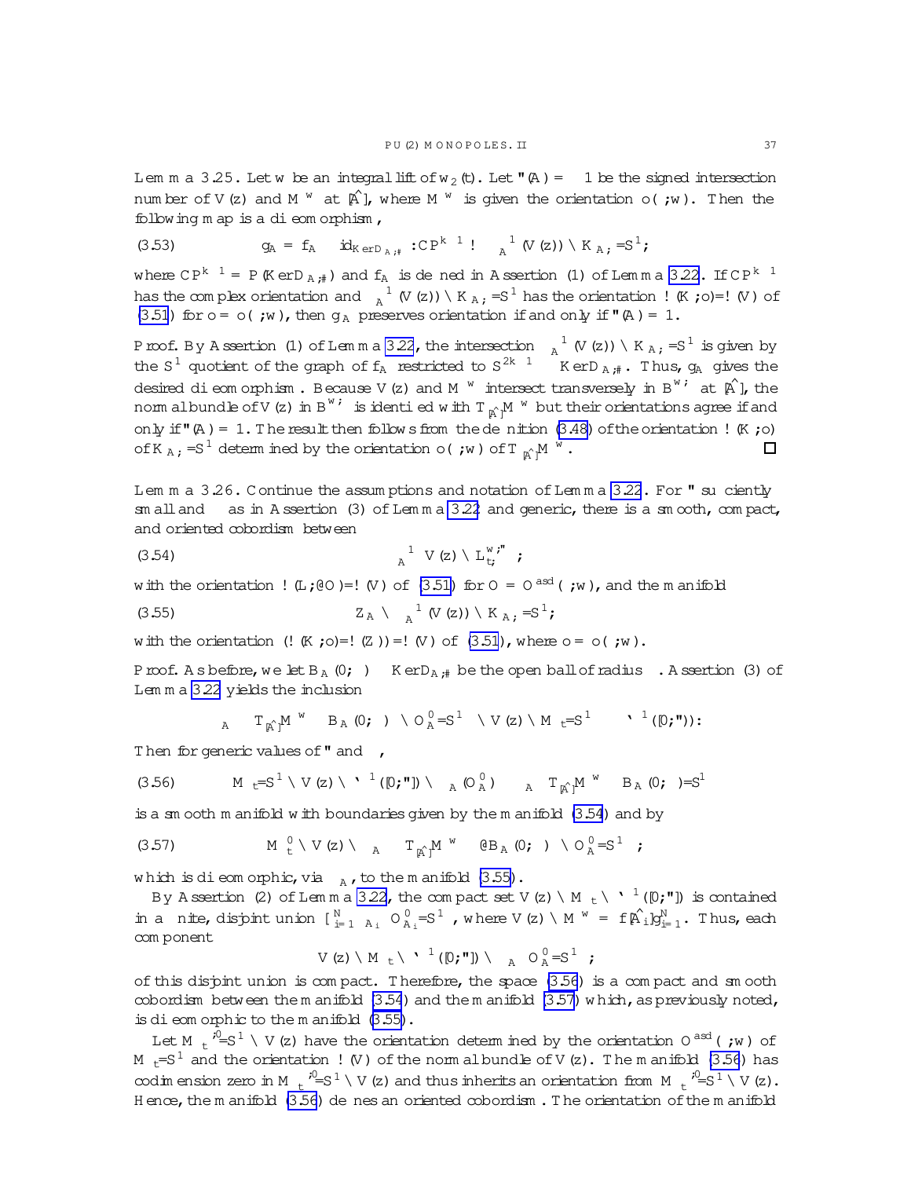**Lemma 3.25.** Let $w$ be an integral lift of $w_2(\mathfrak{t})$. Let $\varepsilon(A) = \pm 1$ be the signed intersection number of $V(\mathfrak{z})$ and $M^w$ at $[\hat{A}]$, where $M^w$ is given the orientation $o(\Lambda; w)$. Then the following map is a diffeomorphism,

$$\text{(3.53)} \qquad g_A = f_A \oplus \mathrm{id}_{\mathrm{Ker}\, D_{A,\#}} : \mathbb{CP}^{k-1} \to \gamma_A^{-1}(V(\mathfrak{z})) \cap K_{A,\varepsilon}/S^1,$$

where $\mathbb{CP}^{k-1} = \mathbb{P}(\mathrm{Ker}\, D_{A,\#})$ and $f_A$ is defined in Assertion (1) of Lemma 3.22. If $\mathbb{CP}^{k-1}$ has the complex orientation and $\gamma_A^{-1}(V(\mathfrak{z})) \cap K_{A,\varepsilon}/S^1$ has the orientation $\omega(K, o)/\omega(V)$ of (3.51) for $o = o(\Lambda; w)$, then $g_A$ preserves orientation if and only if $\varepsilon(A) = 1$.

*Proof.* By Assertion (1) of Lemma 3.22, the intersection $\gamma_A^{-1}(V(\mathfrak{z})) \cap K_{A,\varepsilon}/S^1$ is given by the $S^1$ quotient of the graph of $f_A$ restricted to $S^{2k-1} \subset \mathrm{Ker}\, D_{A,\#}$. Thus, $g_A$ gives the desired diffeomorphism. Because $V(\mathfrak{z})$ and $M^w$ intersect transversely in $\mathcal{B}^{w,\natural}$ at $[\hat{A}]$, the normal bundle of $V(\mathfrak{z})$ in $\mathcal{B}^{w,\natural}$ is identified with $T_{[\hat{A}]}M^w$ but their orientations agree if and only if $\varepsilon(A) = 1$. The result then follows from the definition (3.48) of the orientation $\omega(K, o)$ of $K_{A,\varepsilon}/S^1$ determined by the orientation $o(\Lambda; w)$ of $T_{[\hat{A}]}M^w$. $\square$

**Lemma 3.26.** Continue the assumptions and notation of Lemma 3.22. For $\varepsilon$ sufficiently small and $\delta$ as in Assertion (3) of Lemma 3.22 and generic, there is a smooth, compact, and oriented cobordism between

$$\text{(3.54)} \qquad \gamma_A^{-1}\left(V(\mathfrak{z}) \cap L_{\mathfrak{t},\varepsilon}^{w,\varepsilon}\right),$$

with the orientation $\omega(L, \partial O)/\omega(V)$ of (3.51) for $O = O^{asd}(\Lambda; w)$, and the manifold

$$\text{(3.55)} \qquad Z_A \cap \gamma_A^{-1}(V(\mathfrak{z})) \cap K_{A,\varepsilon}/S^1,$$

with the orientation $(\omega(K, o)/\omega(Z))/\omega(V)$ of (3.51), where $o = o(\Lambda; w)$.

*Proof.* As before, we let $B_A(0, \delta) \subset \mathrm{Ker}\, D_{A,\#}$ be the open ball of radius $\delta$. Assertion (3) of Lemma 3.22 yields the inclusion

$$\gamma_A\left(T_{[\hat{A}]}M^w \oplus B_A(0, \delta)\right) \cap O_A^0/S^1 \cap V(\mathfrak{z}) \cap M_{\mathfrak{t}}/S^1 \subset \iota^{-1}([0, \varepsilon)).$$

Then for generic values of $\varepsilon$ and $\delta$,

$$\text{(3.56)} \qquad M_{\mathfrak{t}}/S^1 \cap V(\mathfrak{z}) \cap \iota^{-1}([0, \varepsilon]) \cap \gamma_A(O_A^0) - \gamma_A\left(T_{[\hat{A}]}M^w \oplus B_A(0, \delta)\right)/S^1$$

is a smooth manifold with boundaries given by the manifold (3.54) and by

$$\text{(3.57)} \qquad M_{\mathfrak{t}}^0 \cap V(\mathfrak{z}) \cap \gamma_A\left(T_{[\hat{A}]}M^w \oplus \partial B_A(0, \delta)\right) \cap O_A^0/S^1,$$

which is diffeomorphic, via $\gamma_A$, to the manifold (3.55).

By Assertion (2) of Lemma 3.22, the compact set $V(\mathfrak{z}) \cap M_{\mathfrak{t}} \cap \iota^{-1}([0, \varepsilon])$ is contained in a finite, disjoint union $\cup_{i=1}^N \gamma_{A_i}\left(O_{A_i}^0/S^1\right)$, where $V(\mathfrak{z}) \cap M^w = \{[\hat{A}_i]\}_{i=1}^N$. Thus, each component

$$V(\mathfrak{z}) \cap M_{\mathfrak{t}} \cap \iota^{-1}([0, \varepsilon]) \cap \gamma_A\left(O_A^0/S^1\right),$$

of this disjoint union is compact. Therefore, the space (3.56) is a compact and smooth cobordism between the manifold (3.54) and the manifold (3.57) which, as previously noted, is diffeomorphic to the manifold (3.55).

Let $M_{\mathfrak{t}}^{*,0}/S^1 \cap V(\mathfrak{z})$ have the orientation determined by the orientation $O^{asd}(\Lambda; w)$ of $M_{\mathfrak{t}}/S^1$ and the orientation $\omega(V)$ of the normal bundle of $V(\mathfrak{z})$. The manifold (3.56) has codimension zero in $M_{\mathfrak{t}}^{*,0}/S^1 \cap V(\mathfrak{z})$ and thus inherits an orientation from $M_{\mathfrak{t}}^{*,0}/S^1 \cap V(\mathfrak{z})$. Hence, the manifold (3.56) defines an oriented cobordism. The orientation of the manifold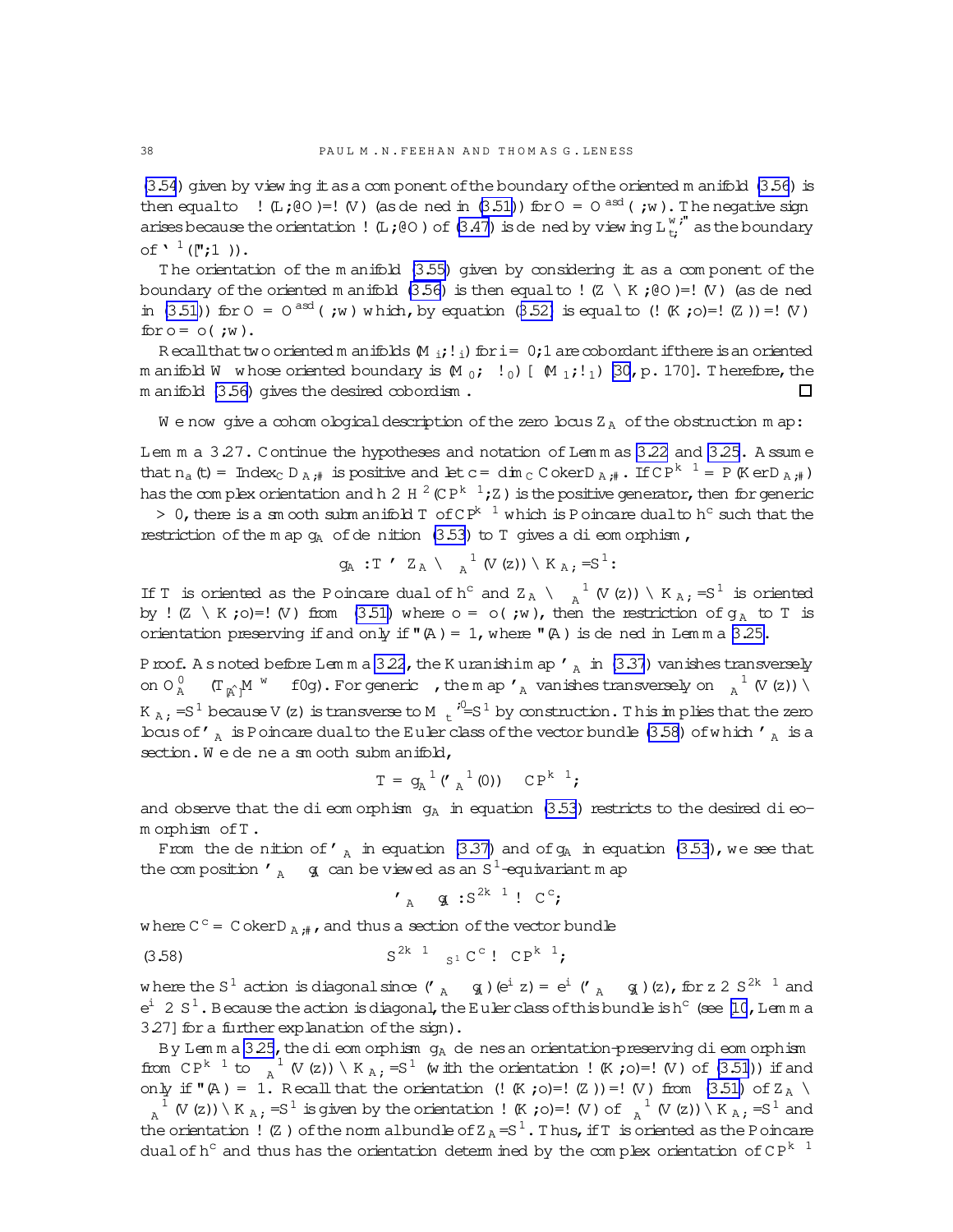(3.54) given by viewing it as a component of the boundary of the oriented manifold (3.56) is then equal to $-\omega(L,\partial O)/\omega(V)$ (as defined in (3.51)) for $O = O^{asd}(\varepsilon, w)$. The negative sign arises because the orientation $\omega(L,\partial O)$ of (3.47) is defined by viewing $L^{w,\varepsilon}_{t,\varepsilon}$ as the boundary of $\ell^{-1}([\varepsilon, 1))$.

The orientation of the manifold (3.55) given by considering it as a component of the boundary of the oriented manifold (3.56) is then equal to $\omega(Z \cap K, \partial O)/\omega(V)$ (as defined in (3.51)) for $O = O^{asd}(\varepsilon, w)$ which, by equation (3.52) is equal to $(\omega(K, o)/\omega(Z))/\omega(V)$ for $o = o(\varepsilon, w)$.

Recall that two oriented manifolds $(M_i, \omega_i)$ for $i = 0, 1$ are cobordant if there is an oriented manifold $W$ whose oriented boundary is $(M_0, -\omega_0) \sqcup (M_1, \omega_1)$ [30, p. 170]. Therefore, the manifold (3.56) gives the desired cobordism. $\square$

We now give a cohomological description of the zero locus $Z_A$ of the obstruction map:

**Lemma 3.27.** *Continue the hypotheses and notation of Lemmas 3.22 and 3.25. Assume that $n_a(t) = \operatorname{Index}_{\mathbb{C}} D_{A,\#}$ is positive and let $c = \dim_{\mathbb{C}} \operatorname{Coker} D_{A,\#}$. If $\mathbb{CP}^{k-1} = \mathbb{P}(\operatorname{Ker} D_{A,\#})$ has the complex orientation and $h \in H^2(\mathbb{CP}^{k-1};\mathbb{Z})$ is the positive generator, then for generic $\varepsilon > 0$, there is a smooth submanifold $T$ of $\mathbb{CP}^{k-1}$ which is Poincaré dual to $h^c$ such that the restriction of the map $\gamma_A$ of definition (3.53) to $T$ gives a diffeomorphism,*

$$\gamma_A : T \cong Z_A \cap \iota_A^{-1}(V(z)) \cap K_{A,\varepsilon}/S^1.$$

*If $T$ is oriented as the Poincaré dual of $h^c$ and $Z_A \cap \iota_A^{-1}(V(z)) \cap K_{A,\varepsilon}/S^1$ is oriented by $\omega(Z \cap K, o)/\omega(V)$ from (3.51) where $o = o(\varepsilon, w)$, then the restriction of $\gamma_A$ to $T$ is orientation preserving if and only if $\epsilon(A) = 1$, where $\epsilon(A)$ is defined in Lemma 3.25.*

*Proof.* As noted before Lemma 3.22, the Kuranishi map $\varphi_A$ in (3.37) vanishes transversely on $O^0_A \subset (T_{[A]}M^w - \{0\})$. For generic $\varepsilon$, the map $\varphi_A$ vanishes transversely on $\iota_A^{-1}(V(z)) \cap K_{A,\varepsilon}/S^1$ because $V(z)$ is transverse to $M_t^{*,0}/S^1$ by construction. This implies that the zero locus of $\varphi_A$ is Poincaré dual to the Euler class of the vector bundle (3.58) of which $\varphi_A$ is a section. We define a smooth submanifold,

$$T = \gamma_A^{-1}(\varphi_A^{-1}(0)) \subset \mathbb{CP}^{k-1},$$

and observe that the diffeomorphism $\gamma_A$ in equation (3.53) restricts to the desired diffeomorphism of $T$.

From the definition of $\varphi_A$ in equation (3.37) and of $\gamma_A$ in equation (3.53), we see that the composition $\varphi_A \circ \tilde\gamma_A$ can be viewed as an $S^1$-equivariant map

$$\varphi_A \circ \tilde\gamma_A : S^{2k-1} \to \mathbb{C}^c,$$

where $\mathbb{C}^c = \operatorname{Coker} D_{A,\#}$, and thus a section of the vector bundle

$$S^{2k-1} \times_{S^1} \mathbb{C}^c \to \mathbb{CP}^{k-1}, \tag{3.58}$$

where the $S^1$ action is diagonal since $(\varphi_A \circ \tilde\gamma_A)(e^{i\theta} z) = e^{i\theta}(\varphi_A \circ \tilde\gamma_A)(z)$, for $z \in S^{2k-1}$ and $e^{i\theta} \in S^1$. Because the action is diagonal, the Euler class of this bundle is $h^c$ (see [10, Lemma 3.27] for a further explanation of the sign).

By Lemma 3.25, the diffeomorphism $\gamma_A$ defines an orientation-preserving diffeomorphism from $\mathbb{CP}^{k-1}$ to $\iota_A^{-1}(V(z)) \cap K_{A,\varepsilon}/S^1$ (with the orientation $\omega(K, o)/\omega(V)$ of (3.51)) if and only if $\epsilon(A) = 1$. Recall that the orientation $(\omega(K, o)/\omega(Z))/\omega(V)$ from (3.51) of $Z_A \cap \iota_A^{-1}(V(z)) \cap K_{A,\varepsilon}/S^1$ is given by the orientation $\omega(K, o)/\omega(V)$ of $\iota_A^{-1}(V(z)) \cap K_{A,\varepsilon}/S^1$ and the orientation $\omega(Z)$ of the normal bundle of $Z_A/S^1$. Thus, if $T$ is oriented as the Poincaré dual of $h^c$ and thus has the orientation determined by the complex orientation of $\mathbb{CP}^{k-1}$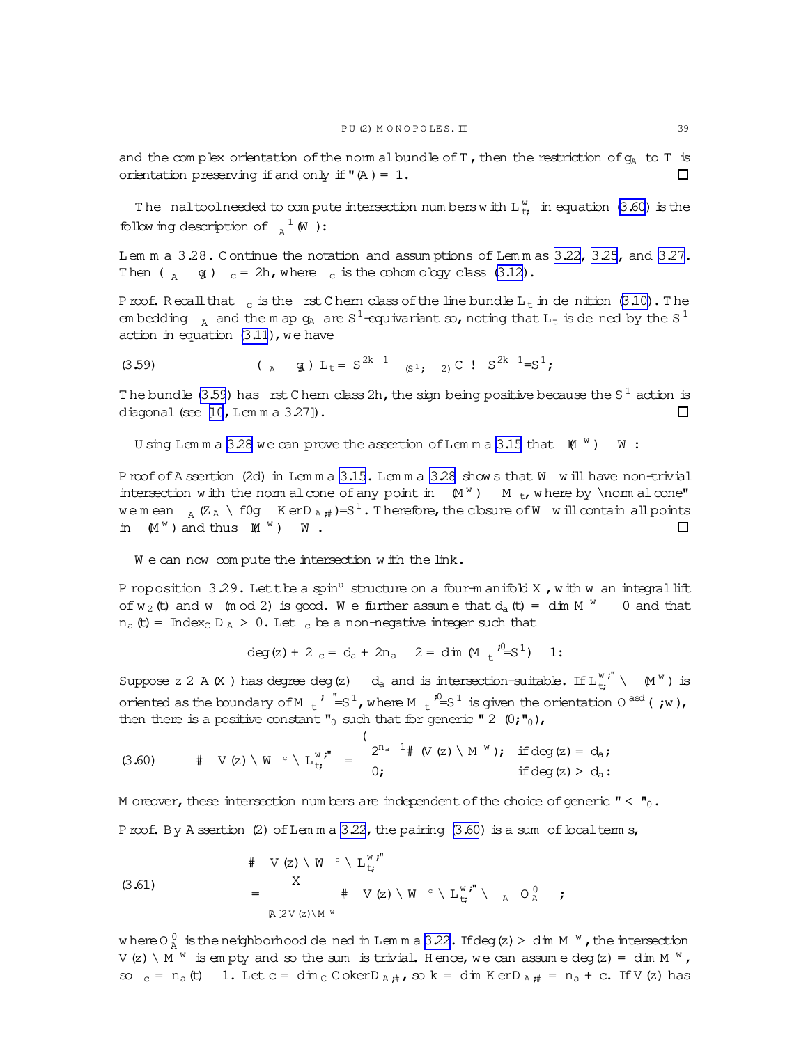and the complex orientation of the normal bundle of $T$, then the restriction of $g_A$ to $T$ is orientation preserving if and only if $\varepsilon(A) = 1$. □

The final tool needed to compute intersection numbers with $L^w_{t,\varepsilon}$ in equation (3.60) is the following description of $\gamma_A^{-1}(W)$:

**Lemma 3.28.** Continue the notation and assumptions of Lemmas 3.22, 3.25, and 3.27. Then $(\gamma_A \circ g_A)^* \mu_c = 2h$, where $\mu_c$ is the cohomology class (3.12).

*Proof.* Recall that $\mu_c$ is the first Chern class of the line bundle $L_t$ in definition (3.10). The embedding $\gamma_A$ and the map $g_A$ are $S^1$-equivariant so, noting that $L_t$ is defined by the $S^1$ action in equation (3.11), we have

$$
(3.59) \qquad (\gamma_A \circ g_A)^* L_t = S^{2k-1} \times_{(S^1,\times 2)} \mathbb{C} \to S^{2k-1}/S^1;
$$

The bundle (3.59) has first Chern class $2h$, the sign being positive because the $S^1$ action is diagonal (see [10, Lemma 3.27]). □

Using Lemma 3.28 we can prove the assertion of Lemma 3.15 that $\iota(M^w) \subset \bar{W}$:

*Proof of Assertion (2d) in Lemma 3.15.* Lemma 3.28 shows that $W$ will have non-trivial intersection with the normal cone of any point in $\iota(M^w) \subset M_t$, where by "normal cone" we mean $\gamma_A(Z_A \cap \{0\} \times \operatorname{Ker} D_{A,\vartheta})/S^1$. Therefore, the closure of $W$ will contain all points in $\iota(M^w)$ and thus $\iota(M^w) \subset \bar{W}$. □

We can now compute the intersection with the link.

**Proposition 3.29.** Let $t$ be a spin$^u$ structure on a four-manifold $X$, with $w$ an integral lift of $w_2(t)$ and $w \pmod 2$ is good. We further assume that $d_a(t) = \dim M^w \geq 0$ and that $n_a(t) = \operatorname{Index}_{\mathbb{C}} D_A > 0$. Let $\delta_c$ be a non-negative integer such that

$$
\deg(z) + 2\delta_c = d_a + 2n_a - 2 = \dim(M^{*,0}_t/S^1) - 1.
$$

Suppose $z \in \mathbb{A}(X)$ has degree $\deg(z) \geq d_a$ and is intersection-suitable. If $L^{w,\varepsilon}_{t,\ell} \cap \iota(M^w)$ is oriented as the boundary of $M^{*,\varepsilon}_t/S^1$, where $M^{*,0}_t/S^1$ is given the orientation $O^{asd}(\Omega, w)$, then there is a positive constant $\varepsilon_0$ such that for generic $\varepsilon \in (0, \varepsilon_0)$,

$$
(3.60) \qquad \#\left(\bar{V}(z) \cap \bar{W}^{\delta_c} \cap L^{w,\varepsilon}_{t,\ell}\right) = \begin{cases} 2^{n_a-1}\#(V(z) \cap M^w); & \text{if } \deg(z) = d_a; \\ 0; & \text{if } \deg(z) > d_a: \end{cases}
$$

Moreover, these intersection numbers are independent of the choice of generic $\varepsilon < \varepsilon_0$.

*Proof.* By Assertion (2) of Lemma 3.22, the pairing (3.60) is a sum of local terms,

$$
(3.61) \qquad \begin{aligned} &\#\left(\bar{V}(z) \cap \bar{W}^{\delta_c} \cap L^{w,\varepsilon}_{t,\ell}\right) \\ &= \sum_{[A] \in V(z) \cap M^w} \#\left(\bar{V}(z) \cap \bar{W}^{\delta_c} \cap L^{w,\varepsilon}_{t,\ell} \cap \gamma_A O^0_A\right); \end{aligned}
$$

where $O^0_A$ is the neighborhood defined in Lemma 3.22. If $\deg(z) > \dim M^w$, the intersection $V(z) \cap M^w$ is empty and so the sum is trivial. Hence, we can assume $\deg(z) = \dim M^w$, so $\delta_c = n_a(t) - 1$. Let $c = \dim_{\mathbb{C}} \operatorname{Coker} D_{A,\vartheta}$, so $k = \dim \operatorname{Ker} D_{A,\vartheta} = n_a + c$. If $V(z)$ has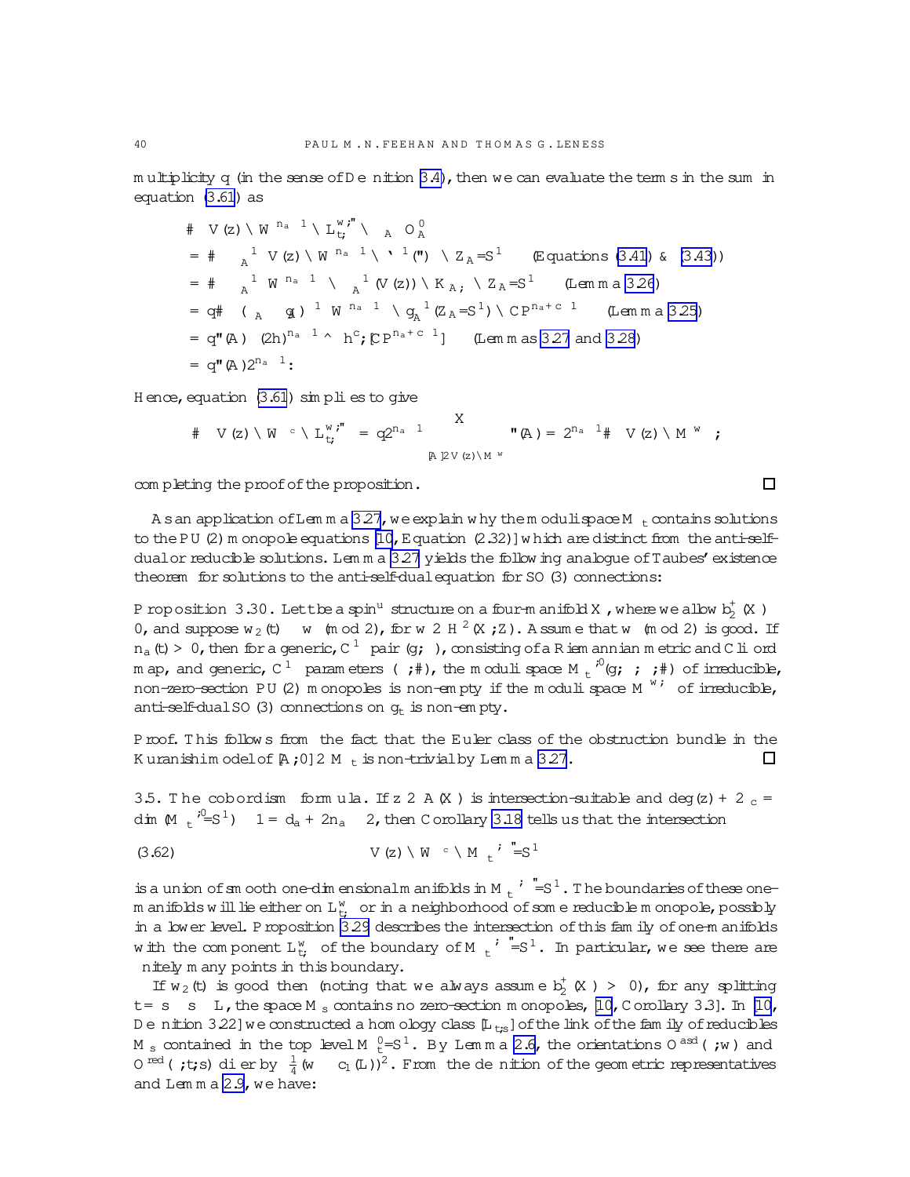multiplicity $q$ (in the sense of Definition 3.4), then we can evaluate the terms in the sum in equation (3.61) as

$$
\begin{aligned}
&\#\left(\bar{V}(z)\cap \bar{W}^{n_a-1}\cap \mathbf{L}^{w,\varepsilon}_{t,\ell}\cap \bar\gamma_A(\mathbf{O}^0_A)\right)\\
&= \#\left(\bar\gamma_A^{-1}\left(\bar{V}(z)\cap \bar{W}^{n_a-1}\right)\cap \boldsymbol{\ell}^{-1}(\varepsilon)\cap Z_A/S^1\right) \quad \text{(Equations (3.41) \& (3.43))}\\
&= \#\left(\bar\gamma_A^{-1}\bar{W}^{n_a-1}\cap \bar\gamma_A^{-1}(\bar V(z))\cap K_{A,\varepsilon}\cap Z_A/S^1\right) \quad \text{(Lemma 3.26)}\\
&= q\#\left((\bar\gamma_A\circ g_A)^{-1}\bar{W}^{n_a-1}\cap g_A^{-1}(Z_A/S^1)\cap \mathbb{CP}^{n_a+c-1}\right) \quad \text{(Lemma 3.25)}\\
&= q\varepsilon(A)\langle(2h)^{n_a-1}\smile h^c, [\mathbb{CP}^{n_a+c-1}]\rangle \quad \text{(Lemmas 3.27 and 3.28)}\\
&= q\varepsilon(A)2^{n_a-1}.
\end{aligned}
$$

Hence, equation (3.61) simplifies to give

$$
\#\left(\bar V(z)\cap \bar W^{\delta_c}\cap \mathbf{L}^{w,\varepsilon}_{t,\ell}\right) = q2^{n_a-1}\sum_{[A]\in \bar V(z)\cap M^w}\varepsilon(A) = 2^{n_a-1}\#\left(\bar V(z)\cap M^w\right),
$$

completing the proof of the proposition. $\square$

As an application of Lemma 3.27, we explain why the moduli space $\mathcal{M}_{\mathfrak{t}}$ contains solutions to the $PU(2)$ monopole equations [10, Equation (2.32)] which are distinct from the anti-self-dual or reducible solutions. Lemma 3.27 yields the following analogue of Taubes' existence theorem for solutions to the anti-self-dual equation for $SO(3)$ connections:

**Proposition 3.30.** *Let $\mathfrak{t}$ be a spin$^u$ structure on a four-manifold $X$, where we allow $b_2^+(X)\geq 0$, and suppose $w_2(\mathfrak{t})\equiv w \pmod 2$, for $w\in H^2(X;\mathbb{Z})$. Assume that $w \pmod 2$ is good. If $n_a(\mathfrak{t})>0$, then for a generic, $C^1$ pair $(g,\rho)$, consisting of a Riemannian metric and Clifford map, and generic, $C^1$ parameters $(\tau,\vartheta)$, the moduli space $\mathcal{M}^{*,0}_{\mathfrak{t}}(g,\rho,\tau,\vartheta)$ of irreducible, non-zero-section $PU(2)$ monopoles is non-empty if the moduli space $M^{w,*}$ of irreducible, anti-self-dual $SO(3)$ connections on $\mathfrak{g}_{\mathfrak{t}}$ is non-empty.*

*Proof.* This follows from the fact that the Euler class of the obstruction bundle in the Kuranishi model of $[A,0]\in \mathcal{M}_{\mathfrak{t}}$ is non-trivial by Lemma 3.27. $\square$

**3.5. The cobordism formula.** If $z\in \mathbb{A}(X)$ is intersection-suitable and $\deg(z)+2\delta_c = \dim(\mathcal{M}^{*,0}_{\mathfrak{t}}/S^1)-1 = d_a+2n_a-2$, then Corollary 3.18 tells us that the intersection

$$
\bar{\mathcal{V}}(z)\cap \bar{\mathcal{W}}^{\delta_c}\cap \bar{\mathcal{M}}^{*,\varepsilon}_{\mathfrak{t}}/S^1 \tag{3.62}
$$

is a union of smooth one-dimensional manifolds in $\bar{\mathcal{M}}^{*,\varepsilon}_{\mathfrak{t}}/S^1$. The boundaries of these one-manifolds will lie either on $\mathbf{L}^w_{\mathfrak{t},\ell}$ or in a neighborhood of some reducible monopole, possibly in a lower level. Proposition 3.29 describes the intersection of this family of one-manifolds with the component $\mathbf{L}^w_{\mathfrak{t},\ell}$ of the boundary of $\bar{\mathcal{M}}^{*,\varepsilon}_{\mathfrak{t}}/S^1$. In particular, we see there are finitely many points in this boundary.

If $w_2(\mathfrak{t})$ is good then (noting that we always assume $b_2^+(X)>0$), for any splitting $\mathfrak{t}=\mathfrak{s}\oplus\mathfrak{s}\otimes L$, the space $M_{\mathfrak{s}}$ contains no zero-section monopoles, [10, Corollary 3.3]. In [10, Definition 3.22] we constructed a homology class $[\mathbf{L}_{\mathfrak{t},\mathfrak{s}}]$ of the link of the family of reducibles $M_{\mathfrak{s}}$ contained in the top level $\mathcal{M}^0_{\mathfrak{t}}/S^1$. By Lemma 2.6, the orientations $O^{\text{asd}}(\Omega,w)$ and $O^{\text{red}}(\Omega,\mathfrak{t},\mathfrak{s})$ differ by $\frac{1}{4}(w-c_1(L))^2$. From the definition of the geometric representatives and Lemma 2.9, we have: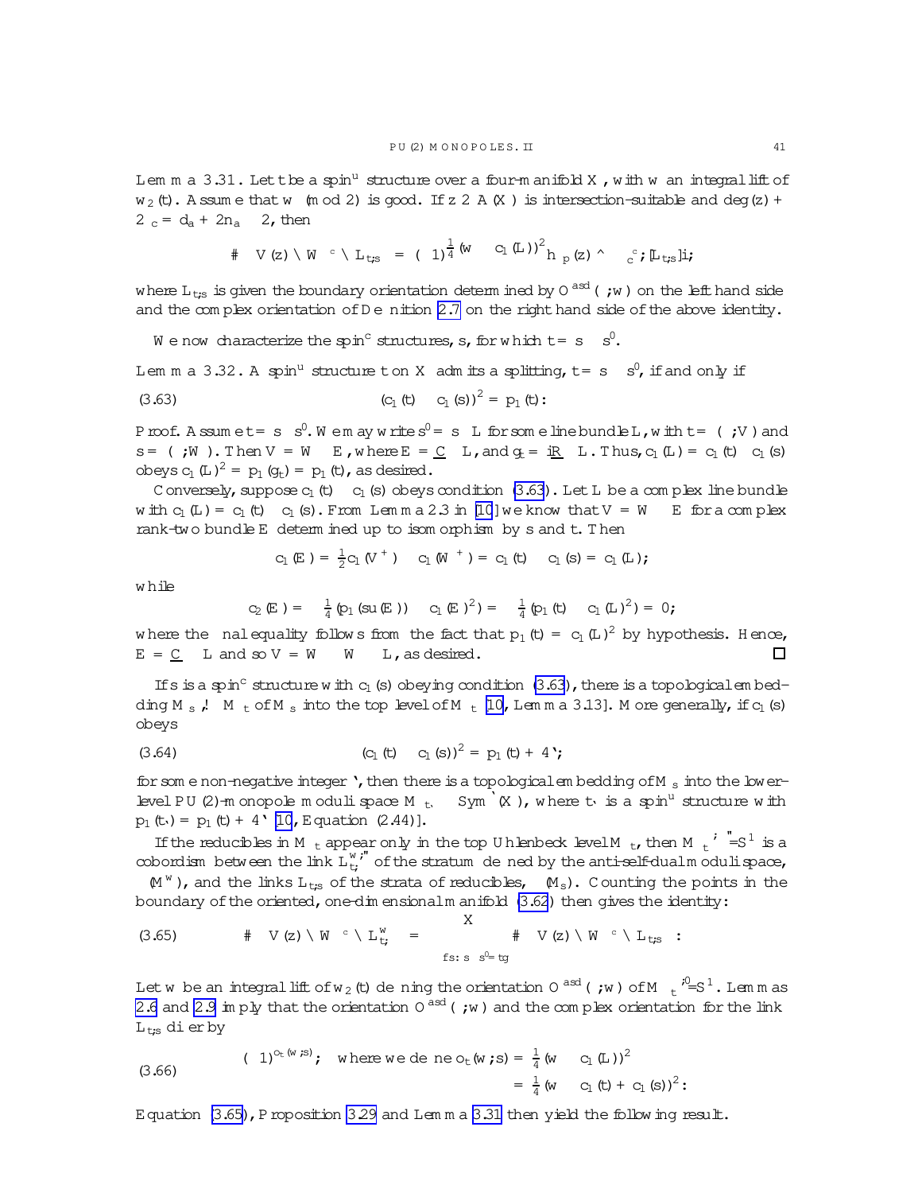**Lemma 3.31.** Let $\mathfrak{t}$ be a spin$^u$ structure over a four-manifold $X$, with $w$ an integral lift of $w_2(\mathfrak{t})$. Assume that $w \pmod 2$ is good. If $z \in \mathbb{A}(X)$ is intersection-suitable and $\deg(z) + 2\delta_c = d_a + 2n_a - 2$, then

$$\#\left(\bar{\mathcal{V}}(z) \cap \bar{\mathcal{W}}^{\delta_c} \cap \mathbf{L}_{\mathfrak{t},\mathfrak{s}}\right) = (-1)^{\frac{1}{4}(w - c_1(L))^2} \langle \mu_p(z) \smile \mu_c^{\delta_c}, [\mathbf{L}_{\mathfrak{t},\mathfrak{s}}] \rangle,$$

where $\mathbf{L}_{\mathfrak{t},\mathfrak{s}}$ is given the boundary orientation determined by $O^{asd}(\Omega, w)$ on the left hand side and the complex orientation of Definition 2.7 on the right hand side of the above identity.

We now characterize the spin$^c$ structures, $\mathfrak{s}$, for which $\mathfrak{t} = \mathfrak{s} \oplus \mathfrak{s}'$.

**Lemma 3.32.** A spin$^u$ structure $\mathfrak{t}$ on $X$ admits a splitting, $\mathfrak{t} = \mathfrak{s} \oplus \mathfrak{s}'$, if and only if

$$(c_1(\mathfrak{t}) - c_1(\mathfrak{s}))^2 = p_1(\mathfrak{t}). \tag{3.63}$$

*Proof.* Assume $\mathfrak{t} = \mathfrak{s} \oplus \mathfrak{s}'$. We may write $\mathfrak{s}' = \mathfrak{s} \otimes L$ for some line bundle $L$, with $\mathfrak{t} = (\rho, V)$ and $\mathfrak{s} = (\rho, W)$. Then $V = W \otimes E$, where $E = \underline{\mathbb{C}} \oplus L$, and $\mathfrak{g}_{\mathfrak{t}} = i\underline{\mathbb{R}} \oplus L$. Thus, $c_1(L) = c_1(\mathfrak{t}) - c_1(\mathfrak{s})$ obeys $c_1(L)^2 = p_1(\mathfrak{g}_{\mathfrak{t}}) = p_1(\mathfrak{t})$, as desired.

Conversely, suppose $c_1(\mathfrak{t}) - c_1(\mathfrak{s})$ obeys condition (3.63). Let $L$ be a complex line bundle with $c_1(L) = c_1(\mathfrak{t}) - c_1(\mathfrak{s})$. From Lemma 2.3 in [10] we know that $V = W \otimes E$ for a complex rank-two bundle $E$ determined up to isomorphism by $\mathfrak{s}$ and $\mathfrak{t}$. Then

$$c_1(E) = \tfrac{1}{2}c_1(V^+) - c_1(W^+) = c_1(\mathfrak{t}) - c_1(\mathfrak{s}) = c_1(L),$$

while

$$c_2(E) = -\tfrac{1}{4}(p_1(\mathfrak{su}(E)) - c_1(E)^2) = -\tfrac{1}{4}(p_1(\mathfrak{t}) - c_1(L)^2) = 0,$$

where the final equality follows from the fact that $p_1(\mathfrak{t}) = c_1(L)^2$ by hypothesis. Hence, $E = \underline{\mathbb{C}} \oplus L$ and so $V = W \oplus W \otimes L$, as desired. □

If $\mathfrak{s}$ is a spin$^c$ structure with $c_1(\mathfrak{s})$ obeying condition (3.63), there is a topological embedding $M_{\mathfrak{s}} \hookrightarrow M_{\mathfrak{t}}$ of $M_{\mathfrak{s}}$ into the top level of $\bar{M}_{\mathfrak{t}}$ [10, Lemma 3.13]. More generally, if $c_1(\mathfrak{s})$ obeys

$$(c_1(\mathfrak{t}) - c_1(\mathfrak{s}))^2 = p_1(\mathfrak{t}) + 4\ell, \tag{3.64}$$

for some non-negative integer $\ell$, then there is a topological embedding of $M_{\mathfrak{s}}$ into the lower-level $PU(2)$-monopole moduli space $M_{\mathfrak{t}_\ell} \times \mathrm{Sym}^\ell(X)$, where $\mathfrak{t}_\ell$ is a spin$^u$ structure with $p_1(\mathfrak{t}_\ell) = p_1(\mathfrak{t}) + 4\ell$ [10, Equation (2.44)].

If the reducibles in $\bar{M}_{\mathfrak{t}}$ appear only in the top Uhlenbeck level $M_{\mathfrak{t}}$, then $\bar{M}_{\mathfrak{t}}^{*,0}/S^1$ is a cobordism between the link $\mathbf{L}^{w}_{\mathfrak{t},\varepsilon}$ of the stratum defined by the anti-self-dual moduli space, $\bar{M}^w_\kappa$, and the links $\mathbf{L}_{\mathfrak{t},\mathfrak{s}}$ of the strata of reducibles, $\iota(M_{\mathfrak{s}})$. Counting the points in the boundary of the oriented, one-dimensional manifold (3.62) then gives the identity:

$$\#\left(\bar{\mathcal{V}}(z) \cap \bar{\mathcal{W}}^{\delta_c} \cap \mathbf{L}^{w}_{\mathfrak{t},\varepsilon}\right) = -\sum_{\{\mathfrak{s}:\, \mathfrak{s}\oplus\mathfrak{s}'=\mathfrak{t}\}} \#\left(\bar{\mathcal{V}}(z) \cap \bar{\mathcal{W}}^{\delta_c} \cap \mathbf{L}_{\mathfrak{t},\mathfrak{s}}\right). \tag{3.65}$$

Let $w$ be an integral lift of $w_2(\mathfrak{t})$ defining the orientation $O^{asd}(\Omega, w)$ of $M_{\mathfrak{t}}^{*,0}/S^1$. Lemmas 2.6 and 2.9 imply that the orientation $O^{asd}(\Omega, w)$ and the complex orientation for the link $\mathbf{L}_{\mathfrak{t},\mathfrak{s}}$ differ by

$$\begin{aligned}(-1)^{o_{\mathfrak{t}}(w,\mathfrak{s})}, \quad \text{where we define } o_{\mathfrak{t}}(w,\mathfrak{s}) &= \tfrac{1}{4}(w - c_1(L))^2 \\ &= \tfrac{1}{4}(w - c_1(\mathfrak{t}) + c_1(\mathfrak{s}))^2.\end{aligned} \tag{3.66}$$

Equation (3.65), Proposition 3.29 and Lemma 3.31 then yield the following result.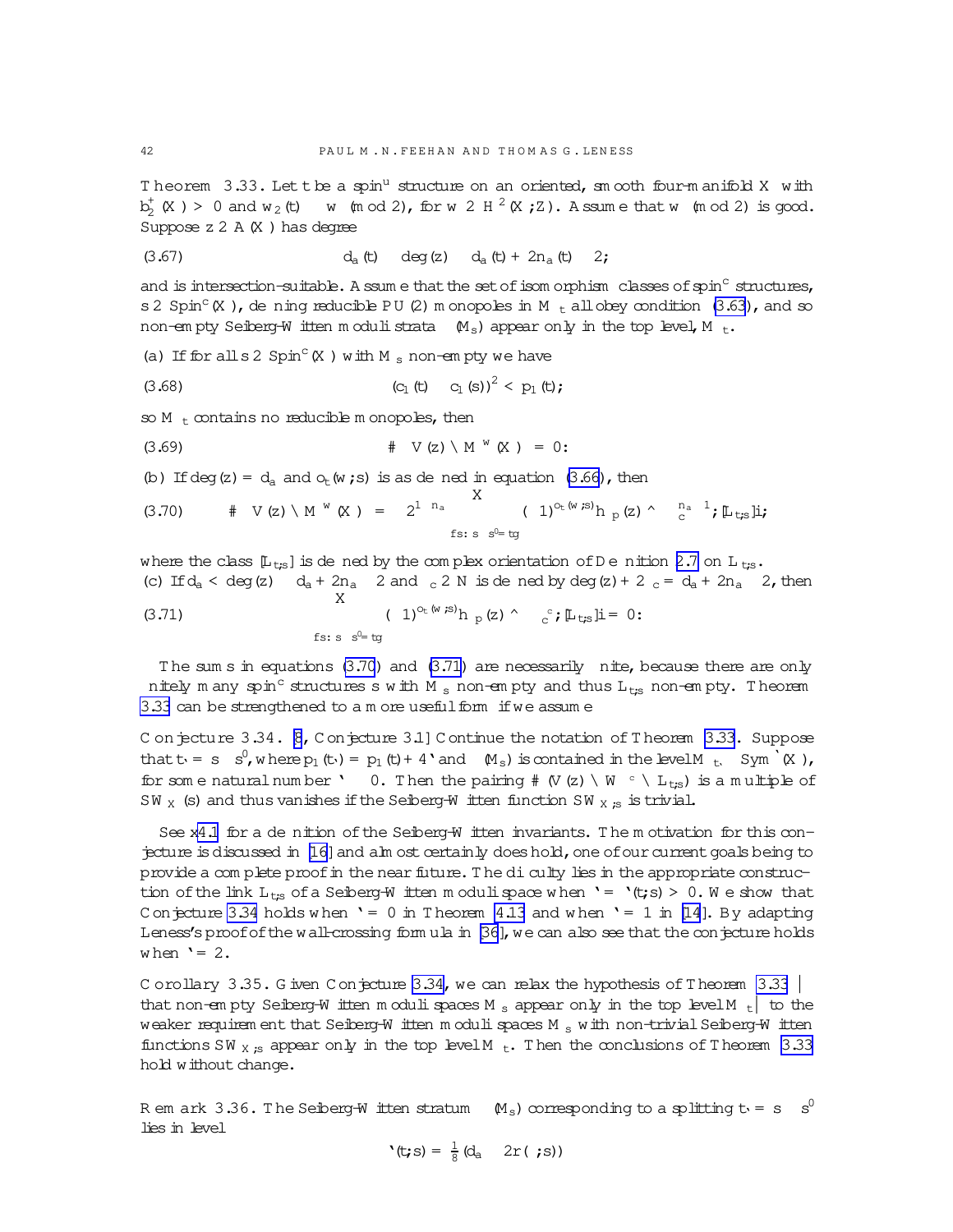**Theorem 3.33.** Let $\mathfrak{t}$ be a spin$^u$ structure on an oriented, smooth four-manifold $X$ with $b_2^+(X) > 0$ and $w_2(\mathfrak{t}) \equiv w \pmod 2$, for $w \in H^2(X;\mathbb{Z})$. Assume that $w \pmod 2$ is good. Suppose $z \in \mathbb{A}(X)$ has degree

$$\text{(3.67)} \qquad d_a(\mathfrak{t}) \leq \deg(z) \leq d_a(\mathfrak{t}) + 2n_a(\mathfrak{t}) - 2;$$

and is intersection-suitable. Assume that the set of isomorphism classes of spin$^c$ structures, $\mathfrak{s} \in \mathrm{Spin}^c(X)$, defining reducible $PU(2)$ monopoles in $\bar{\mathcal{M}}_{\mathfrak{t}}$ all obey condition (3.63), and so non-empty Seiberg-Witten moduli strata $\iota(M_{\mathfrak{s}})$ appear only in the top level, $\mathcal{M}_{\mathfrak{t}}$.

(a) If for all $\mathfrak{s} \in \mathrm{Spin}^c(X)$ with $M_{\mathfrak{s}}$ non-empty we have

$$\text{(3.68)} \qquad (c_1(\mathfrak{t}) - c_1(\mathfrak{s}))^2 < p_1(\mathfrak{t});$$

so $\mathcal{M}_{\mathfrak{t}}$ contains no reducible monopoles, then

$$\text{(3.69)} \qquad \#\left(\bar{\mathcal{V}}(z) \cap \bar{M}^w(X)\right) = 0.$$

(b) If $\deg(z) = d_a$ and $o_{\mathfrak{t}}(w;\mathfrak{s})$ is as defined in equation (3.66), then

$$\text{(3.70)} \qquad \#\left(\bar{\mathcal{V}}(z) \cap \bar{M}^w(X)\right) = 2^{1-n_a} \sum_{\{\mathfrak{s}:\, \mathfrak{s}\oplus\mathfrak{s}' = \mathfrak{t}\}} (-1)^{o_{\mathfrak{t}}(w;\mathfrak{s})} \langle \mu_p(z) \smile \mu_c^{n_a-1}, [\mathbf{L}_{\mathfrak{t},\mathfrak{s}}]\rangle;$$

where the class $[\mathbf{L}_{\mathfrak{t},\mathfrak{s}}]$ is defined by the complex orientation of Definition 2.7 on $\mathbf{L}_{\mathfrak{t},\mathfrak{s}}$.
(c) If $d_a < \deg(z) \leq d_a + 2n_a - 2$ and $\delta_c \in \mathbb{N}$ is defined by $\deg(z) + 2\delta_c = d_a + 2n_a - 2$, then

$$\text{(3.71)} \qquad \sum_{\{\mathfrak{s}:\, \mathfrak{s}\oplus\mathfrak{s}' = \mathfrak{t}\}} (-1)^{o_{\mathfrak{t}}(w;\mathfrak{s})} \langle \mu_p(z) \smile \mu_c^{\delta_c}, [\mathbf{L}_{\mathfrak{t},\mathfrak{s}}]\rangle = 0.$$

The sums in equations (3.70) and (3.71) are necessarily finite, because there are only finitely many spin$^c$ structures $\mathfrak{s}$ with $M_{\mathfrak{s}}$ non-empty and thus $\mathbf{L}_{\mathfrak{t},\mathfrak{s}}$ non-empty. Theorem 3.33 can be strengthened to a more useful form if we assume

**Conjecture 3.34.** [8, Conjecture 3.1] Continue the notation of Theorem 3.33. Suppose that $\mathfrak{t}_\ell = \mathfrak{s} \oplus \mathfrak{s}'$, where $p_1(\mathfrak{t}_\ell) = p_1(\mathfrak{t}) + 4\ell$ and $\iota(M_{\mathfrak{s}})$ is contained in the level $\mathcal{M}_{\mathfrak{t}_\ell} \times \mathrm{Sym}^\ell(X)$, for some natural number $\ell \geq 0$. Then the pairing $\#(\bar{\mathcal{V}}(z) \cap \bar{\mathcal{W}}^{\,c} \cap \mathbf{L}_{\mathfrak{t},\mathfrak{s}})$ is a multiple of $SW_X(\mathfrak{s})$ and thus vanishes if the Seiberg-Witten function $SW_{X,\mathfrak{s}}$ is trivial.

See §4.1 for a definition of the Seiberg-Witten invariants. The motivation for this conjecture is discussed in [16] and almost certainly does hold, one of our current goals being to provide a complete proof in the near future. The difficulty lies in the appropriate construction of the link $\mathbf{L}_{\mathfrak{t},\mathfrak{s}}$ of a Seiberg-Witten moduli space when $\ell = \ell(\mathfrak{t},\mathfrak{s}) > 0$. We show that Conjecture 3.34 holds when $\ell = 0$ in Theorem 4.13 and when $\ell = 1$ in [14]. By adapting Leness's proof of the wall-crossing formula in [36], we can also see that the conjecture holds when $\ell = 2$.

**Corollary 3.35.** Given Conjecture 3.34, we can relax the hypothesis of Theorem 3.33 — that non-empty Seiberg-Witten moduli spaces $M_{\mathfrak{s}}$ appear only in the top level $\mathcal{M}_{\mathfrak{t}}$ — to the weaker requirement that Seiberg-Witten moduli spaces $M_{\mathfrak{s}}$ with non-trivial Seiberg-Witten functions $SW_{X,\mathfrak{s}}$ appear only in the top level $\mathcal{M}_{\mathfrak{t}}$. Then the conclusions of Theorem 3.33 hold without change.

**Remark 3.36.** The Seiberg-Witten stratum $\iota(M_{\mathfrak{s}})$ corresponding to a splitting $\mathfrak{t}_\ell = \mathfrak{s} \oplus \mathfrak{s}'$ lies in level

$$\ell(\mathfrak{t},\mathfrak{s}) = \tfrac{1}{8}\left(d_a - 2r(\Lambda,\mathfrak{s})\right)$$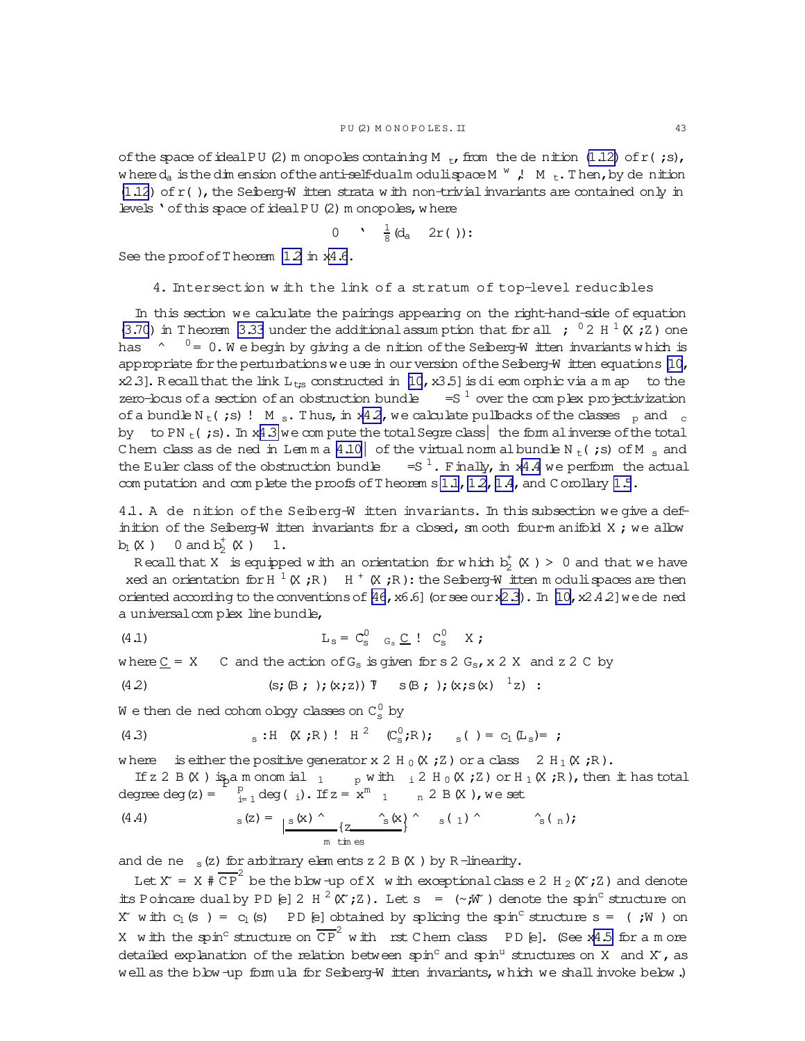of the space of ideal PU(2) monopoles containing $M_{\mathfrak{t}}$, from the definition (1.12) of $r(\Lambda, \mathfrak{s})$, where $d_a$ is the dimension of the anti-self-dual moduli space $M^w_\kappa \hookrightarrow M_{\mathfrak{t}}$. Then, by definition (1.12) of $r(\Lambda)$, the Seiberg-Witten strata with non-trivial invariants are contained only in levels $\ell$ of this space of ideal PU(2) monopoles, where

$$0 \leq \ell \leq \tfrac{1}{8}(d_a - 2r(\Lambda)).$$

See the proof of Theorem 1.2 in §4.6.

## 4. Intersection with the link of a stratum of top-level reducibles

In this section we calculate the pairings appearing on the right-hand-side of equation (3.70) in Theorem 3.33 under the additional assumption that for all $\gamma, \gamma' \in H^1(X;\mathbb{Z})$ one has $\gamma \smile \gamma' = 0$. We begin by giving a definition of the Seiberg-Witten invariants which is appropriate for the perturbations we use in our version of the Seiberg-Witten equations [10, §2.3]. Recall that the link $\mathbf{L}_{\mathfrak{t},\mathfrak{s}}$ constructed in [10, §3.5] is diffeomorphic via a map $\gamma$ to the zero-locus of a section of an obstruction bundle $\Upsilon/S^1$ over the complex projectivization of a bundle $N_{\mathfrak{t}}(\Lambda, \mathfrak{s}) \to M_{\mathfrak{s}}$. Thus, in §4.2, we calculate pullbacks of the classes $\mu_p$ and $\mu_c$ by $\gamma$ to $\mathbb{P}N_{\mathfrak{t}}(\Lambda,\mathfrak{s})$. In §4.3 we compute the total Segre class — the formal inverse of the total Chern class as defined in Lemma 4.10 — of the virtual normal bundle $N_{\mathfrak{t}}(\Lambda,\mathfrak{s})$ of $M_{\mathfrak{s}}$ and the Euler class of the obstruction bundle $\Upsilon/S^1$. Finally, in §4.4 we perform the actual computation and complete the proofs of Theorems 1.1, 1.2, 1.4, and Corollary 1.5.

**4.1. A definition of the Seiberg-Witten invariants.** In this subsection we give a definition of the Seiberg-Witten invariants for a closed, smooth four-manifold $X$; we allow $b_1(X) \geq 0$ and $b_2^+(X) \geq 1$.

Recall that $X$ is equipped with an orientation for which $b_2^+(X) > 0$ and that we have fixed an orientation for $H^1(X;\mathbb{R}) \oplus H^+(X;\mathbb{R})$: the Seiberg-Witten moduli spaces are then oriented according to the conventions of [46, §6.6] (or see our §2.3). In [10, §2.4.2] we defined a universal complex line bundle,

$$\mathbb{L}_{\mathfrak{s}} = \mathcal{C}^0_{\mathfrak{s}} \times_{\mathcal{G}_{\mathfrak{s}}} \underline{\mathbb{C}} \to \mathcal{C}^0_{\mathfrak{s}} \times X, \tag{4.1}$$

where $\underline{\mathbb{C}} = X \times \mathbb{C}$ and the action of $\mathcal{G}_{\mathfrak{s}}$ is given for $s \in \mathcal{G}_{\mathfrak{s}}$, $x \in X$ and $z \in \mathbb{C}$ by

$$(s, (B,\Psi), (x,z)) \mapsto (s(B,\Psi), (x, s(x)^{-1}z)). \tag{4.2}$$

We then defined cohomology classes on $\mathcal{C}^0_{\mathfrak{s}}$ by

$$\mu_{\mathfrak{s}} : H_\bullet(X;\mathbb{R}) \to H^{2-\bullet}(\mathcal{C}^0_{\mathfrak{s}};\mathbb{R}), \quad \mu_{\mathfrak{s}}(\beta) = c_1(\mathbb{L}_{\mathfrak{s}})/\beta, \tag{4.3}$$

where $\beta$ is either the positive generator $x \in H_0(X;\mathbb{Z})$ or a class $\gamma \in H_1(X;\mathbb{R})$.

If $z \in \mathbb{B}(X)$ is a monomial $\beta_1 \cdots \beta_p$ with $\beta_i \in H_0(X;\mathbb{Z})$ or $H_1(X;\mathbb{R})$, then it has total degree $\deg(z) = \sum_{i=1}^p \deg(\beta_i)$. If $z = x^m \gamma_1 \cdots \gamma_n \in \mathbb{B}(X)$, we set

$$\mu_{\mathfrak{s}}(z) = \underbrace{\mu_{\mathfrak{s}}(x) \smile \cdots \smile \mu_{\mathfrak{s}}(x)}_{m \text{ times}} \smile \mu_{\mathfrak{s}}(\gamma_1) \smile \cdots \smile \mu_{\mathfrak{s}}(\gamma_n), \tag{4.4}$$

and define $\mu_{\mathfrak{s}}(z)$ for arbitrary elements $z \in \mathbb{B}(X)$ by $\mathbb{R}$-linearity.

Let $\widetilde{X} = X \# \overline{\mathbb{CP}}^2$ be the blow-up of $X$ with exceptional class $e \in H_2(\widetilde{X};\mathbb{Z})$ and denote its Poincaré dual by $\mathrm{PD}[e] \in H^2(\widetilde{X};\mathbb{Z})$. Let $\mathfrak{s}^\pm = (\tilde{\rho}, \widetilde{W}^\pm)$ denote the spin$^c$ structure on $\widetilde{X}$ with $c_1(\mathfrak{s}^\pm) = c_1(\mathfrak{s}) \pm \mathrm{PD}[e]$ obtained by splicing the spin$^c$ structure $\mathfrak{s} = (\rho, W)$ on $X$ with the spin$^c$ structure on $\overline{\mathbb{CP}}^2$ with first Chern class $\pm\mathrm{PD}[e]$. (See §4.5 for a more detailed explanation of the relation between spin$^c$ and spin$^u$ structures on $X$ and $\widetilde{X}$, as well as the blow-up formula for Seiberg-Witten invariants, which we shall invoke below.)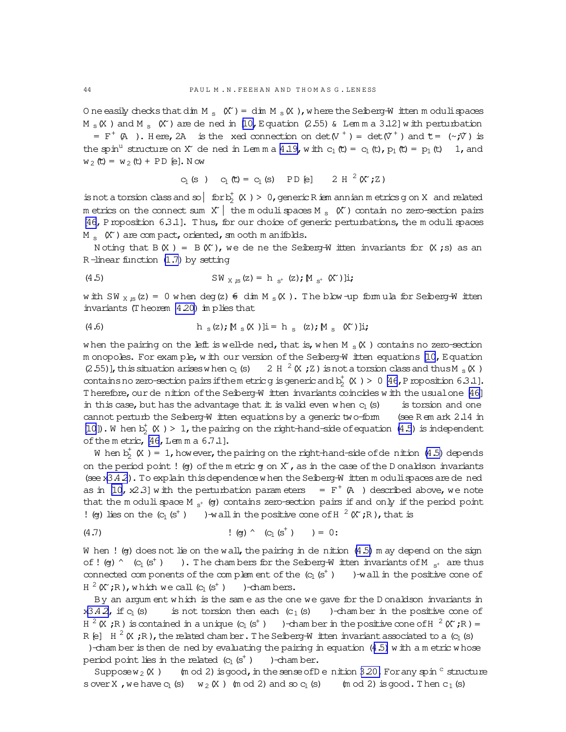One easily checks that $\dim \mathcal{M}_{\tilde{s}}(\tilde{X}) = \dim \mathcal{M}_s(X)$, where the Seiberg-Witten moduli spaces $\mathcal{M}_s(X)$ and $\mathcal{M}_{\tilde{s}}(\tilde{X})$ are defined in [10, Equation (2.55) & Lemma 3.12] with perturbation $\eta = F^+(A_\Lambda)$. Here, $2A_\Lambda$ is the fixed connection on $\det(V^+) = \det(\tilde{V}^+)$ and $\tilde{t} = (\tilde{\rho}, \tilde{V})$ is the spin$^u$ structure on $\tilde{X}$ defined in Lemma 4.19, with $c_1(\tilde{t}) = c_1(t)$, $p_1(\tilde{t}) = p_1(t) - 1$, and $w_2(\tilde{t}) = w_2(t) + PD[e]$. Now

$$
c_1(\tilde{s}^+) - c_1(\tilde{t}) = c_1(s^+) - PD[e] - \Lambda \in H^2(\tilde{X};\mathbb{Z})
$$

is not a torsion class and so — for $b_2^+(X) > 0$, generic Riemannian metrics $g$ on $X$ and related metrics on the connect sum $\tilde{X}$ — the moduli spaces $\mathcal{M}_{\tilde{s}}(\tilde{X})$ contain no zero-section pairs [46, Proposition 6.3.1]. Thus, for our choice of generic perturbations, the moduli spaces $\mathcal{M}_{\tilde{s}}(\tilde{X})$ are compact, oriented, smooth manifolds.

Noting that $\mathbb{B}(X) = \mathbb{B}(\tilde{X})$, we define the Seiberg-Witten invariants for $(X, s)$ as an $\mathbb{R}$-linear function (1.7) by setting

$$
SW_{X,s}(z) = \langle \mu_{\tilde{s}^+}(z), [\mathcal{M}_{\tilde{s}^+}(\tilde{X})] \rangle, \tag{4.5}
$$

with $SW_{X,s}(z) = 0$ when $\deg(z) \neq \dim \mathcal{M}_s(X)$. The blow-up formula for Seiberg-Witten invariants (Theorem 4.20) implies that

$$
\langle \mu_s(z), [\mathcal{M}_s(X)] \rangle = \langle \mu_{\tilde{s}}(z), [\mathcal{M}_{\tilde{s}}(\tilde{X})] \rangle, \tag{4.6}
$$

when the pairing on the left is well-defined, that is, when $\mathcal{M}_s(X)$ contains no zero-section monopoles. For example, with our version of the Seiberg-Witten equations [10, Equation (2.55)], this situation arises when $c_1(s) - \Lambda \in H^2(X;\mathbb{Z})$ is not a torsion class and thus $\mathcal{M}_s(X)$ contains no zero-section pairs if the metric $g$ is generic and $b_2^+(X) > 0$ [46, Proposition 6.3.1]. Therefore, our definition of the Seiberg-Witten invariants coincides with the usual one [46] in this case, but has the advantage that it is valid even when $c_1(s) - \Lambda$ is torsion and one cannot perturb the Seiberg-Witten equations by a generic two-form $\eta$ (see Remark 2.14 in [10]). When $b_2^+(X) > 1$, the pairing on the right-hand-side of equation (4.5) is independent of the metric, [46, Lemma 6.7.1].

When $b_2^+(X) = 1$, however, the pairing on the right-hand-side of definition (4.5) depends on the period point $\omega(\tilde{g})$ of the metric $\tilde{g}$ on $\tilde{X}$, as in the case of the Donaldson invariants (see §3.4.2). To explain this dependence when the Seiberg-Witten moduli spaces are defined as in [10, §2.3] with the perturbation parameters $\eta = F^+(A_\Lambda)$ described above, we note that the moduli space $\mathcal{M}_{\tilde{s}^+}(\tilde{g})$ contains zero-section pairs if and only if the period point $\omega(\tilde{g})$ lies on the $(c_1(\tilde{s}^+) - \Lambda)$-wall in the positive cone of $H^2(\tilde{X};\mathbb{R})$, that is

$$
\omega(\tilde{g}) \smile (c_1(\tilde{s}^+) - \Lambda) = 0. \tag{4.7}
$$

When $\omega(\tilde{g})$ does not lie on the wall, the pairing in definition (4.5) may depend on the sign of $\omega(\tilde{g}) \smile (c_1(\tilde{s}^+) - \Lambda)$. The chambers for the Seiberg-Witten invariants of $\mathcal{M}_{\tilde{s}^+}$ are thus connected components of the complement of the $(c_1(\tilde{s}^+) - \Lambda)$-wall in the positive cone of $H^2(\tilde{X};\mathbb{R})$, which we call $(c_1(\tilde{s}^+) - \Lambda)$-chambers.

By an argument which is the same as the one we gave for the Donaldson invariants in §3.4.2, if $c_1(s) - \Lambda$ is not torsion then each $(c_1(s) - \Lambda)$-chamber in the positive cone of $H^2(X;\mathbb{R})$ is contained in a unique $(c_1(\tilde{s}^+) - \Lambda)$-chamber in the positive cone of $H^2(\tilde{X};\mathbb{R}) = \mathbb{R}[e] \oplus H^2(X;\mathbb{R})$, the related chamber. The Seiberg-Witten invariant associated to a $(c_1(s) - \Lambda)$-chamber is then defined by evaluating the pairing in equation (4.5) with a metric whose period point lies in the related $(c_1(\tilde{s}^+) - \Lambda)$-chamber.

Suppose $w_2(X) - \Lambda \pmod 2$ is good, in the sense of Definition 3.20. For any spin$^c$ structure $s$ over $X$, we have $c_1(s) \equiv w_2(X) \pmod 2$ and so $c_1(s) - \Lambda \pmod 2$ is good. Then $c_1(s) - \Lambda$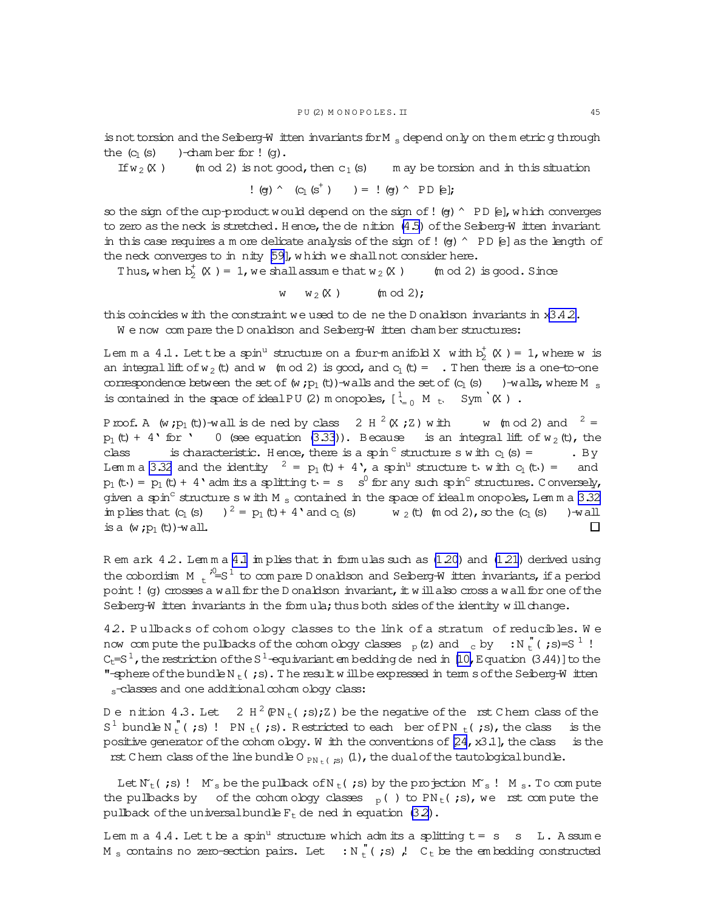is not torsion and the Seiberg-Witten invariants for $M_{\mathfrak{s}}$ depend only on the metric $g$ through the $(c_1(\mathfrak{s}) - \Lambda)$-chamber for $\omega(g)$.

If $w_2(X) \equiv \Lambda \pmod 2$ is not good, then $c_1(\mathfrak{s}) - \Lambda$ may be torsion and in this situation

$$\omega(g) \smile (c_1(\mathfrak{s}^+) - \Lambda) = \omega(g) \smile PD[e];$$

so the sign of the cup-product would depend on the sign of $\omega(g) \smile PD[e]$, which converges to zero as the neck is stretched. Hence, the definition (4.5) of the Seiberg-Witten invariant in this case requires a more delicate analysis of the sign of $\omega(g) \smile PD[e]$ as the length of the neck converges to infinity [59], which we shall not consider here.

Thus, when $b_2^+(X) = 1$, we shall assume that $w_2(X) \equiv \Lambda \pmod 2$ is good. Since

$$w \equiv w_2(X) \equiv \Lambda \pmod 2;$$

this coincides with the constraint we used to define the Donaldson invariants in §3.4.2.

We now compare the Donaldson and Seiberg-Witten chamber structures:

**Lemma 4.1.** *Let $\mathfrak{t}$ be a spin$^u$ structure on a four-manifold $X$ with $b_2^+(X) = 1$, where $w$ is an integral lift of $w_2(\mathfrak{t})$ and $w \pmod 2$ is good, and $c_1(\mathfrak{t}) = \Lambda$. Then there is a one-to-one correspondence between the set of $(w, p_1(\mathfrak{t}))$-walls and the set of $(c_1(\mathfrak{s}) - \Lambda)$-walls, where $M_{\mathfrak{s}}$ is contained in the space of ideal PU(2) monopoles, $[\cup_{\ell=0}^{\infty} M_{\mathfrak{t}_\ell} \times \mathrm{Sym}^\ell(X)]$.*

*Proof.* A $(w, p_1(\mathfrak{t}))$-wall is defined by class $\zeta \in H^2(X;\mathbb{Z})$ with $\zeta \equiv w \pmod 2$ and $\zeta^2 = p_1(\mathfrak{t}) + 4\ell$ for $\ell \geq 0$ (see equation (3.33)). Because $\Lambda$ is an integral lift of $w_2(\mathfrak{t})$, the class $\zeta - \Lambda$ is characteristic. Hence, there is a spin$^c$ structure $\mathfrak{s}$ with $c_1(\mathfrak{s}) = \zeta - \Lambda$. By Lemma 3.32 and the identity $\zeta^2 = p_1(\mathfrak{t}) + 4\ell$, a spin$^u$ structure $\mathfrak{t}_\ell$ with $c_1(\mathfrak{t}_\ell) = \Lambda$ and $p_1(\mathfrak{t}_\ell) = p_1(\mathfrak{t}) + 4\ell$ admits a splitting $\mathfrak{t}_\ell = \mathfrak{s} \oplus \mathfrak{s}'$ for any such spin$^c$ structures. Conversely, given a spin$^c$ structure $\mathfrak{s}$ with $M_{\mathfrak{s}}$ contained in the space of ideal monopoles, Lemma 3.32 implies that $(c_1(\mathfrak{s}) - \Lambda)^2 = p_1(\mathfrak{t}) + 4\ell$ and $c_1(\mathfrak{s}) - \Lambda \equiv w_2(\mathfrak{t}) \pmod 2$, so the $(c_1(\mathfrak{s}) - \Lambda)$-wall is a $(w, p_1(\mathfrak{t}))$-wall. □

*Remark* 4.2. Lemma 4.1 implies that in formulas such as (1.20) and (1.21) derived using the cobordism $M_{\mathfrak{t}}^{*,0}/S^1$ to compare Donaldson and Seiberg-Witten invariants, if a period point $\omega(g)$ crosses a wall for the Donaldson invariant, it will also cross a wall for one of the Seiberg-Witten invariants in the formula; thus both sides of the identity will change.

**4.2. Pullbacks of cohomology classes to the link of a stratum of reducibles.** We now compute the pullbacks of the cohomology classes $\mu_p(z)$ and $\mu_c$ by $\gamma : N_{\mathfrak{t}}^{\varepsilon}(\mathfrak{s})/S^1 \to \mathcal{C}_{\mathfrak{t}}/S^1$, the restriction of the $S^1$-equivariant embedding defined in [10, Equation (3.44)] to the $\varepsilon$-sphere of the bundle $N_{\mathfrak{t}}(\mathfrak{s})$. The result will be expressed in terms of the Seiberg-Witten $\mu_{\mathfrak{s}}$-classes and one additional cohomology class:

**Definition 4.3.** *Let $\nu \in H^2(\mathbb{P}N_{\mathfrak{t}}(\mathfrak{s});\mathbb{Z})$ be the negative of the first Chern class of the $S^1$ bundle $N_{\mathfrak{t}}^{\varepsilon}(\mathfrak{s}) \to \mathbb{P}N_{\mathfrak{t}}(\mathfrak{s})$. Restricted to each fiber of $\mathbb{P}N_{\mathfrak{t}}(\mathfrak{s})$, the class $\nu$ is the positive generator of the cohomology. With the conventions of [24, §3.1], the class $\nu$ is the first Chern class of the line bundle $\mathcal{O}_{\mathbb{P}N_{\mathfrak{t}}(\mathfrak{s})}(1)$, the dual of the tautological bundle.*

Let $\tilde{N}_{\mathfrak{t}}(\mathfrak{s}) \to \tilde{M}_{\mathfrak{s}}$ be the pullback of $N_{\mathfrak{t}}(\mathfrak{s})$ by the projection $\tilde{M}_{\mathfrak{s}} \to M_{\mathfrak{s}}$. To compute the pullbacks by $\gamma$ of the cohomology classes $\mu_p(\beta)$ to $\mathbb{P}N_{\mathfrak{t}}(\mathfrak{s})$, we first compute the pullback of the universal bundle $\mathbb{F}_{\mathfrak{t}}$ defined in equation (3.2).

**Lemma 4.4.** *Let $\mathfrak{t}$ be a spin$^u$ structure which admits a splitting $\mathfrak{t} = \mathfrak{s} \oplus \mathfrak{s} \otimes L$. Assume $M_{\mathfrak{s}}$ contains no zero-section pairs. Let $\gamma : N_{\mathfrak{t}}^{\varepsilon}(\mathfrak{s}) \hookrightarrow \mathcal{C}_{\mathfrak{t}}$ be the embedding constructed*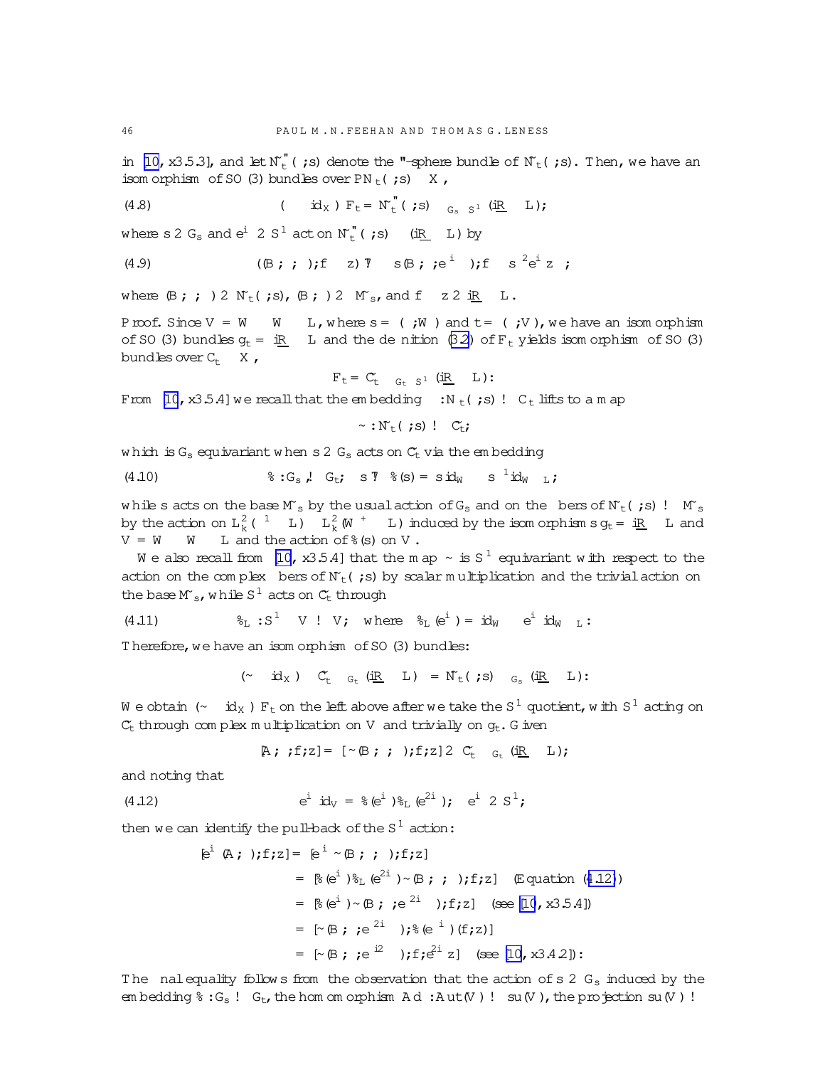in [10, §3.5.3], and let $\tilde{N}_t^{\varepsilon}(\Xi, s)$ denote the $\varepsilon$-sphere bundle of $\tilde{N}_t(\Xi, s)$. Then, we have an isomorphism of $SO(3)$ bundles over $\mathrm{P}N_t(\Xi, s) \times X$,

$$(4.8) \qquad (\gamma \times \mathrm{id}_X)^* \mathbb{F}_t = \tilde{N}_t^{\varepsilon}(\Xi, s) \times_{G_s \times S^1} (\underline{i\mathbb{R}} \oplus L);$$

where $s \in G_s$ and $e^{i\theta} \in S^1$ act on $\tilde{N}_t^{\varepsilon}(\Xi, s) \times (\underline{i\mathbb{R}} \oplus L)$ by

$$(4.9) \qquad ((B, \Psi, \eta), f \oplus z) \mapsto (s(B, \Psi, e^{i\theta}\eta), f \oplus s^{-2} e^{i\theta} z),$$

where $(B, \Psi, \eta) \in \tilde{N}_t(\Xi, s)$, $(B, \Psi) \in \tilde{M}_s$, and $f \oplus z \in \underline{i\mathbb{R}} \oplus L$.

*Proof.* Since $V = W \oplus W \otimes L$, where $s = (\rho, W)$ and $t = (\rho, V)$, we have an isomorphism of $SO(3)$ bundles $\mathfrak{g}_t = \underline{i\mathbb{R}} \oplus L$ and the definition (3.2) of $\mathbb{F}_t$ yields isomorphism of $SO(3)$ bundles over $\mathcal{C}_t \times X$,

$$\mathbb{F}_t = \tilde{\mathcal{C}}_t \times_{G_t \times S^1} (\underline{i\mathbb{R}} \oplus L).$$

From [10, §3.5.4] we recall that the embedding $\gamma : N_t(\Xi, s) \to \mathcal{C}_t$ lifts to a map

$$\tilde{\gamma} : \tilde{N}_t(\Xi, s) \to \tilde{\mathcal{C}}_t,$$

which is $G_s$ equivariant when $s \in G_s$ acts on $\tilde{\mathcal{C}}_t$ via the embedding

$$(4.10) \qquad \varrho : G_s \hookrightarrow G_t, \quad s \mapsto \varrho(s) = s\,\mathrm{id}_W \oplus s^{-1}\mathrm{id}_{W \otimes L},$$

while $s$ acts on the base $\tilde{M}_s$ by the usual action of $G_s$ and on the fibers of $\tilde{N}_t(\Xi, s) \to \tilde{M}_s$ by the action on $L_k^2(\Lambda^1 \otimes L) \oplus L_k^2(W^+ \otimes L)$ induced by the isomorphism $s\,\mathfrak{g}_t = \underline{i\mathbb{R}} \oplus L$ and $V = W \oplus W \otimes L$ and the action of $\varrho(s)$ on $V$.

We also recall from [10, §3.5.4] that the map $\tilde{\gamma}$ is $S^1$ equivariant with respect to the action on the complex fibers of $\tilde{N}_t(\Xi, s)$ by scalar multiplication and the trivial action on the base $\tilde{M}_s$, while $S^1$ acts on $\tilde{\mathcal{C}}_t$ through

$$(4.11) \qquad \varrho_L : S^1 \times V \to V, \quad \text{where} \quad \varrho_L(e^{i\theta}) = \mathrm{id}_W \oplus e^{i\theta}\mathrm{id}_{W \otimes L}.$$

Therefore, we have an isomorphism of $SO(3)$ bundles:

$$(\tilde{\gamma} \times \mathrm{id}_X)^* \tilde{\mathcal{C}}_t \times_{G_t} (\underline{i\mathbb{R}} \oplus L) = \tilde{N}_t(\Xi, s) \times_{G_s} (\underline{i\mathbb{R}} \oplus L).$$

We obtain $(\tilde{\gamma} \times \mathrm{id}_X)^* \mathbb{F}_t$ on the left above after we take the $S^1$ quotient, with $S^1$ acting on $\tilde{\mathcal{C}}_t$ through complex multiplication on $V$ and trivially on $\mathfrak{g}_t$. Given

$$[A, \Phi, f, z] = [\tilde{\gamma}(B, \Psi, \eta), f, z] \in \tilde{\mathcal{C}}_t \times_{G_t} (\underline{i\mathbb{R}} \oplus L),$$

and noting that

$$(4.12) \qquad e^{i\theta}\mathrm{id}_V = \varrho(e^{i\theta})\varrho_L(e^{2i\theta}), \quad e^{i\theta} \in S^1,$$

then we can identify the pull-back of the $S^1$ action:

$$\begin{aligned}
[e^{i\theta}(A, \Phi), f, z] &= [e^{i\theta}\tilde{\gamma}(B, \Psi, \eta), f, z] \\
&= [\varrho(e^{i\theta})\varrho_L(e^{2i\theta})\tilde{\gamma}(B, \Psi, \eta), f, z] \quad \text{(Equation (4.12))} \\
&= [\varrho(e^{i\theta})\tilde{\gamma}(B, \Psi, e^{2i\theta}\eta), f, z] \quad \text{(see [10, §3.5.4])} \\
&= [\tilde{\gamma}(B, \Psi, e^{2i\theta}\eta), \varrho(e^{-i\theta})(f, z)] \\
&= [\tilde{\gamma}(B, \Psi, e^{i2\theta}\eta), f, e^{2i\theta}z] \quad \text{(see [10, §3.4.2])}.
\end{aligned}$$

The final equality follows from the observation that the action of $s \in G_s$ induced by the embedding $\varrho : G_s \to G_t$, the homomorphism $\mathrm{Ad} : \mathrm{Aut}(V) \to \mathfrak{su}(V)$, the projection $\mathfrak{su}(V) \to$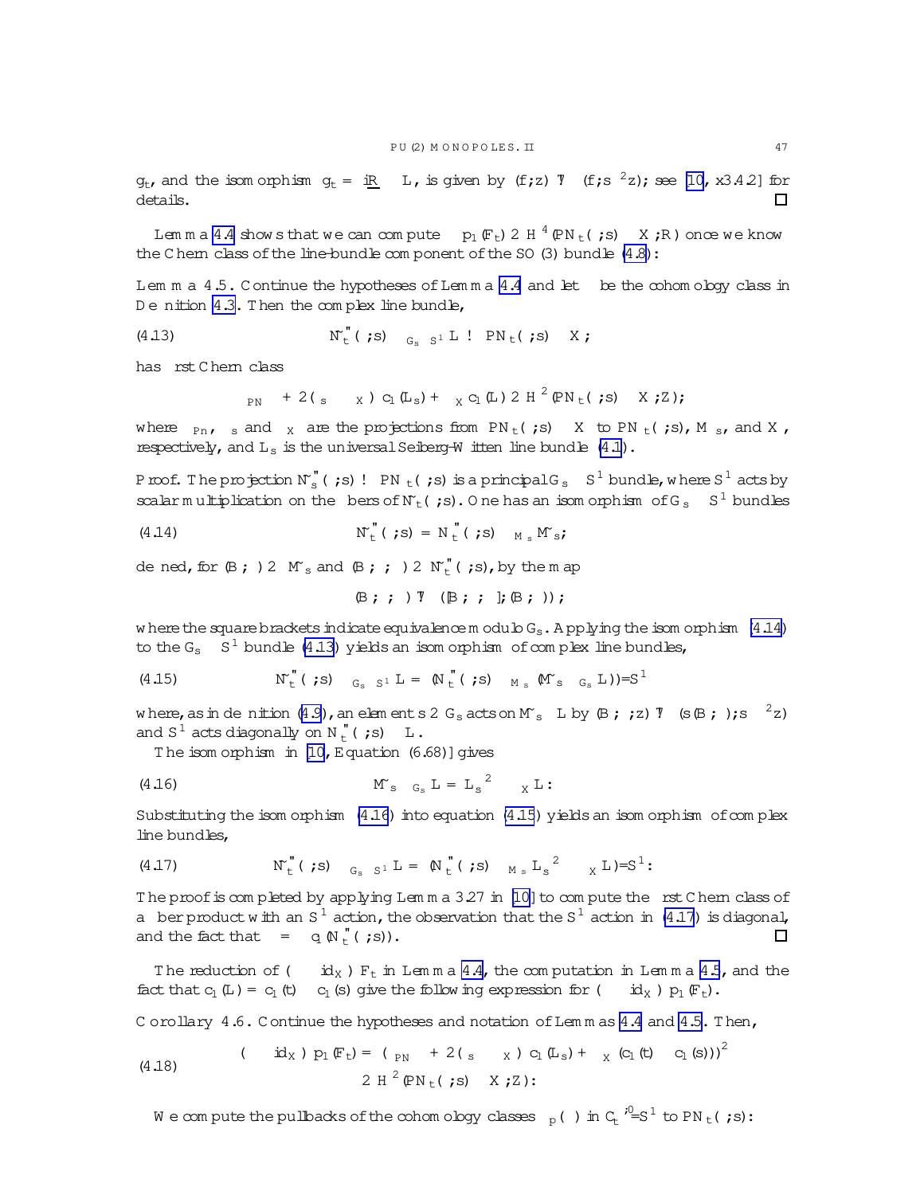$g_t$, and the isomorphism $g_t \cong i\mathbb{R} \oplus L$, is given by $(f, z) \mapsto (f, s^{-2}z)$; see [10, §3.4.2] for details. $\square$

Lemma 4.4 shows that we can compute $p_1(\mathbb{F}_t) \in H^4(\mathbf{P}N_t(\Sigma, s) \times X; \mathbb{R})$ once we know the Chern class of the line-bundle component of the SO(3) bundle (4.8):

**Lemma 4.5.** *Continue the hypotheses of Lemma 4.4 and let $\nu$ be the cohomology class in Definition 4.3. Then the complex line bundle,*

$$
\tilde{N}_t''(\Sigma, s) \times_{\mathcal{G}_s \times S^1} L \to \mathbf{P}N_t(\Sigma, s) \times X, \tag{4.13}
$$

*has first Chern class*

$$
\pi_{PN}^*\nu + 2(\pi_s \times \pi_X)^* c_1(\mathbb{L}_s) + \pi_X^* c_1(L) \in H^2(\mathbf{P}N_t(\Sigma, s) \times X; \mathbb{Z});
$$

*where $\pi_{Pn}$, $\pi_s$ and $\pi_X$ are the projections from $\mathbf{P}N_t(\Sigma, s) \times X$ to $\mathbf{P}N_t(\Sigma, s)$, $M_s$, and $X$, respectively, and $\mathbb{L}_s$ is the universal Seiberg-Witten line bundle (4.1).*

*Proof.* The projection $\tilde{N}_s''(\Sigma, s) \to \mathbf{P}N_t(\Sigma, s)$ is a principal $\mathcal{G}_s \times S^1$ bundle, where $S^1$ acts by scalar multiplication on the fibers of $\tilde{N}_t(\Sigma, s)$. One has an isomorphism of $\mathcal{G}_s \times S^1$ bundles

$$
\tilde{N}_t''(\Sigma, s) \cong N_t''(\Sigma, s) \times_{M_s} \tilde{M}_s, \tag{4.14}
$$

defined, for $(B, \Psi) \in \tilde{M}_s$ and $(B, \Psi, \varphi) \in \tilde{N}_t''(\Sigma, s)$, by the map

$$
(B, \Psi, \varphi) \mapsto ([B, \Psi, \varphi], (B, \Psi));
$$

where the square brackets indicate equivalence modulo $\mathcal{G}_s$. Applying the isomorphism (4.14) to the $\mathcal{G}_s \times S^1$ bundle (4.13) yields an isomorphism of complex line bundles,

$$
\tilde{N}_t''(\Sigma, s) \times_{\mathcal{G}_s \times S^1} L \cong (N_t''(\Sigma, s) \times_{M_s} (\tilde{M}_s \times_{\mathcal{G}_s} L))/S^1 \tag{4.15}
$$

where, as in definition (4.9), an element $s \in \mathcal{G}_s$ acts on $\tilde{M}_s \times L$ by $(B, \Psi, z) \mapsto (s(B, \Psi), s^{-2}z)$ and $S^1$ acts diagonally on $N_t''(\Sigma, s) \times L$.

The isomorphism in [10, Equation (6.68)] gives

$$
\tilde{M}_s \times_{\mathcal{G}_s} L \cong \mathbb{L}_s^{\otimes 2} \otimes_X L. \tag{4.16}
$$

Substituting the isomorphism (4.16) into equation (4.15) yields an isomorphism of complex line bundles,

$$
\tilde{N}_t''(\Sigma, s) \times_{\mathcal{G}_s \times S^1} L \cong (N_t''(\Sigma, s) \times_{M_s} \mathbb{L}_s^{\otimes 2} \otimes_X L)/S^1. \tag{4.17}
$$

The proof is completed by applying Lemma 3.27 in [10] to compute the first Chern class of a fiber product with an $S^1$ action, the observation that the $S^1$ action in (4.17) is diagonal, and the fact that $\nu = c_1(N_t''(\Sigma, s))$. $\square$

The reduction of $(\iota \times \mathrm{id}_X)^*\mathbb{F}_t$ in Lemma 4.4, the computation in Lemma 4.5, and the fact that $c_1(L) = c_1(t) - c_1(s)$ give the following expression for $(\iota \times \mathrm{id}_X)^* p_1(\mathbb{F}_t)$.

**Corollary 4.6.** *Continue the hypotheses and notation of Lemmas 4.4 and 4.5. Then,*

$$
\begin{aligned}
(\iota \times \mathrm{id}_X)^* p_1(\mathbb{F}_t) &= (\pi_{PN}^*\nu + 2(\pi_s \times \pi_X)^* c_1(\mathbb{L}_s) + \pi_X^*(c_1(t) - c_1(s)))^2 \\
&\in H^2(\mathbf{P}N_t(\Sigma, s) \times X; \mathbb{Z}).
\end{aligned} \tag{4.18}
$$

We compute the pullbacks of the cohomology classes $\mu_p(\beta)$ in $\mathcal{C}_t^{*,0}/S^1$ to $\mathbf{P}N_t(\Sigma, s)$: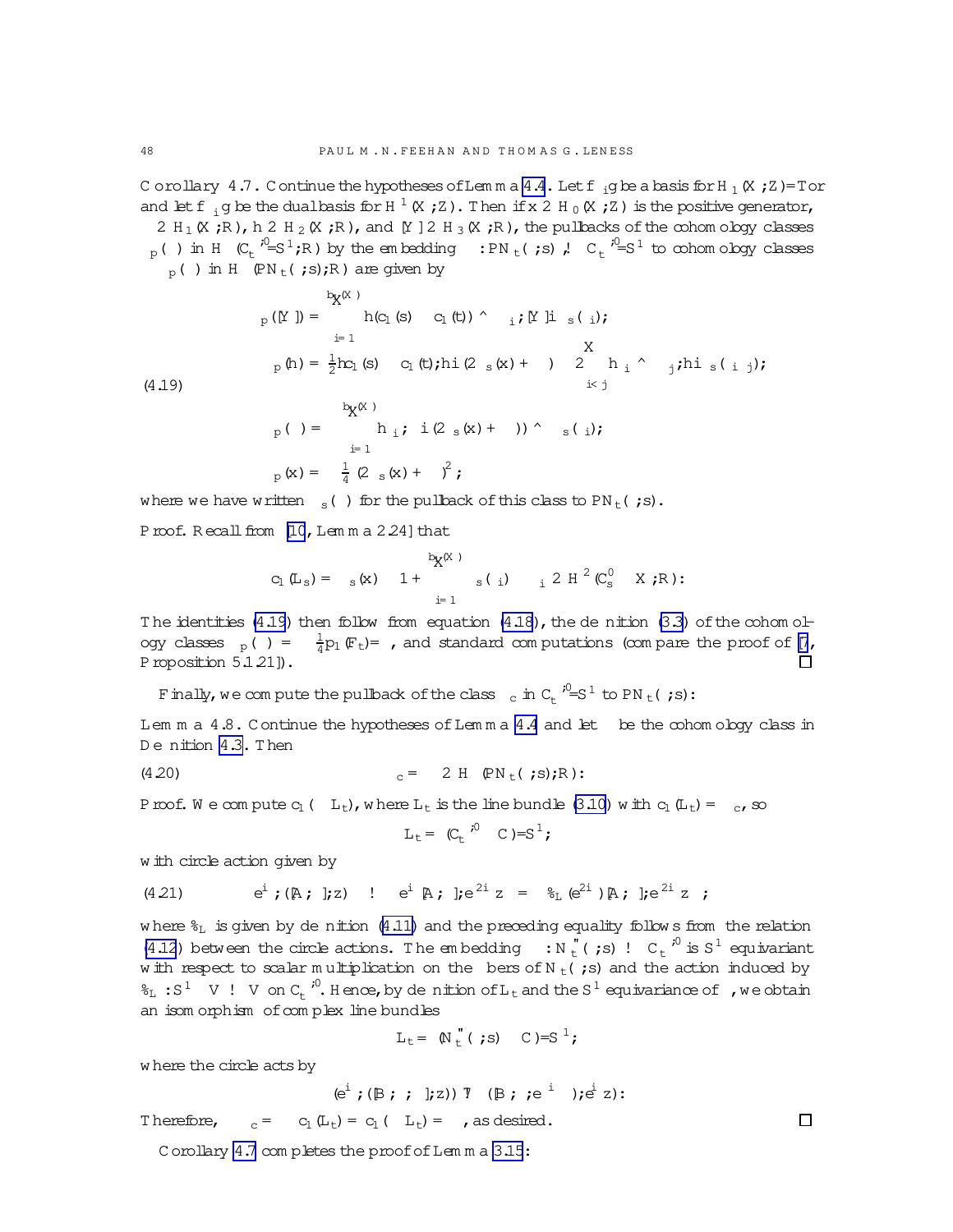**Corollary 4.7.** Continue the hypotheses of Lemma 4.4. Let $\{\gamma_i\}$ be a basis for $H_1(X;\mathbb{Z})/\mathrm{Tor}$ and let $\{\gamma_i^*\}$ be the dual basis for $H^1(X;\mathbb{Z})$. Then if $x \in H_0(X;\mathbb{Z})$ is the positive generator, $\alpha \in H_1(X;\mathbb{R})$, $h \in H_2(X;\mathbb{R})$, and $[Y] \in H_3(X;\mathbb{R})$, the pullbacks of the cohomology classes $\mu_p(\cdot)$ in $H^\bullet(\mathcal{C}_t^{*,0}/S^1;\mathbb{R})$ by the embedding $\gamma : \mathbf{P}N_t(\Xi,\mathfrak{s}) \hookrightarrow \mathcal{C}_t^{*,0}/S^1$ to cohomology classes $\gamma^*\mu_p(\cdot)$ in $H^\bullet(\mathbf{P}N_t(\Xi,\mathfrak{s});\mathbb{R})$ are given by

$$
(4.19)\qquad
\begin{aligned}
\gamma^*\mu_p([Y]) &= \sum_{i=1}^{b_1(X)} \langle (c_1(\mathfrak{s}) - c_1(\mathfrak{t})) \wedge \gamma_i^*, [Y]\rangle\, \nu_{\mathfrak{s}}(\gamma_i);\\
\gamma^*\mu_p(h) &= \tfrac{1}{2}\langle c_1(\mathfrak{s}) - c_1(\mathfrak{t}), h\rangle (2\nu_{\mathfrak{s}}(x) + \eta) - 2\sum_{i<j} \langle h, \gamma_i^* \wedge \gamma_j^*\rangle\, \nu_{\mathfrak{s}}(\gamma_i\gamma_j);\\
\gamma^*\mu_p(\alpha) &= \sum_{i=1}^{b_1(X)} \langle \gamma_i^*, \alpha\rangle (2\nu_{\mathfrak{s}}(x) + \eta) \wedge \nu_{\mathfrak{s}}(\gamma_i);\\
\gamma^*\mu_p(x) &= -\tfrac{1}{4}(2\nu_{\mathfrak{s}}(x) + \eta)^2;
\end{aligned}
$$

where we have written $\nu_{\mathfrak{s}}(\cdot)$ for the pullback of this class to $\mathbf{P}N_t(\Xi,\mathfrak{s})$.

*Proof.* Recall from [10, Lemma 2.24] that

$$
c_1(\mathbb{L}_{\mathfrak{s}}) = \nu_{\mathfrak{s}}(x) \times 1 + \sum_{i=1}^{b_1(X)} \nu_{\mathfrak{s}}(\gamma_i) \times \gamma_i^* \in H^2(\mathcal{C}_{\mathfrak{s}}^0 \times X;\mathbb{R}).
$$

The identities (4.19) then follow from equation (4.18), the definition (3.3) of the cohomology classes $\mu_p(\beta) = -\frac{1}{4}p_1(\mathbb{F}_t)/\beta$, and standard computations (compare the proof of [7, Proposition 5.1.21]). $\square$

Finally, we compute the pullback of the class $\mu_c$ in $\mathcal{C}_t^{*,0}/S^1$ to $\mathbf{P}N_t(\Xi,\mathfrak{s})$:

**Lemma 4.8.** Continue the hypotheses of Lemma 4.4 and let $\eta$ be the cohomology class in Definition 4.3. Then

$$
(4.20)\qquad \gamma^*\mu_c = -\eta \in H^2(\mathbf{P}N_t(\Xi,\mathfrak{s});\mathbb{R}).
$$

*Proof.* We compute $c_1(\gamma^*\mathbb{L}_t)$, where $\mathbb{L}_t$ is the line bundle (3.10) with $c_1(\mathbb{L}_t) = \mu_c$, so

$$
\mathbb{L}_t = (\mathcal{C}_t^{*,0} \times \mathbb{C})/S^1,
$$

with circle action given by

$$
(4.21)\qquad e^{i\theta};([A,\Phi],z) \to \left(e^{i\theta}[A,\Phi], e^{2i\theta}z\right) = \left(\varrho_L(e^{2i\theta})[A,\Phi], e^{2i\theta}z\right),
$$

where $\varrho_L$ is given by definition (4.11) and the preceding equality follows from the relation (4.12) between the circle actions. The embedding $\gamma : N_t^\varepsilon(\Xi,\mathfrak{s}) \to \mathcal{C}_t^{*,0}$ is $S^1$ equivariant with respect to scalar multiplication on the fibers of $N_t(\Xi,\mathfrak{s})$ and the action induced by $\varrho_L : S^1 \times V \to V$ on $\mathcal{C}_t^{*,0}$. Hence, by definition of $\mathbb{L}_t$ and the $S^1$ equivariance of $\gamma$, we obtain an isomorphism of complex line bundles

$$
\gamma^*\mathbb{L}_t = (N_t^\varepsilon(\Xi,\mathfrak{s}) \times \mathbb{C})/S^1,
$$

where the circle acts by

$$
(e^{i\theta};([B,\Psi,\varphi],z)) \mapsto ([B,\Psi,e^{-i\theta}\varphi], e^{i\theta}z).
$$

Therefore, $\gamma^*\mu_c = \gamma^*c_1(\mathbb{L}_t) = c_1(\gamma^*\mathbb{L}_t) = -\eta$, as desired. $\square$

Corollary 4.7 completes the proof of Lemma 3.15: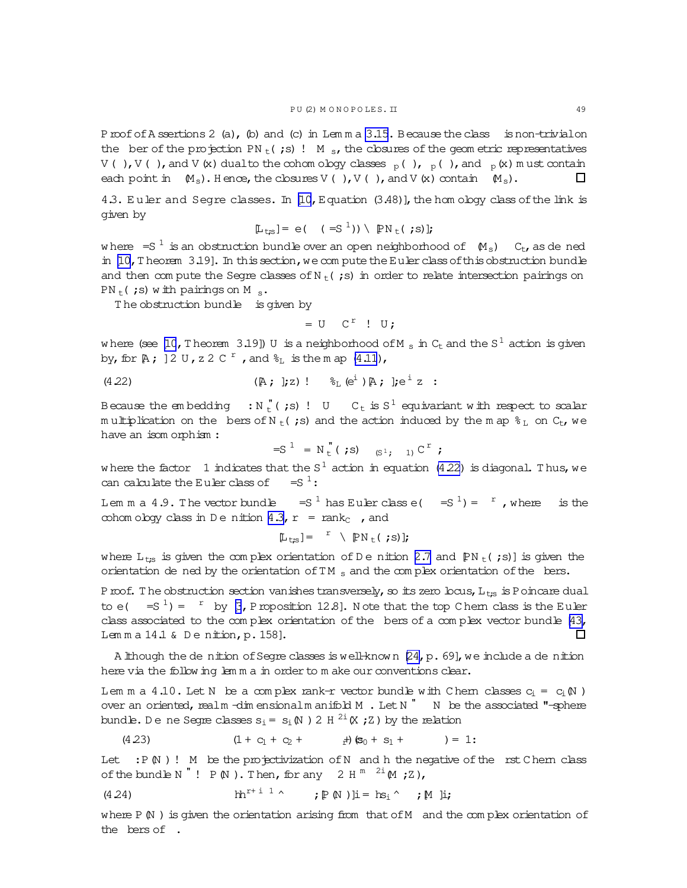*Proof of Assertions 2 (a), (b) and (c) in Lemma 3.15.* Because the class $\nu$ is non-trivial on the fiber of the projection $\mathbf{P}N_t(\Xi;s) \to M_{\kappa s}$, the closures of the geometric representatives $\bar{V}(\beta)$, $\bar{V}(\Sigma)$, and $\bar{V}(x)$ dual to the cohomology classes $\mu_p(\beta)$, $\mu_p(\Sigma)$, and $\mu_p(x)$ must contain each point in $\iota(M_{\kappa s})$. Hence, the closures $\bar{V}(\beta)$, $\bar{V}(\Sigma)$, and $\bar{V}(x)$ contain $\iota(M_{\kappa s})$. ∎

**4.3. Euler and Segre classes.** In [10, Equation (3.48)], the homology class of the link is given by

$$[\mathbf{L}_{t,s}] = e(\Upsilon(\Xi/S^1)) \cap [\mathbf{P}N_t(\Xi;s)],$$

where $\Xi/S^1$ is an obstruction bundle over an open neighborhood of $\iota(M_{\kappa s}) \subset \mathcal{C}_t$, as defined in [10, Theorem 3.19]. In this section, we compute the Euler class of this obstruction bundle and then compute the Segre classes of $N_t(\Xi;s)$ in order to relate intersection pairings on $\mathbf{P}N_t(\Xi;s)$ with pairings on $M_{\kappa s}$.

The obstruction bundle $\Xi$ is given by

$$\Xi = U \times \mathbb{C}^r \to U,$$

where (see [10, Theorem 3.19]) $U$ is a neighborhood of $M_{\kappa s}$ in $\mathcal{C}_t$ and the $S^1$ action is given by, for $[A,\Phi] \in U$, $z \in \mathbb{C}^r$, and $\varrho_L$ is the map (4.11),

$$(4.22) \qquad ([A,\Phi],z) \to (\varrho_L(e^{i\theta})[A,\Phi], e^{i\theta}z).$$

Because the embedding $\gamma: N_t^{\varepsilon}(\Xi;s) \to U \subset \mathcal{C}_t$ is $S^1$ equivariant with respect to scalar multiplication on the fibers of $N_t(\Xi;s)$ and the action induced by the map $\varrho_L$ on $\mathcal{C}_t$, we have an isomorphism:

$$\Xi/S^1 \cong N_t^{\varepsilon}(\Xi;s) \times_{(S^1,\times 1)} \mathbb{C}^r,$$

where the factor $\times 1$ indicates that the $S^1$ action in equation (4.22) is diagonal. Thus, we can calculate the Euler class of $\Xi/S^1$:

**Lemma 4.9.** *The vector bundle $\Xi/S^1$ has Euler class $e(\Xi/S^1) = \nu^r$, where $\nu$ is the cohomology class in Definition 4.3, $r = \operatorname{rank}_{\mathbb{C}}\Xi$, and*

$$[\mathbf{L}_{t,s}] = \nu^r \cap [\mathbf{P}N_t(\Xi;s)],$$

*where $\mathbf{L}_{t,s}$ is given the complex orientation of Definition 2.7 and $[\mathbf{P}N_t(\Xi;s)]$ is given the orientation defined by the orientation of $TM_{\kappa s}$ and the complex orientation of the fibers.*

*Proof.* The obstruction section vanishes transversely, so its zero locus, $\mathbf{L}_{t,s}$ is Poincaré dual to $e(\Xi/S^1) = \nu^r$ by [3, Proposition 12.8]. Note that the top Chern class is the Euler class associated to the complex orientation of the fibers of a complex vector bundle [43, Lemma 14.1 & Definition, p. 158]. ∎

Although the definition of Segre classes is well-known [24, p. 69], we include a definition here via the following lemma in order to make our conventions clear.

**Lemma 4.10.** *Let $N$ be a complex rank-$r$ vector bundle with Chern classes $c_i = c_i(N)$ over an oriented, real $m$-dimensional manifold $M$. Let $N^{\varepsilon} \subset N$ be the associated $\varepsilon$-sphere bundle. Define Segre classes $s_i = s_i(N) \in H^{2i}(X;\mathbb{Z})$ by the relation*

$$(4.23) \qquad (1 + c_1 + c_2 + \cdots + c_r)(s_0 + s_1 + \cdots) = 1.$$

*Let $\pi: \mathbf{P}(N) \to M$ be the projectivization of $N$ and $h$ the negative of the first Chern class of the bundle $N^{\varepsilon} \to \mathbf{P}(N)$. Then, for any $\omega \in H^{m-2i}(M;\mathbb{Z})$,*

$$(4.24) \qquad \langle h^{r+i-1} \smile \pi^*\omega, [\mathbf{P}(N)]\rangle = \langle s_i \smile \omega, [M]\rangle,$$

*where $\mathbf{P}(N)$ is given the orientation arising from that of $M$ and the complex orientation of the fibers of $\pi$.*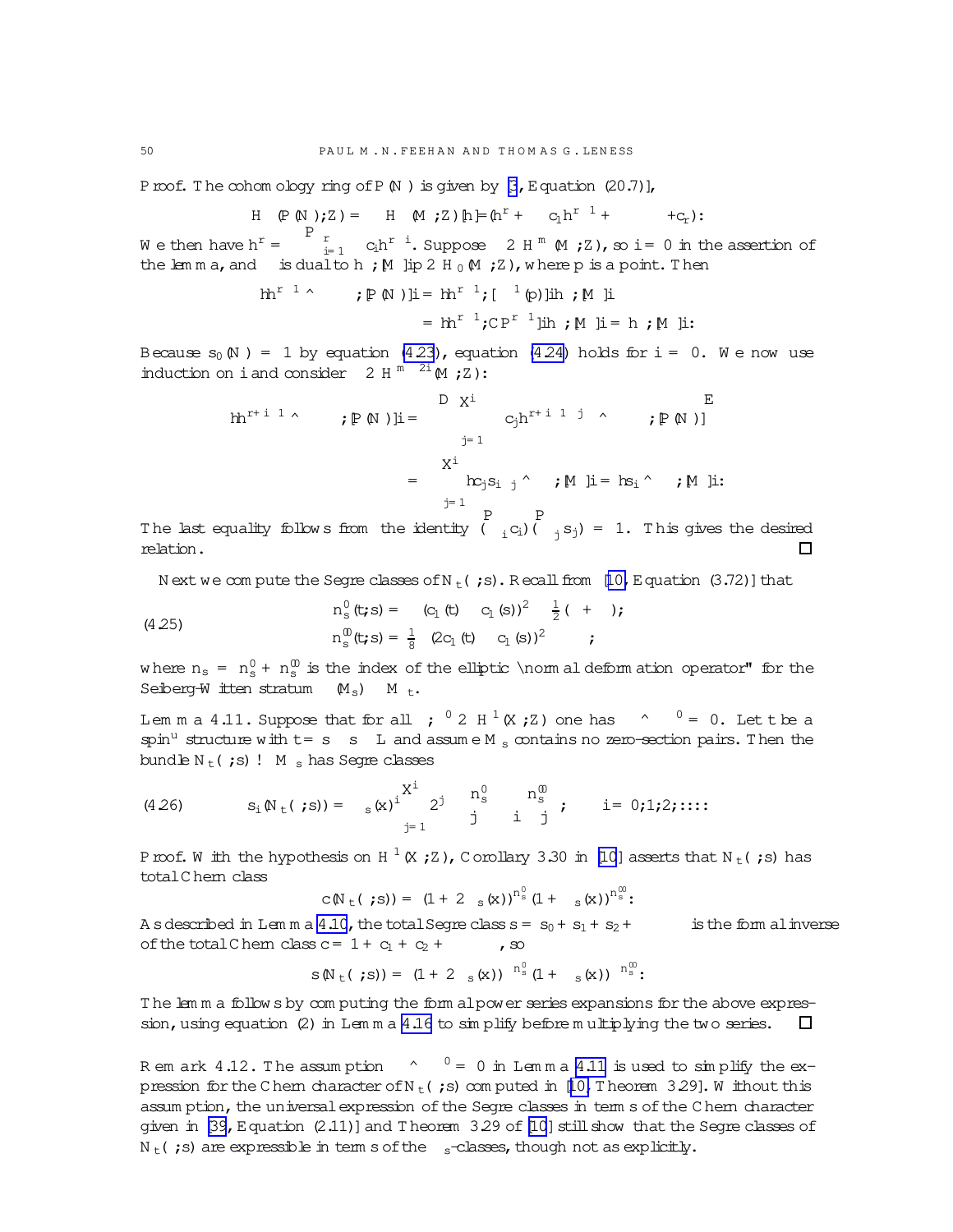*Proof.* The cohomology ring of $\mathbb{P}(N)$ is given by [3, Equation (20.7)],

$$H^\bullet(\mathbb{P}(N);\mathbb{Z}) = H^\bullet(M;\mathbb{Z})[h]/(h^r + c_1 h^{r-1} + \cdots + c_r).$$

We then have $h^r = -\sum_{i=1}^r c_i h^{r-i}$. Suppose $\alpha \in H^m(M;\mathbb{Z})$, so $i = 0$ in the assertion of the lemma, and $\alpha$ is dual to $\langle h ; [M]\rangle p \in H_0(M;\mathbb{Z})$, where $p$ is a point. Then

$$\begin{aligned}
\langle h^{r-1} \smile \alpha ; [\mathbb{P}(N)]\rangle &= \langle h^{r-1}; [\pi^{-1}(p)]\rangle\langle h ; [M]\rangle \\
&= \langle h^{r-1}; \mathbb{CP}^{r-1}]\rangle\langle h ; [M]\rangle = \langle h ; [M]\rangle.
\end{aligned}$$

Because $s_0(N) = 1$ by equation (4.23), equation (4.24) holds for $i = 0$. We now use induction on $i$ and consider $\alpha \in H^{m-2i}(M;\mathbb{Z})$:

$$\begin{aligned}
\langle h^{r+i-1} \smile \alpha ; [\mathbb{P}(N)]\rangle &= \left\langle -\sum_{j=1}^{i} c_j h^{r+i-1-j} \smile \alpha ; [\mathbb{P}(N)]\right\rangle \\
&= -\sum_{j=1}^{i} \langle h c_j s_{i-j} \smile \alpha ; [M]\rangle = \langle h s_i \smile \alpha ; [M]\rangle.
\end{aligned}$$

The last equality follows from the identity $(\sum_i c_i)(\sum_j s_j) = 1$. This gives the desired relation. $\square$

Next we compute the Segre classes of $N_t(\varsigma;s)$. Recall from [10, Equation (3.72)] that

$$\begin{aligned}
n_s^{0}(t;s) &= -(c_1(t) - c_1(s))^2 - \tfrac{1}{2}(\chi + \sigma); \qquad\qquad (4.25)\\
n_s^{00}(t;s) &= \tfrac{1}{8}\left((2c_1(t) - c_1(s))^2 - \sigma\right),
\end{aligned}$$

where $n_s = n_s^0 + n_s^{00}$ is the index of the elliptic "normal deformation operator" for the Seiberg-Witten stratum $\iota(M_s) \hookrightarrow M_t$.

**Lemma 4.11.** *Suppose that for all $\varsigma;\varsigma^0 \in H^1(X;\mathbb{Z})$ one has $\varsigma \smile \varsigma^0 = 0$. Let $t$ be a spin$^u$ structure with $t = s \oplus s \otimes L$ and assume $M_s$ contains no zero-section pairs. Then the bundle $N_t(\varsigma;s) \to M_s$ has Segre classes*

$$s_i(N_t(\varsigma;s)) = \mu_s(x)^i \sum_{j=1}^{i} 2^j \binom{-n_s^0}{j}\binom{-n_s^{00}}{i-j}, \qquad i = 0;1;2;\ldots \qquad (4.26)$$

*Proof.* With the hypothesis on $H^1(X;\mathbb{Z})$, Corollary 3.30 in [10] asserts that $N_t(\varsigma;s)$ has total Chern class

$$c(N_t(\varsigma;s)) = (1 + 2\mu_s(x))^{n_s^0}(1 + \mu_s(x))^{n_s^{00}}.$$

As described in Lemma 4.10, the total Segre class $s = s_0 + s_1 + s_2 + \cdots$ is the formal inverse of the total Chern class $c = 1 + c_1 + c_2 + \cdots$, so

$$s(N_t(\varsigma;s)) = (1 + 2\mu_s(x))^{-n_s^0}(1 + \mu_s(x))^{-n_s^{00}}.$$

The lemma follows by computing the formal power series expansions for the above expression, using equation (2) in Lemma 4.16 to simplify before multiplying the two series. $\square$

*Remark* 4.12. The assumption $\varsigma \smile \varsigma^0 = 0$ in Lemma 4.11 is used to simplify the expression for the Chern character of $N_t(\varsigma;s)$ computed in [10, Theorem 3.29]. Without this assumption, the universal expression of the Segre classes in terms of the Chern character given in [39, Equation (2.11)] and Theorem 3.29 of [10] still show that the Segre classes of $N_t(\varsigma;s)$ are expressible in terms of the $\mu_s$-classes, though not as explicitly.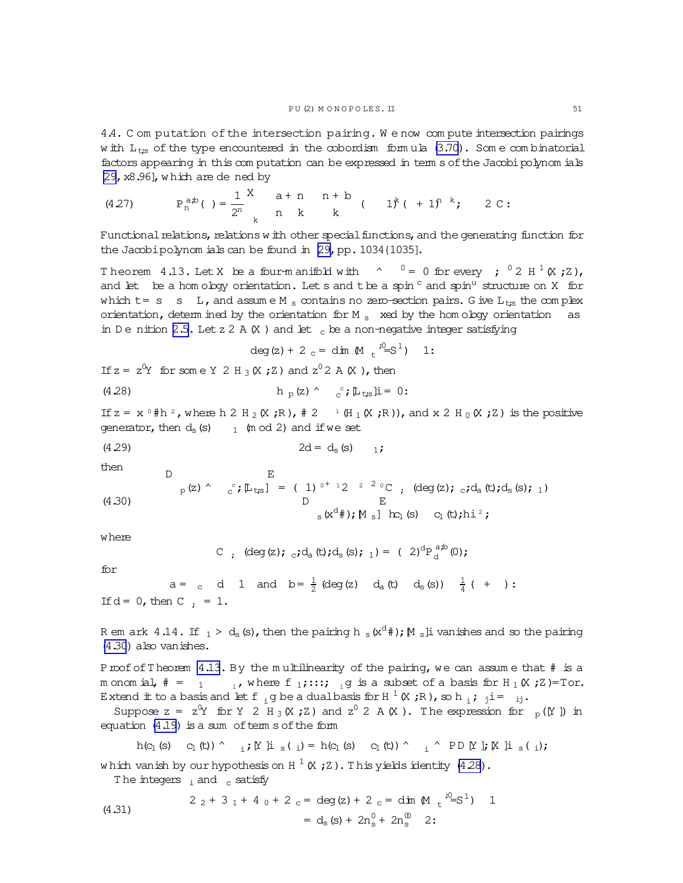**4.4. Computation of the intersection pairing.** We now compute intersection pairings with $L_{t,s}$ of the type encountered in the cobordism formula (3.70). Some combinatorial factors appearing in this computation can be expressed in terms of the Jacobi polynomials [29, §8.96], which are defined by

$$P_n^{a,b}(\xi) = \frac{1}{2^n}\sum_k \binom{a+n}{n-k}\binom{n+b}{k}(\xi-1)^k(\xi+1)^{n-k}, \quad \xi \in \mathbb{C}. \tag{4.27}$$

Functional relations, relations with other special functions, and the generating function for the Jacobi polynomials can be found in [29, pp. 1034–1035].

**Theorem 4.13.** *Let $X$ be a four-manifold with $\gamma \smile \gamma' = 0$ for every $\gamma, \gamma' \in H^1(X;\mathbb{Z})$, and let $\Omega$ be a homology orientation. Let $\mathfrak{s}$ and $\mathfrak{t}$ be a spin$^c$ and spin$^u$ structure on $X$ for which $\mathfrak{t} = \mathfrak{s} \oplus \mathfrak{s} \otimes L$, and assume $M_{\mathfrak{s}}$ contains no zero-section pairs. Give $L_{\mathfrak{t},\mathfrak{s}}$ the complex orientation, determined by the orientation for $M_{\mathfrak{s}}$ fixed by the homology orientation $\Omega$ as in Definition 2.5. Let $z \in \mathbb{A}(X)$ and let $\delta_c$ be a non-negative integer satisfying*

$$\deg(z) + 2\delta_c = \dim(M_{\mathfrak{t}}^{*,0}/S^1) - 1.$$

*If $z = z'Y$ for some $Y \in H_3(X;\mathbb{Z})$ and $z' \in \mathbb{A}(X)$, then*

$$\langle \mu_p(z) \smile \nu_c^{\delta_c}, [L_{\mathfrak{t},\mathfrak{s}}] \rangle = 0. \tag{4.28}$$

*If $z = x^{\delta_0}\# h^{\delta_2}$, where $h \in H_2(X;\mathbb{R})$, $\# \in \Lambda^{\delta_1}(H_1(X;\mathbb{R}))$, and $x \in H_0(X;\mathbb{Z})$ is the positive generator, then $d_s(\mathfrak{s}) \equiv \delta_1 \pmod 2$ and if we set*

$$2d = d_s(\mathfrak{s}) - \delta_1, \tag{4.29}$$

*then*

$$\begin{aligned} \left\langle \mu_p(z) \smile \nu_c^{\delta_c}, [L_{\mathfrak{t},\mathfrak{s}}] \right\rangle &= (-1)^{\delta_0+\delta_1} 2^{-\delta_2-2\delta_0} C_{\mathfrak{t},\mathfrak{s}}(\deg(z), \delta_c, d_a(\mathfrak{t}), d_s(\mathfrak{s}), \delta_1) \\ &\quad \times \left\langle \mu_s(x^d\#), [M_{\mathfrak{s}}] \right\rangle \langle c_1(\mathfrak{s}) - c_1(\mathfrak{t}), h \rangle^{\delta_2}, \end{aligned} \tag{4.30}$$

*where*

$$C_{\mathfrak{t},\mathfrak{s}}(\deg(z), \delta_c, d_a(\mathfrak{t}), d_s(\mathfrak{s}), \delta_1) = (-2)^d P_d^{a,b}(0),$$

*for*

$$a = \delta_c - d - 1 \quad \text{and} \quad b = \tfrac{1}{2}(\deg(z) - d_a(\mathfrak{t}) - d_s(\mathfrak{s})) - \tfrac{1}{4}(\chi + \sigma).$$

*If $d = 0$, then $C_{\mathfrak{t},\mathfrak{s}} = 1$.*

*Remark* 4.14. If $\delta_1 > d_s(\mathfrak{s})$, then the pairing $\langle \mu_s(x^d\#), [M_{\mathfrak{s}}] \rangle$ vanishes and so the pairing (4.30) also vanishes.

*Proof of Theorem 4.13.* By the multilinearity of the pairing, we can assume that $\#$ is a monomial, $\# = \gamma_1 \cdots \gamma_{\delta_1}$, where $\{\gamma_1, \ldots, \gamma_{\delta_1}\}$ is a subset of a basis for $H_1(X;\mathbb{Z})/\mathrm{Tor}$. Extend it to a basis and let $\{\gamma_i^*\}$ be a dual basis for $H^1(X;\mathbb{R})$, so $\langle \gamma_i^*, \gamma_j \rangle = \delta_{ij}$.

Suppose $z = z'Y$ for $Y \in H_3(X;\mathbb{Z})$ and $z' \in \mathbb{A}(X)$. The expression for $\mu_p([Y])$ in equation (4.19) is a sum of terms of the form

$$\langle h(c_1(\mathfrak{s}) - c_1(\mathfrak{t})) \smile \gamma_i^*, [Y] \rangle \mu_s(\gamma_i) = \langle h(c_1(\mathfrak{s}) - c_1(\mathfrak{t})) \smile \gamma_i^* \smile \mathrm{PD}[Y], [X] \rangle \mu_s(\gamma_i),$$

which vanish by our hypothesis on $H^1(X;\mathbb{Z})$. This yields identity (4.28).

The integers $\delta_i$ and $\delta_c$ satisfy

$$\begin{aligned} 2\delta_2 + 3\delta_1 + 4\delta_0 + 2\delta_c &= \deg(z) + 2\delta_c = \dim(M_{\mathfrak{t}}^{*,0}/S^1) - 1 \\ &= d_s(\mathfrak{s}) + 2n_s^0 + 2n_s^{00} - 2: \end{aligned} \tag{4.31}$$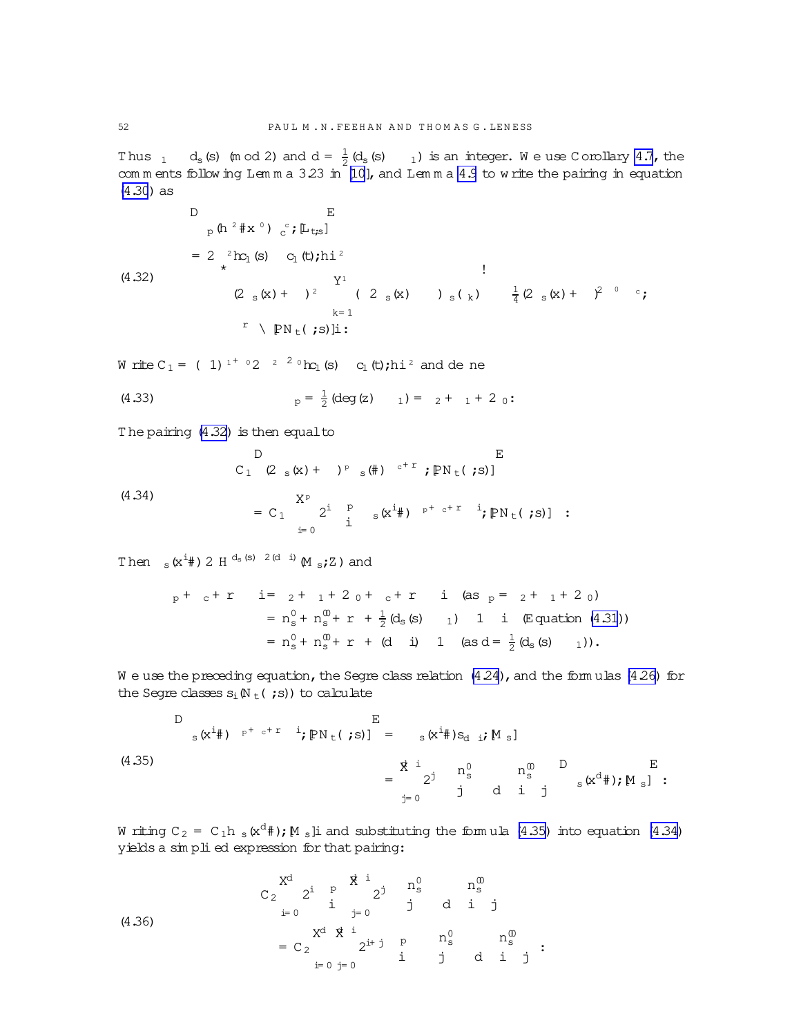Thus $\delta_1 \equiv d_s(\mathfrak{s}) \pmod 2$ and $d = \frac{1}{2}(d_s(\mathfrak{s}) - \delta_1)$ is an integer. We use Corollary 4.7, the comments following Lemma 3.23 in [10], and Lemma 4.9 to write the pairing in equation (4.30) as

$$
\begin{aligned}
&\left\langle \mu_p(h^{\delta_2} x^{\delta_0}) \smile \mu_c^{\delta_c}, [\bar{L}_{t,s}] \right\rangle \\
&= 2^{-\delta_2} \langle c_1(\mathfrak{s}) - c_1(\mathfrak{t}), h\rangle^{\delta_2} \\
&\quad \left\langle (2\nu_s(x) + \mu)^{\delta_2} \left( \prod_{k=1}^{\delta_1} (-2\nu_s(x) - \mu) \smile \nu_s(\gamma_k) \right) \smile \left(-\tfrac{1}{4}(2\nu_s(x)+\mu)^2\right)^{\delta_0} \smile \mu^{\delta_c} \right. \\
&\quad \left. \smile \mu^{r} \cap [\mathbb{P}N_t(\Xi,\mathfrak{s})] \right\rangle .
\end{aligned} \tag{4.32}
$$

Write $C_1 = (-1)^{\delta_1+\delta_0} 2^{-\delta_2 - 2\delta_0} \langle c_1(\mathfrak{s}) - c_1(\mathfrak{t}), h\rangle^{\delta_2}$ and define

$$
\delta_p = \tfrac{1}{2}(\deg(z) - \delta_1) = \delta_2 + \delta_1 + 2\delta_0 . \tag{4.33}
$$

The pairing (4.32) is then equal to

$$
\begin{aligned}
&C_1 \left\langle (2\nu_s(x) + \mu)^{\delta_p} \nu_s(\#) \smile \mu^{\delta_c + r}, [\mathbb{P}N_t(\Xi,\mathfrak{s})] \right\rangle \\
&= C_1 \sum_{i=0}^{\delta_p} 2^i \binom{\delta_p}{i} \left\langle \nu_s(x^i \#) \smile \mu^{\delta_p + \delta_c + r - i}, [\mathbb{P}N_t(\Xi,\mathfrak{s})] \right\rangle .
\end{aligned} \tag{4.34}
$$

Then $\nu_s(x^i\#) \in H^{d_s(\mathfrak{s}) - 2(d-i)}(M_s;\mathbb{Z})$ and

$$
\begin{aligned}
\delta_p + \delta_c + r - i &= \delta_2 + \delta_1 + 2\delta_0 + \delta_c + r - i \quad (\text{as } \delta_p = \delta_2 + \delta_1 + 2\delta_0) \\
&= n'_s + n''_s + r + \tfrac{1}{2}(d_s(\mathfrak{s}) - \delta_1) - 1 - i \quad (\text{Equation (4.31)}) \\
&= n'_s + n''_s + r + (d - i) - 1 \quad (\text{as } d = \tfrac{1}{2}(d_s(\mathfrak{s}) - \delta_1)).
\end{aligned}
$$

We use the preceding equation, the Segre class relation (4.24), and the formulas (4.26) for the Segre classes $s_i(N_t(\Xi,\mathfrak{s}))$ to calculate

$$
\begin{aligned}
\left\langle \nu_s(x^i\#) \smile \mu^{\delta_p + \delta_c + r - i}, [\mathbb{P}N_t(\Xi,\mathfrak{s})] \right\rangle &= \left\langle \nu_s(x^i\#) s_{d-i}, [M_s] \right\rangle \\
&= \sum_{j=0}^{d-i} 2^j \binom{n'_s}{j} \binom{n''_s}{d-i-j} \left\langle \nu_s(x^d\#), [M_s] \right\rangle .
\end{aligned} \tag{4.35}
$$

Writing $C_2 = C_1 \langle \nu_s(x^d\#), [M_s]\rangle$ and substituting the formula (4.35) into equation (4.34) yields a simplified expression for that pairing:

$$
\begin{aligned}
&C_2 \sum_{i=0}^{d} 2^i \binom{\delta_p}{i} \sum_{j=0}^{d-i} 2^j \binom{n'_s}{j} \binom{n''_s}{d-i-j} \\
&= C_2 \sum_{i=0}^{d} \sum_{j=0}^{d-i} 2^{i+j} \binom{\delta_p}{i} \binom{n'_s}{j} \binom{n''_s}{d-i-j} .
\end{aligned} \tag{4.36}
$$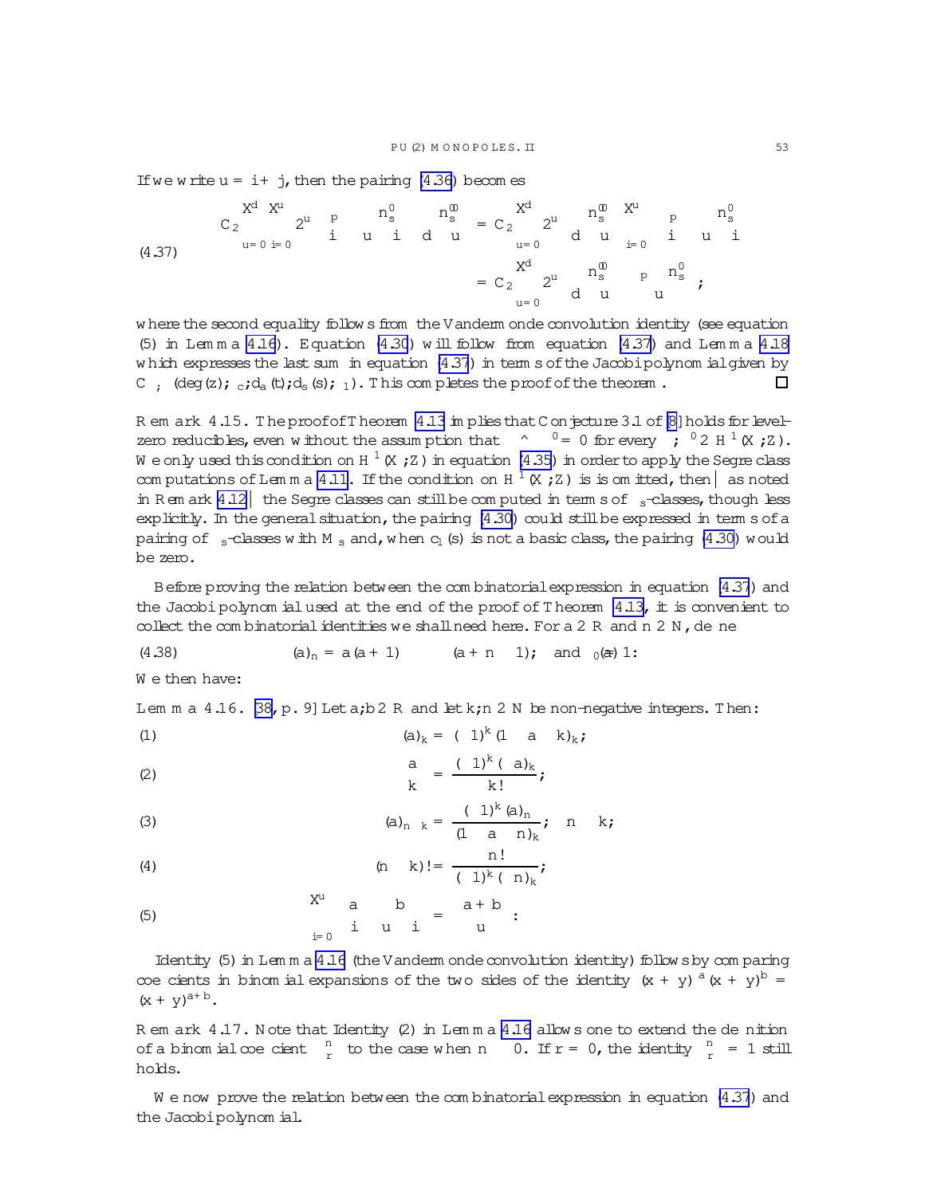If we write $u = i + j$, then the pairing (4.36) becomes

$$
\begin{aligned}
(4.37)\qquad C_2 \sum_{u=0}^{d}\sum_{i=0}^{u} 2^u \binom{p}{i}\binom{n_s^0}{u-i}\binom{n_s^{00}}{d-u} &= C_2 \sum_{u=0}^{d} 2^u \binom{n_s^{00}}{d-u}\sum_{i=0}^{u}\binom{p}{i}\binom{n_s^0}{u-i} \\
&= C_2 \sum_{u=0}^{d} 2^u \binom{n_s^{00}}{d-u}\binom{p+n_s^0}{u};
\end{aligned}
$$

where the second equality follows from the Vandermonde convolution identity (see equation (5) in Lemma 4.16). Equation (4.30) will follow from equation (4.37) and Lemma 4.18 which expresses the last sum in equation (4.37) in terms of the Jacobi polynomial given by $C_{\kappa,\Lambda}(\deg(z); \delta_c; d_a(t); d_s(s); \kappa_1)$. This completes the proof of the theorem. □

Remark 4.15. The proof of Theorem 4.13 implies that Conjecture 3.1 of [8] holds for level-zero reducibles, even without the assumption that $\beta \smile \beta' = 0$ for every $\beta, \beta' \in H^1(X;\mathbb{Z})$. We only used this condition on $H^1(X;\mathbb{Z})$ in equation (4.35) in order to apply the Segre class computations of Lemma 4.11. If the condition on $H^1(X;\mathbb{Z})$ is is omitted, then — as noted in Remark 4.12 — the Segre classes can still be computed in terms of $\mu_s$-classes, though less explicitly. In the general situation, the pairing (4.30) could still be expressed in terms of a pairing of $\mu_s$-classes with $M_s$ and, when $c_1(s)$ is not a basic class, the pairing (4.30) would be zero.

Before proving the relation between the combinatorial expression in equation (4.37) and the Jacobi polynomial used at the end of the proof of Theorem 4.13, it is convenient to collect the combinatorial identities we shall need here. For $a \in \mathbb{R}$ and $n \in \mathbb{N}$, define

$$
(4.38)\qquad (a)_n = a(a+1)\cdots(a+n-1), \quad \text{and} \quad (a)_0 = 1.
$$

We then have:

Lemma 4.16. [38, p. 9] Let $a, b \in \mathbb{R}$ and let $k, n \in \mathbb{N}$ be non-negative integers. Then:

$$
(1)\qquad (a)_k = (-1)^k(1-a-k)_k;
$$

$$
(2)\qquad \binom{a}{k} = \frac{(-1)^k(-a)_k}{k!};
$$

$$
(3)\qquad (a)_{n-k} = \frac{(-1)^k(a)_n}{(1-a-n)_k}, \quad n \geq k;
$$

$$
(4)\qquad (n-k)! = \frac{n!}{(-1)^k(-n)_k};
$$

$$
(5)\qquad \sum_{i=0}^{u}\binom{a}{i}\binom{b}{u-i} = \binom{a+b}{u}.
$$

Identity (5) in Lemma 4.16 (the Vandermonde convolution identity) follows by comparing coefficients in binomial expansions of the two sides of the identity $(x+y)^a(x+y)^b = (x+y)^{a+b}$.

Remark 4.17. Note that Identity (2) in Lemma 4.16 allows one to extend the definition of a binomial coefficient $\binom{n}{r}$ to the case when $n \leq 0$. If $r = 0$, the identity $\binom{n}{r} = 1$ still holds.

We now prove the relation between the combinatorial expression in equation (4.37) and the Jacobi polynomial.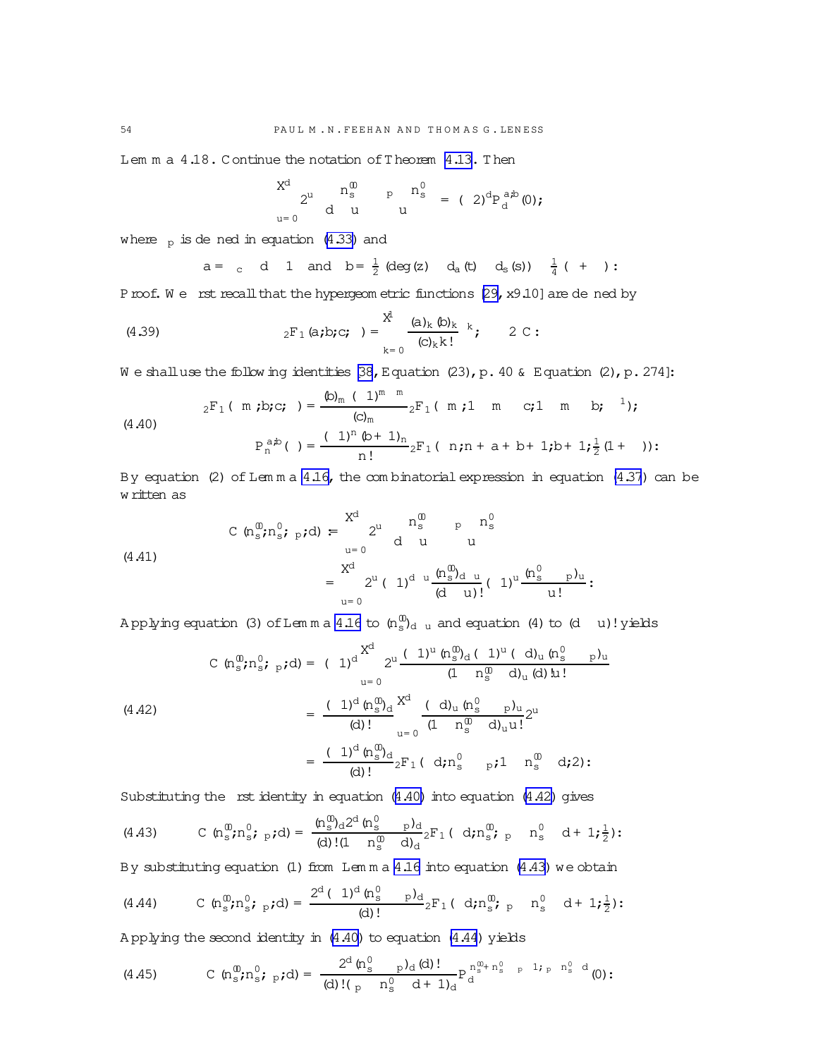**Lemma 4.18.** Continue the notation of Theorem 4.13. Then

$$\sum_{u=0}^{d} 2^u \binom{n_s''}{d-u}\binom{\delta_p - n_s'}{u} = (-2)^d P_d^{a,b}(0),$$

where $\delta_p$ is defined in equation (4.33) and

$$a = \delta_c - d - 1 \quad\text{and}\quad b = \tfrac{1}{2}(\deg(z) - d_a(t) - d_s(s)) - \tfrac{1}{4}(\chi + \sigma).$$

*Proof.* We first recall that the hypergeometric functions [29, §9.10] are defined by

$$(4.39) \qquad {}_2F_1(a,b;c;\zeta) = \sum_{k=0}^{\infty} \frac{(a)_k (b)_k}{(c)_k k!}\zeta^k, \quad \zeta \in \mathbb{C}.$$

We shall use the following identities [38, Equation (23), p. 40 & Equation (2), p. 274]:

$$(4.40) \qquad \begin{aligned} {}_2F_1(-m,b;c;\zeta) &= \frac{(b)_m (-1)^m \zeta^m}{(c)_m} {}_2F_1(-m, 1-m-c; 1-m-b; \zeta^{-1}); \\ P_n^{a,b}(\zeta) &= \frac{(-1)^n (b+1)_n}{n!} {}_2F_1(-n, n+a+b+1; b+1; \tfrac{1}{2}(1+\zeta)). \end{aligned}$$

By equation (2) of Lemma 4.16, the combinatorial expression in equation (4.37) can be written as

$$(4.41) \qquad \begin{aligned} C(n_s'', n_s', \delta_p, d) &:= \sum_{u=0}^{d} 2^u \binom{n_s''}{d-u}\binom{\delta_p - n_s'}{u} \\ &= \sum_{u=0}^{d} 2^u (-1)^{d-u} \frac{(-n_s'')_{d-u}}{(d-u)!} (-1)^u \frac{(n_s' - \delta_p)_u}{u!}. \end{aligned}$$

Applying equation (3) of Lemma 4.16 to $(-n_s'')_{d-u}$ and equation (4) to $(d-u)!$ yields

$$(4.42) \qquad \begin{aligned} C(n_s'', n_s', \delta_p, d) &= (-1)^d \sum_{u=0}^{d} 2^u \frac{(-1)^u (-n_s'')_d (-1)^u (-d)_u (n_s' - \delta_p)_u}{(1 + n_s'' - d)_u (d)! u!} \\ &= \frac{(-1)^d (-n_s'')_d}{(d)!} \sum_{u=0}^{d} \frac{(-d)_u (n_s' - \delta_p)_u}{(1 + n_s'' - d)_u u!} 2^u \\ &= \frac{(-1)^d (-n_s'')_d}{(d)!} {}_2F_1(-d, n_s' - \delta_p; 1 + n_s'' - d; 2). \end{aligned}$$

Substituting the first identity in equation (4.40) into equation (4.42) gives

$$(4.43) \qquad C(n_s'', n_s', \delta_p, d) = \frac{(-n_s'')_d 2^d (n_s' - \delta_p)_d}{(d)!(1 + n_s'' - d)_d} {}_2F_1(-d, -n_s'', \delta_p - n_s' - d + 1; \tfrac{1}{2}).$$

By substituting equation (1) from Lemma 4.16 into equation (4.43) we obtain

$$(4.44) \qquad C(n_s'', n_s', \delta_p, d) = \frac{2^d (-1)^d (n_s' - \delta_p)_d}{(d)!} {}_2F_1(-d, -n_s'', \delta_p - n_s' - d + 1; \tfrac{1}{2}).$$

Applying the second identity in (4.40) to equation (4.44) yields

$$(4.45) \qquad C(n_s'', n_s', \delta_p, d) = \frac{2^d (n_s' - \delta_p)_d (d)!}{(d)!(\delta_p - n_s' - d + 1)_d} P_d^{-n_s'' + n_s' - \delta_p - 1, \delta_p - n_s' - d}(0).$$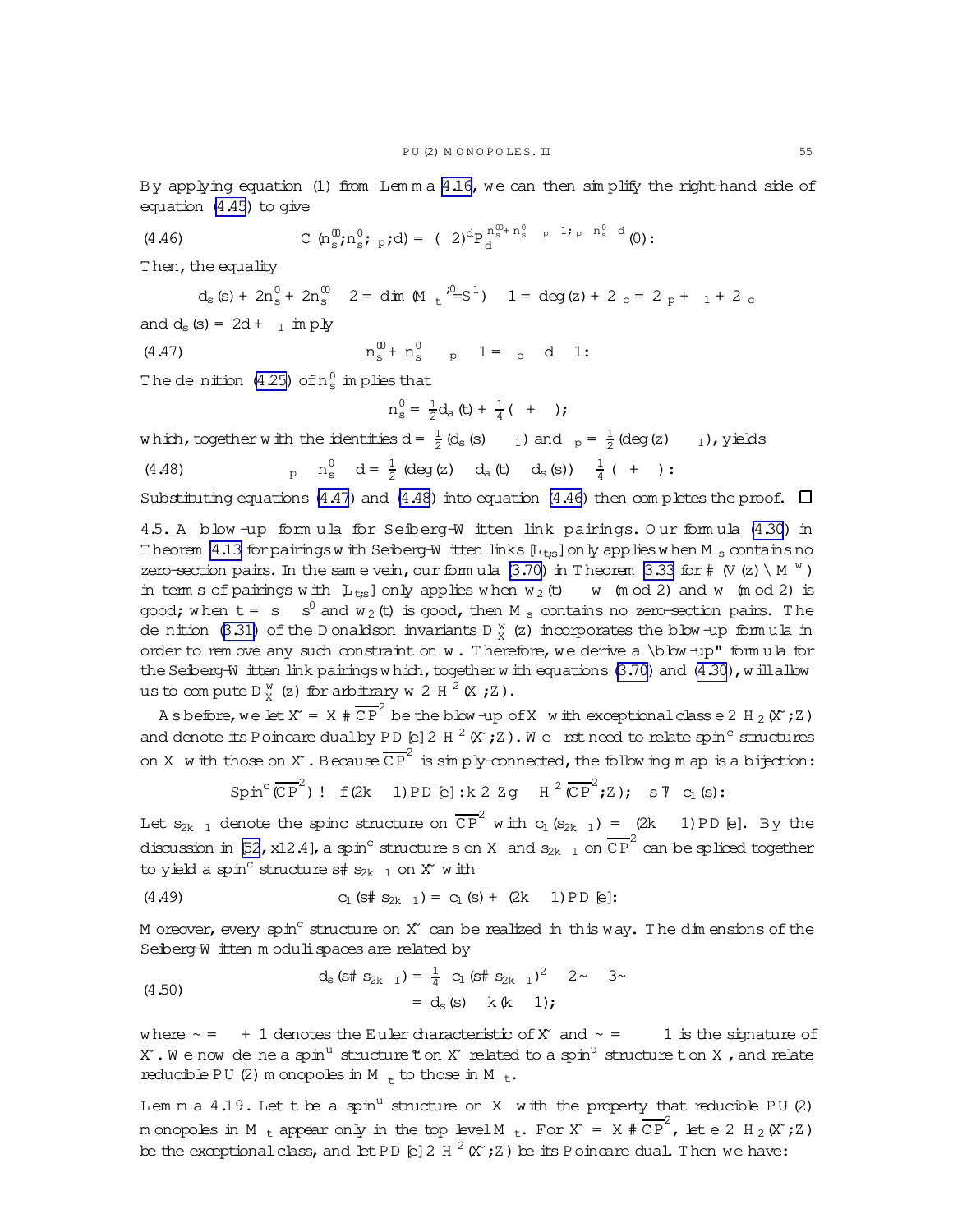By applying equation (1) from Lemma 4.16, we can then simplify the right-hand side of equation (4.45) to give

$$C(n_s^{00}, n_s^0, \ell_p, d) = (-2)^d P_d^{n_s^{00}+n_s^0-\ell_p-1, \ell_p-n_s^0-d}(0). \tag{4.46}$$

Then, the equality

$$d_s(\mathfrak{s}) + 2n_s^0 + 2n_s^{00} - 2 = \dim(M_{\mathfrak{t}}^{*,0}/S^1) - 1 = \deg(z) + 2\ell_c = 2\ell_p + \delta_1 + 2\ell_c$$

and $d_s(\mathfrak{s}) = 2d + \delta_1$ imply

$$n_s^{00} + n_s^0 - \ell_p - 1 = \ell_c - d - 1. \tag{4.47}$$

The definition (4.25) of $n_s^0$ implies that

$$n_s^0 = \tfrac{1}{2}d_a(\mathfrak{t}) + \tfrac{1}{4}(\chi + \sigma);$$

which, together with the identities $d = \frac{1}{2}(d_s(\mathfrak{s}) - \delta_1)$ and $\ell_p = \frac{1}{2}(\deg(z) - \delta_1)$, yields

$$\ell_p - n_s^0 - d = \tfrac{1}{2}(\deg(z) - d_a(\mathfrak{t}) - d_s(\mathfrak{s})) - \tfrac{1}{4}(\chi + \sigma). \tag{4.48}$$

Substituting equations (4.47) and (4.48) into equation (4.46) then completes the proof. □

**4.5. A blow-up formula for Seiberg-Witten link pairings.** Our formula (4.30) in Theorem 4.13 for pairings with Seiberg-Witten links $[L_{\mathfrak{t},\mathfrak{s}}]$ only applies when $M_{\mathfrak{s}}$ contains no zero-section pairs. In the same vein, our formula (3.70) in Theorem 3.33 for $\#(V(z) \cap M^w)$ in terms of pairings with $[L_{\mathfrak{t},\mathfrak{s}}]$ only applies when $w_2(\mathfrak{t}) \equiv w \pmod 2$ and $w \pmod 2$ is good; when $\mathfrak{t} = \mathfrak{s} \oplus \mathfrak{s}'$ and $w_2(\mathfrak{t})$ is good, then $M_{\mathfrak{s}}$ contains no zero-section pairs. The definition (3.31) of the Donaldson invariants $D_X^w(z)$ incorporates the blow-up formula in order to remove any such constraint on $w$. Therefore, we derive a "blow-up" formula for the Seiberg-Witten link pairings which, together with equations (3.70) and (4.30), will allow us to compute $D_X^w(z)$ for arbitrary $w \in H^2(X;\mathbb{Z})$.

As before, we let $\tilde{X} = X \# \overline{\mathbb{CP}}^2$ be the blow-up of $X$ with exceptional class $e \in H_2(\tilde{X};\mathbb{Z})$ and denote its Poincare dual by $\mathrm{PD}[e] \in H^2(\tilde{X};\mathbb{Z})$. We first need to relate spin$^c$ structures on $X$ with those on $\tilde{X}$. Because $\overline{\mathbb{CP}}^2$ is simply-connected, the following map is a bijection:

$$\mathrm{Spin}^c(\overline{\mathbb{CP}}^2) \to \{(2k-1)\mathrm{PD}[e] : k \in \mathbb{Z}\} \subset H^2(\overline{\mathbb{CP}}^2;\mathbb{Z}), \quad \mathfrak{s} \mapsto c_1(\mathfrak{s}).$$

Let $\mathfrak{s}_{2k-1}$ denote the spinc structure on $\overline{\mathbb{CP}}^2$ with $c_1(\mathfrak{s}_{2k-1}) = (2k-1)\mathrm{PD}[e]$. By the discussion in [52, §12.4], a spin$^c$ structure $\mathfrak{s}$ on $X$ and $\mathfrak{s}_{2k-1}$ on $\overline{\mathbb{CP}}^2$ can be spliced together to yield a spin$^c$ structure $\mathfrak{s}\#\mathfrak{s}_{2k-1}$ on $\tilde{X}$ with

$$c_1(\mathfrak{s}\#\mathfrak{s}_{2k-1}) = c_1(\mathfrak{s}) + (2k-1)\mathrm{PD}[e]. \tag{4.49}$$

Moreover, every spin$^c$ structure on $\tilde{X}$ can be realized in this way. The dimensions of the Seiberg-Witten moduli spaces are related by

$$\begin{aligned} d_s(\mathfrak{s}\#\mathfrak{s}_{2k-1}) &= \tfrac{1}{4}\left(c_1(\mathfrak{s}\#\mathfrak{s}_{2k-1})^2 - 2\tilde{\chi} - 3\tilde{\sigma}\right) \\ &= d_s(\mathfrak{s}) - k(k-1), \end{aligned} \tag{4.50}$$

where $\tilde{\chi} = \chi + 1$ denotes the Euler characteristic of $\tilde{X}$ and $\tilde{\sigma} = \sigma - 1$ is the signature of $\tilde{X}$. We now define a spin$^u$ structure $\tilde{\mathfrak{t}}$ on $\tilde{X}$ related to a spin$^u$ structure $\mathfrak{t}$ on $X$, and relate reducible PU(2) monopoles in $M_{\tilde{\mathfrak{t}}}$ to those in $M_{\mathfrak{t}}$.

**Lemma 4.19.** *Let $\mathfrak{t}$ be a spin$^u$ structure on $X$ with the property that reducible PU(2) monopoles in $M_{\mathfrak{t}}$ appear only in the top level $M_{\mathfrak{t}}$. For $\tilde{X} = X \# \overline{\mathbb{CP}}^2$, let $e \in H_2(\tilde{X};\mathbb{Z})$ be the exceptional class, and let $\mathrm{PD}[e] \in H^2(\tilde{X};\mathbb{Z})$ be its Poincare dual. Then we have:*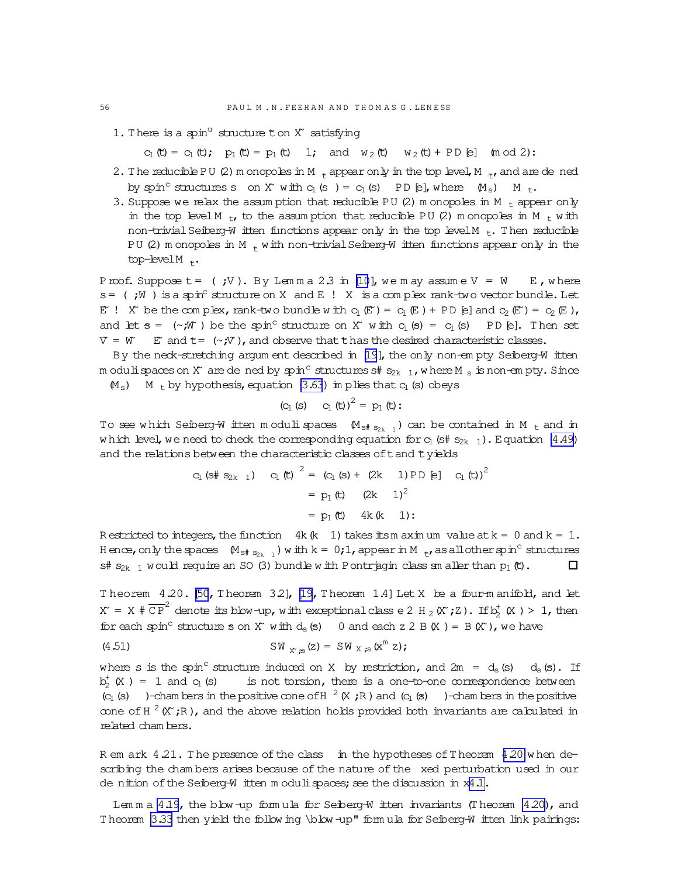1. There is a spin$^u$ structure $\tilde{\mathfrak{t}}$ on $\tilde{X}$ satisfying
$$c_1(\tilde{\mathfrak{t}}) = c_1(\mathfrak{t}), \quad p_1(\tilde{\mathfrak{t}}) = p_1(\mathfrak{t}) - 1, \quad \text{and} \quad w_2(\tilde{\mathfrak{t}}) \equiv w_2(\mathfrak{t}) + \mathrm{PD}[e] \pmod 2.$$
2. The reducible $PU(2)$ monopoles in $M_{\tilde{\mathfrak{t}}}$ appear only in the top level, $M_{\tilde{\mathfrak{t}}}$, and are defined by spin$^c$ structures $\mathfrak{s}_\pm$ on $\tilde{X}$ with $c_1(\mathfrak{s}_\pm) = c_1(\mathfrak{s}) \pm \mathrm{PD}[e]$, where $\iota(M_\mathfrak{s}) \subset M_\mathfrak{t}$.
3. Suppose we relax the assumption that reducible $PU(2)$ monopoles in $M_\mathfrak{t}$ appear only in the top level $M_\mathfrak{t}$, to the assumption that reducible $PU(2)$ monopoles in $M_\mathfrak{t}$ with non-trivial Seiberg-Witten functions appear only in the top level $M_\mathfrak{t}$. Then reducible $PU(2)$ monopoles in $M_{\tilde{\mathfrak{t}}}$ with non-trivial Seiberg-Witten functions appear only in the top-level $M_{\tilde{\mathfrak{t}}}$.

*Proof.* Suppose $\mathfrak{t} = (\rho, V)$. By Lemma 2.3 in [10], we may assume $V = W \otimes E$, where $\mathfrak{s} = (\rho, W)$ is a spin$^c$ structure on $X$ and $E \to X$ is a complex rank-two vector bundle. Let $\tilde{E} \to \tilde{X}$ be the complex, rank-two bundle with $c_1(\tilde{E}) = c_1(E) + \mathrm{PD}[e]$ and $c_2(\tilde{E}) = c_2(E)$, and let $\tilde{\mathfrak{s}} = (\tilde{\rho}, \tilde{W})$ be the spin$^c$ structure on $\tilde{X}$ with $c_1(\tilde{\mathfrak{s}}) = c_1(\mathfrak{s}) - \mathrm{PD}[e]$. Then set $\tilde{V} = \tilde{W} \otimes \tilde{E}$ and $\tilde{\mathfrak{t}} = (\tilde{\rho}, \tilde{V})$, and observe that $\tilde{\mathfrak{t}}$ has the desired characteristic classes.

By the neck-stretching argument described in [19], the only non-empty Seiberg-Witten moduli spaces on $\tilde{X}$ are defined by spin$^c$ structures $\mathfrak{s} \# \mathfrak{s}_{2k-1}$, where $M_\mathfrak{s}$ is non-empty. Since $\iota(M_\mathfrak{s}) \subset M_\mathfrak{t}$ by hypothesis, equation (3.63) implies that $c_1(\mathfrak{s})$ obeys
$$(c_1(\mathfrak{s}) - c_1(\mathfrak{t}))^2 = p_1(\mathfrak{t}).$$
To see which Seiberg-Witten moduli spaces $\iota(M_{\mathfrak{s}\#\mathfrak{s}_{2k-1}})$ can be contained in $M_{\tilde{\mathfrak{t}}}$ and in which level, we need to check the corresponding equation for $c_1(\mathfrak{s} \# \mathfrak{s}_{2k-1})$. Equation (4.49) and the relations between the characteristic classes of $\mathfrak{t}$ and $\tilde{\mathfrak{t}}$ yields
$$\begin{aligned}
\left(c_1(\mathfrak{s} \# \mathfrak{s}_{2k-1}) - c_1(\tilde{\mathfrak{t}})\right)^2 &= (c_1(\mathfrak{s}) + (2k-1)\mathrm{PD}[e] - c_1(\mathfrak{t}))^2 \\
&= p_1(\mathfrak{t}) - (2k-1)^2 \\
&= p_1(\tilde{\mathfrak{t}}) - 4k(k-1).
\end{aligned}$$
Restricted to integers, the function $-4k(k-1)$ takes its maximum value at $k = 0$ and $k = 1$. Hence, only the spaces $\iota(M_{\mathfrak{s}\#\mathfrak{s}_{2k-1}})$ with $k = 0, 1$, appear in $M_{\tilde{\mathfrak{t}}}$, as all other spin$^c$ structures $\mathfrak{s} \# \mathfrak{s}_{2k-1}$ would require an $SO(3)$ bundle with Pontrjagin class smaller than $p_1(\tilde{\mathfrak{t}})$. $\square$

**Theorem 4.20.** [50, Theorem 3.2], [19, Theorem 1.4] *Let $X$ be a four-manifold, and let $\tilde{X} = X \# \overline{\mathbb{CP}}^2$ denote its blow-up, with exceptional class $e \in H_2(\tilde{X}; \mathbb{Z})$. If $b_2^+(X) > 1$, then for each spin$^c$ structure $\tilde{\mathfrak{s}}$ on $\tilde{X}$ with $d_s(\tilde{\mathfrak{s}}) \geq 0$ and each $z \in \mathbb{B}(X) = \mathbb{B}(\tilde{X})$, we have*
$$SW_{\tilde{X}, \tilde{\mathfrak{s}}}(z) = SW_{X, \mathfrak{s}}(x^m z), \tag{4.51}$$
*where $\mathfrak{s}$ is the spin$^c$ structure induced on $X$ by restriction, and $2m = d_s(\mathfrak{s}) - d_s(\tilde{\mathfrak{s}})$. If $b_2^+(X) = 1$ and $c_1(\mathfrak{s}) - \Lambda$ is not torsion, there is a one-to-one correspondence between $(c_1(\mathfrak{s}) - \Lambda)$-chambers in the positive cone of $H^2(X; \mathbb{R})$ and $(c_1(\tilde{\mathfrak{s}}) - \Lambda)$-chambers in the positive cone of $H^2(\tilde{X}; \mathbb{R})$, and the above relation holds provided both invariants are calculated in related chambers.*

*Remark* 4.21. The presence of the class $\Lambda$ in the hypotheses of Theorem 4.20 when describing the chambers arises because of the nature of the fixed perturbation used in our definition of the Seiberg-Witten moduli spaces; see the discussion in §4.1.

Lemma 4.19, the blow-up formula for Seiberg-Witten invariants (Theorem 4.20), and Theorem 3.33 then yield the following "blow-up" formula for Seiberg-Witten link pairings: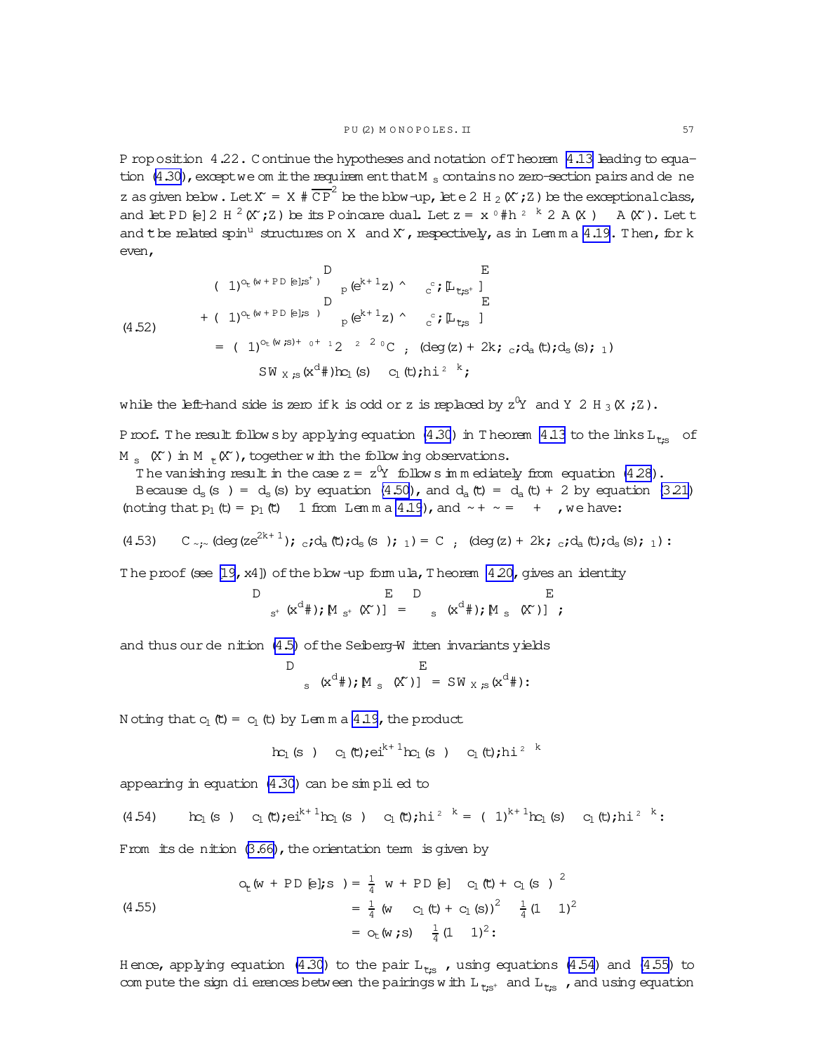**Proposition 4.22.** Continue the hypotheses and notation of Theorem 4.13 leading to equation (4.30), except we omit the requirement that $M_{\mathfrak{s}}$ contains no zero-section pairs and define $z$ as given below. Let $\tilde{X} = X \# \overline{\mathbb{CP}}^2$ be the blow-up, let $e \in H_2(\tilde{X};\mathbb{Z})$ be the exceptional class, and let $\mathrm{PD}[e] \in H^2(\tilde{X};\mathbb{Z})$ be its Poincaré dual. Let $z = x^{\delta_0} \# h^{\delta - 2k} \in \mathbb{A}(X) \subset \mathbb{A}(\tilde{X})$. Let $\mathfrak{t}$ and $\tilde{\mathfrak{t}}$ be related spin$^u$ structures on $X$ and $\tilde{X}$, respectively, as in Lemma 4.19. Then, for $k$ even,

$$
\begin{aligned}
&(-1)^{o_{\tilde{\mathfrak{t}}}(w+\mathrm{PD}[e],\mathfrak{s}^+)}\left\langle \mu_p(e^{k+1}z) \smile \epsilon_c^{\,c}, [\mathbf{L}_{\tilde{\mathfrak{t}},\mathfrak{s}^+}]\right\rangle \\
&+ (-1)^{o_{\tilde{\mathfrak{t}}}(w+\mathrm{PD}[e],\mathfrak{s}^-)}\left\langle \mu_p(e^{k+1}z) \smile \epsilon_c^{\,c}, [\mathbf{L}_{\tilde{\mathfrak{t}},\mathfrak{s}^-}]\right\rangle \\
&\quad = (-1)^{o_{\mathfrak{t}}(w,\mathfrak{s})+\delta_0+1} 2^{-\delta-2\delta_0} C_{\varphi,\psi}(\deg(z)+2k;\delta_c, d_a(\mathfrak{t}), d_s(\mathfrak{s}); \ell_1) \\
&\qquad \times SW_{X,\mathfrak{s}}(x^d \#) \langle c_1(\mathfrak{s}) - c_1(\mathfrak{t}), h\rangle^{\delta-2k};
\end{aligned}
\tag{4.52}
$$

while the left-hand side is zero if $k$ is odd or $z$ is replaced by $z^0 Y$ and $Y \in H_3(X;\mathbb{Z})$.

*Proof.* The result follows by applying equation (4.30) in Theorem 4.13 to the links $\mathbf{L}_{\tilde{\mathfrak{t}},\mathfrak{s}^\pm}$ of $M_{\mathfrak{s}^\pm}(\tilde{X})$ in $M_{\tilde{\mathfrak{t}}}(\tilde{X})$, together with the following observations.

The vanishing result in the case $z = z^0 Y$ follows immediately from equation (4.28).

Because $d_s(\mathfrak{s}^\pm) = d_s(\mathfrak{s})$ by equation (4.50), and $d_a(\tilde{\mathfrak{t}}) = d_a(\mathfrak{t}) + 2$ by equation (3.21) (noting that $p_1(\tilde{\mathfrak{t}}) = p_1(\mathfrak{t}) - 1$ from Lemma 4.19), and $\tilde{\varphi} + \tilde{\psi} = \varphi + \psi$, we have:

$$
C_{\tilde{\varphi},\tilde{\psi}}(\deg(ze^{2k+1});\delta_c, d_a(\tilde{\mathfrak{t}}), d_s(\mathfrak{s}^\pm); \ell_1) = C_{\varphi,\psi}(\deg(z)+2k;\delta_c, d_a(\mathfrak{t}), d_s(\mathfrak{s}); \ell_1): \tag{4.53}
$$

The proof (see [19, §4]) of the blow-up formula, Theorem 4.20, gives an identity

$$
\left\langle \mu_{\mathfrak{s}^+}(x^d \#), [M_{\mathfrak{s}^+}(\tilde{X})]\right\rangle = \left\langle \mu_{\mathfrak{s}^-}(x^d \#), [M_{\mathfrak{s}^-}(\tilde{X})]\right\rangle;
$$

and thus our definition (4.5) of the Seiberg-Witten invariants yields

$$
\left\langle \mu_{\mathfrak{s}^\pm}(x^d \#), [M_{\mathfrak{s}^\pm}(\tilde{X})]\right\rangle = SW_{X,\mathfrak{s}}(x^d \#):
$$

Noting that $c_1(\tilde{\mathfrak{t}}) = c_1(\mathfrak{t})$ by Lemma 4.19, the product

$$
\langle c_1(\mathfrak{s}^\pm) - c_1(\tilde{\mathfrak{t}}), e\rangle^{k+1} \langle c_1(\mathfrak{s}^\pm) - c_1(\tilde{\mathfrak{t}}), h\rangle^{\delta-2k}
$$

appearing in equation (4.30) can be simplified to

$$
\langle c_1(\mathfrak{s}^\pm) - c_1(\tilde{\mathfrak{t}}), e\rangle^{k+1} \langle c_1(\mathfrak{s}^\pm) - c_1(\tilde{\mathfrak{t}}), h\rangle^{\delta-2k} = (\mp 1)^{k+1} \langle c_1(\mathfrak{s}) - c_1(\mathfrak{t}), h\rangle^{\delta-2k}: \tag{4.54}
$$

From its definition (3.66), the orientation term is given by

$$
\begin{aligned}
o_{\tilde{\mathfrak{t}}}(w+\mathrm{PD}[e],\mathfrak{s}^\pm) &= \tfrac{1}{4}\left(w + \mathrm{PD}[e] - c_1(\tilde{\mathfrak{t}}) + c_1(\mathfrak{s}^\pm)\right)^2 \\
&= \tfrac{1}{4}(w - c_1(\mathfrak{t}) + c_1(\mathfrak{s}))^2 - \tfrac{1}{4}(1 \mp 1)^2 \\
&= o_{\mathfrak{t}}(w,\mathfrak{s}) - \tfrac{1}{4}(1 \mp 1)^2:
\end{aligned}
\tag{4.55}
$$

Hence, applying equation (4.30) to the pair $\mathbf{L}_{\tilde{\mathfrak{t}},\mathfrak{s}^\pm}$, using equations (4.54) and (4.55) to compute the sign differences between the pairings with $\mathbf{L}_{\tilde{\mathfrak{t}},\mathfrak{s}^+}$ and $\mathbf{L}_{\tilde{\mathfrak{t}},\mathfrak{s}^-}$, and using equation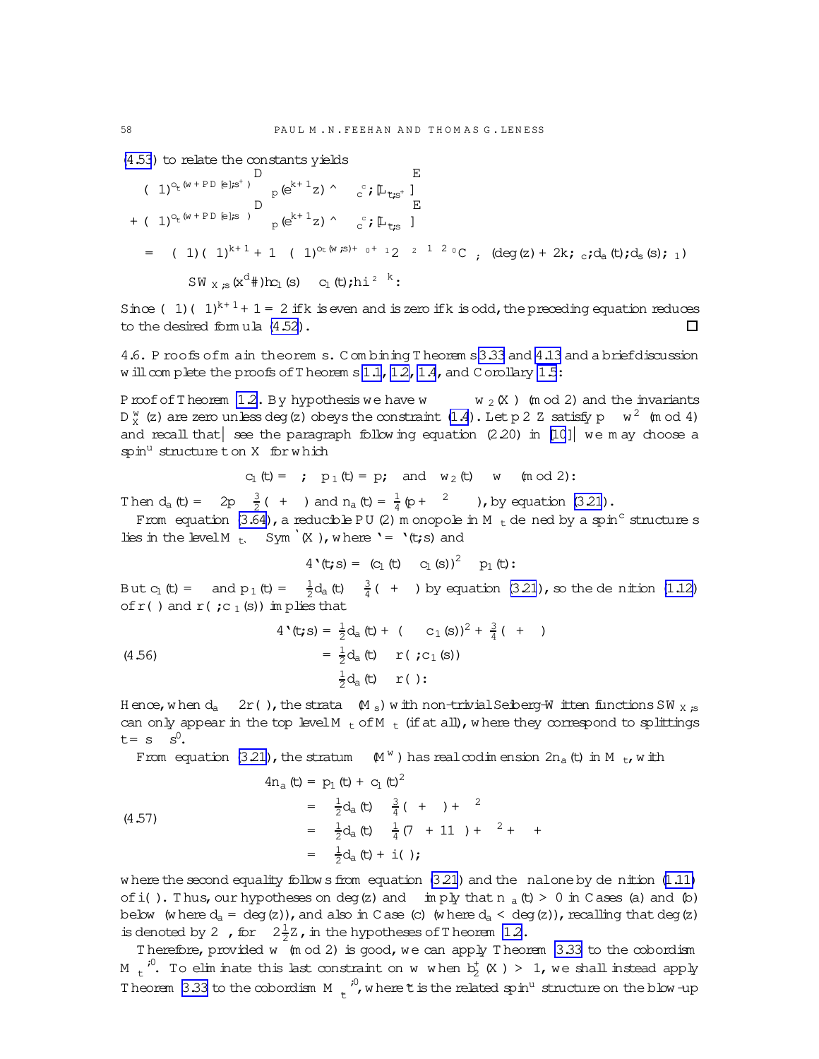(4.53) to relate the constants yields

$$
\begin{aligned}
&(-1)^{o_t(w+PD[e],s^+)}\left\langle \mu_p(e^{k+1}z)\smile \mu_c^c, [\bar{\mathcal{L}}_{t,s^+}]\right\rangle \\
&+(-1)^{o_t(w+PD[e],s^-)}\left\langle \mu_p(e^{k+1}z)\smile \mu_c^c, [\bar{\mathcal{L}}_{t,s^-}]\right\rangle \\
&\quad = -\left((-1)(-1)^{k+1}+1\right)(-1)^{o_t(w,s)+\epsilon_0+1}2^{-2-\delta_1+2-\delta_0}C_{\ldots}(\deg(z)+2k;c,d_a(t),d_s(s);\ldots_1) \\
&\qquad \times SW_{X,s}(x^d\#)\langle c_1(s)-c_1(t),h\rangle^{2-k}.
\end{aligned}
$$

Since $(-1)(-1)^{k+1}+1=2$ if $k$ is even and is zero if $k$ is odd, the preceding equation reduces to the desired formula (4.52). □

4.6. **Proofs of main theorems.** Combining Theorems 3.33 and 4.13 and a brief discussion will complete the proofs of Theorems 1.1, 1.2, 1.4, and Corollary 1.5:

*Proof of Theorem* 1.2. By hypothesis we have $w \equiv w_2(X)$ (mod 2) and the invariants $D_X^w(z)$ are zero unless $\deg(z)$ obeys the constraint (1.4). Let $p\in\mathbb{Z}$ satisfy $p\equiv w^2$ (mod 4) and recall that— see the paragraph following equation (2.20) in [10]— we may choose a spin$^u$ structure $t$ on $X$ for which

$$
c_1(t)=\Lambda;\quad p_1(t)=p;\quad\text{and}\quad w_2(t)\equiv w \pmod 2:
$$

Then $d_a(t)=-2p-\frac{3}{2}(\chi+\sigma)$ and $n_a(t)=\frac{1}{4}(p+\Lambda^2)$, by equation (3.21).

From equation (3.64), a reducible PU(2) monopole in $M_t$ defined by a spin$^c$ structure $s$ lies in the level $M_{t_\ell}\times\mathrm{Sym}^\ell(X)$, where $\ell=\ell(t,s)$ and

$$
4\ell(t,s)=(c_1(t)-c_1(s))^2-p_1(t):
$$

But $c_1(t)=\Lambda$ and $p_1(t)=-\frac{1}{2}d_a(t)-\frac{3}{4}(\chi+\sigma)$ by equation (3.21), so the definition (1.12) of $r(\Lambda)$ and $r(\Lambda,c_1(s))$ implies that

$$
\begin{aligned}
4\ell(t,s)&=\tfrac{1}{2}d_a(t)+(\Lambda-c_1(s))^2+\tfrac{3}{4}(\chi+\sigma) \\
&=\tfrac{1}{2}d_a(t)-r(\Lambda,c_1(s)) \tag{4.56}\\
&\ge\tfrac{1}{2}d_a(t)-r(\Lambda):
\end{aligned}
$$

Hence, when $d_a\le 2r(\Lambda)$, the strata $\iota(M_s)$ with non-trivial Seiberg-Witten functions $SW_{X,s}$ can only appear in the top level $M_t$ of $\bar{M}_t$ (if at all), where they correspond to splittings $t=s\oplus s^0$.

From equation (3.21), the stratum $\iota(M^w)$ has real codimension $2n_a(t)$ in $M_t$, with

$$
\begin{aligned}
4n_a(t)&=p_1(t)+c_1(t)^2 \\
&=-\tfrac{1}{2}d_a(t)-\tfrac{3}{4}(\chi+\sigma)+\Lambda^2 \tag{4.57}\\
&=-\tfrac{1}{2}d_a(t)-\tfrac{1}{4}(7\chi+11\sigma)+\Lambda^2+\chi+\sigma \\
&=-\tfrac{1}{2}d_a(t)+i(\Lambda);
\end{aligned}
$$

where the second equality follows from equation (3.21) and the final one by definition (1.11) of $i(\Lambda)$. Thus, our hypotheses on $\deg(z)$ and $\Lambda$ imply that $n_a(t)>0$ in Cases (a) and (b) below (where $d_a=\deg(z)$), and also in Case (c) (where $d_a<\deg(z)$), recalling that $\deg(z)$ is denoted by $2\delta$, for $\delta\in 2\frac{1}{2}\mathbb{Z}$, in the hypotheses of Theorem 1.2.

Therefore, provided $w$ (mod 2) is good, we can apply Theorem 3.33 to the cobordism $\bar{M}_t^{*,0}$. To eliminate this last constraint on $w$ when $b_2^+(X)>1$, we shall instead apply Theorem 3.33 to the cobordism $\bar{M}_{\tilde{t}}^{*,0}$, where $\tilde{t}$ is the related spin$^u$ structure on the blow-up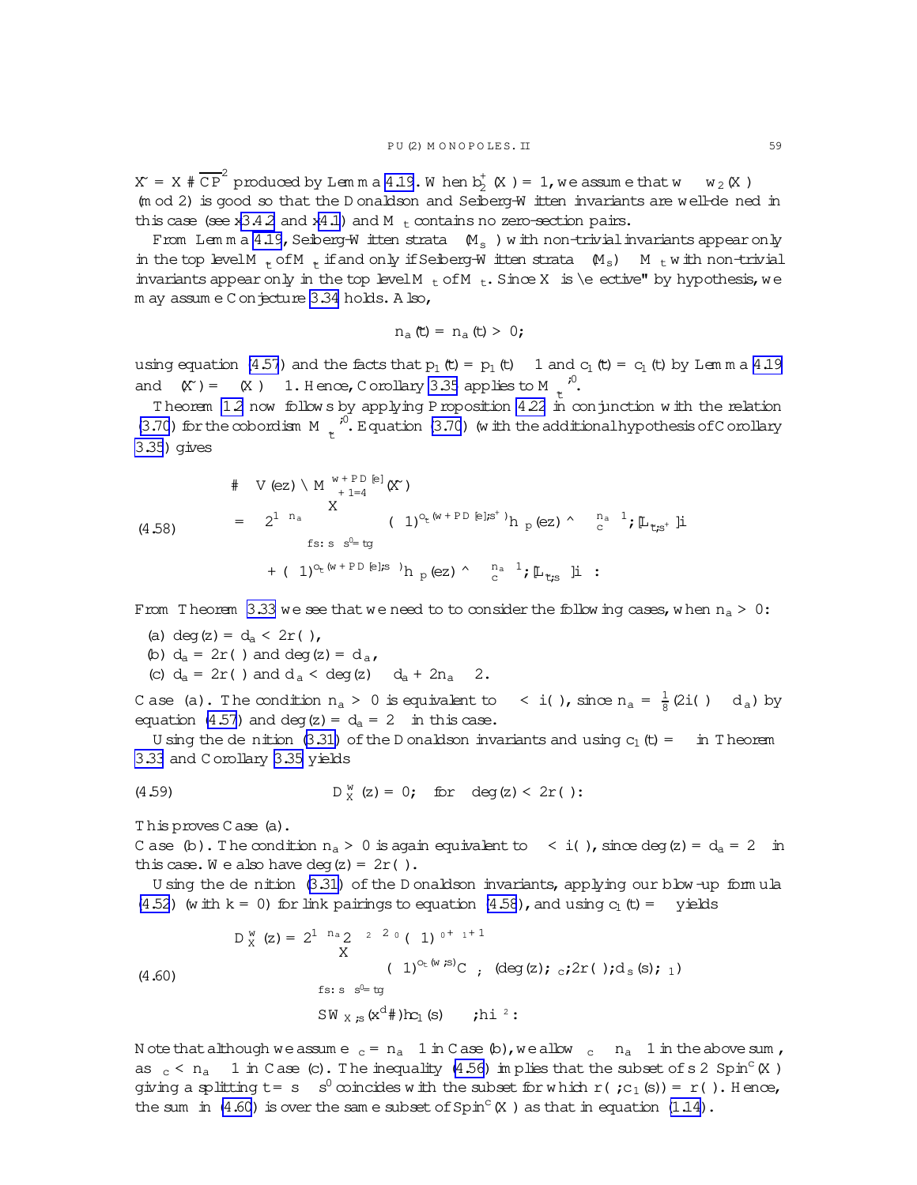$\tilde{X} = X \# \overline{\mathbb{CP}}^2$ produced by Lemma 4.19. When $b_2^+(X) = 1$, we assume that $w - w_2(X)$ (mod 2) is good so that the Donaldson and Seiberg-Witten invariants are well-defined in this case (see §3.4.2 and §4.1) and $\mathcal{M}_{\tilde{t}}$ contains no zero-section pairs.

From Lemma 4.19, Seiberg-Witten strata $\tilde{\iota}(M_{\tilde{s}})$ with non-trivial invariants appear only in the top level $M_{\tilde{t}}$ of $\bar{\mathcal{M}}_{\tilde{t}}$ if and only if Seiberg-Witten strata $\iota(M_s) \subset \bar{\mathcal{M}}_t$ with non-trivial invariants appear only in the top level $M_t$ of $\bar{\mathcal{M}}_t$. Since $X$ is "effective" by hypothesis, we may assume Conjecture 3.34 holds. Also,

$$n_a(\tilde{t}) = n_a(t) > 0,$$

using equation (4.57) and the facts that $p_1(\tilde{t}) = p_1(t) - 1$ and $c_1(\tilde{t}) = c_1(t)$ by Lemma 4.19 and $\chi(\tilde{X}) = \chi(X) - 1$. Hence, Corollary 3.35 applies to $\mathcal{M}_{\tilde{t}}^{*,0}$.

Theorem 1.2 now follows by applying Proposition 4.22 in conjunction with the relation (3.70) for the cobordism $\bar{\mathcal{M}}_{\tilde{t}}^{*,0}$. Equation (3.70) (with the additional hypothesis of Corollary 3.35) gives

$$
\begin{aligned}
(4.58)\qquad & \#\, \bar{V}(ez) \cap \bar{M}^{w+PD[e]}_{\kappa+1/4}(\tilde{X}) \\
&= 2^{1-n_a} \sum_{\{s:\, s\oplus s' = t\}} \Big( (-1)^{o_t(w+PD[e];s^+)} \langle \mu_p(ez) \smile c^{n_a - 1}, [L_{\tilde{t},s^+}] \rangle \\
&\qquad + (-1)^{o_t(w+PD[e];s^-)} \langle \mu_p(ez) \smile c^{n_a - 1}, [L_{\tilde{t},s^-}] \rangle \Big).
\end{aligned}
$$

From Theorem 3.33 we see that we need to to consider the following cases, when $n_a > 0$:

(a) $\deg(z) = d_a < 2r(\Lambda)$,
(b) $d_a = 2r(\Lambda)$ and $\deg(z) = d_a$,
(c) $d_a = 2r(\Lambda)$ and $d_a < \deg(z) \leq d_a + 2n_a - 2$.

Case (a). The condition $n_a > 0$ is equivalent to $\delta < i(\Lambda)$, since $n_a = \frac{1}{8}(2i(\Lambda) - d_a)$ by equation (4.57) and $\deg(z) = d_a = 2\delta$ in this case.

Using the definition (3.31) of the Donaldson invariants and using $c_1(t) = \Lambda$ in Theorem 3.33 and Corollary 3.35 yields

$$(4.59)\qquad D_X^w(z) = 0, \quad \text{for} \quad \deg(z) < 2r(\Lambda).$$

This proves Case (a).

Case (b). The condition $n_a > 0$ is again equivalent to $\delta < i(\Lambda)$, since $\deg(z) = d_a = 2\delta$ in this case. We also have $\deg(z) = 2r(\Lambda)$.

Using the definition (3.31) of the Donaldson invariants, applying our blow-up formula (4.52) (with $k = 0$) for link pairings to equation (4.58), and using $c_1(t) = \Lambda$ yields

$$
\begin{aligned}
(4.60)\qquad D_X^w(z) &= 2^{1-n_a} 2^{-\delta - 2 - 2\ell_0} (-1)^{\ell_0 + \delta_1 + 1} \\
&\quad \times \sum_{\{s:\, s\oplus s' = t\}} (-1)^{o_t(w;s)} C_{\ell,\delta}(\deg(z), \delta_c, 2r(\Lambda), d_s(s), \delta_1) \\
&\quad \times SW_{X,s}(x^d \#) \langle c_1(s) - \Lambda, h \rangle^{\delta_2}.
\end{aligned}
$$

Note that although we assume $\delta_c = n_a - 1$ in Case (b), we allow $\delta_c \leq n_a - 1$ in the above sum, as $\delta_c < n_a - 1$ in Case (c). The inequality (4.56) implies that the subset of $s \in \mathrm{Spin}^c(X)$ giving a splitting $t = s \oplus s'$ coincides with the subset for which $r(\Lambda, c_1(s)) = r(\Lambda)$. Hence, the sum in (4.60) is over the same subset of $\mathrm{Spin}^c(X)$ as that in equation (1.14).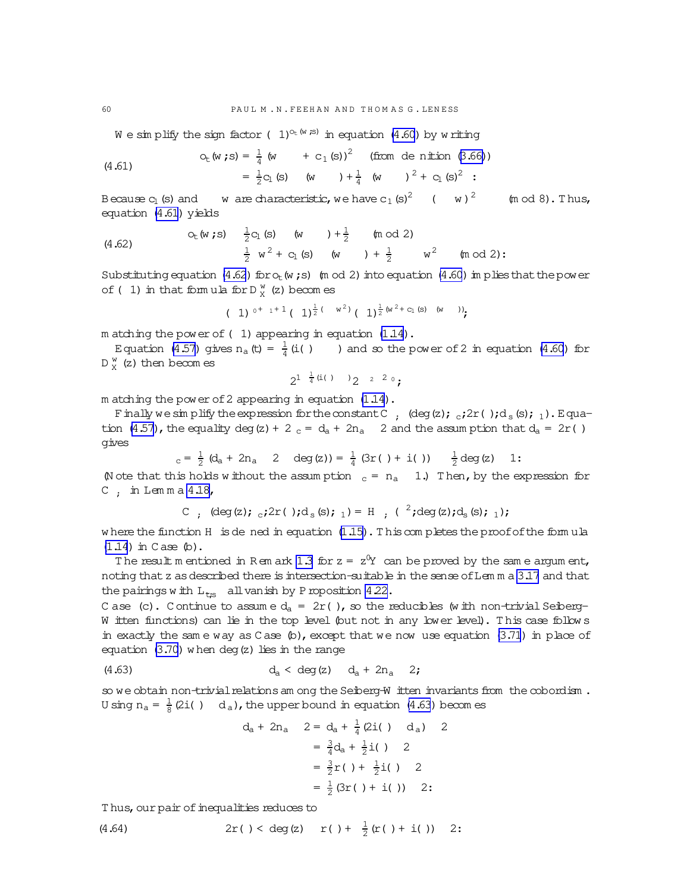We simplify the sign factor $(-1)^{o_t(w;s)}$ in equation (4.60) by writing

$$
\begin{aligned}
(4.61)\qquad o_t(w;s) &= -\tfrac{1}{4}(w - \Lambda + c_1(s))^2 \quad \text{(from definition (3.66))}\\
&= -\tfrac{1}{2}c_1(s)\cdot(w-\Lambda) + \tfrac{1}{4}\left(-(w-\Lambda)^2 + c_1(s)^2\right).
\end{aligned}
$$

Because $c_1(s)$ and $\Lambda - w$ are characteristic, we have $c_1(s)^2 \equiv (\Lambda - w)^2 \pmod 8$. Thus, equation (4.61) yields

$$
\begin{aligned}
(4.62)\qquad o_t(w;s) &\equiv \tfrac{1}{2}c_1(s)\cdot(w-\Lambda) + \tfrac{1}{2}\sigma \pmod 2\\
&\equiv \tfrac{1}{2}\left(w^2 + c_1(s)\cdot(w-\Lambda)\right) + \tfrac{1}{2}(\sigma - w^2) \pmod 2.
\end{aligned}
$$

Substituting equation (4.62) for $o_t(w;s) \pmod 2$ into equation (4.60) implies that the power of $(-1)$ in that formula for $D^w_X(z)$ becomes

$$
(-1)^{o_+ \epsilon_1 + 1}(-1)^{\frac{1}{2}(\sigma - w^2)}(-1)^{\frac{1}{2}(w^2 + c_1(s)\cdot(w-\Lambda))},
$$

matching the power of $(-1)$ appearing in equation (1.14).

Equation (4.57) gives $n_a(t) = \frac{1}{4}(i(\Lambda) - \delta)$ and so the power of 2 in equation (4.60) for $D^w_X(z)$ then becomes

$$
2^{1-\frac{1}{4}(i(\Lambda)-\delta)}2^{-\delta_2 - 2\delta_0},
$$

matching the power of 2 appearing in equation (1.14).

Finally we simplify the expression for the constant $C_{\Lambda,\delta}(\deg(z);\delta_c;2r(\Lambda);d_s(s);\epsilon_1)$. Equation (4.57), the equality $\deg(z) + 2\delta_c = d_a + 2n_a - 2$ and the assumption that $d_a = 2r(\Lambda)$ gives

$$
\delta_c = \tfrac{1}{2}(d_a + 2n_a - 2 - \deg(z)) = \tfrac{1}{4}(3r(\Lambda) + i(\Lambda)) - \tfrac{1}{2}\deg(z) - 1.
$$

(Note that this holds without the assumption $\delta_c = n_a - 1$.) Then, by the expression for $C_{\Lambda,\delta}$ in Lemma 4.18,

$$
C_{\Lambda,\delta}(\deg(z);\delta_c;2r(\Lambda);d_s(s);\epsilon_1) = H_{\Lambda,\delta}(\Lambda^2;\deg(z);d_s(s);\epsilon_1),
$$

where the function $H$ is defined in equation (1.15). This completes the proof of the formula (1.14) in Case (b).

The result mentioned in Remark 1.3 for $z = z'Y$ can be proved by the same argument, noting that $z$ as described there is intersection-suitable in the sense of Lemma 3.17 and that the pairings with $L_{t,s}$ all vanish by Proposition 4.22.

Case (c). Continue to assume $d_a = 2r(\Lambda)$, so the reducibles (with non-trivial Seiberg–Witten functions) can lie in the top level (but not in any lower level). This case follows in exactly the same way as Case (b), except that we now use equation (3.71) in place of equation (3.70) when $\deg(z)$ lies in the range

$$
(4.63)\qquad d_a < \deg(z) \le d_a + 2n_a - 2,
$$

so we obtain non-trivial relations among the Seiberg-Witten invariants from the cobordism. Using $n_a = \frac{1}{8}(2i(\Lambda) - d_a)$, the upper bound in equation (4.63) becomes

$$
\begin{aligned}
d_a + 2n_a - 2 &= d_a + \tfrac{1}{4}(2i(\Lambda) - d_a) - 2\\
&= \tfrac{3}{4}d_a + \tfrac{1}{2}i(\Lambda) - 2\\
&= \tfrac{3}{2}r(\Lambda) + \tfrac{1}{2}i(\Lambda) - 2\\
&= \tfrac{1}{2}(3r(\Lambda) + i(\Lambda)) - 2.
\end{aligned}
$$

Thus, our pair of inequalities reduces to

$$
(4.64)\qquad 2r(\Lambda) < \deg(z) \le r(\Lambda) + \tfrac{1}{2}(r(\Lambda) + i(\Lambda)) - 2.
$$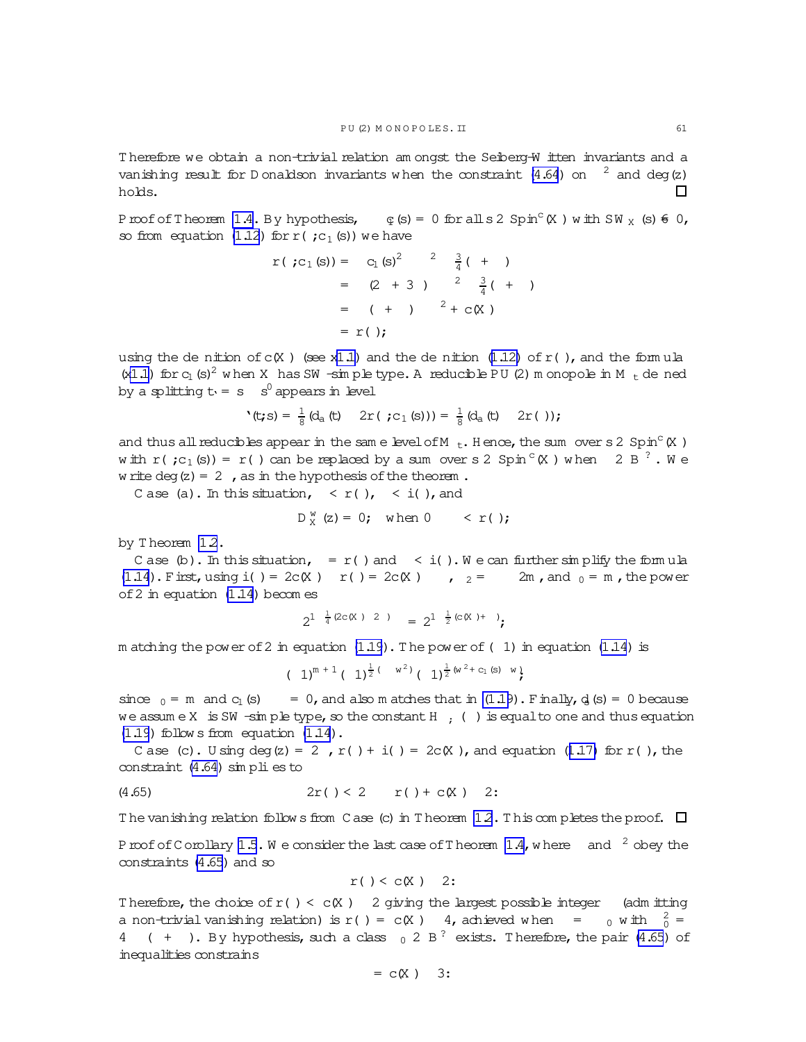Therefore we obtain a non-trivial relation amongst the Seiberg-Witten invariants and a vanishing result for Donaldson invariants when the constraint (4.64) on $\Lambda^2$ and $\deg(z)$ holds. □

Proof of Theorem 1.4. By hypothesis, $\Lambda\cdot c_1(\mathfrak{s}) = 0$ for all $\mathfrak{s}\in\mathrm{Spin}^c(X)$ with $SW_X(\mathfrak{s})\neq 0$, so from equation (1.12) for $r(\Lambda;c_1(\mathfrak{s}))$ we have

$$
\begin{aligned}
r(\Lambda;c_1(\mathfrak{s})) &= -c_1(\mathfrak{s})^2 - \Lambda^2 - \tfrac{3}{4}(\chi+\sigma) \\
&= -(2\chi+3\sigma) - \Lambda^2 - \tfrac{3}{4}(\chi+\sigma) \\
&= -(\chi+\sigma) - \Lambda^2 + c(X) \\
&= r(\Lambda);
\end{aligned}
$$

using the definition of $c(X)$ (see §1.1) and the definition (1.12) of $r(\Lambda)$, and the formula (§1.1) for $c_1(\mathfrak{s})^2$ when $X$ has SW-simple type. A reducible PU(2) monopole in $M_{\mathfrak{t}}$ defined by a splitting $\mathfrak{t}_\ell = \mathfrak{s}\oplus\mathfrak{s}'$ appears in level

$$
\ell(\mathfrak{t},\mathfrak{s}) = \tfrac{1}{8}(d_a(\mathfrak{t}) - 2r(\Lambda;c_1(\mathfrak{s}))) = \tfrac{1}{8}(d_a(\mathfrak{t}) - 2r(\Lambda));
$$

and thus all reducibles appear in the same level of $M_{\mathfrak{t}}$. Hence, the sum over $\mathfrak{s}\in\mathrm{Spin}^c(X)$ with $r(\Lambda;c_1(\mathfrak{s})) = r(\Lambda)$ can be replaced by a sum over $\mathfrak{s}\in\mathrm{Spin}^c(X)$ when $\Lambda\in B^\perp$. We write $\deg(z) = 2\delta$, as in the hypothesis of the theorem.

Case (a). In this situation, $\delta < r(\Lambda)$, $\delta < i(\Lambda)$, and

$$
D^w_X(z) = 0; \quad \text{when } 0 \le \delta < r(\Lambda);
$$

by Theorem 1.2.

Case (b). In this situation, $\delta = r(\Lambda)$ and $\delta < i(\Lambda)$. We can further simplify the formula (1.14). First, using $i(\Lambda) = 2c(X) - r(\Lambda) = 2c(X) - \delta$, $m_2 = -2m$, and $m_0 = m$, the power of 2 in equation (1.14) becomes

$$
2^{1-\frac{1}{4}(2c(X)-2\delta)} = 2^{1-\frac{1}{2}(c(X)+\delta)};
$$

matching the power of 2 in equation (1.19). The power of $(-1)$ in equation (1.14) is

$$
(-1)^{m+1}(-1)^{\frac{1}{2}(\Lambda^2-w^2)}(-1)^{\frac{1}{2}(w^2+c_1(\mathfrak{s})\cdot w)};
$$

since $m_0 = m$ and $c_1(\mathfrak{s})\cdot\Lambda = 0$, and also matches that in (1.19). Finally, $d_s(\mathfrak{s}) = 0$ because we assume $X$ is SW-simple type, so the constant $H_{\Lambda;\delta}(\chi)$ is equal to one and thus equation (1.19) follows from equation (1.14).

Case (c). Using $\deg(z) = 2\delta$, $r(\Lambda) + i(\Lambda) = 2c(X)$, and equation (1.17) for $r(\Lambda)$, the constraint (4.64) simplifies to

$$
2r(\Lambda) < 2\delta \le r(\Lambda) + c(X) - 2. \tag{4.65}
$$

The vanishing relation follows from Case (c) in Theorem 1.2. This completes the proof. □

Proof of Corollary 1.5. We consider the last case of Theorem 1.4, where $\delta$ and $\Lambda^2$ obey the constraints (4.65) and so

$$
r(\Lambda) < c(X) - 2.
$$

Therefore, the choice of $r(\Lambda) < c(X) - 2$ giving the largest possible integer $\delta$ (admitting a non-trivial vanishing relation) is $r(\Lambda) = c(X) - 4$, achieved when $\Lambda = \Lambda_0$ with $\Lambda_0^2 = 4 - (\chi+\sigma)$. By hypothesis, such a class $\Lambda_0\in B^\perp$ exists. Therefore, the pair (4.65) of inequalities constrains

$$
\delta = c(X) - 3.
$$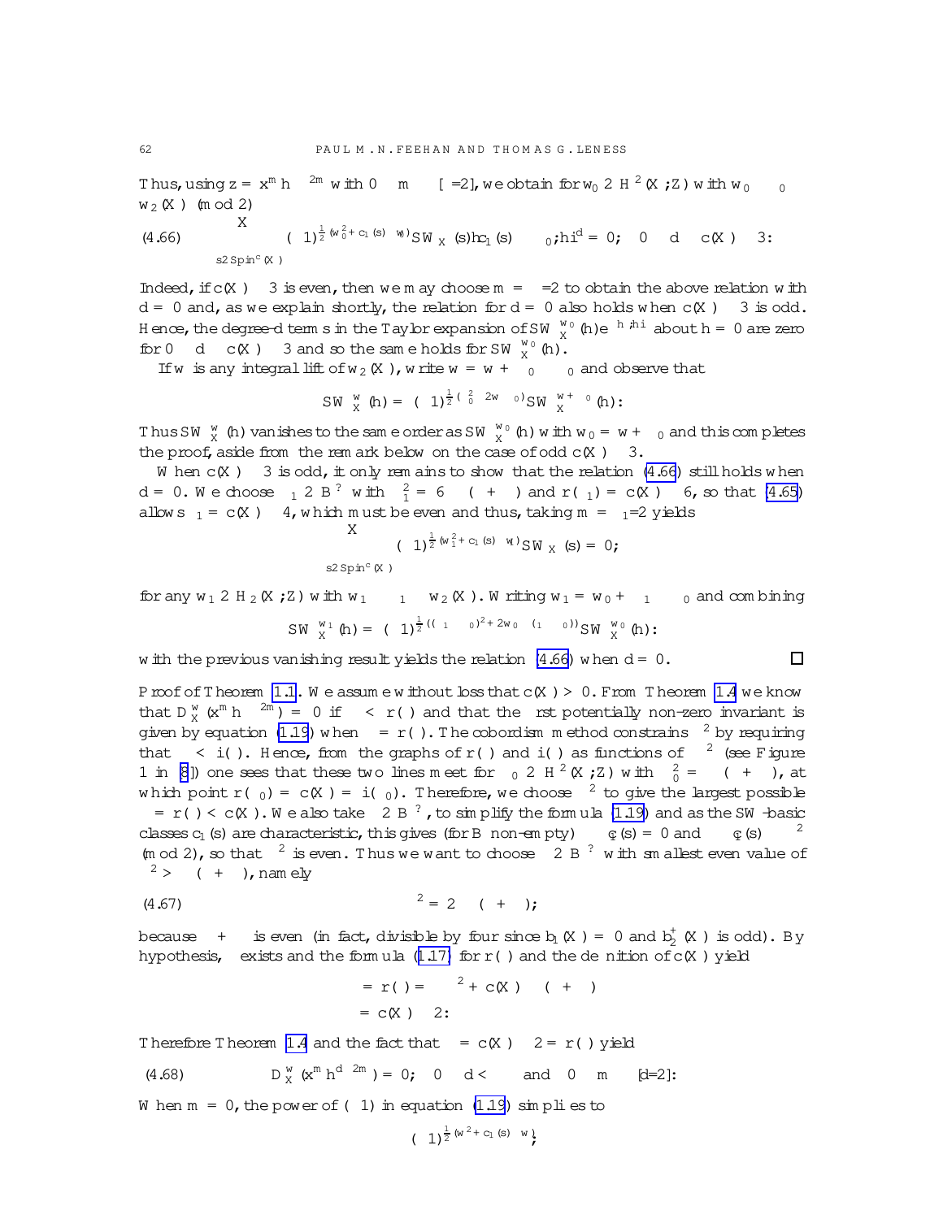Thus, using $z = x^m h^{\delta - 2m}$ with $0 \le m \le [\delta/2]$, we obtain for $w_0 \in H^2(X;\mathbb{Z})$ with $w_0 \equiv \Lambda_0 \equiv w_2(X) \pmod 2$

$$
(4.66) \qquad \sum_{s \in \mathrm{Spin}^c(X)} (-1)^{\frac{1}{2}(w_0^2 + c_1(s)\cdot w_0)} SW_X(s) \langle c_1(s) - \Lambda_0, h\rangle^d = 0; \quad 0 \le d \le c(X) - 3:
$$

Indeed, if $c(X) - 3$ is even, then we may choose $m = \delta/2$ to obtain the above relation with $d = 0$ and, as we explain shortly, the relation for $d = 0$ also holds when $c(X) - 3$ is odd. Hence, the degree-$d$ terms in the Taylor expansion of $SW_X^{w_0}(h)e^{-\langle h, \Lambda\rangle}$ about $h = 0$ are zero for $0 \le d \le c(X) - 3$ and so the same holds for $SW_X^{w_0}(h)$.

If $w$ is any integral lift of $w_2(X)$, write $w = w + \Lambda_0 - \Lambda_0$ and observe that

$$
SW_X^w(h) = (-1)^{\frac{1}{2}(\Lambda_0^2 - 2w\cdot\Lambda_0)} SW_X^{w+\Lambda_0}(h):
$$

Thus $SW_X^w(h)$ vanishes to the same order as $SW_X^{w_0}(h)$ with $w_0 = w + \Lambda_0$ and this completes the proof, aside from the remark below on the case of odd $c(X) - 3$.

When $c(X) - 3$ is odd, it only remains to show that the relation (4.66) still holds when $d = 0$. We choose $\Lambda_1 \in B^\perp$ with $\Lambda_1^2 = 6 - (\chi + \sigma)$ and $r(\Lambda_1) = c(X) - 6$, so that (4.65) allows $\delta_1 = c(X) - 4$, which must be even and thus, taking $m = \delta_1/2$ yields

$$
\sum_{s \in \mathrm{Spin}^c(X)} (-1)^{\frac{1}{2}(w_1^2 + c_1(s)\cdot w_1)} SW_X(s) = 0;
$$

for any $w_1 \in H_2(X;\mathbb{Z})$ with $w_1 \equiv \Lambda_1 \equiv w_2(X)$. Writing $w_1 = w_0 + \Lambda_1 - \Lambda_0$ and combining

$$
SW_X^{w_1}(h) = (-1)^{\frac{1}{2}((\Lambda_1 - \Lambda_0)^2 + 2w_0\cdot(\Lambda_1 - \Lambda_0))} SW_X^{w_0}(h):
$$

with the previous vanishing result yields the relation (4.66) when $d = 0$. □

*Proof of Theorem 1.1.* We assume without loss that $c(X) > 0$. From Theorem 1.4 we know that $D_X^w(x^m h^{\delta - 2m}) = 0$ if $\delta < r(\Lambda)$ and that the first potentially non-zero invariant is given by equation (1.19) when $\delta = r(\Lambda)$. The cobordism method constrains $\Lambda^2$ by requiring that $\delta < i(\Lambda)$. Hence, from the graphs of $r(\Lambda)$ and $i(\Lambda)$ as functions of $\Lambda^2$ (see Figure 1 in [8]) one sees that these two lines meet for $\Lambda_0 \in H^2(X;\mathbb{Z})$ with $\Lambda_0^2 = -(\chi + \sigma)$, at which point $r(\Lambda_0) = c(X) = i(\Lambda_0)$. Therefore, we choose $\Lambda^2$ to give the largest possible $\delta = r(\Lambda) < c(X)$. We also take $\Lambda \in B^\perp$, to simplify the formula (1.19) and as the SW-basic classes $c_1(s)$ are characteristic, this gives (for $B$ non-empty) $\Lambda\cdot c_1(s) = 0$ and $\Lambda\cdot c_1(s) \equiv \Lambda^2 \pmod 2$, so that $\Lambda^2$ is even. Thus we want to choose $\Lambda \in B^\perp$ with smallest even value of $\Lambda^2 > -(\chi + \sigma)$, namely

$$
(4.67) \qquad \Lambda^2 = 2 - (\chi + \sigma);
$$

because $\chi + \sigma$ is even (in fact, divisible by four since $b_1(X) = 0$ and $b_2^+(X)$ is odd). By hypothesis, $\Lambda$ exists and the formula (1.17) for $r(\Lambda)$ and the definition of $c(X)$ yield

$$
\begin{aligned}
\delta = r(\Lambda) &= -\Lambda^2 + c(X) - (\chi + \sigma) \\
&= c(X) - 2:
\end{aligned}
$$

Therefore Theorem 1.4 and the fact that $\delta = c(X) - 2 = r(\Lambda)$ yield

$$
(4.68) \qquad D_X^w(x^m h^{d - 2m}) = 0; \quad 0 \le d < \delta \quad \text{and} \quad 0 \le m \le [d/2]:
$$

When $m = 0$, the power of $(-1)$ in equation (1.19) simplifies to

$$
(-1)^{\frac{1}{2}(w^2 + c_1(s)\cdot w)};
$$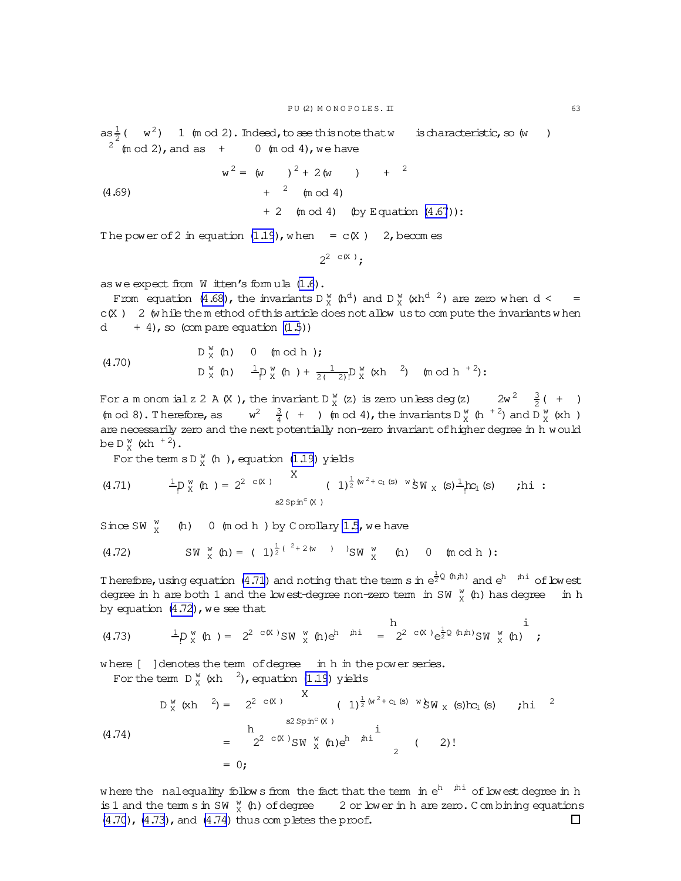as $\frac{1}{2}(\Lambda - w^2) \equiv 1 \pmod 2$. Indeed, to see this note that $w - \Lambda$ is characteristic, so $(w - \Lambda)\cdot\Lambda \equiv \Lambda^2 \pmod 2$, and as $\chi + \sigma \equiv 0 \pmod 4$, we have

$$
\begin{aligned}
w^2 &= (w - \Lambda)^2 + 2(w - \Lambda)\cdot\Lambda + \Lambda^2 \\
&\equiv \sigma + \Lambda^2 \pmod 4 \\
&\equiv -\chi + 2 \pmod 4 \quad \text{(by Equation (4.67))}: 
\end{aligned}
\tag{4.69}
$$

The power of 2 in equation (1.19), when $\delta = c(X) - 2$, becomes

$$2^{2 - c(X)},$$

as we expect from Witten's formula (1.6).

From equation (4.68), the invariants $D^w_X(h^d)$ and $D^w_X(xh^{d-2})$ are zero when $d < \delta = c(X) - 2$ (while the method of this article does not allow us to compute the invariants when $d \geq \delta + 4$), so (compare equation (1.5))

$$
\begin{aligned}
D^w_X(h) &\equiv 0 \pmod{h^\delta}; \\
D^w_X(h) &\equiv \frac{1}{\delta!}D^w_X(h^\delta) + \frac{1}{2(\delta-2)!}D^w_X(xh^{\delta-2}) \pmod{h^{\delta+2}}:
\end{aligned}
\tag{4.70}
$$

For a monomial $z \in A(X)$, the invariant $D^w_X(z)$ is zero unless $\deg(z) \equiv -2w^2 - \frac{3}{2}(\chi + \sigma) \pmod 8$. Therefore, as $\delta \equiv -w^2 - \frac{3}{4}(\chi + \sigma) \pmod 4$, the invariants $D^w_X(h^{\delta+2})$ and $D^w_X(xh^{\delta})$ are necessarily zero and the next potentially non-zero invariant of higher degree in $h$ would be $D^w_X(xh^{\delta+2})$.

For the terms $D^w_X(h^\delta)$, equation (1.19) yields

$$
\frac{1}{\delta!}D^w_X(h^\delta) = 2^{2-c(X)} \sum_{\mathfrak{s} \in \mathrm{Spin}^c(X)} (-1)^{\frac{1}{2}(w^2 + c_1(\mathfrak{s})\cdot w)} SW_X(\mathfrak{s}) \frac{1}{\delta!}\langle c_1(\mathfrak{s}) - \Lambda, h\rangle^\delta :
\tag{4.71}
$$

Since $SW^w_X(h) \equiv 0 \pmod{h^\delta}$ by Corollary 1.5, we have

$$
SW^w_X(h) = (-1)^{\frac{1}{2}(\Lambda^2 + 2(w - \Lambda)\cdot\Lambda)} SW^{w}_X(h) \equiv 0 \pmod{h^\delta}:
\tag{4.72}
$$

Therefore, using equation (4.71) and noting that the terms in $e^{\frac{1}{2}Q(h,h)}$ and $e^{\langle -\Lambda, h\rangle}$ of lowest degree in $h$ are both 1 and the lowest-degree non-zero term in $SW^w_X(h)$ has degree $\delta$ in $h$ by equation (4.72), we see that

$$
\frac{1}{\delta!}D^w_X(h^\delta) = 2^{2-c(X)} SW^w_X(h) e^{\langle -\Lambda, h\rangle} = \left[ 2^{2-c(X)} e^{\frac{1}{2}Q(h,h)} SW^w_X(h) \right]_\delta ,
\tag{4.73}
$$

where $[\cdot]_\delta$ denotes the term of degree $\delta$ in $h$ in the power series.

For the term $D^w_X(xh^{\delta-2})$, equation (1.19) yields

$$
\begin{aligned}
D^w_X(xh^{\delta-2}) &= 2^{2-c(X)} \sum_{\mathfrak{s} \in \mathrm{Spin}^c(X)} (-1)^{\frac{1}{2}(w^2 + c_1(\mathfrak{s})\cdot w)} SW_X(\mathfrak{s}) \langle c_1(\mathfrak{s}) - \Lambda, h\rangle^{\delta-2} \\
&= \left[ 2^{2-c(X)} SW^w_X(h) e^{\langle -\Lambda, h\rangle} \right]_{\delta-2} (\delta-2)! \\
&= 0,
\end{aligned}
\tag{4.74}
$$

where the final equality follows from the fact that the term in $e^{\langle -\Lambda, h\rangle}$ of lowest degree in $h$ is 1 and the terms in $SW^w_X(h)$ of degree $\delta - 2$ or lower in $h$ are zero. Combining equations (4.70), (4.73), and (4.74) thus completes the proof. □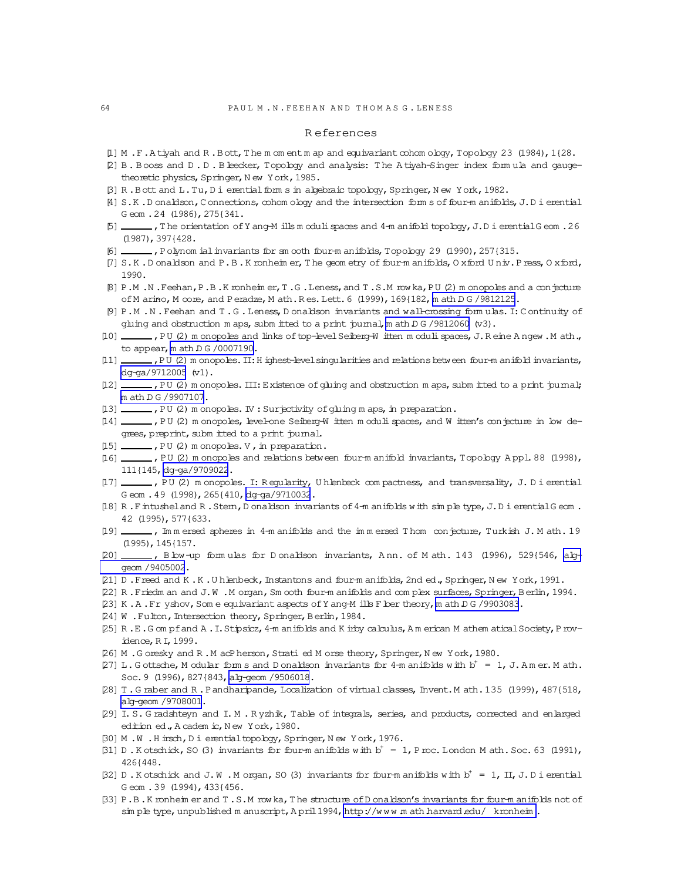## References

[1] M. F. Atiyah and R. Bott, The moment map and equivariant cohomology, Topology 23 (1984), 1–28.

[2] B. Booss and D. D. Bleecker, Topology and analysis: The Atiyah-Singer index formula and gauge-theoretic physics, Springer, New York, 1985.

[3] R. Bott and L. Tu, Differential forms in algebraic topology, Springer, New York, 1982.

[4] S. K. Donaldson, Connections, cohomology and the intersection forms of four-manifolds, J. Differential Geom. 24 (1986), 275–341.

[5] ______, The orientation of Yang-Mills moduli spaces and 4-manifold topology, J. Differential Geom. 26 (1987), 397–428.

[6] ______, Polynomial invariants for smooth four-manifolds, Topology 29 (1990), 257–315.

[7] S. K. Donaldson and P. B. Kronheimer, The geometry of four-manifolds, Oxford Univ. Press, Oxford, 1990.

[8] P. M. N. Feehan, P. B. Kronheimer, T. G. Leness, and T. S. Mrowka, PU(2) monopoles and a conjecture of Marino, Moore, and Peradze, Math. Res. Lett. 6 (1999), 169–182, math.DG/9812125.

[9] P. M. N. Feehan and T. G. Leness, Donaldson invariants and wall-crossing formulas. I: Continuity of gluing and obstruction maps, submitted to a print journal, math.DG/9812060 (v3).

[10] ______, PU(2) monopoles and links of top-level Seiberg-Witten moduli spaces, J. Reine Angew. Math., to appear, math.DG/0007190.

[11] ______, PU(2) monopoles. II: Highest-level singularities and relations between four-manifold invariants, dg-ga/9712005 (v1).

[12] ______, PU(2) monopoles. III: Existence of gluing and obstruction maps, submitted to a print journal, math.DG/9907107.

[13] ______, PU(2) monopoles. IV: Surjectivity of gluing maps, in preparation.

[14] ______, PU(2) monopoles, level-one Seiberg-Witten moduli spaces, and Witten's conjecture in low degrees, preprint, submitted to a print journal.

[15] ______, PU(2) monopoles. V, in preparation.

[16] ______, PU(2) monopoles and relations between four-manifold invariants, Topology Appl. 88 (1998), 111–145, dg-ga/9709022.

[17] ______, PU(2) monopoles. I: Regularity, Uhlenbeck compactness, and transversality, J. Differential Geom. 49 (1998), 265–410, dg-ga/9710032.

[18] R. Fintushel and R. Stern, Donaldson invariants of 4-manifolds with simple type, J. Differential Geom. 42 (1995), 577–633.

[19] ______, Immersed spheres in 4-manifolds and the immersed Thom conjecture, Turkish J. Math. 19 (1995), 145–157.

[20] ______, Blow-up formulas for Donaldson invariants, Ann. of Math. 143 (1996), 529–546, alg-geom/9405002.

[21] D. Freed and K. K. Uhlenbeck, Instantons and four-manifolds, 2nd ed., Springer, New York, 1991.

[22] R. Friedman and J. W. Morgan, Smooth four-manifolds and complex surfaces, Springer, Berlin, 1994.

[23] K. A. Froyshov, Some equivariant aspects of Yang-Mills Floer theory, math.DG/9903083.

[24] W. Fulton, Intersection theory, Springer, Berlin, 1984.

[25] R. E. Gompf and A. I. Stipsicz, 4-manifolds and Kirby calculus, American Mathematical Society, Providence, RI, 1999.

[26] M. Goresky and R. MacPherson, Stratified Morse theory, Springer, New York, 1980.

[27] L. Göttsche, Modular forms and Donaldson invariants for 4-manifolds with $b^+ = 1$, J. Amer. Math. Soc. 9 (1996), 827–843, alg-geom/9506018.

[28] T. Graber and R. Pandharipande, Localization of virtual classes, Invent. Math. 135 (1999), 487–518, alg-geom/9708001.

[29] I. S. Gradshteyn and I. M. Ryzhik, Table of integrals, series, and products, corrected and enlarged edition ed., Academic, New York, 1980.

[30] M. W. Hirsch, Differential topology, Springer, New York, 1976.

[31] D. Kotschick, SO(3) invariants for four-manifolds with $b^+ = 1$, Proc. London Math. Soc. 63 (1991), 426–448.

[32] D. Kotschick and J. W. Morgan, SO(3) invariants for four-manifolds with $b^+ = 1$, II, J. Differential Geom. 39 (1994), 433–456.

[33] P. B. Kronheimer and T. S. Mrowka, The structure of Donaldson's invariants for four-manifolds not of simple type, unpublished manuscript, April 1994, http://www.math.harvard.edu/~kronheim.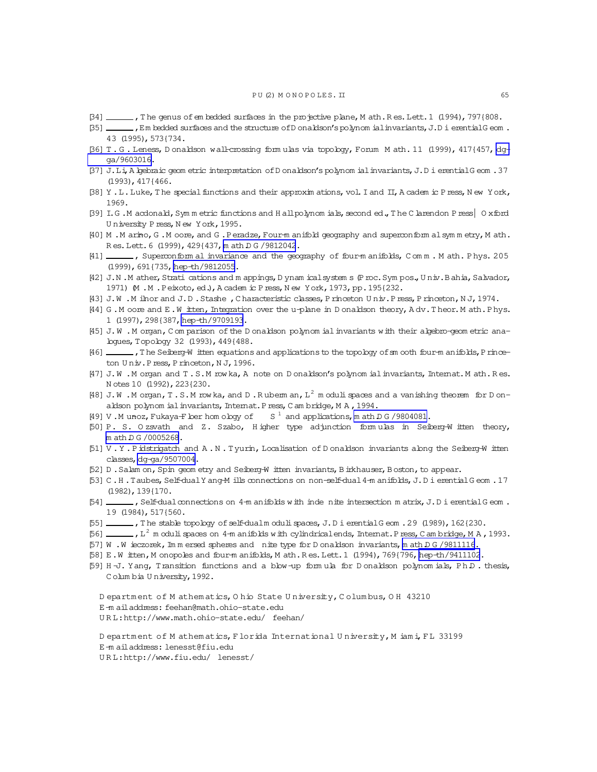[34] ______, The genus of embedded surfaces in the projective plane, Math. Res. Lett. 1 (1994), 797–808.

[35] ______, Embedded surfaces and the structure of Donaldson's polynomial invariants, J. Differential Geom. 43 (1995), 573–734.

[36] T. G. Leness, Donaldson wall-crossing formulas via topology, Forum Math. 11 (1999), 417–457, dg-ga/9603016.

[37] J. Li, Algebraic geometric interpretation of Donaldson's polynomial invariants, J. Differential Geom. 37 (1993), 417–466.

[38] Y. L. Luke, The special functions and their approximations, vol. I and II, Academic Press, New York, 1969.

[39] I. G. Macdonald, Symmetric functions and Hall polynomials, second ed., The Clarendon Press — Oxford University Press, New York, 1995.

[40] M. Mariño, G. Moore, and G. Peradze, Four-manifold geography and superconformal symmetry, Math. Res. Lett. 6 (1999), 429–437, math.DG/9812042.

[41] ______, Superconformal invariance and the geography of four-manifolds, Comm. Math. Phys. 205 (1999), 691–735, hep-th/9812055.

[42] J. N. Mather, Stratifications and mappings, Dynamical systems (Proc. Sympos., Univ. Bahia, Salvador, 1971) (M. M. Peixoto, ed.), Academic Press, New York, 1973, pp. 195–232.

[43] J. W. Milnor and J. D. Stasheff, Characteristic classes, Princeton Univ. Press, Princeton, NJ, 1974.

[44] G. Moore and E. Witten, Integration over the u-plane in Donaldson theory, Adv. Theor. Math. Phys. 1 (1997), 298–387, hep-th/9709193.

[45] J. W. Morgan, Comparison of the Donaldson polynomial invariants with their algebro-geometric analogues, Topology 32 (1993), 449–488.

[46] ______, The Seiberg-Witten equations and applications to the topology of smooth four-manifolds, Princeton Univ. Press, Princeton, NJ, 1996.

[47] J. W. Morgan and T. S. Mrowka, A note on Donaldson's polynomial invariants, Internat. Math. Res. Notes 10 (1992), 223–230.

[48] J. W. Morgan, T. S. Mrowka, and D. Ruberman, $L^2$ moduli spaces and a vanishing theorem for Donaldson polynomial invariants, Internat. Press, Cambridge, MA, 1994.

[49] V. Muñoz, Fukaya-Floer homology of $\Sigma \times S^1$ and applications, math.DG/9804081.

[50] P. S. Ozsváth and Z. Szabó, Higher type adjunction formulas in Seiberg-Witten theory, math.DG/0005268.

[51] V. Y. Pidstrigatch and A. N. Tyurin, Localisation of Donaldson invariants along the Seiberg-Witten classes, dg-ga/9507004.

[52] D. Salamon, Spin geometry and Seiberg-Witten invariants, Birkhauser, Boston, to appear.

[53] C. H. Taubes, Self-dual Yang-Mills connections on non-self-dual 4-manifolds, J. Differential Geom. 17 (1982), 139–170.

[54] ______, Self-dual connections on 4-manifolds with indefinite intersection matrix, J. Differential Geom. 19 (1984), 517–560.

[55] ______, The stable topology of self-dual moduli spaces, J. Differential Geom. 29 (1989), 162–230.

[56] ______, $L^2$ moduli spaces on 4-manifolds with cylindrical ends, Internat. Press, Cambridge, MA, 1993.

[57] W. Wieczorek, Immersed spheres and finite type for Donaldson invariants, math.DG/9811116.

[58] E. Witten, Monopoles and four-manifolds, Math. Res. Lett. 1 (1994), 769–796, hep-th/9411102.

[59] H.-J. Yang, Transition functions and a blow-up formula for Donaldson polynomials, Ph.D. thesis, Columbia University, 1992.

Department of Mathematics, Ohio State University, Columbus, OH 43210
E-mail address: feehan@math.ohio-state.edu
URL: http://www.math.ohio-state.edu/~feehan/

Department of Mathematics, Florida International University, Miami, FL 33199
E-mail address: lenesst@fiu.edu
URL: http://www.fiu.edu/~lenesst/